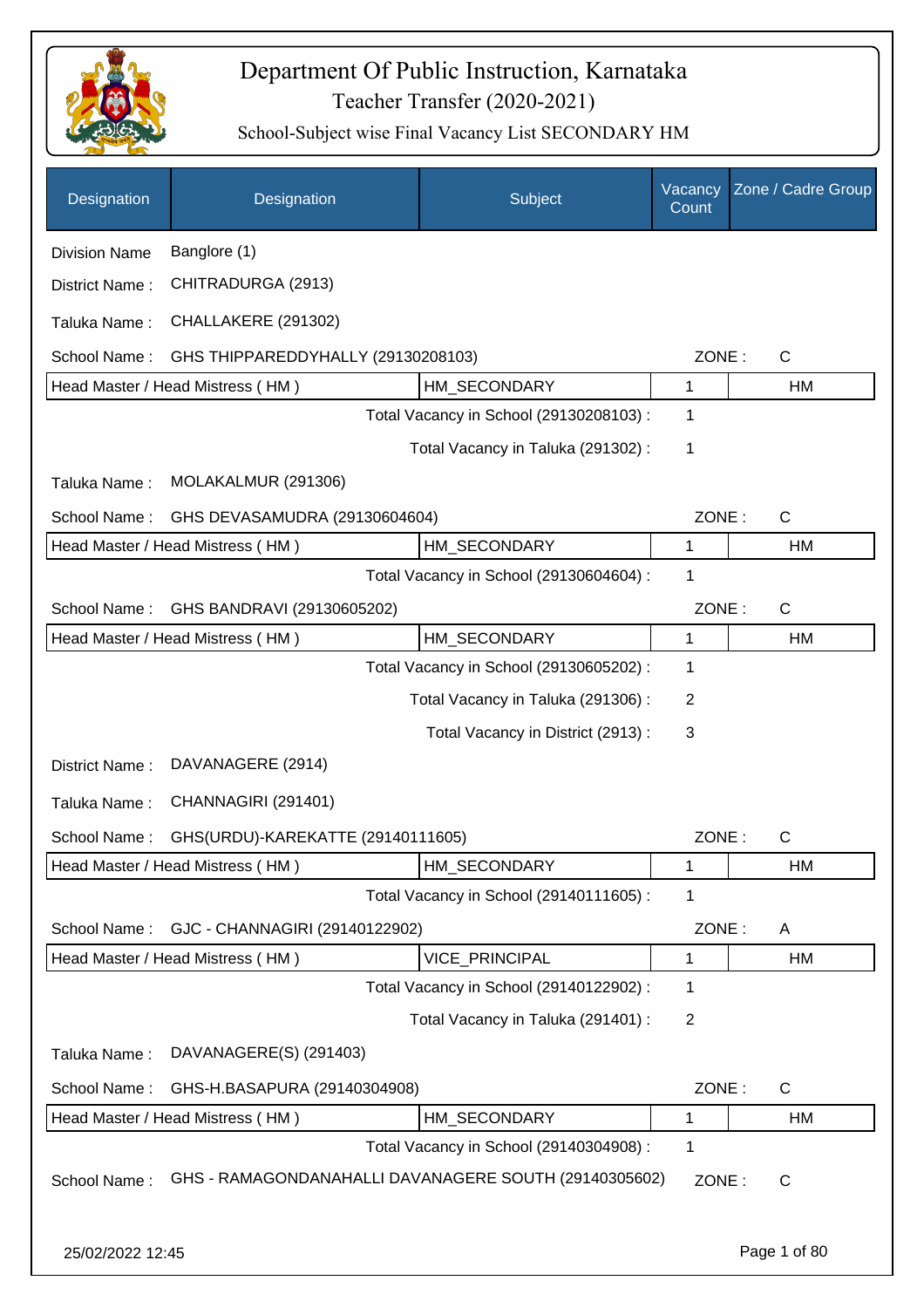# Department Of Public Instruction, Karnataka

## Teacher Transfer (2020-2021)

### School-Subject wise Final Vacancy List SECONDARY HM

| Designation | Designation | Subject | Vacancy Count | Zone / Cadre Group |
|---|---|---|---|---|

Division Name Banglore (1)

District Name : CHITRADURGA (2913)

Taluka Name : CHALLAKERE (291302)

School Name : GHS THIPPAREDDYHALLY (29130208103) ZONE : C

| Head Master / Head Mistress ( HM ) | HM_SECONDARY | 1 | HM |
|---|---|---|---|

Total Vacancy in School (29130208103) : 1

Total Vacancy in Taluka (291302) : 1

Taluka Name : MOLAKALMUR (291306)

School Name : GHS DEVASAMUDRA (29130604604) ZONE : C

| Head Master / Head Mistress ( HM ) | HM_SECONDARY | 1 | HM |
|---|---|---|---|

Total Vacancy in School (29130604604) : 1

School Name : GHS BANDRAVI (29130605202) ZONE : C

| Head Master / Head Mistress ( HM ) | HM_SECONDARY | 1 | HM |
|---|---|---|---|

Total Vacancy in School (29130605202) : 1

Total Vacancy in Taluka (291306) : 2

Total Vacancy in District (2913) : 3

District Name : DAVANAGERE (2914)

Taluka Name : CHANNAGIRI (291401)

School Name : GHS(URDU)-KAREKATTE (29140111605) ZONE : C

| Head Master / Head Mistress ( HM ) | HM_SECONDARY | 1 | HM |
|---|---|---|---|

Total Vacancy in School (29140111605) : 1

School Name : GJC - CHANNAGIRI (29140122902) ZONE : A

| Head Master / Head Mistress ( HM ) | VICE_PRINCIPAL | 1 | HM |
|---|---|---|---|

Total Vacancy in School (29140122902) : 1

Total Vacancy in Taluka (291401) : 2

Taluka Name : DAVANAGERE(S) (291403)

School Name : GHS-H.BASAPURA (29140304908) ZONE : C

| Head Master / Head Mistress ( HM ) | HM_SECONDARY | 1 | HM |
|---|---|---|---|

Total Vacancy in School (29140304908) : 1

School Name : GHS - RAMAGONDANAHALLI DAVANAGERE SOUTH (29140305602) ZONE : C

25/02/2022 12:45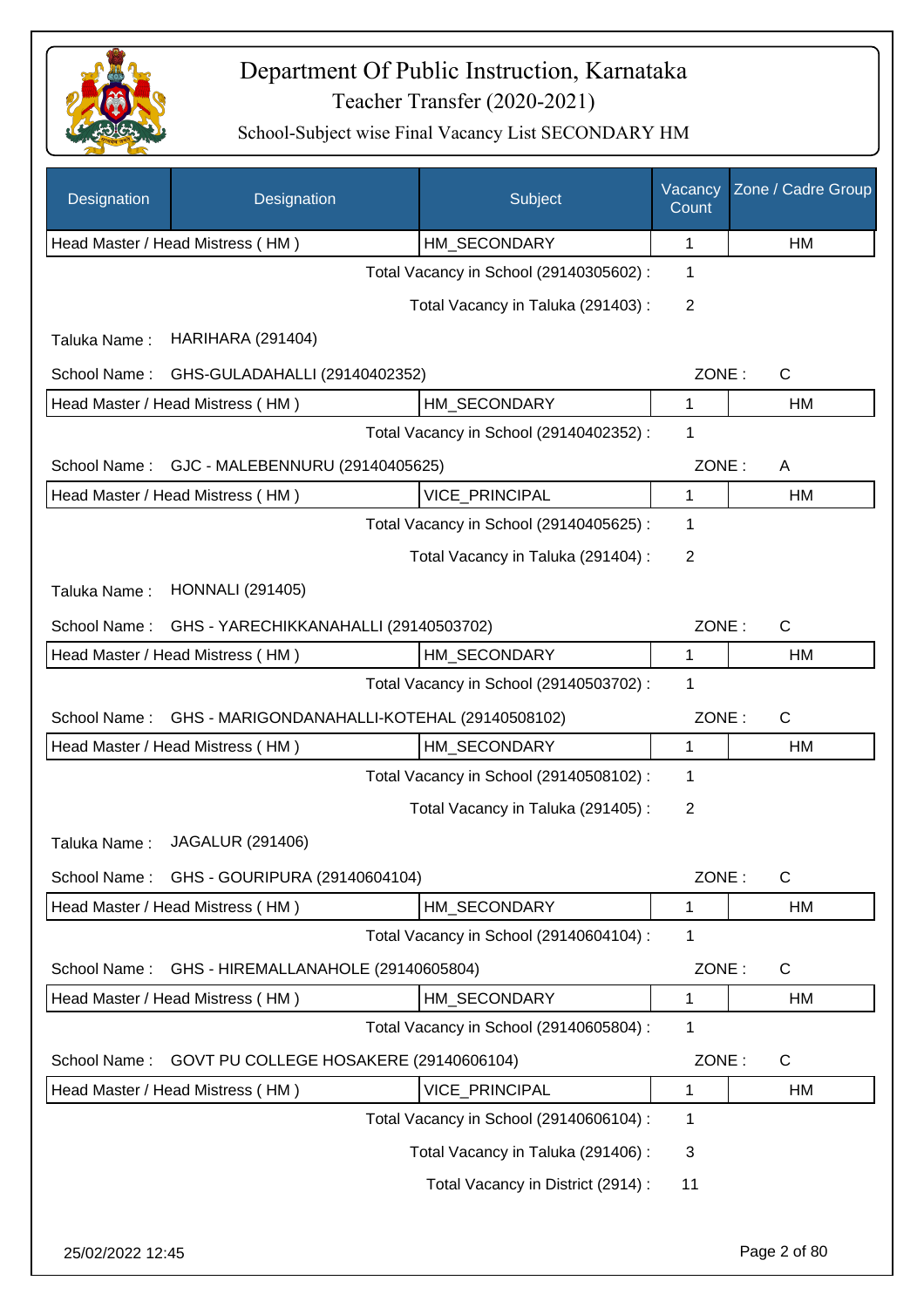# Department Of Public Instruction, Karnataka

Teacher Transfer (2020-2021)

School-Subject wise Final Vacancy List SECONDARY HM

| Designation | Designation | Subject | Vacancy Count | Zone / Cadre Group |
|---|---|---|---|---|
| Head Master / Head Mistress ( HM ) | | HM_SECONDARY | 1 | HM |

Total Vacancy in School (29140305602) : 1

Total Vacancy in Taluka (291403) : 2

Taluka Name : HARIHARA (291404)

School Name : GHS-GULADAHALLI (29140402352) ZONE : C

| Designation | Designation | Subject | Vacancy Count | Zone / Cadre Group |
|---|---|---|---|---|
| Head Master / Head Mistress ( HM ) | | HM_SECONDARY | 1 | HM |

Total Vacancy in School (29140402352) : 1

School Name : GJC - MALEBENNURU (29140405625) ZONE : A

| Designation | Designation | Subject | Vacancy Count | Zone / Cadre Group |
|---|---|---|---|---|
| Head Master / Head Mistress ( HM ) | | VICE_PRINCIPAL | 1 | HM |

Total Vacancy in School (29140405625) : 1

Total Vacancy in Taluka (291404) : 2

Taluka Name : HONNALI (291405)

School Name : GHS - YARECHIKKANAHALLI (29140503702) ZONE : C

| Designation | Designation | Subject | Vacancy Count | Zone / Cadre Group |
|---|---|---|---|---|
| Head Master / Head Mistress ( HM ) | | HM_SECONDARY | 1 | HM |

Total Vacancy in School (29140503702) : 1

School Name : GHS - MARIGONDANAHALLI-KOTEHAL (29140508102) ZONE : C

| Designation | Designation | Subject | Vacancy Count | Zone / Cadre Group |
|---|---|---|---|---|
| Head Master / Head Mistress ( HM ) | | HM_SECONDARY | 1 | HM |

Total Vacancy in School (29140508102) : 1

Total Vacancy in Taluka (291405) : 2

Taluka Name : JAGALUR (291406)

School Name : GHS - GOURIPURA (29140604104) ZONE : C

| Designation | Designation | Subject | Vacancy Count | Zone / Cadre Group |
|---|---|---|---|---|
| Head Master / Head Mistress ( HM ) | | HM_SECONDARY | 1 | HM |

Total Vacancy in School (29140604104) : 1

School Name : GHS - HIREMALLANAHOLE (29140605804) ZONE : C

| Designation | Designation | Subject | Vacancy Count | Zone / Cadre Group |
|---|---|---|---|---|
| Head Master / Head Mistress ( HM ) | | HM_SECONDARY | 1 | HM |

Total Vacancy in School (29140605804) : 1

School Name : GOVT PU COLLEGE HOSAKERE (29140606104) ZONE : C

| Designation | Designation | Subject | Vacancy Count | Zone / Cadre Group |
|---|---|---|---|---|
| Head Master / Head Mistress ( HM ) | | VICE_PRINCIPAL | 1 | HM |

Total Vacancy in School (29140606104) : 1

Total Vacancy in Taluka (291406) : 3

Total Vacancy in District (2914) : 11

25/02/2022 12:45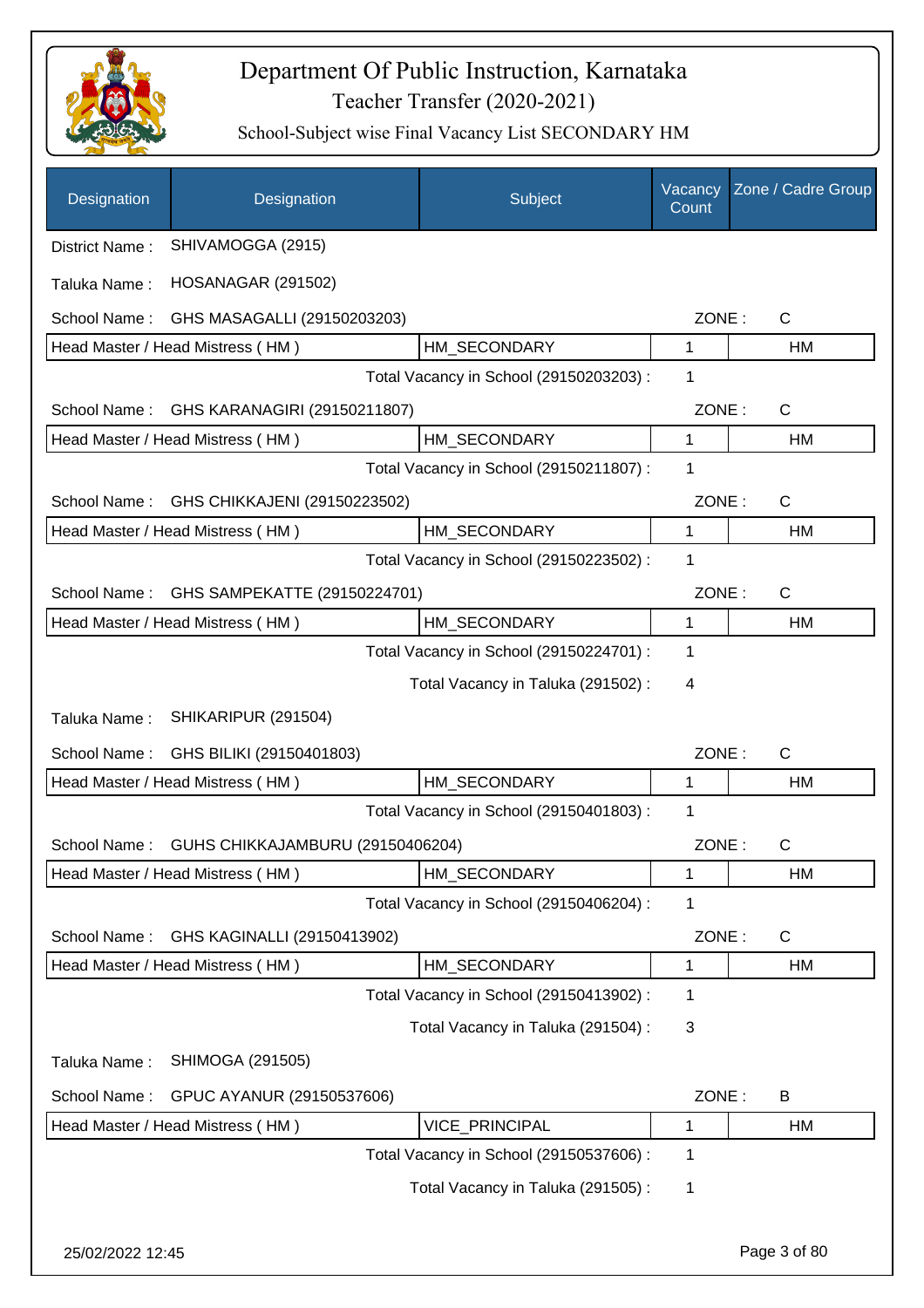# Department Of Public Instruction, Karnataka

## Teacher Transfer (2020-2021)

### School-Subject wise Final Vacancy List SECONDARY HM

| Designation | Designation | Subject | Vacancy Count | Zone / Cadre Group |
|---|---|---|---|---|
| District Name : | SHIVAMOGGA (2915) | | | |
| Taluka Name : | HOSANAGAR (291502) | | | |
| School Name : | GHS MASAGALLI (29150203203) | | ZONE : | C |
| Head Master / Head Mistress ( HM ) | | HM_SECONDARY | 1 | HM |
| | | Total Vacancy in School (29150203203) : | 1 | |
| School Name : | GHS KARANAGIRI (29150211807) | | ZONE : | C |
| Head Master / Head Mistress ( HM ) | | HM_SECONDARY | 1 | HM |
| | | Total Vacancy in School (29150211807) : | 1 | |
| School Name : | GHS CHIKKAJENI (29150223502) | | ZONE : | C |
| Head Master / Head Mistress ( HM ) | | HM_SECONDARY | 1 | HM |
| | | Total Vacancy in School (29150223502) : | 1 | |
| School Name : | GHS SAMPEKATTE (29150224701) | | ZONE : | C |
| Head Master / Head Mistress ( HM ) | | HM_SECONDARY | 1 | HM |
| | | Total Vacancy in School (29150224701) : | 1 | |
| | | Total Vacancy in Taluka (291502) : | 4 | |
| Taluka Name : | SHIKARIPUR (291504) | | | |
| School Name : | GHS BILIKI (29150401803) | | ZONE : | C |
| Head Master / Head Mistress ( HM ) | | HM_SECONDARY | 1 | HM |
| | | Total Vacancy in School (29150401803) : | 1 | |
| School Name : | GUHS CHIKKAJAMBURU (29150406204) | | ZONE : | C |
| Head Master / Head Mistress ( HM ) | | HM_SECONDARY | 1 | HM |
| | | Total Vacancy in School (29150406204) : | 1 | |
| School Name : | GHS KAGINALLI (29150413902) | | ZONE : | C |
| Head Master / Head Mistress ( HM ) | | HM_SECONDARY | 1 | HM |
| | | Total Vacancy in School (29150413902) : | 1 | |
| | | Total Vacancy in Taluka (291504) : | 3 | |
| Taluka Name : | SHIMOGA (291505) | | | |
| School Name : | GPUC AYANUR (29150537606) | | ZONE : | B |
| Head Master / Head Mistress ( HM ) | | VICE_PRINCIPAL | 1 | HM |
| | | Total Vacancy in School (29150537606) : | 1 | |
| | | Total Vacancy in Taluka (291505) : | 1 | |

25/02/2022 12:45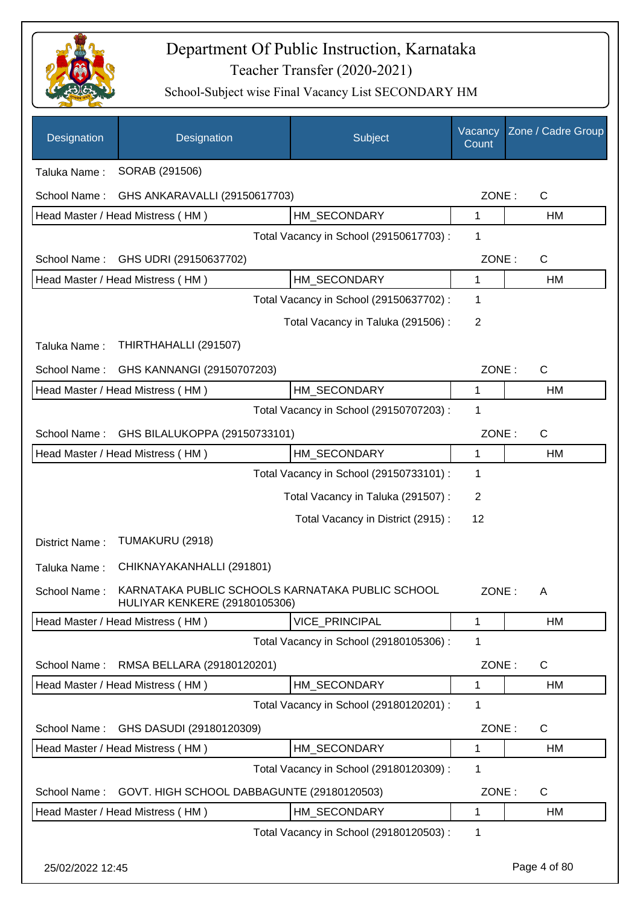# Department Of Public Instruction, Karnataka

## Teacher Transfer (2020-2021)

### School-Subject wise Final Vacancy List SECONDARY HM

| Designation | Designation | Subject | Vacancy Count | Zone / Cadre Group |
|---|---|---|---|---|
| Taluka Name : | SORAB (291506) | | | |
| School Name : | GHS ANKARAVALLI (29150617703) | | ZONE : | C |
| Head Master / Head Mistress ( HM ) | | HM_SECONDARY | 1 | HM |
| | | Total Vacancy in School (29150617703) : | 1 | |
| School Name : | GHS UDRI (29150637702) | | ZONE : | C |
| Head Master / Head Mistress ( HM ) | | HM_SECONDARY | 1 | HM |
| | | Total Vacancy in School (29150637702) : | 1 | |
| | | Total Vacancy in Taluka (291506) : | 2 | |
| Taluka Name : | THIRTHAHALLI (291507) | | | |
| School Name : | GHS KANNANGI (29150707203) | | ZONE : | C |
| Head Master / Head Mistress ( HM ) | | HM_SECONDARY | 1 | HM |
| | | Total Vacancy in School (29150707203) : | 1 | |
| School Name : | GHS BILALUKOPPA (29150733101) | | ZONE : | C |
| Head Master / Head Mistress ( HM ) | | HM_SECONDARY | 1 | HM |
| | | Total Vacancy in School (29150733101) : | 1 | |
| | | Total Vacancy in Taluka (291507) : | 2 | |
| | | Total Vacancy in District (2915) : | 12 | |
| District Name : | TUMAKURU (2918) | | | |
| Taluka Name : | CHIKNAYAKANHALLI (291801) | | | |
| School Name : | KARNATAKA PUBLIC SCHOOLS KARNATAKA PUBLIC SCHOOL HULIYAR KENKERE (29180105306) | | ZONE : | A |
| Head Master / Head Mistress ( HM ) | | VICE_PRINCIPAL | 1 | HM |
| | | Total Vacancy in School (29180105306) : | 1 | |
| School Name : | RMSA BELLARA (29180120201) | | ZONE : | C |
| Head Master / Head Mistress ( HM ) | | HM_SECONDARY | 1 | HM |
| | | Total Vacancy in School (29180120201) : | 1 | |
| School Name : | GHS DASUDI (29180120309) | | ZONE : | C |
| Head Master / Head Mistress ( HM ) | | HM_SECONDARY | 1 | HM |
| | | Total Vacancy in School (29180120309) : | 1 | |
| School Name : | GOVT. HIGH SCHOOL DABBAGUNTE (29180120503) | | ZONE : | C |
| Head Master / Head Mistress ( HM ) | | HM_SECONDARY | 1 | HM |
| | | Total Vacancy in School (29180120503) : | 1 | |

25/02/2022 12:45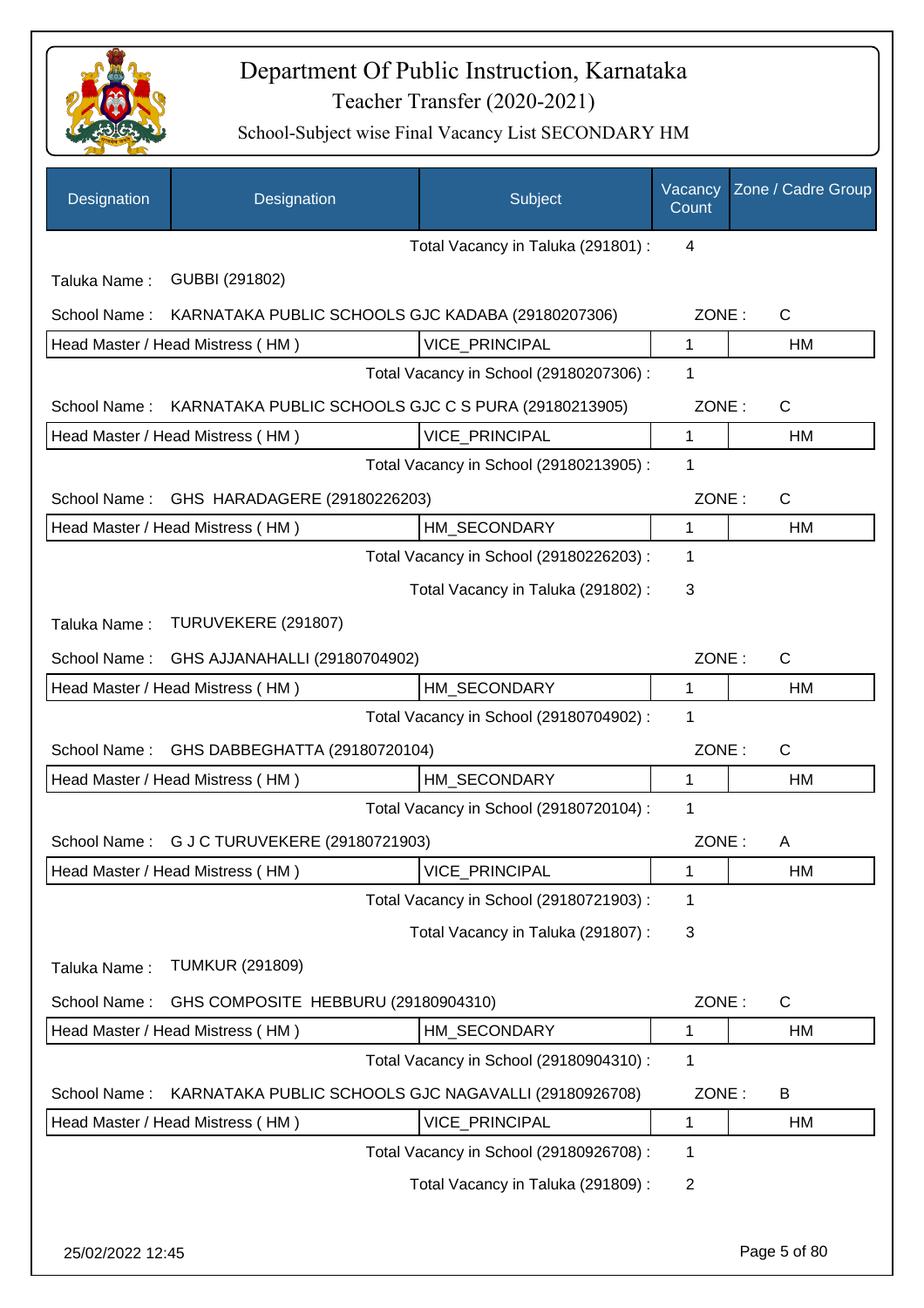# Department Of Public Instruction, Karnataka

## Teacher Transfer (2020-2021)

### School-Subject wise Final Vacancy List SECONDARY HM

| Designation | Designation | Subject | Vacancy Count | Zone / Cadre Group |
|---|---|---|---|---|
| | | Total Vacancy in Taluka (291801) : | 4 | |
| Taluka Name : | GUBBI (291802) | | | |
| School Name : | KARNATAKA PUBLIC SCHOOLS GJC KADABA (29180207306) | | ZONE : | C |
| Head Master / Head Mistress ( HM ) | | VICE_PRINCIPAL | 1 | HM |
| | | Total Vacancy in School (29180207306) : | 1 | |
| School Name : | KARNATAKA PUBLIC SCHOOLS GJC C S PURA (29180213905) | | ZONE : | C |
| Head Master / Head Mistress ( HM ) | | VICE_PRINCIPAL | 1 | HM |
| | | Total Vacancy in School (29180213905) : | 1 | |
| School Name : | GHS HARADAGERE (29180226203) | | ZONE : | C |
| Head Master / Head Mistress ( HM ) | | HM_SECONDARY | 1 | HM |
| | | Total Vacancy in School (29180226203) : | 1 | |
| | | Total Vacancy in Taluka (291802) : | 3 | |
| Taluka Name : | TURUVEKERE (291807) | | | |
| School Name : | GHS AJJANAHALLI (29180704902) | | ZONE : | C |
| Head Master / Head Mistress ( HM ) | | HM_SECONDARY | 1 | HM |
| | | Total Vacancy in School (29180704902) : | 1 | |
| School Name : | GHS DABBEGHATTA (29180720104) | | ZONE : | C |
| Head Master / Head Mistress ( HM ) | | HM_SECONDARY | 1 | HM |
| | | Total Vacancy in School (29180720104) : | 1 | |
| School Name : | G J C TURUVEKERE (29180721903) | | ZONE : | A |
| Head Master / Head Mistress ( HM ) | | VICE_PRINCIPAL | 1 | HM |
| | | Total Vacancy in School (29180721903) : | 1 | |
| | | Total Vacancy in Taluka (291807) : | 3 | |
| Taluka Name : | TUMKUR (291809) | | | |
| School Name : | GHS COMPOSITE HEBBURU (29180904310) | | ZONE : | C |
| Head Master / Head Mistress ( HM ) | | HM_SECONDARY | 1 | HM |
| | | Total Vacancy in School (29180904310) : | 1 | |
| School Name : | KARNATAKA PUBLIC SCHOOLS GJC NAGAVALLI (29180926708) | | ZONE : | B |
| Head Master / Head Mistress ( HM ) | | VICE_PRINCIPAL | 1 | HM |
| | | Total Vacancy in School (29180926708) : | 1 | |
| | | Total Vacancy in Taluka (291809) : | 2 | |

25/02/2022 12:45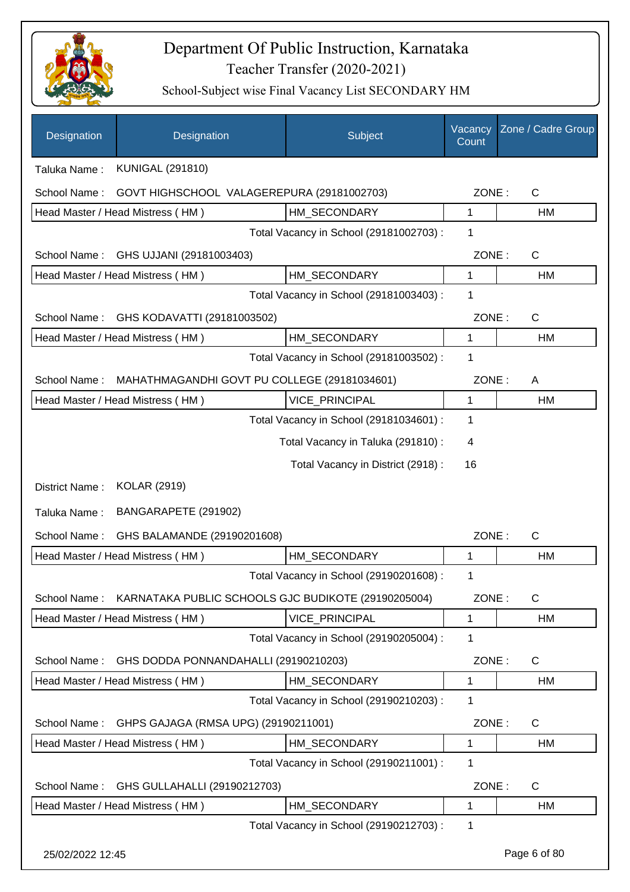# Department Of Public Instruction, Karnataka

## Teacher Transfer (2020-2021)

### School-Subject wise Final Vacancy List SECONDARY HM

| Designation | Designation | Subject | Vacancy Count | Zone / Cadre Group |
|---|---|---|---|---|

Taluka Name : KUNIGAL (291810)

School Name : GOVT HIGHSCHOOL VALAGEREPURA (29181002703) ZONE : C

| Head Master / Head Mistress ( HM ) | HM_SECONDARY | 1 | HM |
|---|---|---|---|

Total Vacancy in School (29181002703) : 1

School Name : GHS UJJANI (29181003403) ZONE : C

| Head Master / Head Mistress ( HM ) | HM_SECONDARY | 1 | HM |
|---|---|---|---|

Total Vacancy in School (29181003403) : 1

School Name : GHS KODAVATTI (29181003502) ZONE : C

| Head Master / Head Mistress ( HM ) | HM_SECONDARY | 1 | HM |
|---|---|---|---|

Total Vacancy in School (29181003502) : 1

School Name : MAHATHMAGANDHI GOVT PU COLLEGE (29181034601) ZONE : A

| Head Master / Head Mistress ( HM ) | VICE_PRINCIPAL | 1 | HM |
|---|---|---|---|

Total Vacancy in School (29181034601) : 1

Total Vacancy in Taluka (291810) : 4

Total Vacancy in District (2918) : 16

District Name : KOLAR (2919)

Taluka Name : BANGARAPETE (291902)

School Name : GHS BALAMANDE (29190201608) ZONE : C

| Head Master / Head Mistress ( HM ) | HM_SECONDARY | 1 | HM |
|---|---|---|---|

Total Vacancy in School (29190201608) : 1

School Name : KARNATAKA PUBLIC SCHOOLS GJC BUDIKOTE (29190205004) ZONE : C

| Head Master / Head Mistress ( HM ) | VICE_PRINCIPAL | 1 | HM |
|---|---|---|---|

Total Vacancy in School (29190205004) : 1

School Name : GHS DODDA PONNANDAHALLI (29190210203) ZONE : C

| Head Master / Head Mistress ( HM ) | HM_SECONDARY | 1 | HM |
|---|---|---|---|

Total Vacancy in School (29190210203) : 1

School Name : GHPS GAJAGA (RMSA UPG) (29190211001) ZONE : C

| Head Master / Head Mistress ( HM ) | HM_SECONDARY | 1 | HM |
|---|---|---|---|

Total Vacancy in School (29190211001) : 1

School Name : GHS GULLAHALLI (29190212703) ZONE : C

| Head Master / Head Mistress ( HM ) | HM_SECONDARY | 1 | HM |
|---|---|---|---|

Total Vacancy in School (29190212703) : 1

25/02/2022 12:45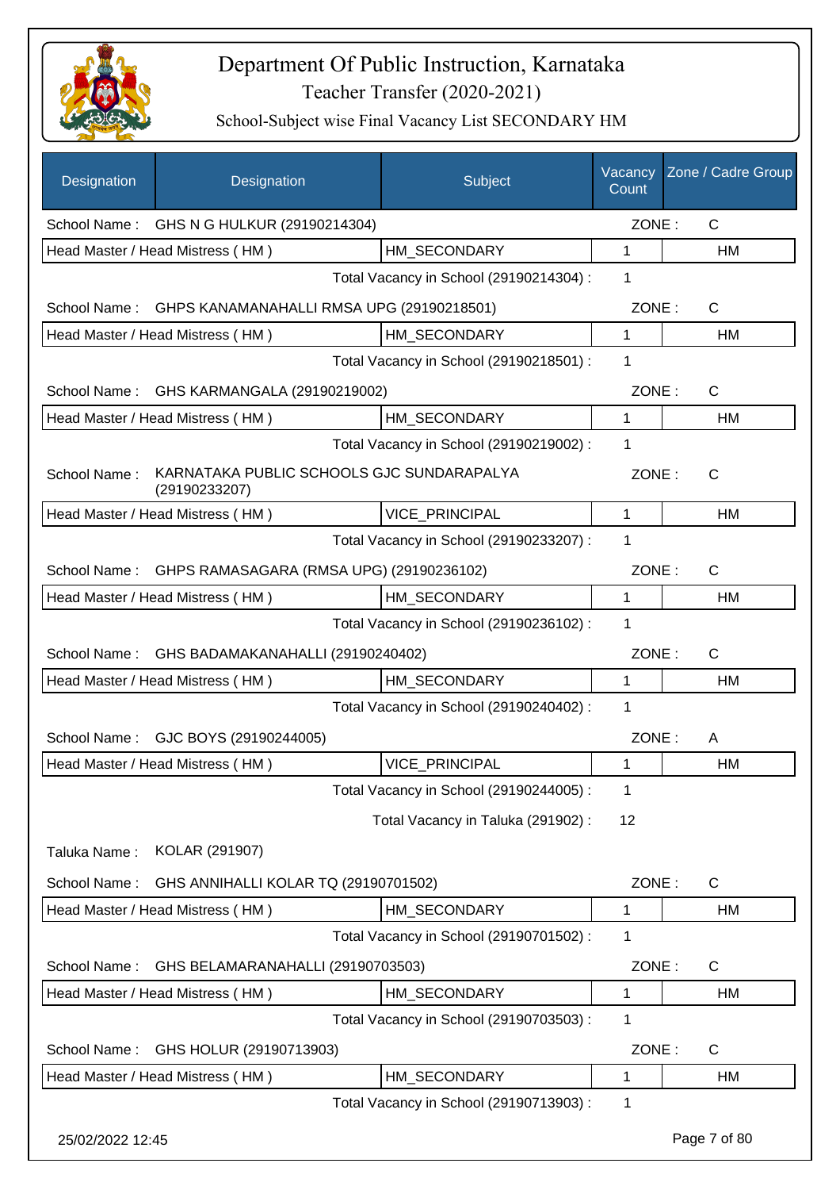# Department Of Public Instruction, Karnataka

## Teacher Transfer (2020-2021)

### School-Subject wise Final Vacancy List SECONDARY HM

| Designation | Designation | Subject | Vacancy Count | Zone / Cadre Group |
|---|---|---|---|---|
| School Name : | GHS N G HULKUR (29190214304) | | ZONE : | C |
| Head Master / Head Mistress ( HM ) | | HM_SECONDARY | 1 | HM |
| | | Total Vacancy in School (29190214304) : | 1 | |
| School Name : | GHPS KANAMANAHALLI RMSA UPG (29190218501) | | ZONE : | C |
| Head Master / Head Mistress ( HM ) | | HM_SECONDARY | 1 | HM |
| | | Total Vacancy in School (29190218501) : | 1 | |
| School Name : | GHS KARMANGALA (29190219002) | | ZONE : | C |
| Head Master / Head Mistress ( HM ) | | HM_SECONDARY | 1 | HM |
| | | Total Vacancy in School (29190219002) : | 1 | |
| School Name : | KARNATAKA PUBLIC SCHOOLS GJC SUNDARAPALYA (29190233207) | | ZONE : | C |
| Head Master / Head Mistress ( HM ) | | VICE_PRINCIPAL | 1 | HM |
| | | Total Vacancy in School (29190233207) : | 1 | |
| School Name : | GHPS RAMASAGARA (RMSA UPG) (29190236102) | | ZONE : | C |
| Head Master / Head Mistress ( HM ) | | HM_SECONDARY | 1 | HM |
| | | Total Vacancy in School (29190236102) : | 1 | |
| School Name : | GHS BADAMAKANAHALLI (29190240402) | | ZONE : | C |
| Head Master / Head Mistress ( HM ) | | HM_SECONDARY | 1 | HM |
| | | Total Vacancy in School (29190240402) : | 1 | |
| School Name : | GJC BOYS (29190244005) | | ZONE : | A |
| Head Master / Head Mistress ( HM ) | | VICE_PRINCIPAL | 1 | HM |
| | | Total Vacancy in School (29190244005) : | 1 | |
| | | Total Vacancy in Taluka (291902) : | 12 | |
| Taluka Name : | KOLAR (291907) | | | |
| School Name : | GHS ANNIHALLI KOLAR TQ (29190701502) | | ZONE : | C |
| Head Master / Head Mistress ( HM ) | | HM_SECONDARY | 1 | HM |
| | | Total Vacancy in School (29190701502) : | 1 | |
| School Name : | GHS BELAMARANAHALLI (29190703503) | | ZONE : | C |
| Head Master / Head Mistress ( HM ) | | HM_SECONDARY | 1 | HM |
| | | Total Vacancy in School (29190703503) : | 1 | |
| School Name : | GHS HOLUR (29190713903) | | ZONE : | C |
| Head Master / Head Mistress ( HM ) | | HM_SECONDARY | 1 | HM |
| | | Total Vacancy in School (29190713903) : | 1 | |

25/02/2022 12:45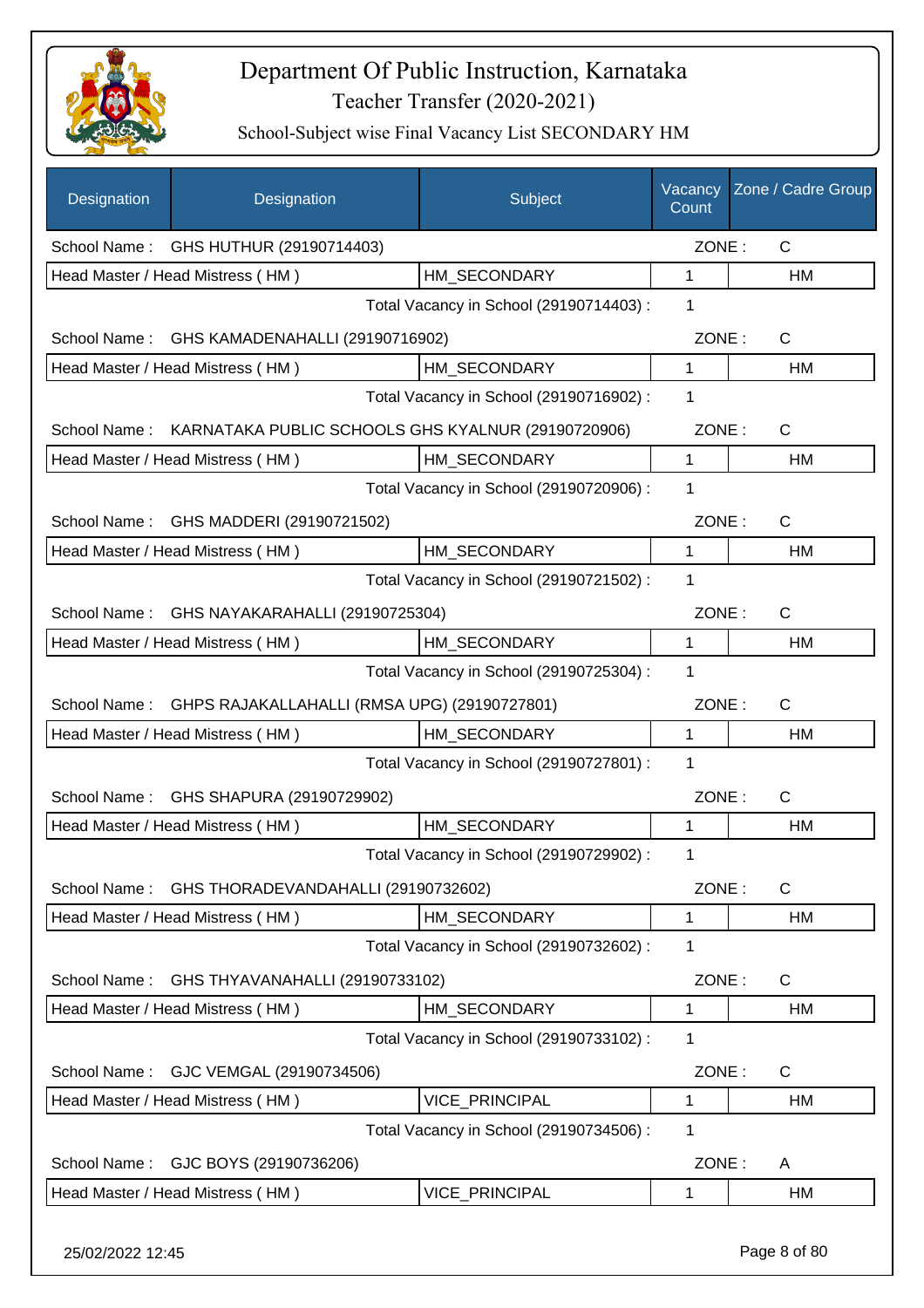# Department Of Public Instruction, Karnataka

## Teacher Transfer (2020-2021)

### School-Subject wise Final Vacancy List SECONDARY HM

| Designation | Designation | Subject | Vacancy Count | Zone / Cadre Group |
|---|---|---|---|---|
| School Name : | GHS HUTHUR (29190714403) | | ZONE : | C |
| Head Master / Head Mistress ( HM ) | | HM_SECONDARY | 1 | HM |
| | | Total Vacancy in School (29190714403) : | 1 | |
| School Name : | GHS KAMADENAHALLI (29190716902) | | ZONE : | C |
| Head Master / Head Mistress ( HM ) | | HM_SECONDARY | 1 | HM |
| | | Total Vacancy in School (29190716902) : | 1 | |
| School Name : | KARNATAKA PUBLIC SCHOOLS GHS KYALNUR (29190720906) | | ZONE : | C |
| Head Master / Head Mistress ( HM ) | | HM_SECONDARY | 1 | HM |
| | | Total Vacancy in School (29190720906) : | 1 | |
| School Name : | GHS MADDERI (29190721502) | | ZONE : | C |
| Head Master / Head Mistress ( HM ) | | HM_SECONDARY | 1 | HM |
| | | Total Vacancy in School (29190721502) : | 1 | |
| School Name : | GHS NAYAKARAHALLI (29190725304) | | ZONE : | C |
| Head Master / Head Mistress ( HM ) | | HM_SECONDARY | 1 | HM |
| | | Total Vacancy in School (29190725304) : | 1 | |
| School Name : | GHPS RAJAKALLAHALLI (RMSA UPG) (29190727801) | | ZONE : | C |
| Head Master / Head Mistress ( HM ) | | HM_SECONDARY | 1 | HM |
| | | Total Vacancy in School (29190727801) : | 1 | |
| School Name : | GHS SHAPURA (29190729902) | | ZONE : | C |
| Head Master / Head Mistress ( HM ) | | HM_SECONDARY | 1 | HM |
| | | Total Vacancy in School (29190729902) : | 1 | |
| School Name : | GHS THORADEVANDAHALLI (29190732602) | | ZONE : | C |
| Head Master / Head Mistress ( HM ) | | HM_SECONDARY | 1 | HM |
| | | Total Vacancy in School (29190732602) : | 1 | |
| School Name : | GHS THYAVANAHALLI (29190733102) | | ZONE : | C |
| Head Master / Head Mistress ( HM ) | | HM_SECONDARY | 1 | HM |
| | | Total Vacancy in School (29190733102) : | 1 | |
| School Name : | GJC VEMGAL (29190734506) | | ZONE : | C |
| Head Master / Head Mistress ( HM ) | | VICE_PRINCIPAL | 1 | HM |
| | | Total Vacancy in School (29190734506) : | 1 | |
| School Name : | GJC BOYS (29190736206) | | ZONE : | A |
| Head Master / Head Mistress ( HM ) | | VICE_PRINCIPAL | 1 | HM |

25/02/2022 12:45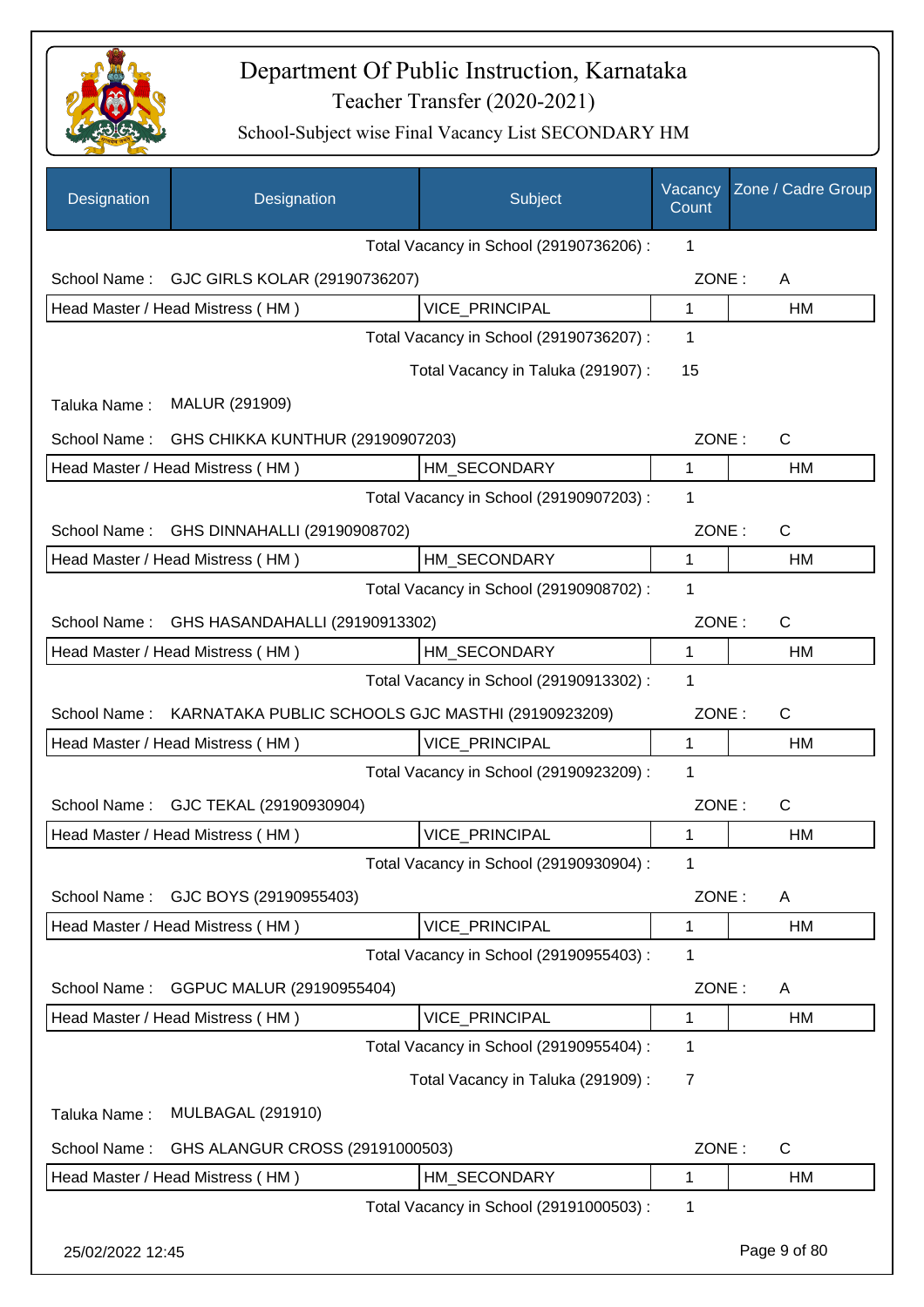# Department Of Public Instruction, Karnataka

## Teacher Transfer (2020-2021)

### School-Subject wise Final Vacancy List SECONDARY HM

| Designation | Designation | Subject | Vacancy Count | Zone / Cadre Group |
|---|---|---|---|---|
| | | Total Vacancy in School (29190736206) : | 1 | |
| School Name : | GJC GIRLS KOLAR (29190736207) | | ZONE : | A |
| Head Master / Head Mistress ( HM ) | | VICE_PRINCIPAL | 1 | HM |
| | | Total Vacancy in School (29190736207) : | 1 | |
| | | Total Vacancy in Taluka (291907) : | 15 | |
| Taluka Name : | MALUR (291909) | | | |
| School Name : | GHS CHIKKA KUNTHUR (29190907203) | | ZONE : | C |
| Head Master / Head Mistress ( HM ) | | HM_SECONDARY | 1 | HM |
| | | Total Vacancy in School (29190907203) : | 1 | |
| School Name : | GHS DINNAHALLI (29190908702) | | ZONE : | C |
| Head Master / Head Mistress ( HM ) | | HM_SECONDARY | 1 | HM |
| | | Total Vacancy in School (29190908702) : | 1 | |
| School Name : | GHS HASANDAHALLI (29190913302) | | ZONE : | C |
| Head Master / Head Mistress ( HM ) | | HM_SECONDARY | 1 | HM |
| | | Total Vacancy in School (29190913302) : | 1 | |
| School Name : | KARNATAKA PUBLIC SCHOOLS GJC MASTHI (29190923209) | | ZONE : | C |
| Head Master / Head Mistress ( HM ) | | VICE_PRINCIPAL | 1 | HM |
| | | Total Vacancy in School (29190923209) : | 1 | |
| School Name : | GJC TEKAL (29190930904) | | ZONE : | C |
| Head Master / Head Mistress ( HM ) | | VICE_PRINCIPAL | 1 | HM |
| | | Total Vacancy in School (29190930904) : | 1 | |
| School Name : | GJC BOYS (29190955403) | | ZONE : | A |
| Head Master / Head Mistress ( HM ) | | VICE_PRINCIPAL | 1 | HM |
| | | Total Vacancy in School (29190955403) : | 1 | |
| School Name : | GGPUC MALUR (29190955404) | | ZONE : | A |
| Head Master / Head Mistress ( HM ) | | VICE_PRINCIPAL | 1 | HM |
| | | Total Vacancy in School (29190955404) : | 1 | |
| | | Total Vacancy in Taluka (291909) : | 7 | |
| Taluka Name : | MULBAGAL (291910) | | | |
| School Name : | GHS ALANGUR CROSS (29191000503) | | ZONE : | C |
| Head Master / Head Mistress ( HM ) | | HM_SECONDARY | 1 | HM |
| | | Total Vacancy in School (29191000503) : | 1 | |

25/02/2022 12:45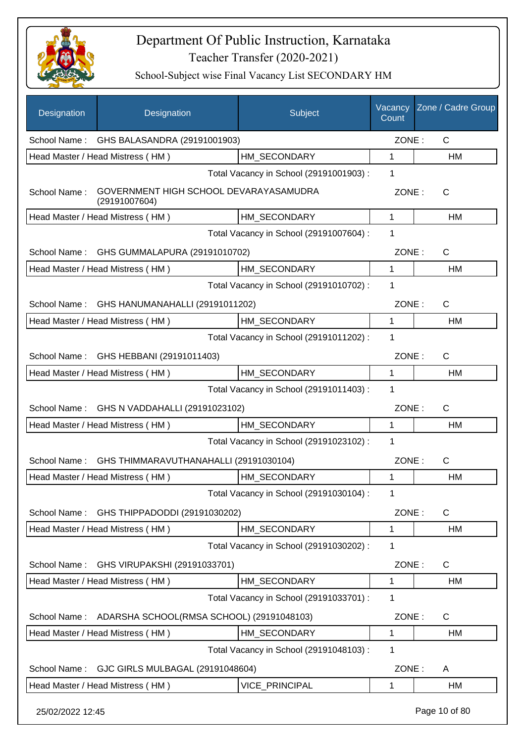# Department Of Public Instruction, Karnataka

## Teacher Transfer (2020-2021)

### School-Subject wise Final Vacancy List SECONDARY HM

| Designation | Designation | Subject | Vacancy Count | Zone / Cadre Group |
|---|---|---|---|---|
| School Name : | GHS BALASANDRA (29191001903) | | ZONE : | C |
| Head Master / Head Mistress ( HM ) | | HM_SECONDARY | 1 | HM |
| | | Total Vacancy in School (29191001903) : | 1 | |
| School Name : | GOVERNMENT HIGH SCHOOL DEVARAYASAMUDRA (29191007604) | | ZONE : | C |
| Head Master / Head Mistress ( HM ) | | HM_SECONDARY | 1 | HM |
| | | Total Vacancy in School (29191007604) : | 1 | |
| School Name : | GHS GUMMALAPURA (29191010702) | | ZONE : | C |
| Head Master / Head Mistress ( HM ) | | HM_SECONDARY | 1 | HM |
| | | Total Vacancy in School (29191010702) : | 1 | |
| School Name : | GHS HANUMANAHALLI (29191011202) | | ZONE : | C |
| Head Master / Head Mistress ( HM ) | | HM_SECONDARY | 1 | HM |
| | | Total Vacancy in School (29191011202) : | 1 | |
| School Name : | GHS HEBBANI (29191011403) | | ZONE : | C |
| Head Master / Head Mistress ( HM ) | | HM_SECONDARY | 1 | HM |
| | | Total Vacancy in School (29191011403) : | 1 | |
| School Name : | GHS N VADDAHALLI (29191023102) | | ZONE : | C |
| Head Master / Head Mistress ( HM ) | | HM_SECONDARY | 1 | HM |
| | | Total Vacancy in School (29191023102) : | 1 | |
| School Name : | GHS THIMMARAVUTHANAHALLI (29191030104) | | ZONE : | C |
| Head Master / Head Mistress ( HM ) | | HM_SECONDARY | 1 | HM |
| | | Total Vacancy in School (29191030104) : | 1 | |
| School Name : | GHS THIPPADODDI (29191030202) | | ZONE : | C |
| Head Master / Head Mistress ( HM ) | | HM_SECONDARY | 1 | HM |
| | | Total Vacancy in School (29191030202) : | 1 | |
| School Name : | GHS VIRUPAKSHI (29191033701) | | ZONE : | C |
| Head Master / Head Mistress ( HM ) | | HM_SECONDARY | 1 | HM |
| | | Total Vacancy in School (29191033701) : | 1 | |
| School Name : | ADARSHA SCHOOL(RMSA SCHOOL) (29191048103) | | ZONE : | C |
| Head Master / Head Mistress ( HM ) | | HM_SECONDARY | 1 | HM |
| | | Total Vacancy in School (29191048103) : | 1 | |
| School Name : | GJC GIRLS MULBAGAL (29191048604) | | ZONE : | A |
| Head Master / Head Mistress ( HM ) | | VICE_PRINCIPAL | 1 | HM |

25/02/2022 12:45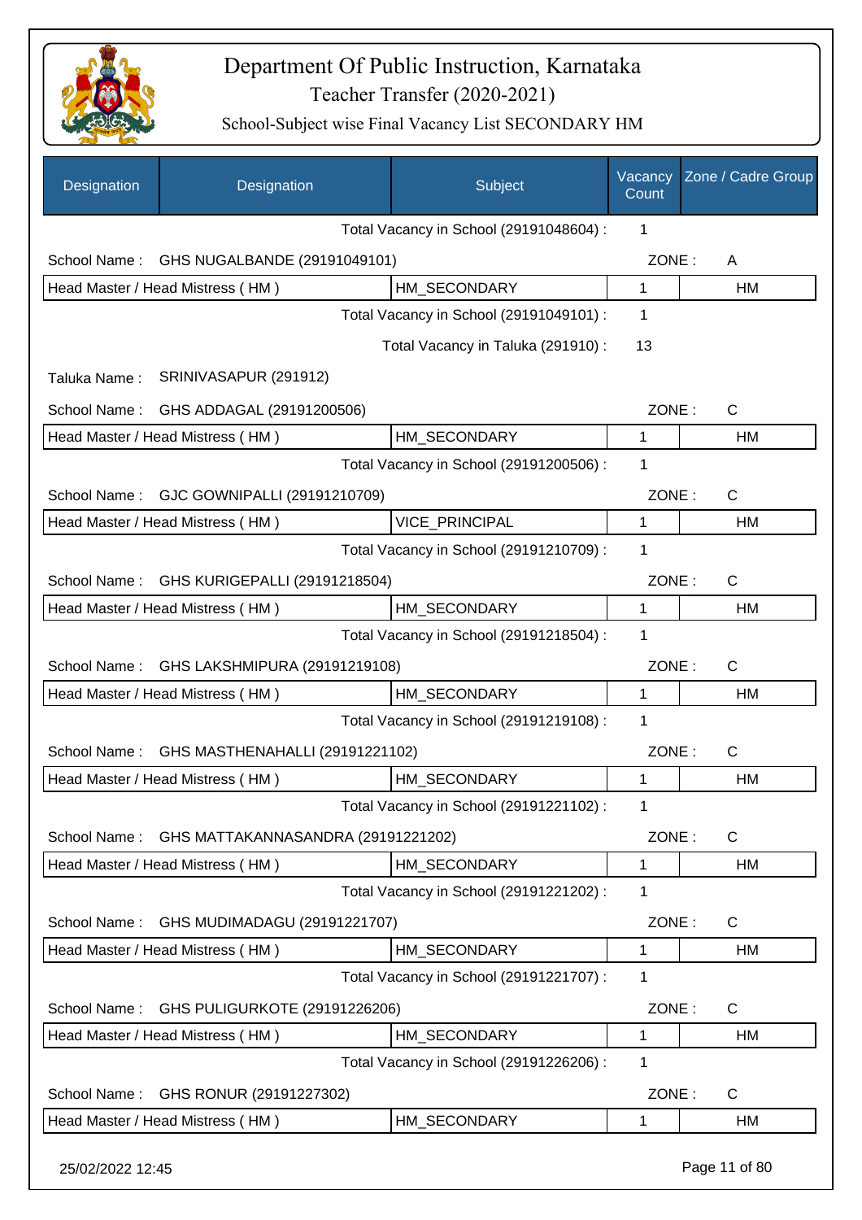# Department Of Public Instruction, Karnataka

## Teacher Transfer (2020-2021)

### School-Subject wise Final Vacancy List SECONDARY HM

| Designation | Designation | Subject | Vacancy Count | Zone / Cadre Group |
|---|---|---|---|---|
| | | Total Vacancy in School (29191048604) : | 1 | |
| School Name : | GHS NUGALBANDE (29191049101) | | ZONE : | A |
| Head Master / Head Mistress ( HM ) | | HM_SECONDARY | 1 | HM |
| | | Total Vacancy in School (29191049101) : | 1 | |
| | | Total Vacancy in Taluka (291910) : | 13 | |
| Taluka Name : | SRINIVASAPUR (291912) | | | |
| School Name : | GHS ADDAGAL (29191200506) | | ZONE : | C |
| Head Master / Head Mistress ( HM ) | | HM_SECONDARY | 1 | HM |
| | | Total Vacancy in School (29191200506) : | 1 | |
| School Name : | GJC GOWNIPALLI (29191210709) | | ZONE : | C |
| Head Master / Head Mistress ( HM ) | | VICE_PRINCIPAL | 1 | HM |
| | | Total Vacancy in School (29191210709) : | 1 | |
| School Name : | GHS KURIGEPALLI (29191218504) | | ZONE : | C |
| Head Master / Head Mistress ( HM ) | | HM_SECONDARY | 1 | HM |
| | | Total Vacancy in School (29191218504) : | 1 | |
| School Name : | GHS LAKSHMIPURA (29191219108) | | ZONE : | C |
| Head Master / Head Mistress ( HM ) | | HM_SECONDARY | 1 | HM |
| | | Total Vacancy in School (29191219108) : | 1 | |
| School Name : | GHS MASTHENAHALLI (29191221102) | | ZONE : | C |
| Head Master / Head Mistress ( HM ) | | HM_SECONDARY | 1 | HM |
| | | Total Vacancy in School (29191221102) : | 1 | |
| School Name : | GHS MATTAKANNASANDRA (29191221202) | | ZONE : | C |
| Head Master / Head Mistress ( HM ) | | HM_SECONDARY | 1 | HM |
| | | Total Vacancy in School (29191221202) : | 1 | |
| School Name : | GHS MUDIMADAGU (29191221707) | | ZONE : | C |
| Head Master / Head Mistress ( HM ) | | HM_SECONDARY | 1 | HM |
| | | Total Vacancy in School (29191221707) : | 1 | |
| School Name : | GHS PULIGURKOTE (29191226206) | | ZONE : | C |
| Head Master / Head Mistress ( HM ) | | HM_SECONDARY | 1 | HM |
| | | Total Vacancy in School (29191226206) : | 1 | |
| School Name : | GHS RONUR (29191227302) | | ZONE : | C |
| Head Master / Head Mistress ( HM ) | | HM_SECONDARY | 1 | HM |

25/02/2022 12:45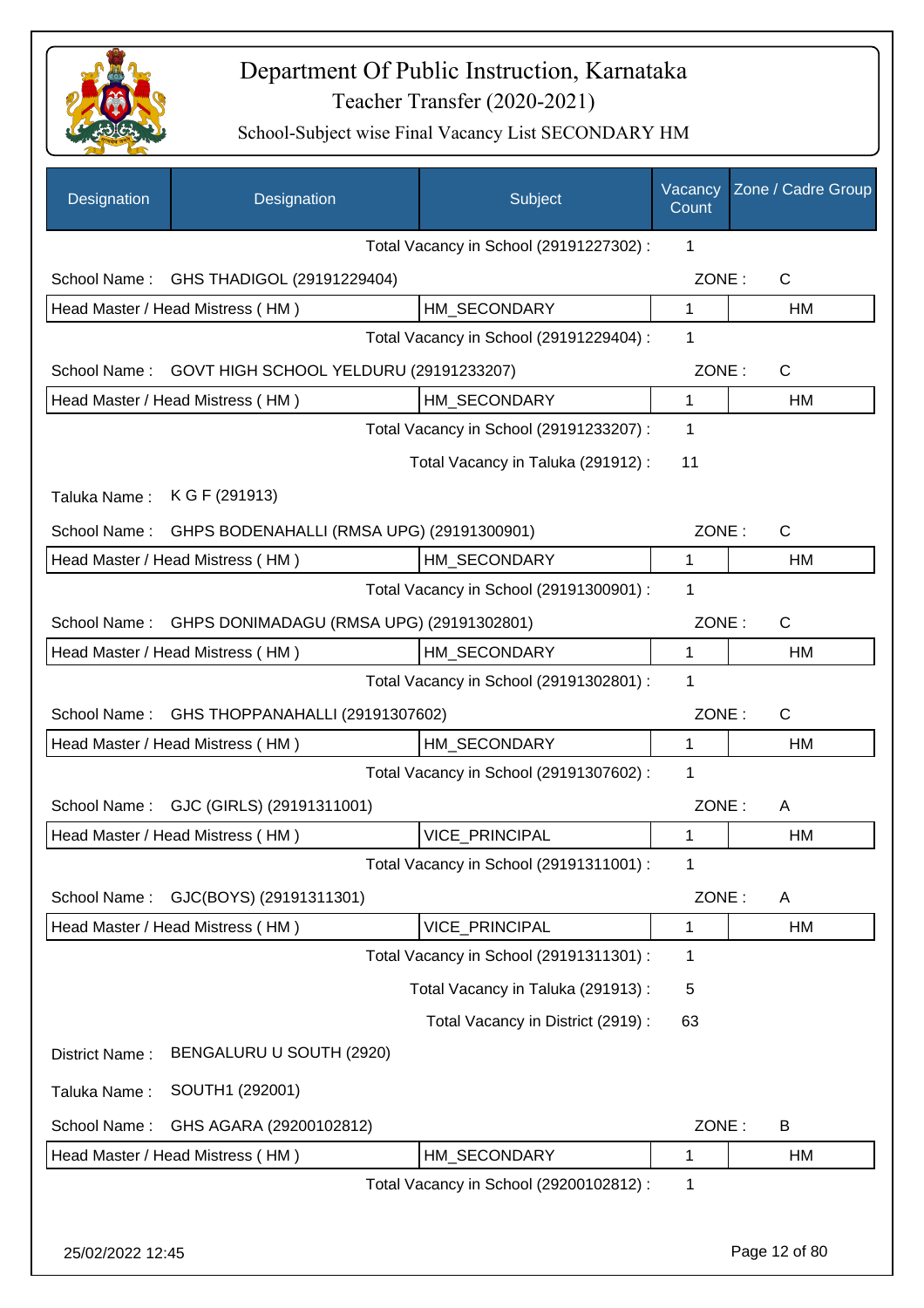# Department Of Public Instruction, Karnataka

## Teacher Transfer (2020-2021)

### School-Subject wise Final Vacancy List SECONDARY HM

| Designation | Designation | Subject | Vacancy Count | Zone / Cadre Group |
|---|---|---|---|---|
| | | Total Vacancy in School (29191227302) : | 1 | |
| School Name : | GHS THADIGOL (29191229404) | | ZONE : | C |
| Head Master / Head Mistress ( HM ) | | HM_SECONDARY | 1 | HM |
| | | Total Vacancy in School (29191229404) : | 1 | |
| School Name : | GOVT HIGH SCHOOL YELDURU (29191233207) | | ZONE : | C |
| Head Master / Head Mistress ( HM ) | | HM_SECONDARY | 1 | HM |
| | | Total Vacancy in School (29191233207) : | 1 | |
| | | Total Vacancy in Taluka (291912) : | 11 | |
| Taluka Name : | K G F (291913) | | | |
| School Name : | GHPS BODENAHALLI (RMSA UPG) (29191300901) | | ZONE : | C |
| Head Master / Head Mistress ( HM ) | | HM_SECONDARY | 1 | HM |
| | | Total Vacancy in School (29191300901) : | 1 | |
| School Name : | GHPS DONIMADAGU (RMSA UPG) (29191302801) | | ZONE : | C |
| Head Master / Head Mistress ( HM ) | | HM_SECONDARY | 1 | HM |
| | | Total Vacancy in School (29191302801) : | 1 | |
| School Name : | GHS THOPPANAHALLI (29191307602) | | ZONE : | C |
| Head Master / Head Mistress ( HM ) | | HM_SECONDARY | 1 | HM |
| | | Total Vacancy in School (29191307602) : | 1 | |
| School Name : | GJC (GIRLS) (29191311001) | | ZONE : | A |
| Head Master / Head Mistress ( HM ) | | VICE_PRINCIPAL | 1 | HM |
| | | Total Vacancy in School (29191311001) : | 1 | |
| School Name : | GJC(BOYS) (29191311301) | | ZONE : | A |
| Head Master / Head Mistress ( HM ) | | VICE_PRINCIPAL | 1 | HM |
| | | Total Vacancy in School (29191311301) : | 1 | |
| | | Total Vacancy in Taluka (291913) : | 5 | |
| | | Total Vacancy in District (2919) : | 63 | |
| District Name : | BENGALURU U SOUTH (2920) | | | |
| Taluka Name : | SOUTH1 (292001) | | | |
| School Name : | GHS AGARA (29200102812) | | ZONE : | B |
| Head Master / Head Mistress ( HM ) | | HM_SECONDARY | 1 | HM |
| | | Total Vacancy in School (29200102812) : | 1 | |

25/02/2022 12:45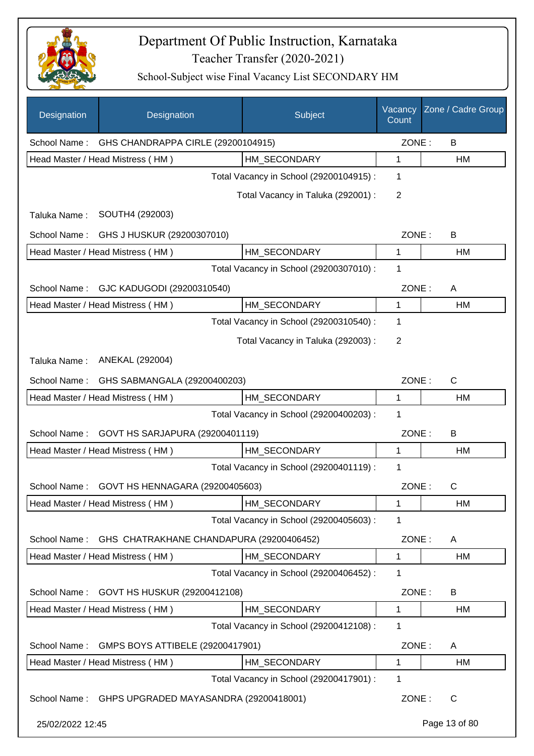# Department Of Public Instruction, Karnataka

## Teacher Transfer (2020-2021)

### School-Subject wise Final Vacancy List SECONDARY HM

| Designation | Designation | Subject | Vacancy Count | Zone / Cadre Group |
|---|---|---|---|---|
| School Name : | GHS CHANDRAPPA CIRLE (29200104915) | | ZONE : | B |
| Head Master / Head Mistress ( HM ) | | HM_SECONDARY | 1 | HM |
| | | Total Vacancy in School (29200104915) : | 1 | |
| | | Total Vacancy in Taluka (292001) : | 2 | |
| Taluka Name : | SOUTH4 (292003) | | | |
| School Name : | GHS J HUSKUR (29200307010) | | ZONE : | B |
| Head Master / Head Mistress ( HM ) | | HM_SECONDARY | 1 | HM |
| | | Total Vacancy in School (29200307010) : | 1 | |
| School Name : | GJC KADUGODI (29200310540) | | ZONE : | A |
| Head Master / Head Mistress ( HM ) | | HM_SECONDARY | 1 | HM |
| | | Total Vacancy in School (29200310540) : | 1 | |
| | | Total Vacancy in Taluka (292003) : | 2 | |
| Taluka Name : | ANEKAL (292004) | | | |
| School Name : | GHS SABMANGALA (29200400203) | | ZONE : | C |
| Head Master / Head Mistress ( HM ) | | HM_SECONDARY | 1 | HM |
| | | Total Vacancy in School (29200400203) : | 1 | |
| School Name : | GOVT HS SARJAPURA (29200401119) | | ZONE : | B |
| Head Master / Head Mistress ( HM ) | | HM_SECONDARY | 1 | HM |
| | | Total Vacancy in School (29200401119) : | 1 | |
| School Name : | GOVT HS HENNAGARA (29200405603) | | ZONE : | C |
| Head Master / Head Mistress ( HM ) | | HM_SECONDARY | 1 | HM |
| | | Total Vacancy in School (29200405603) : | 1 | |
| School Name : | GHS CHATRAKHANE CHANDAPURA (29200406452) | | ZONE : | A |
| Head Master / Head Mistress ( HM ) | | HM_SECONDARY | 1 | HM |
| | | Total Vacancy in School (29200406452) : | 1 | |
| School Name : | GOVT HS HUSKUR (29200412108) | | ZONE : | B |
| Head Master / Head Mistress ( HM ) | | HM_SECONDARY | 1 | HM |
| | | Total Vacancy in School (29200412108) : | 1 | |
| School Name : | GMPS BOYS ATTIBELE (29200417901) | | ZONE : | A |
| Head Master / Head Mistress ( HM ) | | HM_SECONDARY | 1 | HM |
| | | Total Vacancy in School (29200417901) : | 1 | |
| School Name : | GHPS UPGRADED MAYASANDRA (29200418001) | | ZONE : | C |

25/02/2022 12:45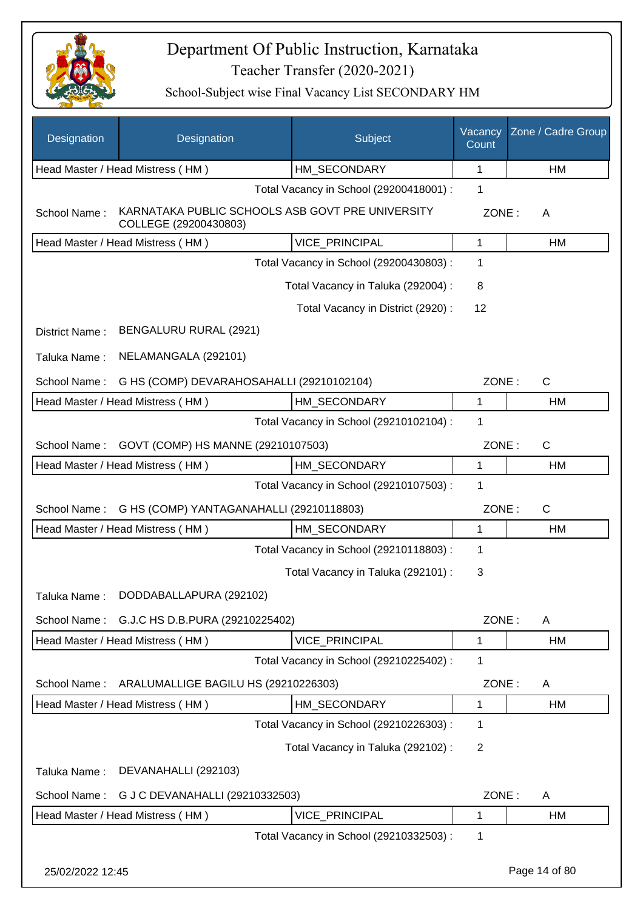# Department Of Public Instruction, Karnataka

## Teacher Transfer (2020-2021)

### School-Subject wise Final Vacancy List SECONDARY HM

| Designation | Designation | Subject | Vacancy Count | Zone / Cadre Group |
|---|---|---|---|---|
| Head Master / Head Mistress ( HM ) | | HM_SECONDARY | 1 | HM |

Total Vacancy in School (29200418001) : 1

School Name : KARNATAKA PUBLIC SCHOOLS ASB GOVT PRE UNIVERSITY COLLEGE (29200430803) ZONE : A

| Designation | Designation | Subject | Vacancy Count | Zone / Cadre Group |
|---|---|---|---|---|
| Head Master / Head Mistress ( HM ) | | VICE_PRINCIPAL | 1 | HM |

Total Vacancy in School (29200430803) : 1

Total Vacancy in Taluka (292004) : 8

Total Vacancy in District (2920) : 12

District Name : BENGALURU RURAL (2921)

Taluka Name : NELAMANGALA (292101)

School Name : G HS (COMP) DEVARAHOSAHALLI (29210102104) ZONE : C

| Designation | Designation | Subject | Vacancy Count | Zone / Cadre Group |
|---|---|---|---|---|
| Head Master / Head Mistress ( HM ) | | HM_SECONDARY | 1 | HM |

Total Vacancy in School (29210102104) : 1

School Name : GOVT (COMP) HS MANNE (29210107503) ZONE : C

| Designation | Designation | Subject | Vacancy Count | Zone / Cadre Group |
|---|---|---|---|---|
| Head Master / Head Mistress ( HM ) | | HM_SECONDARY | 1 | HM |

Total Vacancy in School (29210107503) : 1

School Name : G HS (COMP) YANTAGANAHALLI (29210118803) ZONE : C

| Designation | Designation | Subject | Vacancy Count | Zone / Cadre Group |
|---|---|---|---|---|
| Head Master / Head Mistress ( HM ) | | HM_SECONDARY | 1 | HM |

Total Vacancy in School (29210118803) : 1

Total Vacancy in Taluka (292101) : 3

Taluka Name : DODDABALLAPURA (292102)

School Name : G.J.C HS D.B.PURA (29210225402) ZONE : A

| Designation | Designation | Subject | Vacancy Count | Zone / Cadre Group |
|---|---|---|---|---|
| Head Master / Head Mistress ( HM ) | | VICE_PRINCIPAL | 1 | HM |

Total Vacancy in School (29210225402) : 1

School Name : ARALUMALLIGE BAGILU HS (29210226303) ZONE : A

| Designation | Designation | Subject | Vacancy Count | Zone / Cadre Group |
|---|---|---|---|---|
| Head Master / Head Mistress ( HM ) | | HM_SECONDARY | 1 | HM |

Total Vacancy in School (29210226303) : 1

Total Vacancy in Taluka (292102) : 2

Taluka Name : DEVANAHALLI (292103)

School Name : G J C DEVANAHALLI (29210332503) ZONE : A

| Designation | Designation | Subject | Vacancy Count | Zone / Cadre Group |
|---|---|---|---|---|
| Head Master / Head Mistress ( HM ) | | VICE_PRINCIPAL | 1 | HM |

Total Vacancy in School (29210332503) : 1

25/02/2022 12:45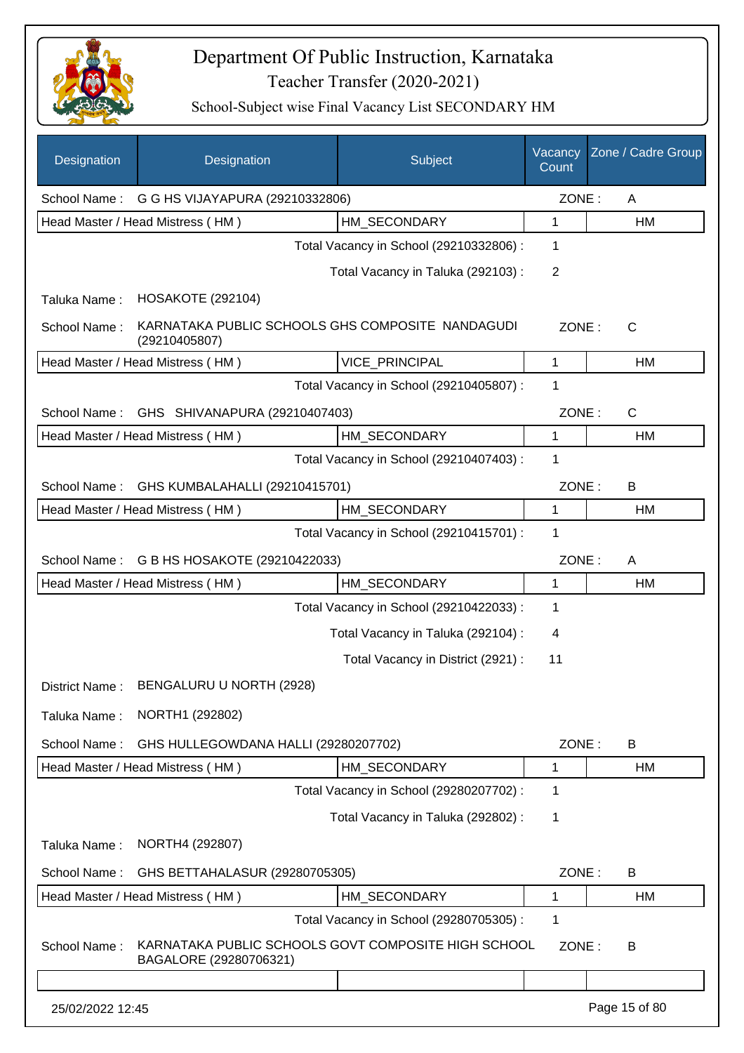# Department Of Public Instruction, Karnataka

## Teacher Transfer (2020-2021)

### School-Subject wise Final Vacancy List SECONDARY HM

| Designation | Designation | Subject | Vacancy Count | Zone / Cadre Group |
|---|---|---|---|---|
| School Name : | G G HS VIJAYAPURA (29210332806) | | ZONE : | A |
| Head Master / Head Mistress ( HM ) | | HM_SECONDARY | 1 | HM |
| | | Total Vacancy in School (29210332806) : | 1 | |
| | | Total Vacancy in Taluka (292103) : | 2 | |
| Taluka Name : | HOSAKOTE (292104) | | | |
| School Name : | KARNATAKA PUBLIC SCHOOLS GHS COMPOSITE NANDAGUDI (29210405807) | | ZONE : | C |
| Head Master / Head Mistress ( HM ) | | VICE_PRINCIPAL | 1 | HM |
| | | Total Vacancy in School (29210405807) : | 1 | |
| School Name : | GHS SHIVANAPURA (29210407403) | | ZONE : | C |
| Head Master / Head Mistress ( HM ) | | HM_SECONDARY | 1 | HM |
| | | Total Vacancy in School (29210407403) : | 1 | |
| School Name : | GHS KUMBALAHALLI (29210415701) | | ZONE : | B |
| Head Master / Head Mistress ( HM ) | | HM_SECONDARY | 1 | HM |
| | | Total Vacancy in School (29210415701) : | 1 | |
| School Name : | G B HS HOSAKOTE (29210422033) | | ZONE : | A |
| Head Master / Head Mistress ( HM ) | | HM_SECONDARY | 1 | HM |
| | | Total Vacancy in School (29210422033) : | 1 | |
| | | Total Vacancy in Taluka (292104) : | 4 | |
| | | Total Vacancy in District (2921) : | 11 | |
| District Name : | BENGALURU U NORTH (2928) | | | |
| Taluka Name : | NORTH1 (292802) | | | |
| School Name : | GHS HULLEGOWDANA HALLI (29280207702) | | ZONE : | B |
| Head Master / Head Mistress ( HM ) | | HM_SECONDARY | 1 | HM |
| | | Total Vacancy in School (29280207702) : | 1 | |
| | | Total Vacancy in Taluka (292802) : | 1 | |
| Taluka Name : | NORTH4 (292807) | | | |
| School Name : | GHS BETTAHALASUR (29280705305) | | ZONE : | B |
| Head Master / Head Mistress ( HM ) | | HM_SECONDARY | 1 | HM |
| | | Total Vacancy in School (29280705305) : | 1 | |
| School Name : | KARNATAKA PUBLIC SCHOOLS GOVT COMPOSITE HIGH SCHOOL BAGALORE (29280706321) | | ZONE : | B |
| | | | | |

25/02/2022 12:45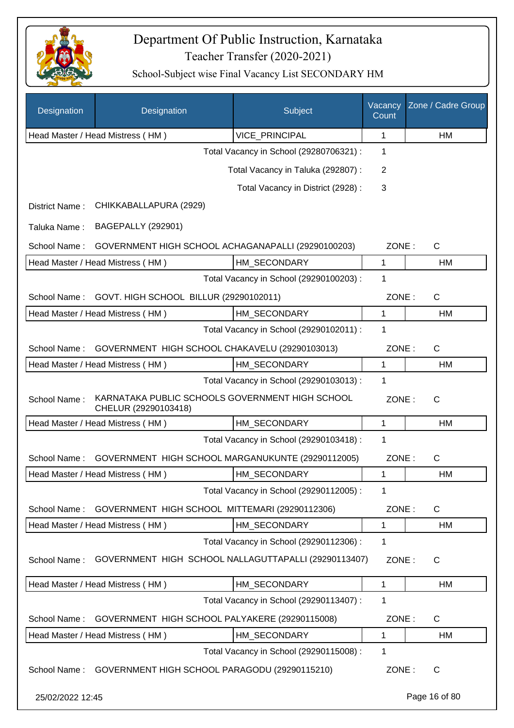# Department Of Public Instruction, Karnataka

## Teacher Transfer (2020-2021)

### School-Subject wise Final Vacancy List SECONDARY HM

| Designation | Designation | Subject | Vacancy Count | Zone / Cadre Group |
|---|---|---|---|---|
| Head Master / Head Mistress ( HM ) | | VICE_PRINCIPAL | 1 | HM |

Total Vacancy in School (29280706321) : 1

Total Vacancy in Taluka (292807) : 2

Total Vacancy in District (2928) : 3

District Name : CHIKKABALLAPURA (2929)

Taluka Name : BAGEPALLY (292901)

School Name : GOVERNMENT HIGH SCHOOL ACHAGANAPALLI (29290100203) ZONE : C

| Designation | Subject | Vacancy Count | Zone / Cadre Group |
|---|---|---|---|
| Head Master / Head Mistress ( HM ) | HM_SECONDARY | 1 | HM |

Total Vacancy in School (29290100203) : 1

School Name : GOVT. HIGH SCHOOL BILLUR (29290102011) ZONE : C

| Designation | Subject | Vacancy Count | Zone / Cadre Group |
|---|---|---|---|
| Head Master / Head Mistress ( HM ) | HM_SECONDARY | 1 | HM |

Total Vacancy in School (29290102011) : 1

School Name : GOVERNMENT HIGH SCHOOL CHAKAVELU (29290103013) ZONE : C

| Designation | Subject | Vacancy Count | Zone / Cadre Group |
|---|---|---|---|
| Head Master / Head Mistress ( HM ) | HM_SECONDARY | 1 | HM |

Total Vacancy in School (29290103013) : 1

School Name : KARNATAKA PUBLIC SCHOOLS GOVERNMENT HIGH SCHOOL CHELUR (29290103418) ZONE : C

| Designation | Subject | Vacancy Count | Zone / Cadre Group |
|---|---|---|---|
| Head Master / Head Mistress ( HM ) | HM_SECONDARY | 1 | HM |

Total Vacancy in School (29290103418) : 1

School Name : GOVERNMENT HIGH SCHOOL MARGANUKUNTE (29290112005) ZONE : C

| Designation | Subject | Vacancy Count | Zone / Cadre Group |
|---|---|---|---|
| Head Master / Head Mistress ( HM ) | HM_SECONDARY | 1 | HM |

Total Vacancy in School (29290112005) : 1

School Name : GOVERNMENT HIGH SCHOOL MITTEMARI (29290112306) ZONE : C

| Designation | Subject | Vacancy Count | Zone / Cadre Group |
|---|---|---|---|
| Head Master / Head Mistress ( HM ) | HM_SECONDARY | 1 | HM |

Total Vacancy in School (29290112306) : 1

School Name : GOVERNMENT HIGH SCHOOL NALLAGUTTAPALLI (29290113407) ZONE : C

| Designation | Subject | Vacancy Count | Zone / Cadre Group |
|---|---|---|---|
| Head Master / Head Mistress ( HM ) | HM_SECONDARY | 1 | HM |

Total Vacancy in School (29290113407) : 1

School Name : GOVERNMENT HIGH SCHOOL PALYAKERE (29290115008) ZONE : C

| Designation | Subject | Vacancy Count | Zone / Cadre Group |
|---|---|---|---|
| Head Master / Head Mistress ( HM ) | HM_SECONDARY | 1 | HM |

Total Vacancy in School (29290115008) : 1

School Name : GOVERNMENT HIGH SCHOOL PARAGODU (29290115210) ZONE : C

25/02/2022 12:45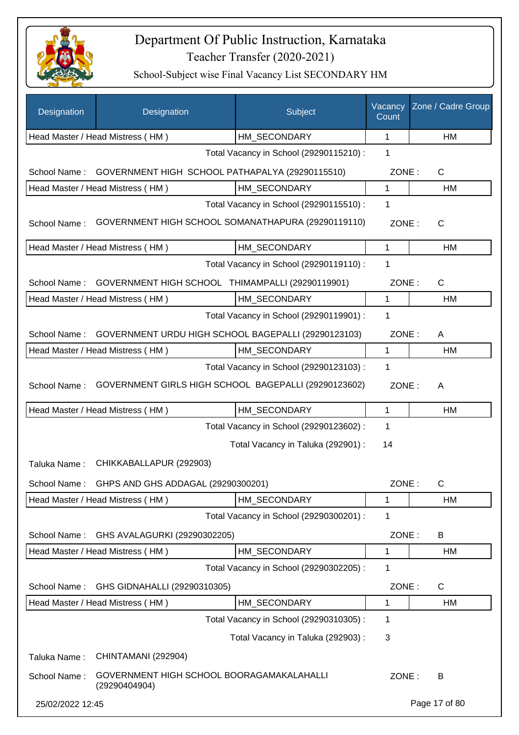# Department Of Public Instruction, Karnataka

Teacher Transfer (2020-2021)

School-Subject wise Final Vacancy List SECONDARY HM

| Designation | Designation | Subject | Vacancy Count | Zone / Cadre Group |
|---|---|---|---|---|
| Head Master / Head Mistress ( HM ) | | HM_SECONDARY | 1 | HM |

Total Vacancy in School (29290115210) : 1

School Name : GOVERNMENT HIGH SCHOOL PATHAPALYA (29290115510) ZONE : C

| Designation | Subject | Vacancy Count | Zone / Cadre Group |
|---|---|---|---|
| Head Master / Head Mistress ( HM ) | HM_SECONDARY | 1 | HM |

Total Vacancy in School (29290115510) : 1

School Name : GOVERNMENT HIGH SCHOOL SOMANATHAPURA (29290119110) ZONE : C

| Designation | Subject | Vacancy Count | Zone / Cadre Group |
|---|---|---|---|
| Head Master / Head Mistress ( HM ) | HM_SECONDARY | 1 | HM |

Total Vacancy in School (29290119110) : 1

School Name : GOVERNMENT HIGH SCHOOL THIMAMPALLI (29290119901) ZONE : C

| Designation | Subject | Vacancy Count | Zone / Cadre Group |
|---|---|---|---|
| Head Master / Head Mistress ( HM ) | HM_SECONDARY | 1 | HM |

Total Vacancy in School (29290119901) : 1

School Name : GOVERNMENT URDU HIGH SCHOOL BAGEPALLI (29290123103) ZONE : A

| Designation | Subject | Vacancy Count | Zone / Cadre Group |
|---|---|---|---|
| Head Master / Head Mistress ( HM ) | HM_SECONDARY | 1 | HM |

Total Vacancy in School (29290123103) : 1

School Name : GOVERNMENT GIRLS HIGH SCHOOL BAGEPALLI (29290123602) ZONE : A

| Designation | Subject | Vacancy Count | Zone / Cadre Group |
|---|---|---|---|
| Head Master / Head Mistress ( HM ) | HM_SECONDARY | 1 | HM |

Total Vacancy in School (29290123602) : 1

Total Vacancy in Taluka (292901) : 14

Taluka Name : CHIKKABALLAPUR (292903)

School Name : GHPS AND GHS ADDAGAL (29290300201) ZONE : C

| Designation | Subject | Vacancy Count | Zone / Cadre Group |
|---|---|---|---|
| Head Master / Head Mistress ( HM ) | HM_SECONDARY | 1 | HM |

Total Vacancy in School (29290300201) : 1

School Name : GHS AVALAGURKI (29290302205) ZONE : B

| Designation | Subject | Vacancy Count | Zone / Cadre Group |
|---|---|---|---|
| Head Master / Head Mistress ( HM ) | HM_SECONDARY | 1 | HM |

Total Vacancy in School (29290302205) : 1

School Name : GHS GIDNAHALLI (29290310305) ZONE : C

| Designation | Subject | Vacancy Count | Zone / Cadre Group |
|---|---|---|---|
| Head Master / Head Mistress ( HM ) | HM_SECONDARY | 1 | HM |

Total Vacancy in School (29290310305) : 1

Total Vacancy in Taluka (292903) : 3

Taluka Name : CHINTAMANI (292904)

School Name : GOVERNMENT HIGH SCHOOL BOORAGAMAKALAHALLI (29290404904) ZONE : B

25/02/2022 12:45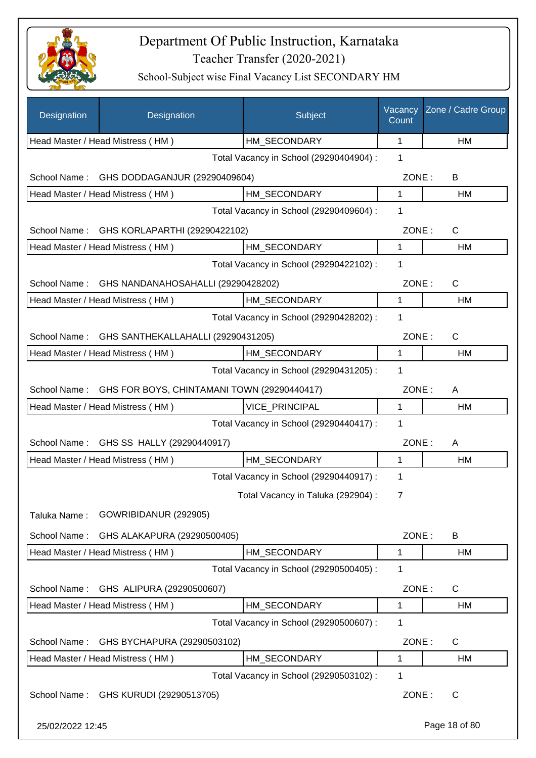# Department Of Public Instruction, Karnataka

Teacher Transfer (2020-2021)

School-Subject wise Final Vacancy List SECONDARY HM

| Designation | Designation | Subject | Vacancy Count | Zone / Cadre Group |
|---|---|---|---|---|
| Head Master / Head Mistress ( HM ) | | HM_SECONDARY | 1 | HM |

Total Vacancy in School (29290404904) : 1

School Name : GHS DODDAGANJUR (29290409604) ZONE : B

| Head Master / Head Mistress ( HM ) | HM_SECONDARY | 1 | HM |
|---|---|---|---|

Total Vacancy in School (29290409604) : 1

School Name : GHS KORLAPARTHI (29290422102) ZONE : C

| Head Master / Head Mistress ( HM ) | HM_SECONDARY | 1 | HM |
|---|---|---|---|

Total Vacancy in School (29290422102) : 1

School Name : GHS NANDANAHOSAHALLI (29290428202) ZONE : C

| Head Master / Head Mistress ( HM ) | HM_SECONDARY | 1 | HM |
|---|---|---|---|

Total Vacancy in School (29290428202) : 1

School Name : GHS SANTHEKALLAHALLI (29290431205) ZONE : C

| Head Master / Head Mistress ( HM ) | HM_SECONDARY | 1 | HM |
|---|---|---|---|

Total Vacancy in School (29290431205) : 1

School Name : GHS FOR BOYS, CHINTAMANI TOWN (29290440417) ZONE : A

| Head Master / Head Mistress ( HM ) | VICE_PRINCIPAL | 1 | HM |
|---|---|---|---|

Total Vacancy in School (29290440417) : 1

School Name : GHS SS HALLY (29290440917) ZONE : A

| Head Master / Head Mistress ( HM ) | HM_SECONDARY | 1 | HM |
|---|---|---|---|

Total Vacancy in School (29290440917) : 1

Total Vacancy in Taluka (292904) : 7

Taluka Name : GOWRIBIDANUR (292905)

School Name : GHS ALAKAPURA (29290500405) ZONE : B

| Head Master / Head Mistress ( HM ) | HM_SECONDARY | 1 | HM |
|---|---|---|---|

Total Vacancy in School (29290500405) : 1

School Name : GHS ALIPURA (29290500607) ZONE : C

| Head Master / Head Mistress ( HM ) | HM_SECONDARY | 1 | HM |
|---|---|---|---|

Total Vacancy in School (29290500607) : 1

School Name : GHS BYCHAPURA (29290503102) ZONE : C

| Head Master / Head Mistress ( HM ) | HM_SECONDARY | 1 | HM |
|---|---|---|---|

Total Vacancy in School (29290503102) : 1

School Name : GHS KURUDI (29290513705) ZONE : C

25/02/2022 12:45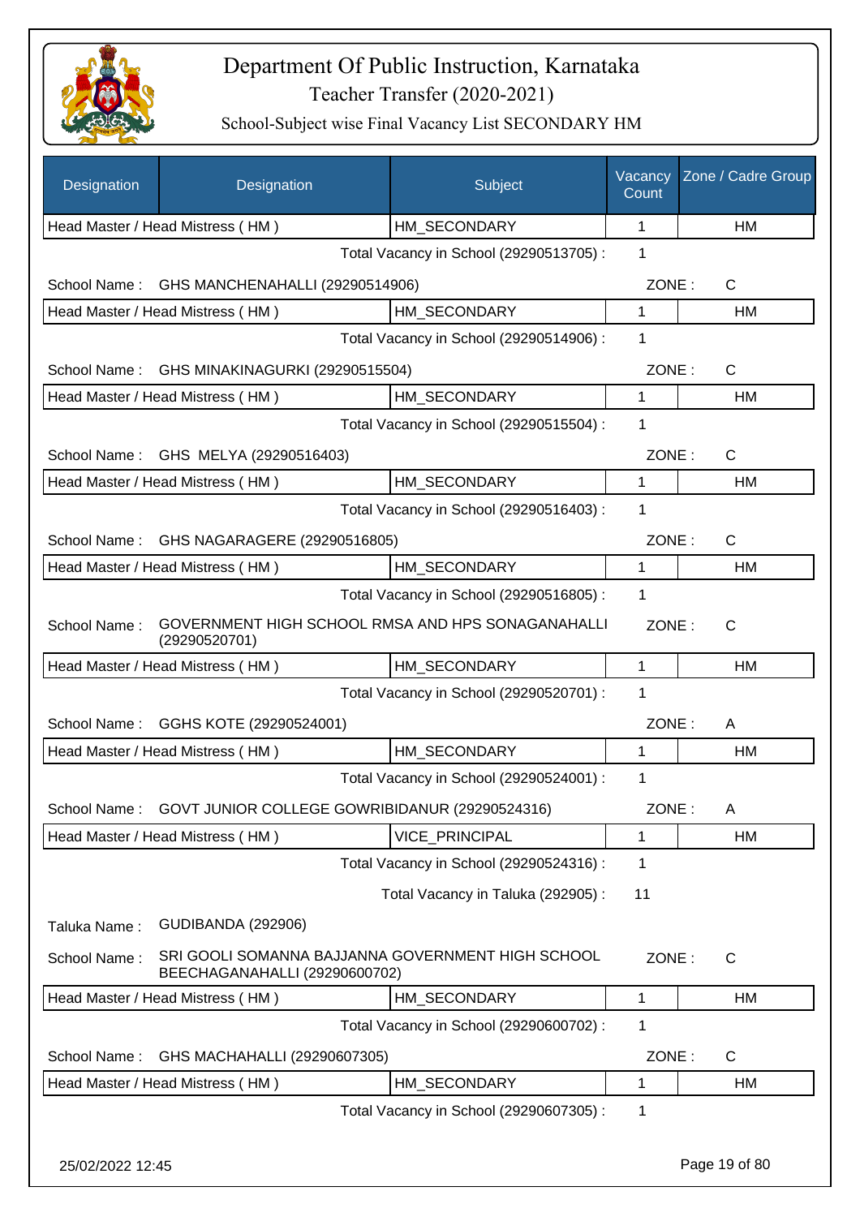# Department Of Public Instruction, Karnataka

## Teacher Transfer (2020-2021)

### School-Subject wise Final Vacancy List SECONDARY HM

| Designation | Designation | Subject | Vacancy Count | Zone / Cadre Group |
|---|---|---|---|---|
| Head Master / Head Mistress ( HM ) | | HM_SECONDARY | 1 | HM |
| | | Total Vacancy in School (29290513705) : | 1 | |
| School Name : | GHS MANCHENAHALLI (29290514906) | | ZONE : | C |
| Head Master / Head Mistress ( HM ) | | HM_SECONDARY | 1 | HM |
| | | Total Vacancy in School (29290514906) : | 1 | |
| School Name : | GHS MINAKINAGURKI (29290515504) | | ZONE : | C |
| Head Master / Head Mistress ( HM ) | | HM_SECONDARY | 1 | HM |
| | | Total Vacancy in School (29290515504) : | 1 | |
| School Name : | GHS MELYA (29290516403) | | ZONE : | C |
| Head Master / Head Mistress ( HM ) | | HM_SECONDARY | 1 | HM |
| | | Total Vacancy in School (29290516403) : | 1 | |
| School Name : | GHS NAGARAGERE (29290516805) | | ZONE : | C |
| Head Master / Head Mistress ( HM ) | | HM_SECONDARY | 1 | HM |
| | | Total Vacancy in School (29290516805) : | 1 | |
| School Name : | GOVERNMENT HIGH SCHOOL RMSA AND HPS SONAGANAHALLI (29290520701) | | ZONE : | C |
| Head Master / Head Mistress ( HM ) | | HM_SECONDARY | 1 | HM |
| | | Total Vacancy in School (29290520701) : | 1 | |
| School Name : | GGHS KOTE (29290524001) | | ZONE : | A |
| Head Master / Head Mistress ( HM ) | | HM_SECONDARY | 1 | HM |
| | | Total Vacancy in School (29290524001) : | 1 | |
| School Name : | GOVT JUNIOR COLLEGE GOWRIBIDANUR (29290524316) | | ZONE : | A |
| Head Master / Head Mistress ( HM ) | | VICE_PRINCIPAL | 1 | HM |
| | | Total Vacancy in School (29290524316) : | 1 | |
| | | Total Vacancy in Taluka (292905) : | 11 | |
| Taluka Name : | GUDIBANDA (292906) | | | |
| School Name : | SRI GOOLI SOMANNA BAJJANNA GOVERNMENT HIGH SCHOOL BEECHAGANAHALLI (29290600702) | | ZONE : | C |
| Head Master / Head Mistress ( HM ) | | HM_SECONDARY | 1 | HM |
| | | Total Vacancy in School (29290600702) : | 1 | |
| School Name : | GHS MACHAHALLI (29290607305) | | ZONE : | C |
| Head Master / Head Mistress ( HM ) | | HM_SECONDARY | 1 | HM |
| | | Total Vacancy in School (29290607305) : | 1 | |

25/02/2022 12:45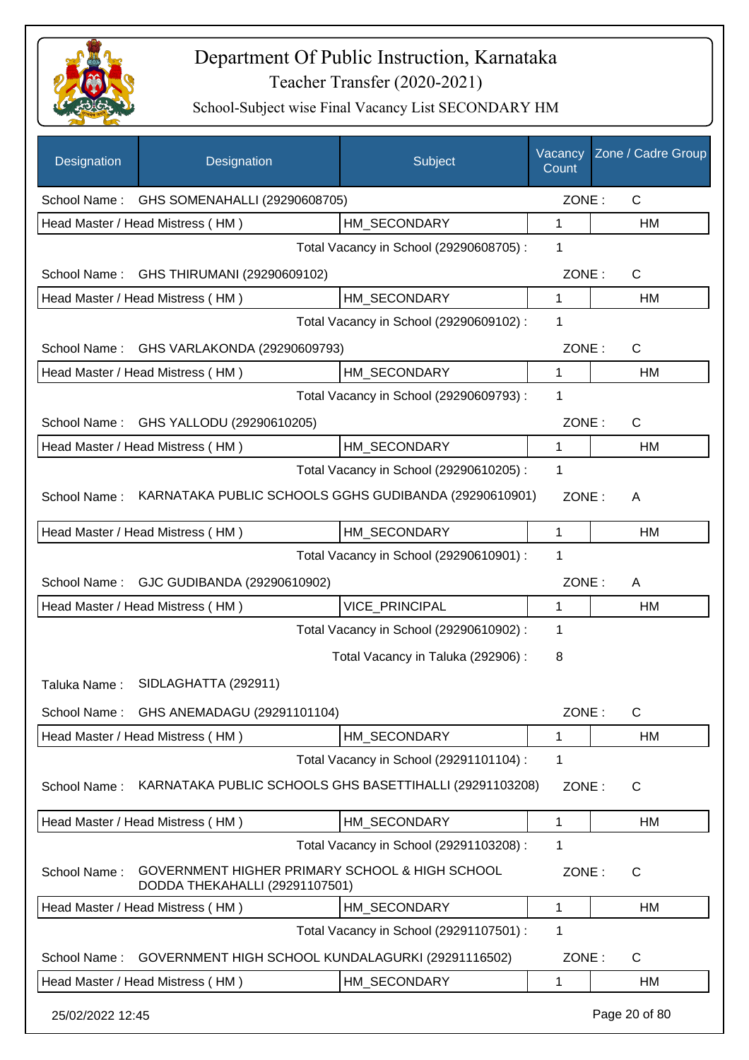# Department Of Public Instruction, Karnataka

Teacher Transfer (2020-2021)

School-Subject wise Final Vacancy List SECONDARY HM

| Designation | Designation | Subject | Vacancy Count | Zone / Cadre Group |
|---|---|---|---|---|
| School Name : | GHS SOMENAHALLI (29290608705) | | ZONE : | C |
| Head Master / Head Mistress ( HM ) | | HM_SECONDARY | 1 | HM |
| | | Total Vacancy in School (29290608705) : | 1 | |
| School Name : | GHS THIRUMANI (29290609102) | | ZONE : | C |
| Head Master / Head Mistress ( HM ) | | HM_SECONDARY | 1 | HM |
| | | Total Vacancy in School (29290609102) : | 1 | |
| School Name : | GHS VARLAKONDA (29290609793) | | ZONE : | C |
| Head Master / Head Mistress ( HM ) | | HM_SECONDARY | 1 | HM |
| | | Total Vacancy in School (29290609793) : | 1 | |
| School Name : | GHS YALLODU (29290610205) | | ZONE : | C |
| Head Master / Head Mistress ( HM ) | | HM_SECONDARY | 1 | HM |
| | | Total Vacancy in School (29290610205) : | 1 | |
| School Name : | KARNATAKA PUBLIC SCHOOLS GGHS GUDIBANDA (29290610901) | | ZONE : | A |
| Head Master / Head Mistress ( HM ) | | HM_SECONDARY | 1 | HM |
| | | Total Vacancy in School (29290610901) : | 1 | |
| School Name : | GJC GUDIBANDA (29290610902) | | ZONE : | A |
| Head Master / Head Mistress ( HM ) | | VICE_PRINCIPAL | 1 | HM |
| | | Total Vacancy in School (29290610902) : | 1 | |
| | | Total Vacancy in Taluka (292906) : | 8 | |
| Taluka Name : | SIDLAGHATTA (292911) | | | |
| School Name : | GHS ANEMADAGU (29291101104) | | ZONE : | C |
| Head Master / Head Mistress ( HM ) | | HM_SECONDARY | 1 | HM |
| | | Total Vacancy in School (29291101104) : | 1 | |
| School Name : | KARNATAKA PUBLIC SCHOOLS GHS BASETTIHALLI (29291103208) | | ZONE : | C |
| Head Master / Head Mistress ( HM ) | | HM_SECONDARY | 1 | HM |
| | | Total Vacancy in School (29291103208) : | 1 | |
| School Name : | GOVERNMENT HIGHER PRIMARY SCHOOL & HIGH SCHOOL DODDA THEKAHALLI (29291107501) | | ZONE : | C |
| Head Master / Head Mistress ( HM ) | | HM_SECONDARY | 1 | HM |
| | | Total Vacancy in School (29291107501) : | 1 | |
| School Name : | GOVERNMENT HIGH SCHOOL KUNDALAGURKI (29291116502) | | ZONE : | C |
| Head Master / Head Mistress ( HM ) | | HM_SECONDARY | 1 | HM |

25/02/2022 12:45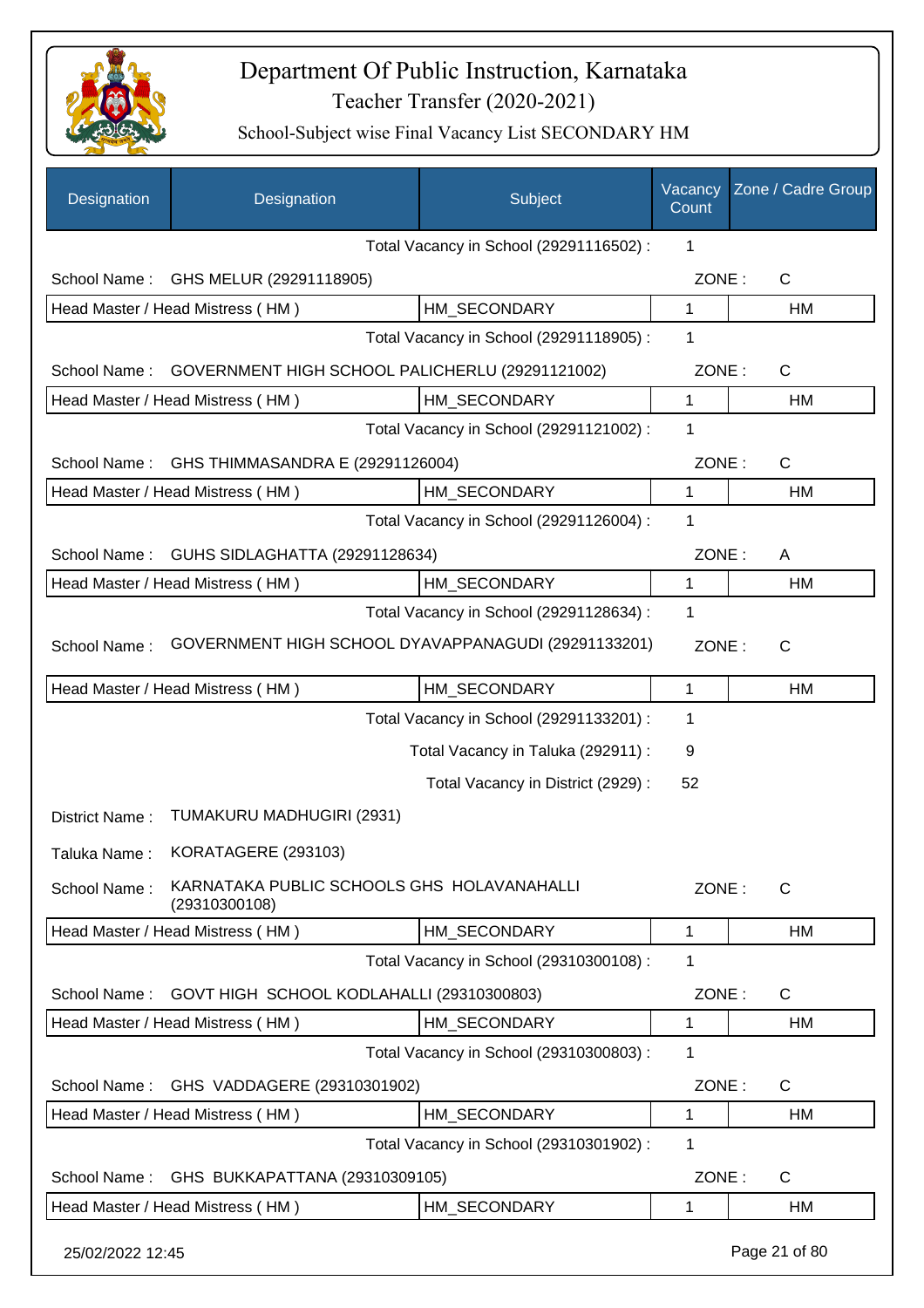# Department Of Public Instruction, Karnataka

## Teacher Transfer (2020-2021)

### School-Subject wise Final Vacancy List SECONDARY HM

| Designation | Designation | Subject | Vacancy Count | Zone / Cadre Group |
|---|---|---|---|---|
| | | Total Vacancy in School (29291116502) : | 1 | |
| School Name : | GHS MELUR (29291118905) | | ZONE : | C |
| Head Master / Head Mistress ( HM ) | | HM_SECONDARY | 1 | HM |
| | | Total Vacancy in School (29291118905) : | 1 | |
| School Name : | GOVERNMENT HIGH SCHOOL PALICHERLU (29291121002) | | ZONE : | C |
| Head Master / Head Mistress ( HM ) | | HM_SECONDARY | 1 | HM |
| | | Total Vacancy in School (29291121002) : | 1 | |
| School Name : | GHS THIMMASANDRA E (29291126004) | | ZONE : | C |
| Head Master / Head Mistress ( HM ) | | HM_SECONDARY | 1 | HM |
| | | Total Vacancy in School (29291126004) : | 1 | |
| School Name : | GUHS SIDLAGHATTA (29291128634) | | ZONE : | A |
| Head Master / Head Mistress ( HM ) | | HM_SECONDARY | 1 | HM |
| | | Total Vacancy in School (29291128634) : | 1 | |
| School Name : | GOVERNMENT HIGH SCHOOL DYAVAPPANAGUDI (29291133201) | | ZONE : | C |
| Head Master / Head Mistress ( HM ) | | HM_SECONDARY | 1 | HM |
| | | Total Vacancy in School (29291133201) : | 1 | |
| | | Total Vacancy in Taluka (292911) : | 9 | |
| | | Total Vacancy in District (2929) : | 52 | |
| District Name : | TUMAKURU MADHUGIRI (2931) | | | |
| Taluka Name : | KORATAGERE (293103) | | | |
| School Name : | KARNATAKA PUBLIC SCHOOLS GHS HOLAVANAHALLI (29310300108) | | ZONE : | C |
| Head Master / Head Mistress ( HM ) | | HM_SECONDARY | 1 | HM |
| | | Total Vacancy in School (29310300108) : | 1 | |
| School Name : | GOVT HIGH SCHOOL KODLAHALLI (29310300803) | | ZONE : | C |
| Head Master / Head Mistress ( HM ) | | HM_SECONDARY | 1 | HM |
| | | Total Vacancy in School (29310300803) : | 1 | |
| School Name : | GHS VADDAGERE (29310301902) | | ZONE : | C |
| Head Master / Head Mistress ( HM ) | | HM_SECONDARY | 1 | HM |
| | | Total Vacancy in School (29310301902) : | 1 | |
| School Name : | GHS BUKKAPATTANA (29310309105) | | ZONE : | C |
| Head Master / Head Mistress ( HM ) | | HM_SECONDARY | 1 | HM |

25/02/2022 12:45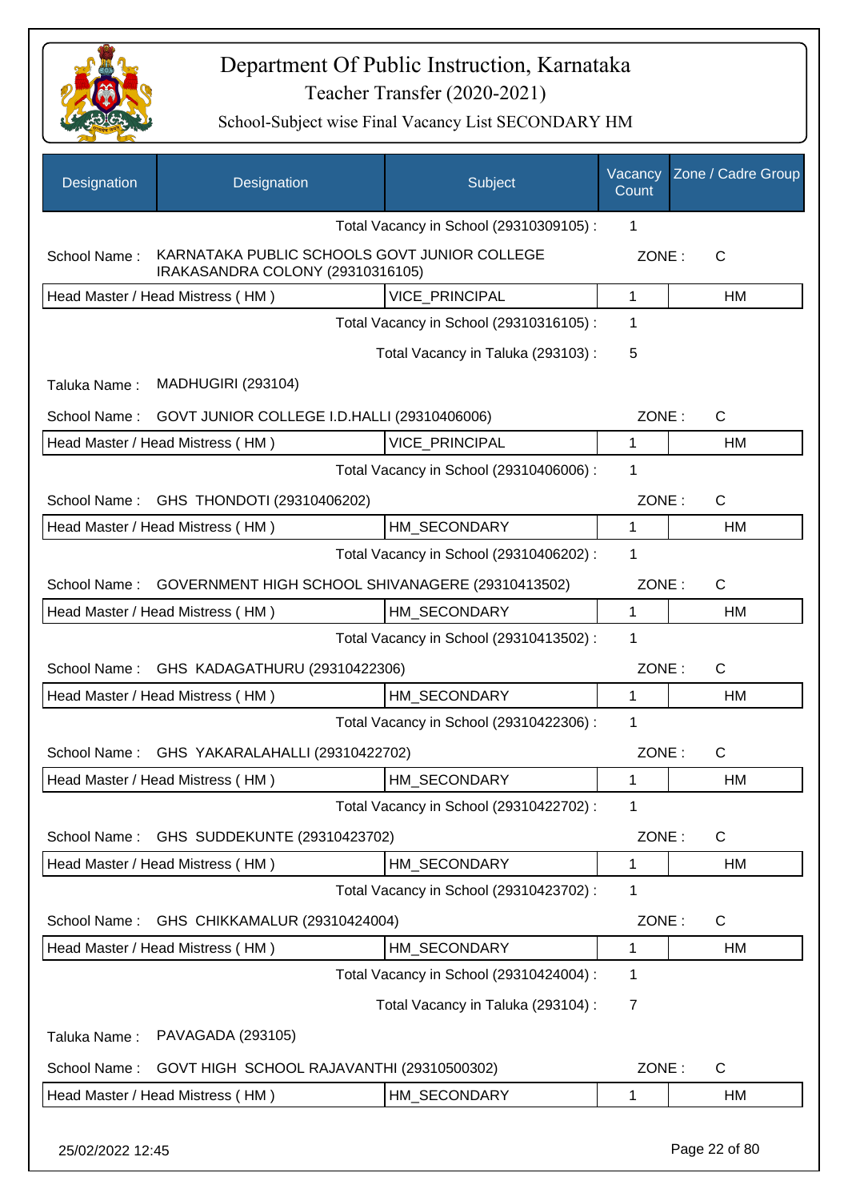# Department Of Public Instruction, Karnataka

Teacher Transfer (2020-2021)

School-Subject wise Final Vacancy List SECONDARY HM

| Designation | Designation | Subject | Vacancy Count | Zone / Cadre Group |
|---|---|---|---|---|
| | | Total Vacancy in School (29310309105) : | 1 | |
| School Name : | KARNATAKA PUBLIC SCHOOLS GOVT JUNIOR COLLEGE IRAKASANDRA COLONY (29310316105) | | ZONE : | C |
| Head Master / Head Mistress ( HM ) | | VICE_PRINCIPAL | 1 | HM |
| | | Total Vacancy in School (29310316105) : | 1 | |
| | | Total Vacancy in Taluka (293103) : | 5 | |
| Taluka Name : | MADHUGIRI (293104) | | | |
| School Name : | GOVT JUNIOR COLLEGE I.D.HALLI (29310406006) | | ZONE : | C |
| Head Master / Head Mistress ( HM ) | | VICE_PRINCIPAL | 1 | HM |
| | | Total Vacancy in School (29310406006) : | 1 | |
| School Name : | GHS THONDOTI (29310406202) | | ZONE : | C |
| Head Master / Head Mistress ( HM ) | | HM_SECONDARY | 1 | HM |
| | | Total Vacancy in School (29310406202) : | 1 | |
| School Name : | GOVERNMENT HIGH SCHOOL SHIVANAGERE (29310413502) | | ZONE : | C |
| Head Master / Head Mistress ( HM ) | | HM_SECONDARY | 1 | HM |
| | | Total Vacancy in School (29310413502) : | 1 | |
| School Name : | GHS KADAGATHURU (29310422306) | | ZONE : | C |
| Head Master / Head Mistress ( HM ) | | HM_SECONDARY | 1 | HM |
| | | Total Vacancy in School (29310422306) : | 1 | |
| School Name : | GHS YAKARALAHALLI (29310422702) | | ZONE : | C |
| Head Master / Head Mistress ( HM ) | | HM_SECONDARY | 1 | HM |
| | | Total Vacancy in School (29310422702) : | 1 | |
| School Name : | GHS SUDDEKUNTE (29310423702) | | ZONE : | C |
| Head Master / Head Mistress ( HM ) | | HM_SECONDARY | 1 | HM |
| | | Total Vacancy in School (29310423702) : | 1 | |
| School Name : | GHS CHIKKAMALUR (29310424004) | | ZONE : | C |
| Head Master / Head Mistress ( HM ) | | HM_SECONDARY | 1 | HM |
| | | Total Vacancy in School (29310424004) : | 1 | |
| | | Total Vacancy in Taluka (293104) : | 7 | |
| Taluka Name : | PAVAGADA (293105) | | | |
| School Name : | GOVT HIGH SCHOOL RAJAVANTHI (29310500302) | | ZONE : | C |
| Head Master / Head Mistress ( HM ) | | HM_SECONDARY | 1 | HM |

25/02/2022 12:45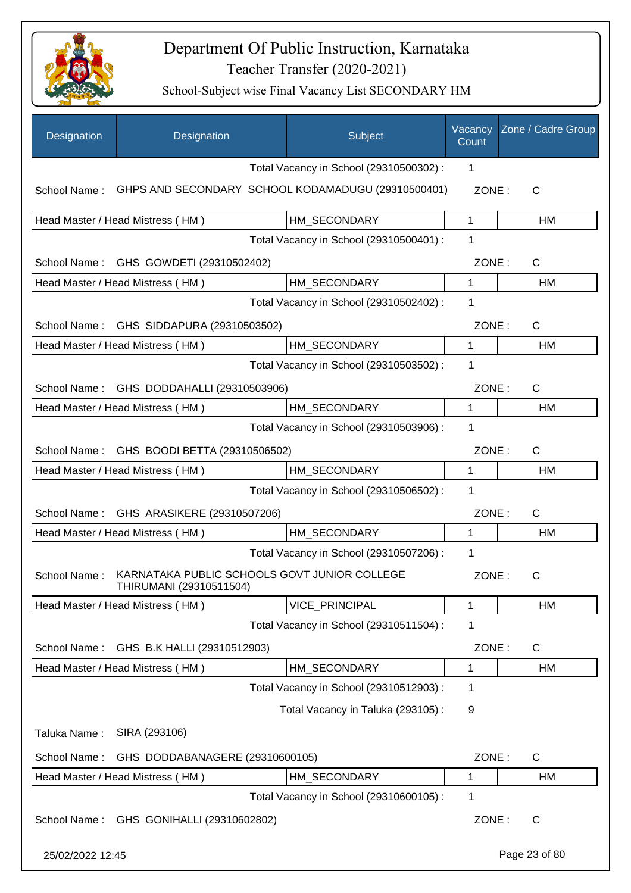# Department Of Public Instruction, Karnataka

## Teacher Transfer (2020-2021)

### School-Subject wise Final Vacancy List SECONDARY HM

| Designation | Designation | Subject | Vacancy Count | Zone / Cadre Group |
|---|---|---|---|---|
| | | Total Vacancy in School (29310500302) : | 1 | |
| School Name : | GHPS AND SECONDARY SCHOOL KODAMADUGU (29310500401) | | ZONE : | C |
| Head Master / Head Mistress ( HM ) | | HM_SECONDARY | 1 | HM |
| | | Total Vacancy in School (29310500401) : | 1 | |
| School Name : | GHS GOWDETI (29310502402) | | ZONE : | C |
| Head Master / Head Mistress ( HM ) | | HM_SECONDARY | 1 | HM |
| | | Total Vacancy in School (29310502402) : | 1 | |
| School Name : | GHS SIDDAPURA (29310503502) | | ZONE : | C |
| Head Master / Head Mistress ( HM ) | | HM_SECONDARY | 1 | HM |
| | | Total Vacancy in School (29310503502) : | 1 | |
| School Name : | GHS DODDAHALLI (29310503906) | | ZONE : | C |
| Head Master / Head Mistress ( HM ) | | HM_SECONDARY | 1 | HM |
| | | Total Vacancy in School (29310503906) : | 1 | |
| School Name : | GHS BOODI BETTA (29310506502) | | ZONE : | C |
| Head Master / Head Mistress ( HM ) | | HM_SECONDARY | 1 | HM |
| | | Total Vacancy in School (29310506502) : | 1 | |
| School Name : | GHS ARASIKERE (29310507206) | | ZONE : | C |
| Head Master / Head Mistress ( HM ) | | HM_SECONDARY | 1 | HM |
| | | Total Vacancy in School (29310507206) : | 1 | |
| School Name : | KARNATAKA PUBLIC SCHOOLS GOVT JUNIOR COLLEGE THIRUMANI (29310511504) | | ZONE : | C |
| Head Master / Head Mistress ( HM ) | | VICE_PRINCIPAL | 1 | HM |
| | | Total Vacancy in School (29310511504) : | 1 | |
| School Name : | GHS B.K HALLI (29310512903) | | ZONE : | C |
| Head Master / Head Mistress ( HM ) | | HM_SECONDARY | 1 | HM |
| | | Total Vacancy in School (29310512903) : | 1 | |
| | | Total Vacancy in Taluka (293105) : | 9 | |
| Taluka Name : | SIRA (293106) | | | |
| School Name : | GHS DODDABANAGERE (29310600105) | | ZONE : | C |
| Head Master / Head Mistress ( HM ) | | HM_SECONDARY | 1 | HM |
| | | Total Vacancy in School (29310600105) : | 1 | |
| School Name : | GHS GONIHALLI (29310602802) | | ZONE : | C |

25/02/2022 12:45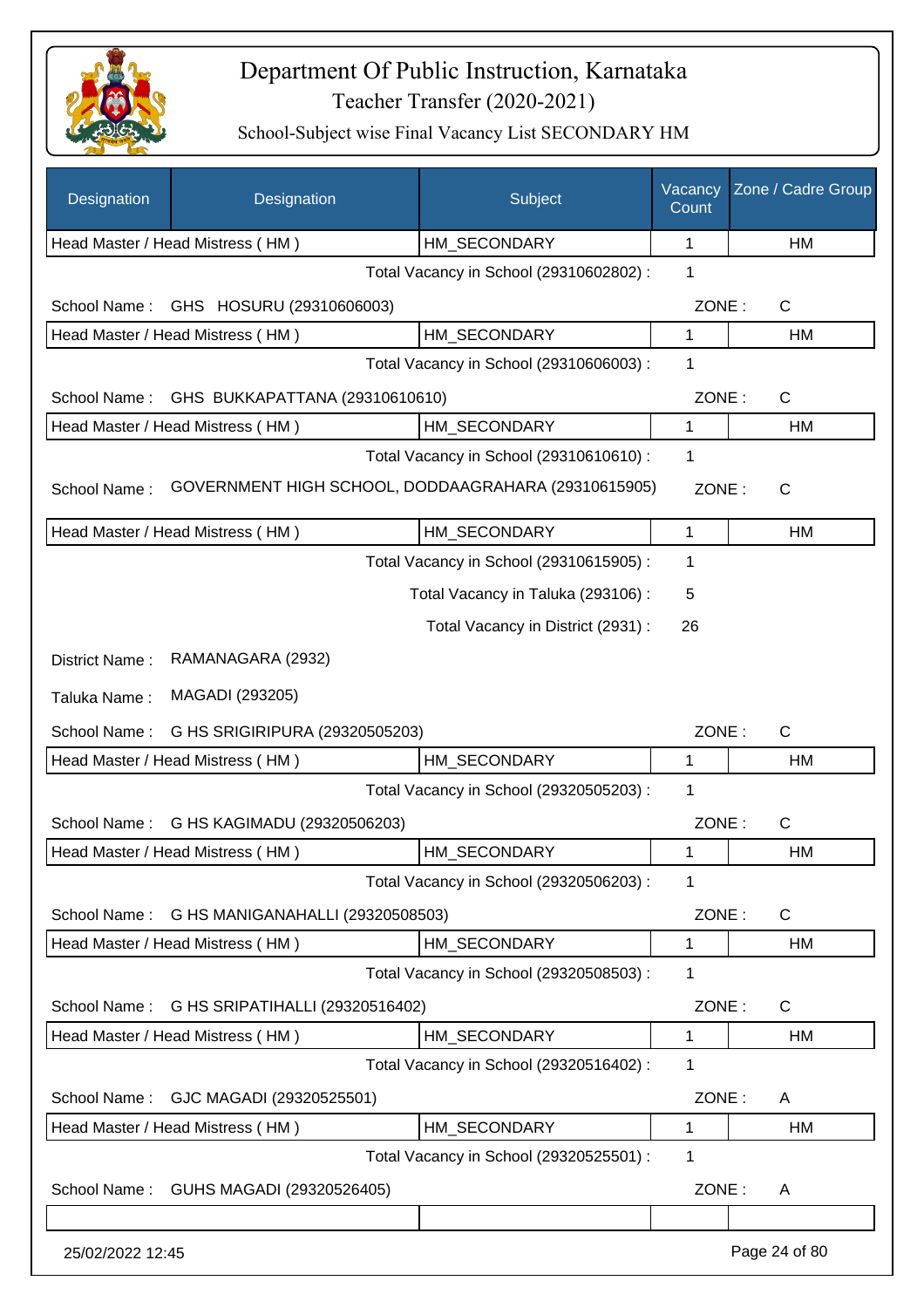# Department Of Public Instruction, Karnataka

## Teacher Transfer (2020-2021)

### School-Subject wise Final Vacancy List SECONDARY HM

| Designation | Designation | Subject | Vacancy Count | Zone / Cadre Group |
|---|---|---|---|---|
| Head Master / Head Mistress ( HM ) | | HM_SECONDARY | 1 | HM |

Total Vacancy in School (29310602802) : 1

School Name : GHS HOSURU (29310606003) ZONE : C

| Designation | Subject | Vacancy Count | Zone / Cadre Group |
|---|---|---|---|
| Head Master / Head Mistress ( HM ) | HM_SECONDARY | 1 | HM |

Total Vacancy in School (29310606003) : 1

School Name : GHS BUKKAPATTANA (29310610610) ZONE : C

| Designation | Subject | Vacancy Count | Zone / Cadre Group |
|---|---|---|---|
| Head Master / Head Mistress ( HM ) | HM_SECONDARY | 1 | HM |

Total Vacancy in School (29310610610) : 1

School Name : GOVERNMENT HIGH SCHOOL, DODDAAGRAHARA (29310615905) ZONE : C

| Designation | Subject | Vacancy Count | Zone / Cadre Group |
|---|---|---|---|
| Head Master / Head Mistress ( HM ) | HM_SECONDARY | 1 | HM |

Total Vacancy in School (29310615905) : 1

Total Vacancy in Taluka (293106) : 5

Total Vacancy in District (2931) : 26

District Name : RAMANAGARA (2932)

Taluka Name : MAGADI (293205)

School Name : G HS SRIGIRIPURA (29320505203) ZONE : C

| Designation | Subject | Vacancy Count | Zone / Cadre Group |
|---|---|---|---|
| Head Master / Head Mistress ( HM ) | HM_SECONDARY | 1 | HM |

Total Vacancy in School (29320505203) : 1

School Name : G HS KAGIMADU (29320506203) ZONE : C

| Designation | Subject | Vacancy Count | Zone / Cadre Group |
|---|---|---|---|
| Head Master / Head Mistress ( HM ) | HM_SECONDARY | 1 | HM |

Total Vacancy in School (29320506203) : 1

School Name : G HS MANIGANAHALLI (29320508503) ZONE : C

| Designation | Subject | Vacancy Count | Zone / Cadre Group |
|---|---|---|---|
| Head Master / Head Mistress ( HM ) | HM_SECONDARY | 1 | HM |

Total Vacancy in School (29320508503) : 1

School Name : G HS SRIPATIHALLI (29320516402) ZONE : C

| Designation | Subject | Vacancy Count | Zone / Cadre Group |
|---|---|---|---|
| Head Master / Head Mistress ( HM ) | HM_SECONDARY | 1 | HM |

Total Vacancy in School (29320516402) : 1

School Name : GJC MAGADI (29320525501) ZONE : A

| Designation | Subject | Vacancy Count | Zone / Cadre Group |
|---|---|---|---|
| Head Master / Head Mistress ( HM ) | HM_SECONDARY | 1 | HM |

Total Vacancy in School (29320525501) : 1

School Name : GUHS MAGADI (29320526405) ZONE : A

25/02/2022 12:45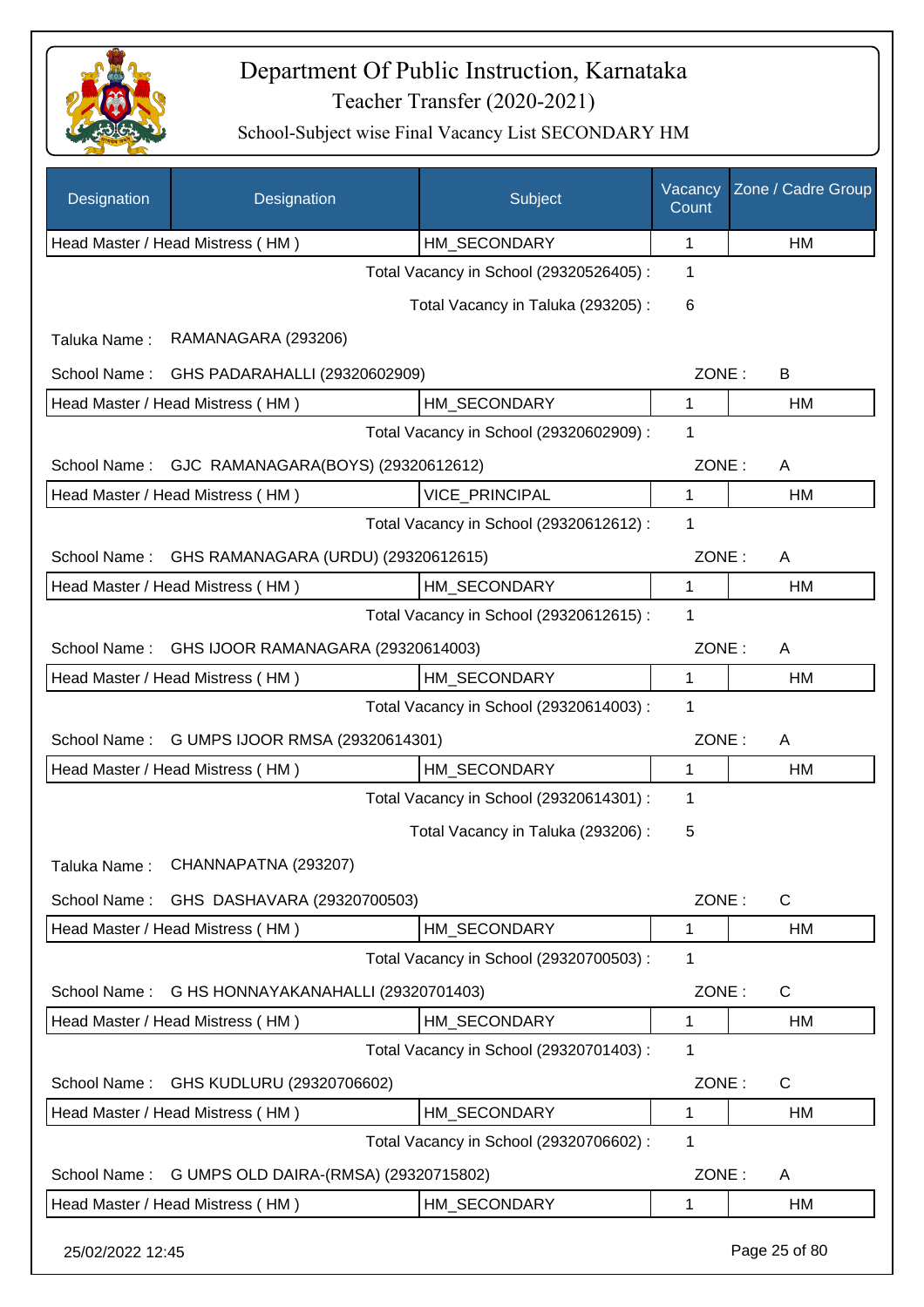# Department Of Public Instruction, Karnataka

## Teacher Transfer (2020-2021)

### School-Subject wise Final Vacancy List SECONDARY HM

| Designation | Designation | Subject | Vacancy Count | Zone / Cadre Group |
|---|---|---|---|---|
| Head Master / Head Mistress ( HM ) | | HM_SECONDARY | 1 | HM |

Total Vacancy in School (29320526405) : 1

Total Vacancy in Taluka (293205) : 6

Taluka Name : RAMANAGARA (293206)

School Name : GHS PADARAHALLI (29320602909) ZONE : B

| Designation | Subject | Vacancy Count | Zone / Cadre Group |
|---|---|---|---|
| Head Master / Head Mistress ( HM ) | HM_SECONDARY | 1 | HM |

Total Vacancy in School (29320602909) : 1

School Name : GJC RAMANAGARA(BOYS) (29320612612) ZONE : A

| Designation | Subject | Vacancy Count | Zone / Cadre Group |
|---|---|---|---|
| Head Master / Head Mistress ( HM ) | VICE_PRINCIPAL | 1 | HM |

Total Vacancy in School (29320612612) : 1

School Name : GHS RAMANAGARA (URDU) (29320612615) ZONE : A

| Designation | Subject | Vacancy Count | Zone / Cadre Group |
|---|---|---|---|
| Head Master / Head Mistress ( HM ) | HM_SECONDARY | 1 | HM |

Total Vacancy in School (29320612615) : 1

School Name : GHS IJOOR RAMANAGARA (29320614003) ZONE : A

| Designation | Subject | Vacancy Count | Zone / Cadre Group |
|---|---|---|---|
| Head Master / Head Mistress ( HM ) | HM_SECONDARY | 1 | HM |

Total Vacancy in School (29320614003) : 1

School Name : G UMPS IJOOR RMSA (29320614301) ZONE : A

| Designation | Subject | Vacancy Count | Zone / Cadre Group |
|---|---|---|---|
| Head Master / Head Mistress ( HM ) | HM_SECONDARY | 1 | HM |

Total Vacancy in School (29320614301) : 1

Total Vacancy in Taluka (293206) : 5

Taluka Name : CHANNAPATNA (293207)

School Name : GHS DASHAVARA (29320700503) ZONE : C

| Designation | Subject | Vacancy Count | Zone / Cadre Group |
|---|---|---|---|
| Head Master / Head Mistress ( HM ) | HM_SECONDARY | 1 | HM |

Total Vacancy in School (29320700503) : 1

School Name : G HS HONNAYAKANAHALLI (29320701403) ZONE : C

| Designation | Subject | Vacancy Count | Zone / Cadre Group |
|---|---|---|---|
| Head Master / Head Mistress ( HM ) | HM_SECONDARY | 1 | HM |

Total Vacancy in School (29320701403) : 1

School Name : GHS KUDLURU (29320706602) ZONE : C

| Designation | Subject | Vacancy Count | Zone / Cadre Group |
|---|---|---|---|
| Head Master / Head Mistress ( HM ) | HM_SECONDARY | 1 | HM |

Total Vacancy in School (29320706602) : 1

School Name : G UMPS OLD DAIRA-(RMSA) (29320715802) ZONE : A

| Designation | Subject | Vacancy Count | Zone / Cadre Group |
|---|---|---|---|
| Head Master / Head Mistress ( HM ) | HM_SECONDARY | 1 | HM |

25/02/2022 12:45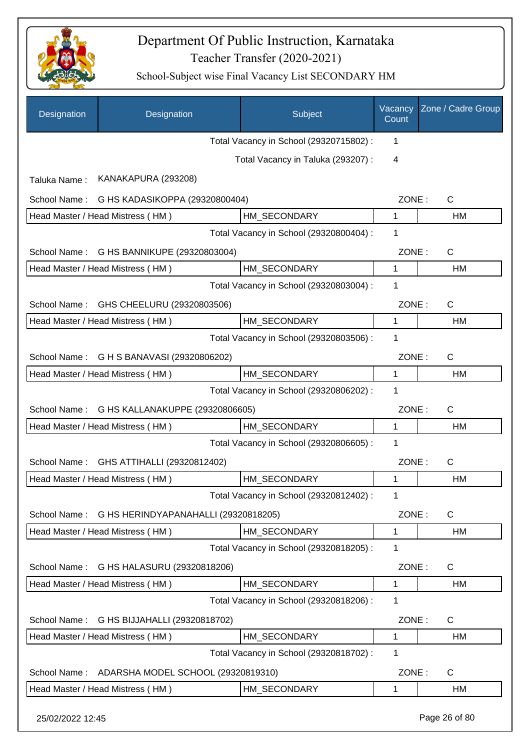# Department Of Public Instruction, Karnataka

## Teacher Transfer (2020-2021)

### School-Subject wise Final Vacancy List SECONDARY HM

| Designation | Designation | Subject | Vacancy Count | Zone / Cadre Group |
|---|---|---|---|---|
| | | Total Vacancy in School (29320715802) : | 1 | |
| | | Total Vacancy in Taluka (293207) : | 4 | |
| Taluka Name : | KANAKAPURA (293208) | | | |
| School Name : | G HS KADASIKOPPA (29320800404) | | ZONE : | C |
| Head Master / Head Mistress ( HM ) | | HM_SECONDARY | 1 | HM |
| | | Total Vacancy in School (29320800404) : | 1 | |
| School Name : | G HS BANNIKUPE (29320803004) | | ZONE : | C |
| Head Master / Head Mistress ( HM ) | | HM_SECONDARY | 1 | HM |
| | | Total Vacancy in School (29320803004) : | 1 | |
| School Name : | GHS CHEELURU (29320803506) | | ZONE : | C |
| Head Master / Head Mistress ( HM ) | | HM_SECONDARY | 1 | HM |
| | | Total Vacancy in School (29320803506) : | 1 | |
| School Name : | G H S BANAVASI (29320806202) | | ZONE : | C |
| Head Master / Head Mistress ( HM ) | | HM_SECONDARY | 1 | HM |
| | | Total Vacancy in School (29320806202) : | 1 | |
| School Name : | G HS KALLANAKUPPE (29320806605) | | ZONE : | C |
| Head Master / Head Mistress ( HM ) | | HM_SECONDARY | 1 | HM |
| | | Total Vacancy in School (29320806605) : | 1 | |
| School Name : | GHS ATTIHALLI (29320812402) | | ZONE : | C |
| Head Master / Head Mistress ( HM ) | | HM_SECONDARY | 1 | HM |
| | | Total Vacancy in School (29320812402) : | 1 | |
| School Name : | G HS HERINDYAPANAHALLI (29320818205) | | ZONE : | C |
| Head Master / Head Mistress ( HM ) | | HM_SECONDARY | 1 | HM |
| | | Total Vacancy in School (29320818205) : | 1 | |
| School Name : | G HS HALASURU (29320818206) | | ZONE : | C |
| Head Master / Head Mistress ( HM ) | | HM_SECONDARY | 1 | HM |
| | | Total Vacancy in School (29320818206) : | 1 | |
| School Name : | G HS BIJJAHALLI (29320818702) | | ZONE : | C |
| Head Master / Head Mistress ( HM ) | | HM_SECONDARY | 1 | HM |
| | | Total Vacancy in School (29320818702) : | 1 | |
| School Name : | ADARSHA MODEL SCHOOL (29320819310) | | ZONE : | C |
| Head Master / Head Mistress ( HM ) | | HM_SECONDARY | 1 | HM |

25/02/2022 12:45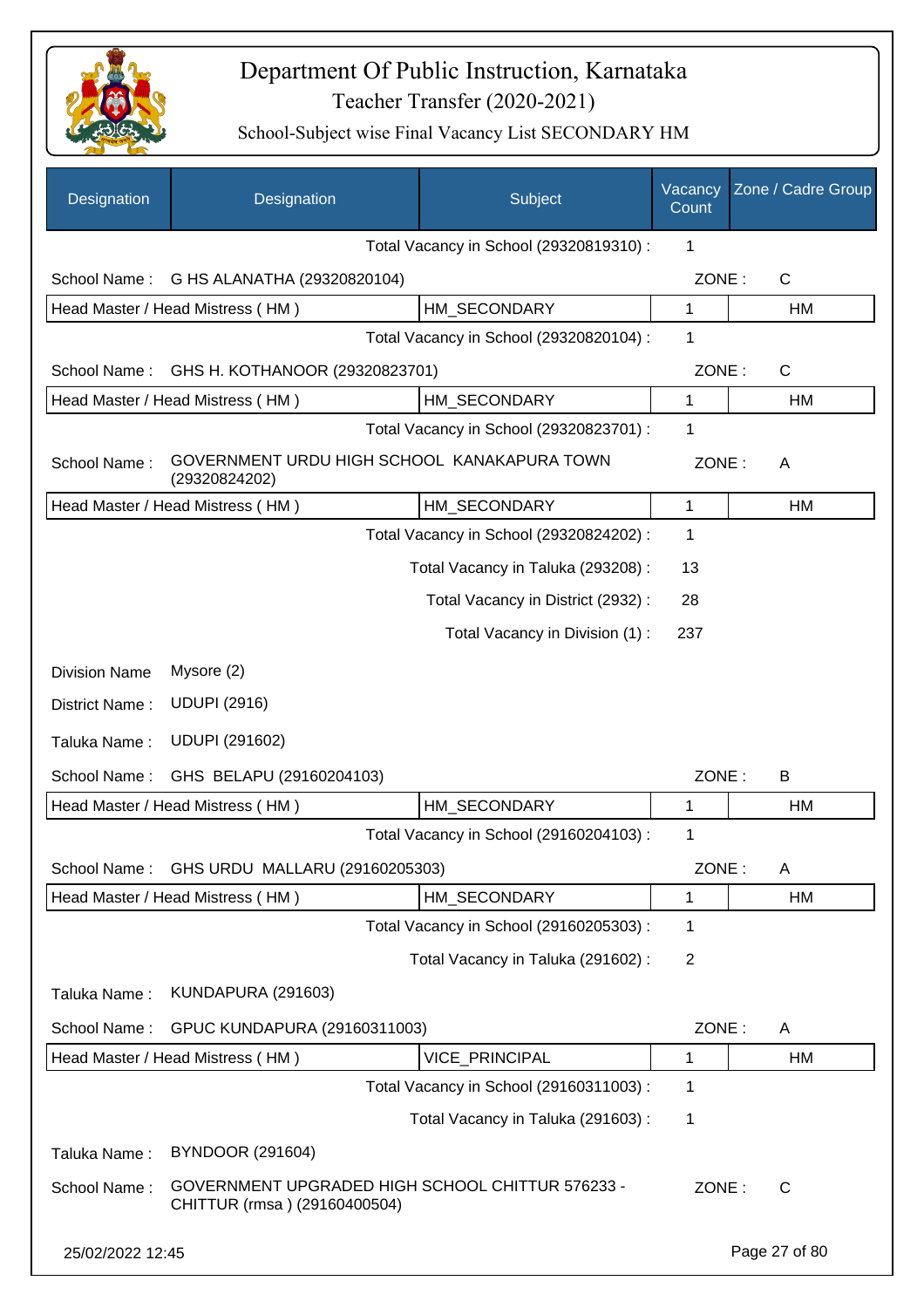# Department Of Public Instruction, Karnataka

## Teacher Transfer (2020-2021)

### School-Subject wise Final Vacancy List SECONDARY HM

| Designation | Designation | Subject | Vacancy Count | Zone / Cadre Group |
|---|---|---|---|---|
| | | Total Vacancy in School (29320819310) : | 1 | |
| School Name : | G HS ALANATHA (29320820104) | | ZONE : | C |
| Head Master / Head Mistress ( HM ) | | HM_SECONDARY | 1 | HM |
| | | Total Vacancy in School (29320820104) : | 1 | |
| School Name : | GHS H. KOTHANOOR (29320823701) | | ZONE : | C |
| Head Master / Head Mistress ( HM ) | | HM_SECONDARY | 1 | HM |
| | | Total Vacancy in School (29320823701) : | 1 | |
| School Name : | GOVERNMENT URDU HIGH SCHOOL KANAKAPURA TOWN (29320824202) | | ZONE : | A |
| Head Master / Head Mistress ( HM ) | | HM_SECONDARY | 1 | HM |
| | | Total Vacancy in School (29320824202) : | 1 | |
| | | Total Vacancy in Taluka (293208) : | 13 | |
| | | Total Vacancy in District (2932) : | 28 | |
| | | Total Vacancy in Division (1) : | 237 | |
| Division Name | Mysore (2) | | | |
| District Name : | UDUPI (2916) | | | |
| Taluka Name : | UDUPI (291602) | | | |
| School Name : | GHS BELAPU (29160204103) | | ZONE : | B |
| Head Master / Head Mistress ( HM ) | | HM_SECONDARY | 1 | HM |
| | | Total Vacancy in School (29160204103) : | 1 | |
| School Name : | GHS URDU MALLARU (29160205303) | | ZONE : | A |
| Head Master / Head Mistress ( HM ) | | HM_SECONDARY | 1 | HM |
| | | Total Vacancy in School (29160205303) : | 1 | |
| | | Total Vacancy in Taluka (291602) : | 2 | |
| Taluka Name : | KUNDAPURA (291603) | | | |
| School Name : | GPUC KUNDAPURA (29160311003) | | ZONE : | A |
| Head Master / Head Mistress ( HM ) | | VICE_PRINCIPAL | 1 | HM |
| | | Total Vacancy in School (29160311003) : | 1 | |
| | | Total Vacancy in Taluka (291603) : | 1 | |
| Taluka Name : | BYNDOOR (291604) | | | |
| School Name : | GOVERNMENT UPGRADED HIGH SCHOOL CHITTUR 576233 - CHITTUR (rmsa ) (29160400504) | | ZONE : | C |

25/02/2022 12:45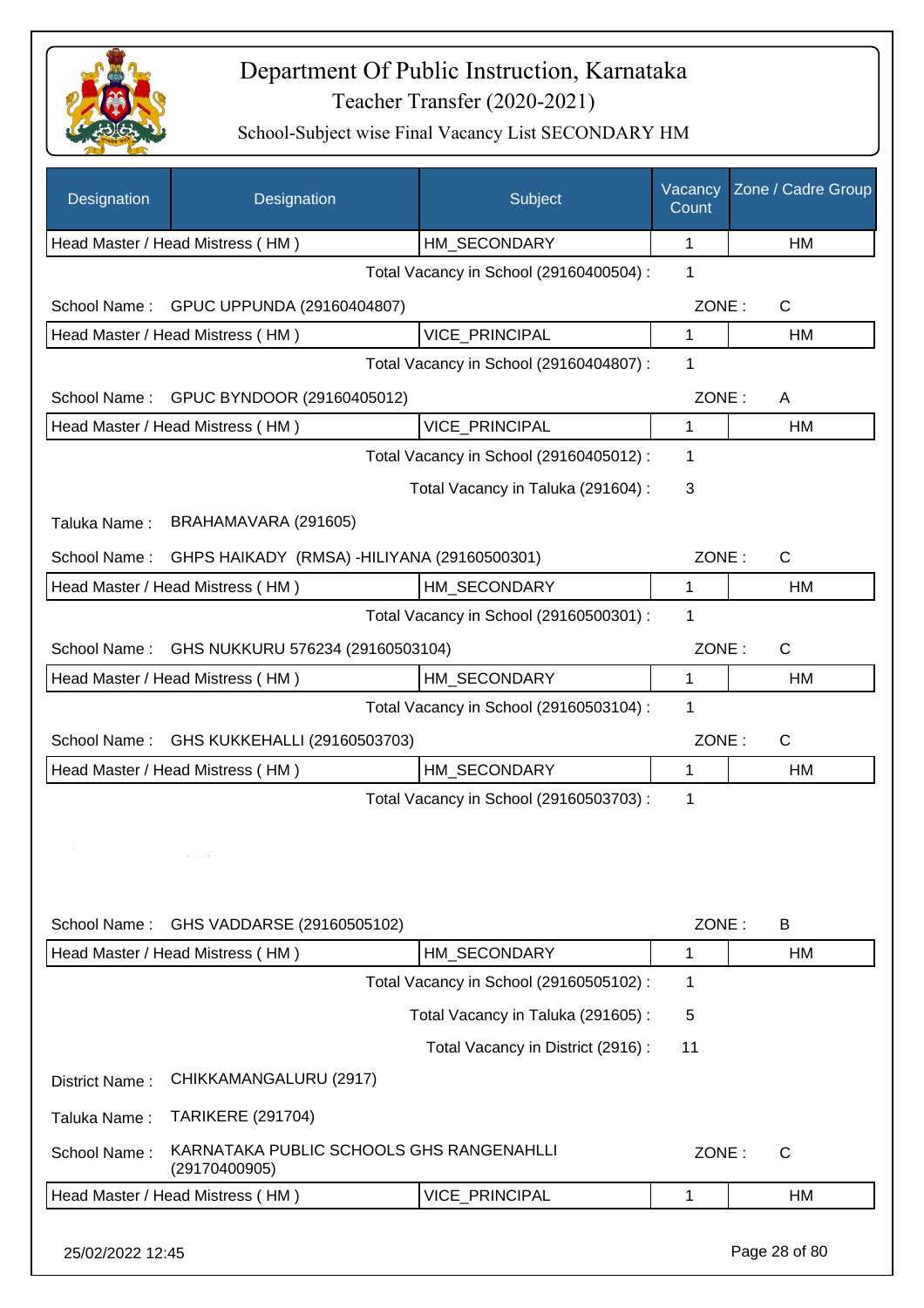# Department Of Public Instruction, Karnataka

Teacher Transfer (2020-2021)

School-Subject wise Final Vacancy List SECONDARY HM

| Designation | Designation | Subject | Vacancy Count | Zone / Cadre Group |
|---|---|---|---|---|
| Head Master / Head Mistress ( HM ) | | HM_SECONDARY | 1 | HM |

Total Vacancy in School (29160400504) : 1

School Name : GPUC UPPUNDA (29160404807) ZONE : C

| Head Master / Head Mistress ( HM ) | VICE_PRINCIPAL | 1 | HM |
|---|---|---|---|

Total Vacancy in School (29160404807) : 1

School Name : GPUC BYNDOOR (29160405012) ZONE : A

| Head Master / Head Mistress ( HM ) | VICE_PRINCIPAL | 1 | HM |
|---|---|---|---|

Total Vacancy in School (29160405012) : 1

Total Vacancy in Taluka (291604) : 3

Taluka Name : BRAHAMAVARA (291605)

School Name : GHPS HAIKADY (RMSA) -HILIYANA (29160500301) ZONE : C

| Head Master / Head Mistress ( HM ) | HM_SECONDARY | 1 | HM |
|---|---|---|---|

Total Vacancy in School (29160500301) : 1

School Name : GHS NUKKURU 576234 (29160503104) ZONE : C

| Head Master / Head Mistress ( HM ) | HM_SECONDARY | 1 | HM |
|---|---|---|---|

Total Vacancy in School (29160503104) : 1

School Name : GHS KUKKEHALLI (29160503703) ZONE : C

| Head Master / Head Mistress ( HM ) | HM_SECONDARY | 1 | HM |
|---|---|---|---|

Total Vacancy in School (29160503703) : 1

School Name : GHS VADDARSE (29160505102) ZONE : B

| Head Master / Head Mistress ( HM ) | HM_SECONDARY | 1 | HM |
|---|---|---|---|

Total Vacancy in School (29160505102) : 1

Total Vacancy in Taluka (291605) : 5

Total Vacancy in District (2916) : 11

District Name : CHIKKAMANGALURU (2917)

Taluka Name : TARIKERE (291704)

School Name : KARNATAKA PUBLIC SCHOOLS GHS RANGENAHLLI (29170400905) ZONE : C

| Head Master / Head Mistress ( HM ) | VICE_PRINCIPAL | 1 | HM |
|---|---|---|---|

25/02/2022 12:45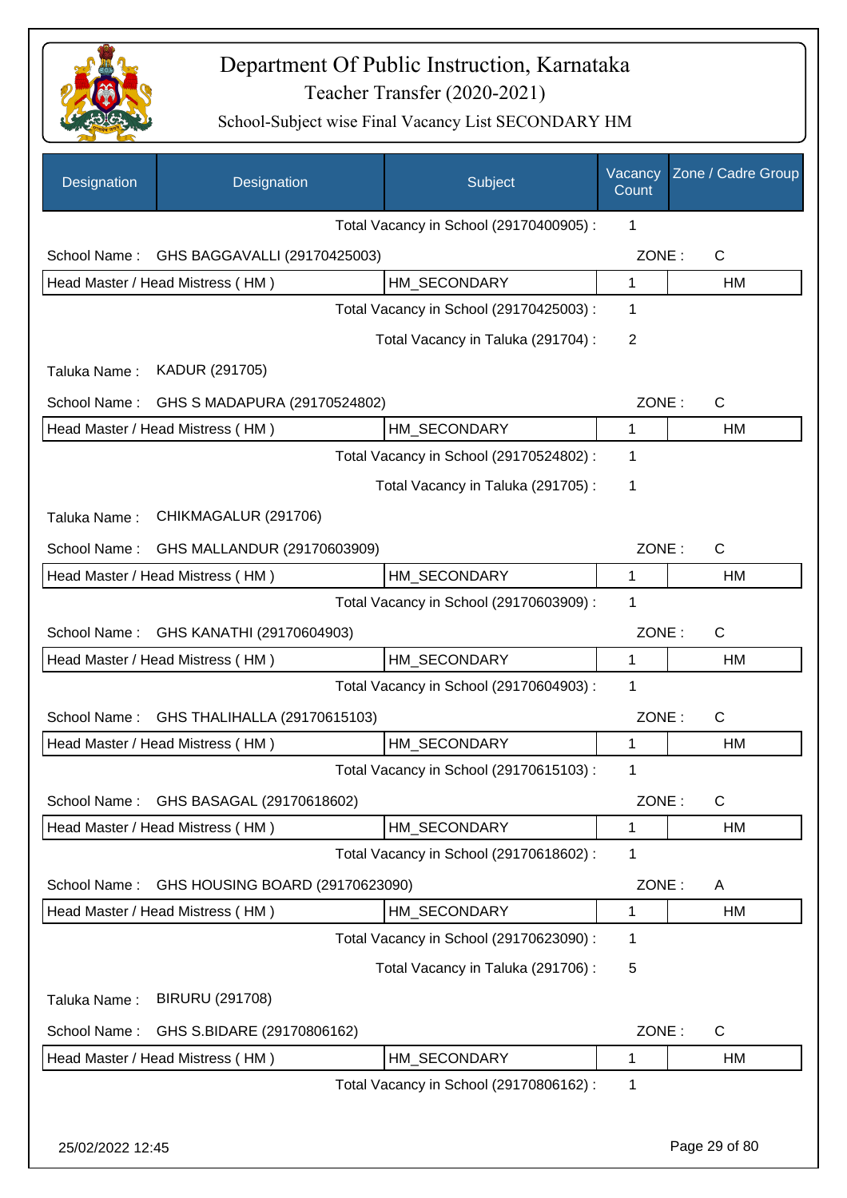# Department Of Public Instruction, Karnataka

## Teacher Transfer (2020-2021)

### School-Subject wise Final Vacancy List SECONDARY HM

| Designation | Designation | Subject | Vacancy Count | Zone / Cadre Group |
|---|---|---|---|---|
| | | Total Vacancy in School (29170400905) : | 1 | |
| School Name : | GHS BAGGAVALLI (29170425003) | | ZONE : | C |
| Head Master / Head Mistress ( HM ) | | HM_SECONDARY | 1 | HM |
| | | Total Vacancy in School (29170425003) : | 1 | |
| | | Total Vacancy in Taluka (291704) : | 2 | |
| Taluka Name : | KADUR (291705) | | | |
| School Name : | GHS S MADAPURA (29170524802) | | ZONE : | C |
| Head Master / Head Mistress ( HM ) | | HM_SECONDARY | 1 | HM |
| | | Total Vacancy in School (29170524802) : | 1 | |
| | | Total Vacancy in Taluka (291705) : | 1 | |
| Taluka Name : | CHIKMAGALUR (291706) | | | |
| School Name : | GHS MALLANDUR (29170603909) | | ZONE : | C |
| Head Master / Head Mistress ( HM ) | | HM_SECONDARY | 1 | HM |
| | | Total Vacancy in School (29170603909) : | 1 | |
| School Name : | GHS KANATHI (29170604903) | | ZONE : | C |
| Head Master / Head Mistress ( HM ) | | HM_SECONDARY | 1 | HM |
| | | Total Vacancy in School (29170604903) : | 1 | |
| School Name : | GHS THALIHALLA (29170615103) | | ZONE : | C |
| Head Master / Head Mistress ( HM ) | | HM_SECONDARY | 1 | HM |
| | | Total Vacancy in School (29170615103) : | 1 | |
| School Name : | GHS BASAGAL (29170618602) | | ZONE : | C |
| Head Master / Head Mistress ( HM ) | | HM_SECONDARY | 1 | HM |
| | | Total Vacancy in School (29170618602) : | 1 | |
| School Name : | GHS HOUSING BOARD (29170623090) | | ZONE : | A |
| Head Master / Head Mistress ( HM ) | | HM_SECONDARY | 1 | HM |
| | | Total Vacancy in School (29170623090) : | 1 | |
| | | Total Vacancy in Taluka (291706) : | 5 | |
| Taluka Name : | BIRURU (291708) | | | |
| School Name : | GHS S.BIDARE (29170806162) | | ZONE : | C |
| Head Master / Head Mistress ( HM ) | | HM_SECONDARY | 1 | HM |
| | | Total Vacancy in School (29170806162) : | 1 | |

25/02/2022 12:45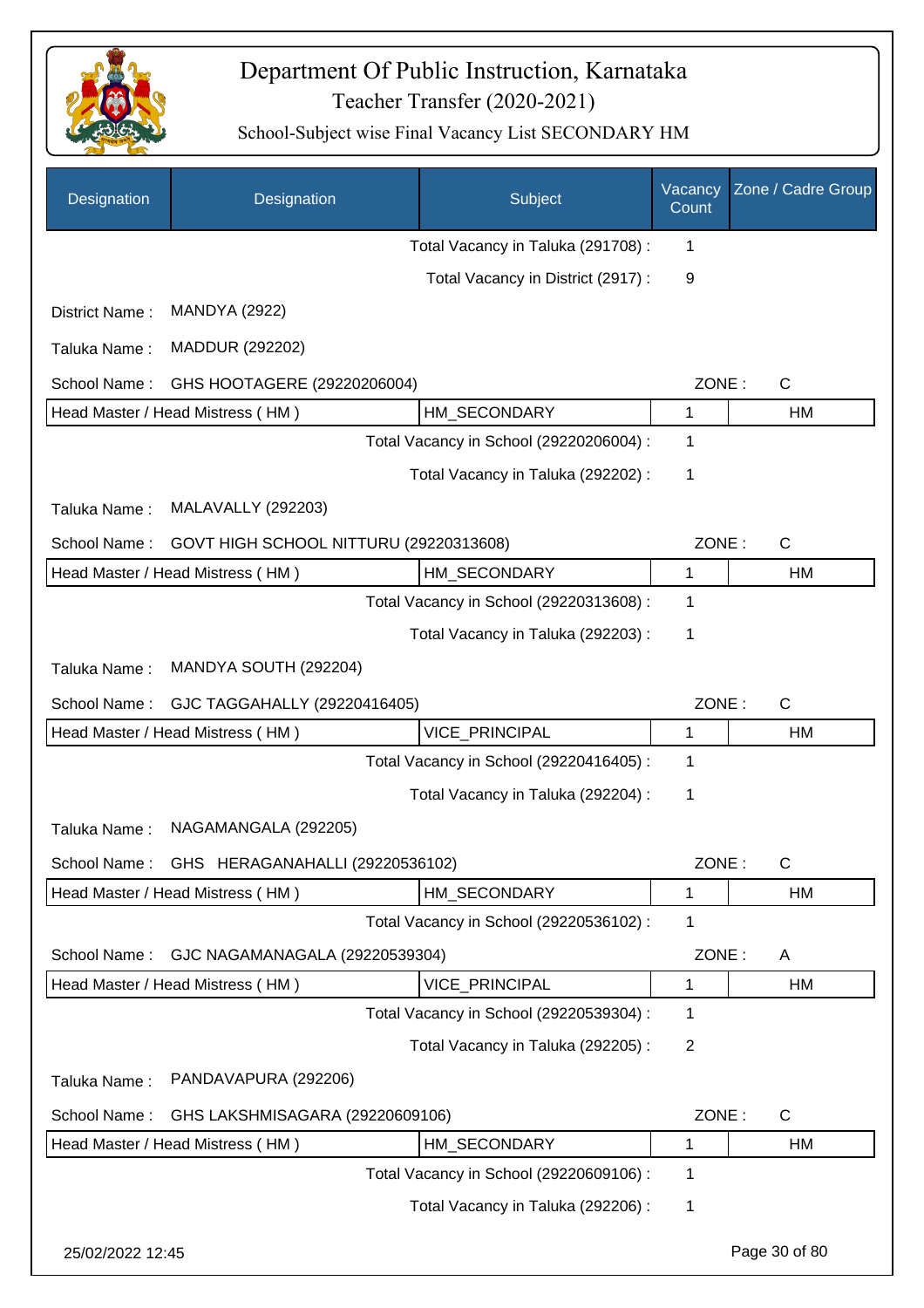# Department Of Public Instruction, Karnataka

## Teacher Transfer (2020-2021)

### School-Subject wise Final Vacancy List SECONDARY HM

| Designation | Designation | Subject | Vacancy Count | Zone / Cadre Group |
|---|---|---|---|---|
| | | Total Vacancy in Taluka (291708) : | 1 | |
| | | Total Vacancy in District (2917) : | 9 | |
| District Name : | MANDYA (2922) | | | |
| Taluka Name : | MADDUR (292202) | | | |
| School Name : | GHS HOOTAGERE (29220206004) | | ZONE : | C |
| Head Master / Head Mistress ( HM ) | | HM_SECONDARY | 1 | HM |
| | | Total Vacancy in School (29220206004) : | 1 | |
| | | Total Vacancy in Taluka (292202) : | 1 | |
| Taluka Name : | MALAVALLY (292203) | | | |
| School Name : | GOVT HIGH SCHOOL NITTURU (29220313608) | | ZONE : | C |
| Head Master / Head Mistress ( HM ) | | HM_SECONDARY | 1 | HM |
| | | Total Vacancy in School (29220313608) : | 1 | |
| | | Total Vacancy in Taluka (292203) : | 1 | |
| Taluka Name : | MANDYA SOUTH (292204) | | | |
| School Name : | GJC TAGGAHALLY (29220416405) | | ZONE : | C |
| Head Master / Head Mistress ( HM ) | | VICE_PRINCIPAL | 1 | HM |
| | | Total Vacancy in School (29220416405) : | 1 | |
| | | Total Vacancy in Taluka (292204) : | 1 | |
| Taluka Name : | NAGAMANGALA (292205) | | | |
| School Name : | GHS HERAGANAHALLI (29220536102) | | ZONE : | C |
| Head Master / Head Mistress ( HM ) | | HM_SECONDARY | 1 | HM |
| | | Total Vacancy in School (29220536102) : | 1 | |
| School Name : | GJC NAGAMANAGALA (29220539304) | | ZONE : | A |
| Head Master / Head Mistress ( HM ) | | VICE_PRINCIPAL | 1 | HM |
| | | Total Vacancy in School (29220539304) : | 1 | |
| | | Total Vacancy in Taluka (292205) : | 2 | |
| Taluka Name : | PANDAVAPURA (292206) | | | |
| School Name : | GHS LAKSHMISAGARA (29220609106) | | ZONE : | C |
| Head Master / Head Mistress ( HM ) | | HM_SECONDARY | 1 | HM |
| | | Total Vacancy in School (29220609106) : | 1 | |
| | | Total Vacancy in Taluka (292206) : | 1 | |

25/02/2022 12:45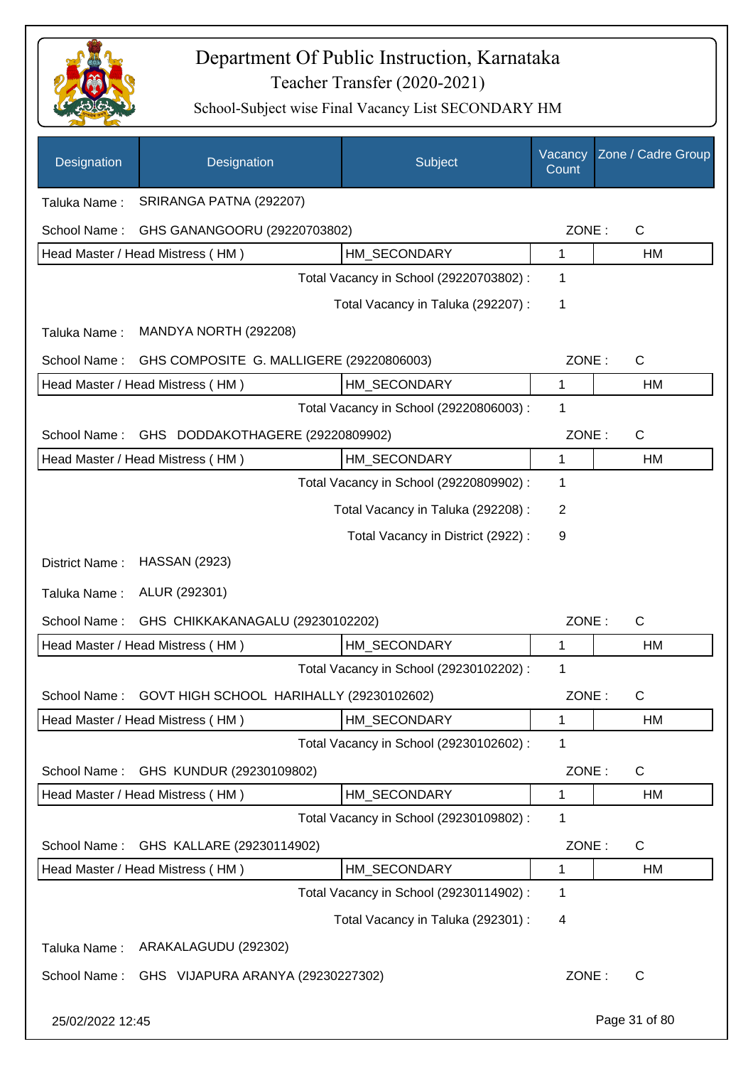# Department Of Public Instruction, Karnataka

Teacher Transfer (2020-2021)

School-Subject wise Final Vacancy List SECONDARY HM

| Designation | Designation | Subject | Vacancy Count | Zone / Cadre Group |
|---|---|---|---|---|
| Taluka Name : | SRIRANGA PATNA (292207) | | | |
| School Name : | GHS GANANGOORU (29220703802) | | ZONE : | C |
| Head Master / Head Mistress ( HM ) | | HM_SECONDARY | 1 | HM |
| | | Total Vacancy in School (29220703802) : | 1 | |
| | | Total Vacancy in Taluka (292207) : | 1 | |
| Taluka Name : | MANDYA NORTH (292208) | | | |
| School Name : | GHS COMPOSITE G. MALLIGERE (29220806003) | | ZONE : | C |
| Head Master / Head Mistress ( HM ) | | HM_SECONDARY | 1 | HM |
| | | Total Vacancy in School (29220806003) : | 1 | |
| School Name : | GHS DODDAKOTHAGERE (29220809902) | | ZONE : | C |
| Head Master / Head Mistress ( HM ) | | HM_SECONDARY | 1 | HM |
| | | Total Vacancy in School (29220809902) : | 1 | |
| | | Total Vacancy in Taluka (292208) : | 2 | |
| | | Total Vacancy in District (2922) : | 9 | |
| District Name : | HASSAN (2923) | | | |
| Taluka Name : | ALUR (292301) | | | |
| School Name : | GHS CHIKKAKANAGALU (29230102202) | | ZONE : | C |
| Head Master / Head Mistress ( HM ) | | HM_SECONDARY | 1 | HM |
| | | Total Vacancy in School (29230102202) : | 1 | |
| School Name : | GOVT HIGH SCHOOL HARIHALLY (29230102602) | | ZONE : | C |
| Head Master / Head Mistress ( HM ) | | HM_SECONDARY | 1 | HM |
| | | Total Vacancy in School (29230102602) : | 1 | |
| School Name : | GHS KUNDUR (29230109802) | | ZONE : | C |
| Head Master / Head Mistress ( HM ) | | HM_SECONDARY | 1 | HM |
| | | Total Vacancy in School (29230109802) : | 1 | |
| School Name : | GHS KALLARE (29230114902) | | ZONE : | C |
| Head Master / Head Mistress ( HM ) | | HM_SECONDARY | 1 | HM |
| | | Total Vacancy in School (29230114902) : | 1 | |
| | | Total Vacancy in Taluka (292301) : | 4 | |
| Taluka Name : | ARAKALAGUDU (292302) | | | |
| School Name : | GHS VIJAPURA ARANYA (29230227302) | | ZONE : | C |

25/02/2022 12:45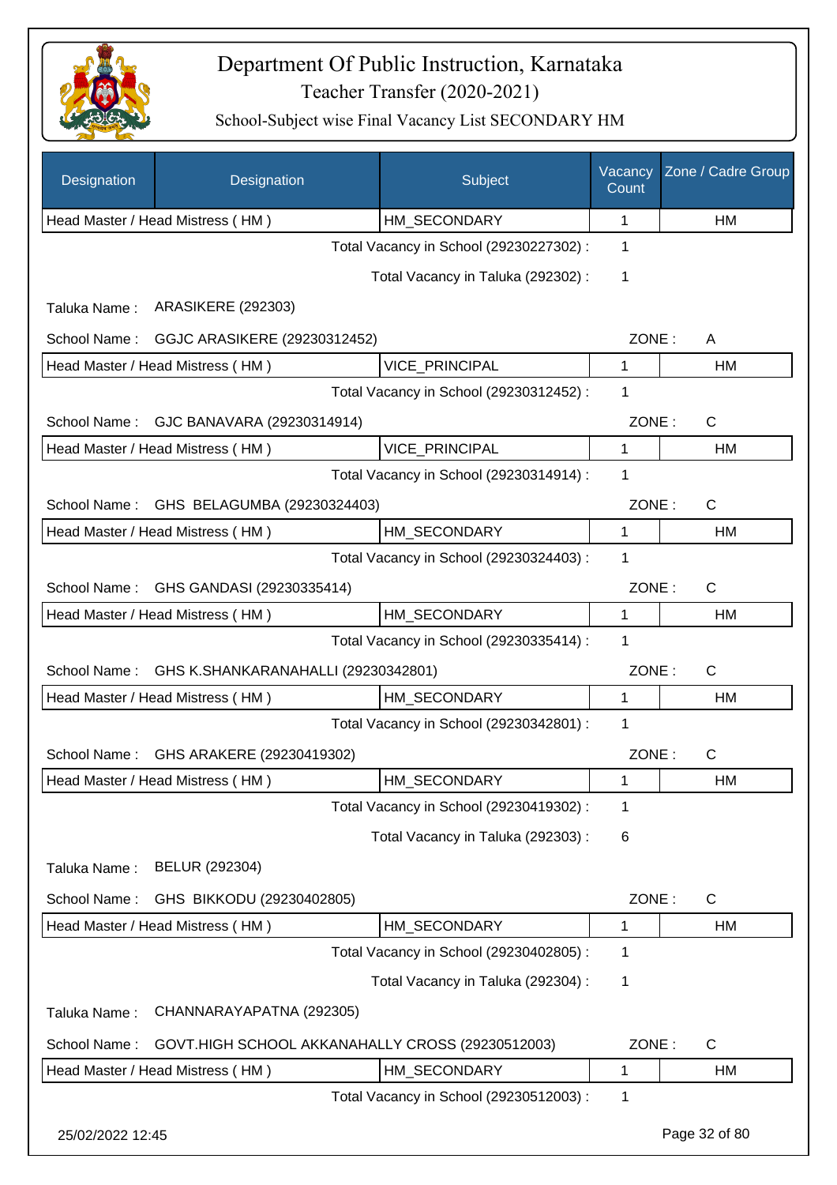# Department Of Public Instruction, Karnataka

## Teacher Transfer (2020-2021)

### School-Subject wise Final Vacancy List SECONDARY HM

| Designation | Designation | Subject | Vacancy Count | Zone / Cadre Group |
|---|---|---|---|---|
| Head Master / Head Mistress ( HM ) | | HM_SECONDARY | 1 | HM |

Total Vacancy in School (29230227302) : 1

Total Vacancy in Taluka (292302) : 1

Taluka Name : ARASIKERE (292303)

School Name : GGJC ARASIKERE (29230312452) ZONE : A

| Designation | Subject | Vacancy Count | Zone / Cadre Group |
|---|---|---|---|
| Head Master / Head Mistress ( HM ) | VICE_PRINCIPAL | 1 | HM |

Total Vacancy in School (29230312452) : 1

School Name : GJC BANAVARA (29230314914) ZONE : C

| Designation | Subject | Vacancy Count | Zone / Cadre Group |
|---|---|---|---|
| Head Master / Head Mistress ( HM ) | VICE_PRINCIPAL | 1 | HM |

Total Vacancy in School (29230314914) : 1

School Name : GHS BELAGUMBA (29230324403) ZONE : C

| Designation | Subject | Vacancy Count | Zone / Cadre Group |
|---|---|---|---|
| Head Master / Head Mistress ( HM ) | HM_SECONDARY | 1 | HM |

Total Vacancy in School (29230324403) : 1

School Name : GHS GANDASI (29230335414) ZONE : C

| Designation | Subject | Vacancy Count | Zone / Cadre Group |
|---|---|---|---|
| Head Master / Head Mistress ( HM ) | HM_SECONDARY | 1 | HM |

Total Vacancy in School (29230335414) : 1

School Name : GHS K.SHANKARANAHALLI (29230342801) ZONE : C

| Designation | Subject | Vacancy Count | Zone / Cadre Group |
|---|---|---|---|
| Head Master / Head Mistress ( HM ) | HM_SECONDARY | 1 | HM |

Total Vacancy in School (29230342801) : 1

School Name : GHS ARAKERE (29230419302) ZONE : C

| Designation | Subject | Vacancy Count | Zone / Cadre Group |
|---|---|---|---|
| Head Master / Head Mistress ( HM ) | HM_SECONDARY | 1 | HM |

Total Vacancy in School (29230419302) : 1

Total Vacancy in Taluka (292303) : 6

Taluka Name : BELUR (292304)

School Name : GHS BIKKODU (29230402805) ZONE : C

| Designation | Subject | Vacancy Count | Zone / Cadre Group |
|---|---|---|---|
| Head Master / Head Mistress ( HM ) | HM_SECONDARY | 1 | HM |

Total Vacancy in School (29230402805) : 1

Total Vacancy in Taluka (292304) : 1

Taluka Name : CHANNARAYAPATNA (292305)

School Name : GOVT.HIGH SCHOOL AKKANAHALLY CROSS (29230512003) ZONE : C

| Designation | Subject | Vacancy Count | Zone / Cadre Group |
|---|---|---|---|
| Head Master / Head Mistress ( HM ) | HM_SECONDARY | 1 | HM |

Total Vacancy in School (29230512003) : 1

25/02/2022 12:45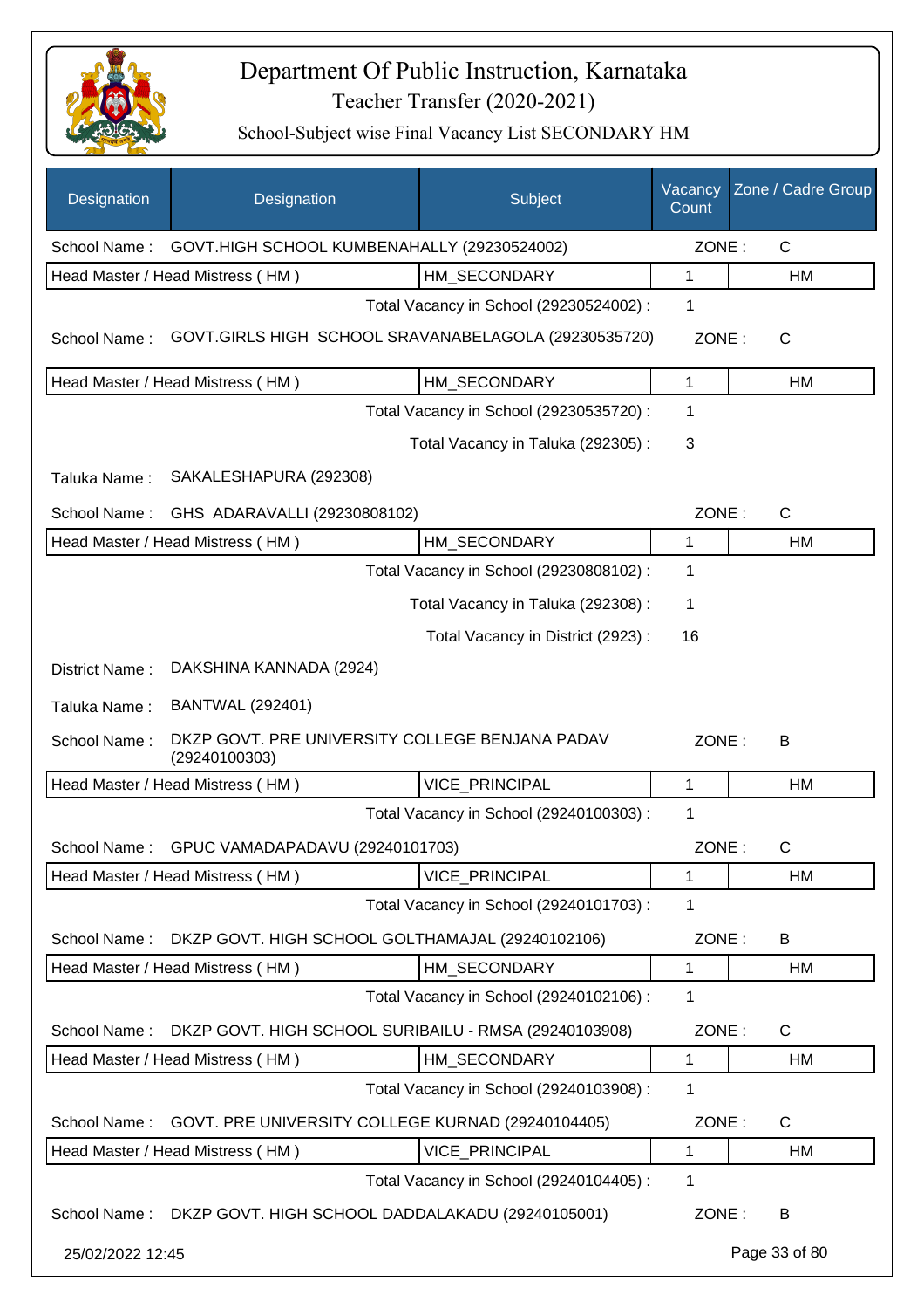# Department Of Public Instruction, Karnataka

## Teacher Transfer (2020-2021)

### School-Subject wise Final Vacancy List SECONDARY HM

| Designation | Designation | Subject | Vacancy Count | Zone / Cadre Group |
|---|---|---|---|---|
| School Name : | GOVT.HIGH SCHOOL KUMBENAHALLY (29230524002) | | ZONE : | C |
| Head Master / Head Mistress ( HM ) | | HM_SECONDARY | 1 | HM |
| | | Total Vacancy in School (29230524002) : | 1 | |
| School Name : | GOVT.GIRLS HIGH SCHOOL SRAVANABELAGOLA (29230535720) | | ZONE : | C |
| Head Master / Head Mistress ( HM ) | | HM_SECONDARY | 1 | HM |
| | | Total Vacancy in School (29230535720) : | 1 | |
| | | Total Vacancy in Taluka (292305) : | 3 | |
| Taluka Name : | SAKALESHAPURA (292308) | | | |
| School Name : | GHS ADARAVALLI (29230808102) | | ZONE : | C |
| Head Master / Head Mistress ( HM ) | | HM_SECONDARY | 1 | HM |
| | | Total Vacancy in School (29230808102) : | 1 | |
| | | Total Vacancy in Taluka (292308) : | 1 | |
| | | Total Vacancy in District (2923) : | 16 | |
| District Name : | DAKSHINA KANNADA (2924) | | | |
| Taluka Name : | BANTWAL (292401) | | | |
| School Name : | DKZP GOVT. PRE UNIVERSITY COLLEGE BENJANA PADAV (29240100303) | | ZONE : | B |
| Head Master / Head Mistress ( HM ) | | VICE_PRINCIPAL | 1 | HM |
| | | Total Vacancy in School (29240100303) : | 1 | |
| School Name : | GPUC VAMADAPADAVU (29240101703) | | ZONE : | C |
| Head Master / Head Mistress ( HM ) | | VICE_PRINCIPAL | 1 | HM |
| | | Total Vacancy in School (29240101703) : | 1 | |
| School Name : | DKZP GOVT. HIGH SCHOOL GOLTHAMAJAL (29240102106) | | ZONE : | B |
| Head Master / Head Mistress ( HM ) | | HM_SECONDARY | 1 | HM |
| | | Total Vacancy in School (29240102106) : | 1 | |
| School Name : | DKZP GOVT. HIGH SCHOOL SURIBAILU - RMSA (29240103908) | | ZONE : | C |
| Head Master / Head Mistress ( HM ) | | HM_SECONDARY | 1 | HM |
| | | Total Vacancy in School (29240103908) : | 1 | |
| School Name : | GOVT. PRE UNIVERSITY COLLEGE KURNAD (29240104405) | | ZONE : | C |
| Head Master / Head Mistress ( HM ) | | VICE_PRINCIPAL | 1 | HM |
| | | Total Vacancy in School (29240104405) : | 1 | |
| School Name : | DKZP GOVT. HIGH SCHOOL DADDALAKADU (29240105001) | | ZONE : | B |

25/02/2022 12:45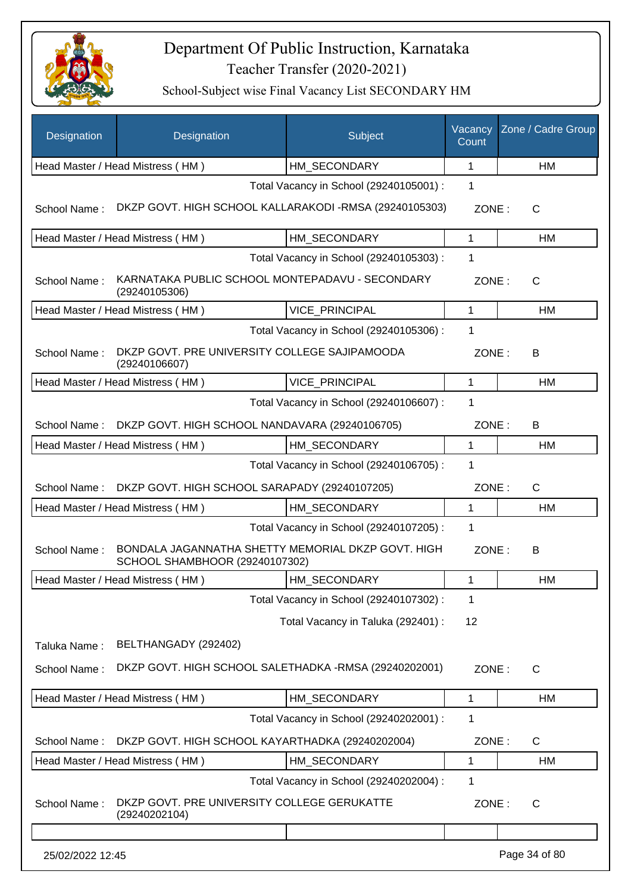# Department Of Public Instruction, Karnataka

## Teacher Transfer (2020-2021)

### School-Subject wise Final Vacancy List SECONDARY HM

| Designation | Designation | Subject | Vacancy Count | Zone / Cadre Group |
|---|---|---|---|---|
| Head Master / Head Mistress ( HM ) | | HM_SECONDARY | 1 | HM |

Total Vacancy in School (29240105001) : 1

School Name : DKZP GOVT. HIGH SCHOOL KALLARAKODI -RMSA (29240105303) ZONE : C

| Head Master / Head Mistress ( HM ) | HM_SECONDARY | 1 | HM |
|---|---|---|---|

Total Vacancy in School (29240105303) : 1

School Name : KARNATAKA PUBLIC SCHOOL MONTEPADAVU - SECONDARY (29240105306) ZONE : C

| Head Master / Head Mistress ( HM ) | VICE_PRINCIPAL | 1 | HM |
|---|---|---|---|

Total Vacancy in School (29240105306) : 1

School Name : DKZP GOVT. PRE UNIVERSITY COLLEGE SAJIPAMOODA (29240106607) ZONE : B

| Head Master / Head Mistress ( HM ) | VICE_PRINCIPAL | 1 | HM |
|---|---|---|---|

Total Vacancy in School (29240106607) : 1

School Name : DKZP GOVT. HIGH SCHOOL NANDAVARA (29240106705) ZONE : B

| Head Master / Head Mistress ( HM ) | HM_SECONDARY | 1 | HM |
|---|---|---|---|

Total Vacancy in School (29240106705) : 1

School Name : DKZP GOVT. HIGH SCHOOL SARAPADY (29240107205) ZONE : C

| Head Master / Head Mistress ( HM ) | HM_SECONDARY | 1 | HM |
|---|---|---|---|

Total Vacancy in School (29240107205) : 1

School Name : BONDALA JAGANNATHA SHETTY MEMORIAL DKZP GOVT. HIGH SCHOOL SHAMBHOOR (29240107302) ZONE : B

| Head Master / Head Mistress ( HM ) | HM_SECONDARY | 1 | HM |
|---|---|---|---|

Total Vacancy in School (29240107302) : 1

Total Vacancy in Taluka (292401) : 12

Taluka Name : BELTHANGADY (292402)

School Name : DKZP GOVT. HIGH SCHOOL SALETHADKA -RMSA (29240202001) ZONE : C

| Head Master / Head Mistress ( HM ) | HM_SECONDARY | 1 | HM |
|---|---|---|---|

Total Vacancy in School (29240202001) : 1

School Name : DKZP GOVT. HIGH SCHOOL KAYARTHADKA (29240202004) ZONE : C

| Head Master / Head Mistress ( HM ) | HM_SECONDARY | 1 | HM |
|---|---|---|---|

Total Vacancy in School (29240202004) : 1

School Name : DKZP GOVT. PRE UNIVERSITY COLLEGE GERUKATTE (29240202104) ZONE : C

25/02/2022 12:45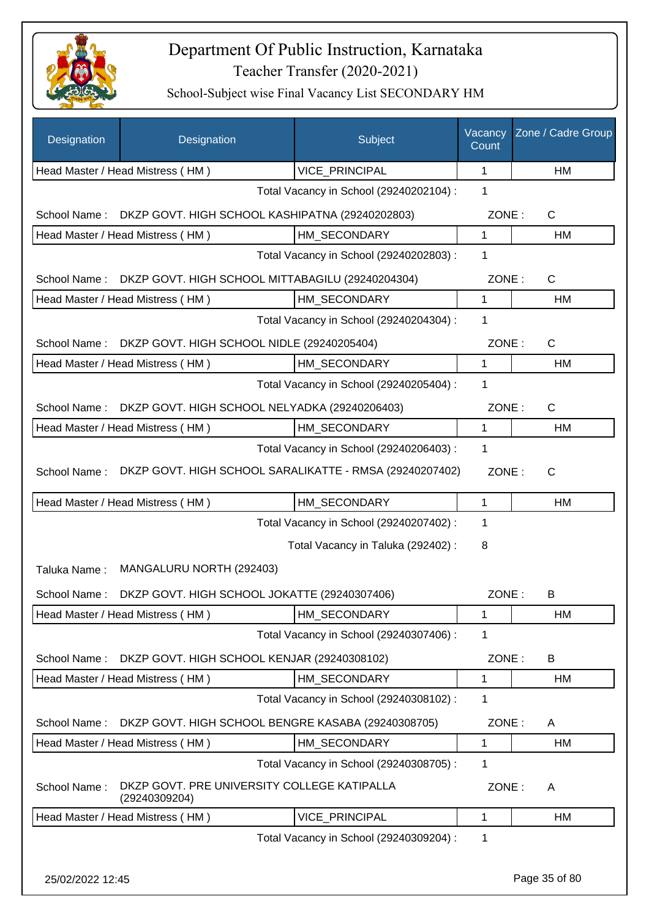# Department Of Public Instruction, Karnataka

Teacher Transfer (2020-2021)

School-Subject wise Final Vacancy List SECONDARY HM

| Designation | Designation | Subject | Vacancy Count | Zone / Cadre Group |
|---|---|---|---|---|
| Head Master / Head Mistress ( HM ) | | VICE_PRINCIPAL | 1 | HM |
| | | Total Vacancy in School (29240202104) : | 1 | |
| School Name : | DKZP GOVT. HIGH SCHOOL KASHIPATNA (29240202803) | | ZONE : | C |
| Head Master / Head Mistress ( HM ) | | HM_SECONDARY | 1 | HM |
| | | Total Vacancy in School (29240202803) : | 1 | |
| School Name : | DKZP GOVT. HIGH SCHOOL MITTABAGILU (29240204304) | | ZONE : | C |
| Head Master / Head Mistress ( HM ) | | HM_SECONDARY | 1 | HM |
| | | Total Vacancy in School (29240204304) : | 1 | |
| School Name : | DKZP GOVT. HIGH SCHOOL NIDLE (29240205404) | | ZONE : | C |
| Head Master / Head Mistress ( HM ) | | HM_SECONDARY | 1 | HM |
| | | Total Vacancy in School (29240205404) : | 1 | |
| School Name : | DKZP GOVT. HIGH SCHOOL NELYADKA (29240206403) | | ZONE : | C |
| Head Master / Head Mistress ( HM ) | | HM_SECONDARY | 1 | HM |
| | | Total Vacancy in School (29240206403) : | 1 | |
| School Name : | DKZP GOVT. HIGH SCHOOL SARALIKATTE - RMSA (29240207402) | | ZONE : | C |
| Head Master / Head Mistress ( HM ) | | HM_SECONDARY | 1 | HM |
| | | Total Vacancy in School (29240207402) : | 1 | |
| | | Total Vacancy in Taluka (292402) : | 8 | |
| Taluka Name : | MANGALURU NORTH (292403) | | | |
| School Name : | DKZP GOVT. HIGH SCHOOL JOKATTE (29240307406) | | ZONE : | B |
| Head Master / Head Mistress ( HM ) | | HM_SECONDARY | 1 | HM |
| | | Total Vacancy in School (29240307406) : | 1 | |
| School Name : | DKZP GOVT. HIGH SCHOOL KENJAR (29240308102) | | ZONE : | B |
| Head Master / Head Mistress ( HM ) | | HM_SECONDARY | 1 | HM |
| | | Total Vacancy in School (29240308102) : | 1 | |
| School Name : | DKZP GOVT. HIGH SCHOOL BENGRE KASABA (29240308705) | | ZONE : | A |
| Head Master / Head Mistress ( HM ) | | HM_SECONDARY | 1 | HM |
| | | Total Vacancy in School (29240308705) : | 1 | |
| School Name : | DKZP GOVT. PRE UNIVERSITY COLLEGE KATIPALLA (29240309204) | | ZONE : | A |
| Head Master / Head Mistress ( HM ) | | VICE_PRINCIPAL | 1 | HM |
| | | Total Vacancy in School (29240309204) : | 1 | |

25/02/2022 12:45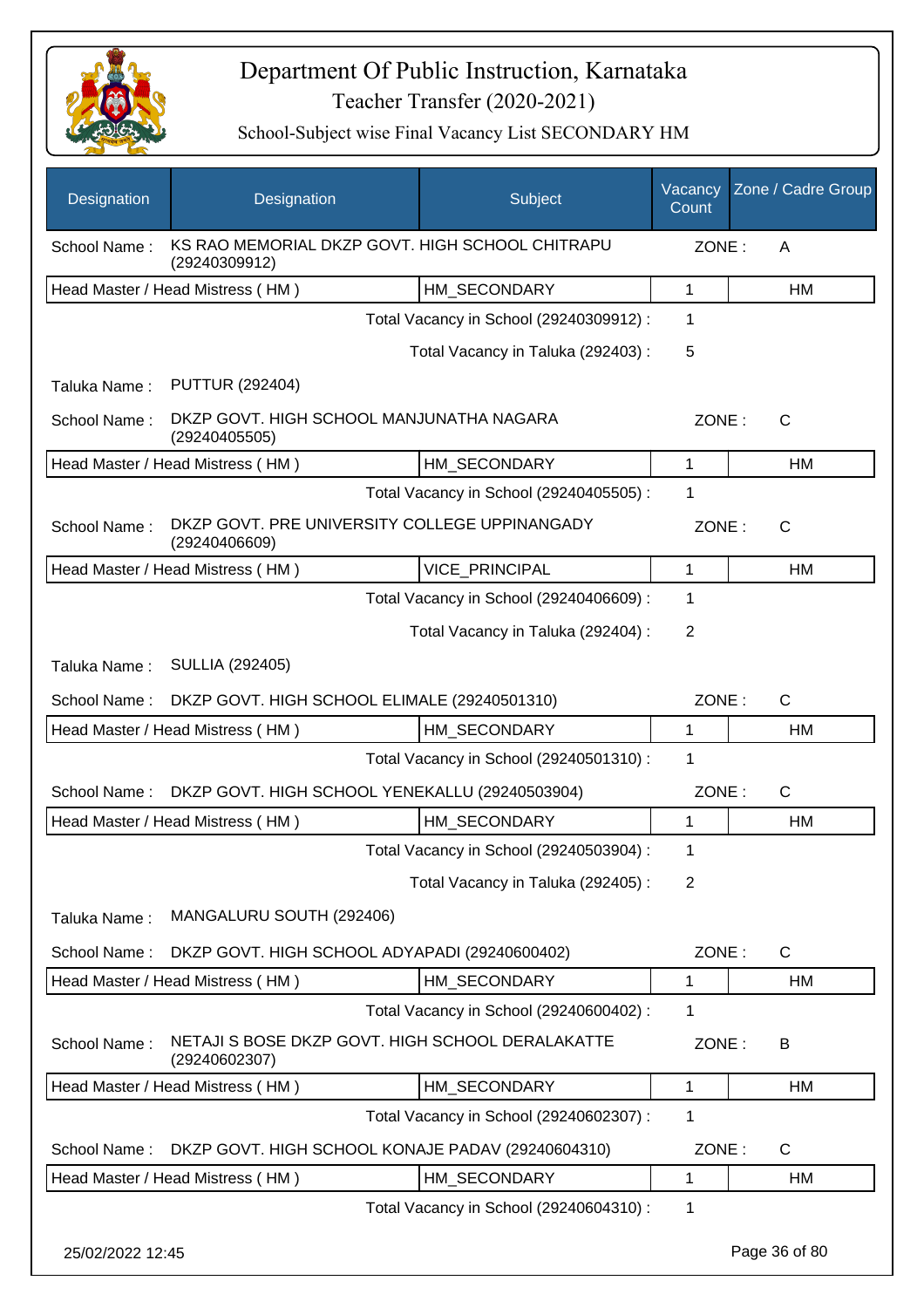# Department Of Public Instruction, Karnataka

## Teacher Transfer (2020-2021)

### School-Subject wise Final Vacancy List SECONDARY HM

| Designation | Designation | Subject | Vacancy Count | Zone / Cadre Group |
|---|---|---|---|---|
| School Name : | KS RAO MEMORIAL DKZP GOVT. HIGH SCHOOL CHITRAPU (29240309912) | | ZONE : | A |
| Head Master / Head Mistress ( HM ) | | HM_SECONDARY | 1 | HM |
| | | Total Vacancy in School (29240309912) : | 1 | |
| | | Total Vacancy in Taluka (292403) : | 5 | |
| Taluka Name : | PUTTUR (292404) | | | |
| School Name : | DKZP GOVT. HIGH SCHOOL MANJUNATHA NAGARA (29240405505) | | ZONE : | C |
| Head Master / Head Mistress ( HM ) | | HM_SECONDARY | 1 | HM |
| | | Total Vacancy in School (29240405505) : | 1 | |
| School Name : | DKZP GOVT. PRE UNIVERSITY COLLEGE UPPINANGADY (29240406609) | | ZONE : | C |
| Head Master / Head Mistress ( HM ) | | VICE_PRINCIPAL | 1 | HM |
| | | Total Vacancy in School (29240406609) : | 1 | |
| | | Total Vacancy in Taluka (292404) : | 2 | |
| Taluka Name : | SULLIA (292405) | | | |
| School Name : | DKZP GOVT. HIGH SCHOOL ELIMALE (29240501310) | | ZONE : | C |
| Head Master / Head Mistress ( HM ) | | HM_SECONDARY | 1 | HM |
| | | Total Vacancy in School (29240501310) : | 1 | |
| School Name : | DKZP GOVT. HIGH SCHOOL YENEKALLU (29240503904) | | ZONE : | C |
| Head Master / Head Mistress ( HM ) | | HM_SECONDARY | 1 | HM |
| | | Total Vacancy in School (29240503904) : | 1 | |
| | | Total Vacancy in Taluka (292405) : | 2 | |
| Taluka Name : | MANGALURU SOUTH (292406) | | | |
| School Name : | DKZP GOVT. HIGH SCHOOL ADYAPADI (29240600402) | | ZONE : | C |
| Head Master / Head Mistress ( HM ) | | HM_SECONDARY | 1 | HM |
| | | Total Vacancy in School (29240600402) : | 1 | |
| School Name : | NETAJI S BOSE DKZP GOVT. HIGH SCHOOL DERALAKATTE (29240602307) | | ZONE : | B |
| Head Master / Head Mistress ( HM ) | | HM_SECONDARY | 1 | HM |
| | | Total Vacancy in School (29240602307) : | 1 | |
| School Name : | DKZP GOVT. HIGH SCHOOL KONAJE PADAV (29240604310) | | ZONE : | C |
| Head Master / Head Mistress ( HM ) | | HM_SECONDARY | 1 | HM |
| | | Total Vacancy in School (29240604310) : | 1 | |

25/02/2022 12:45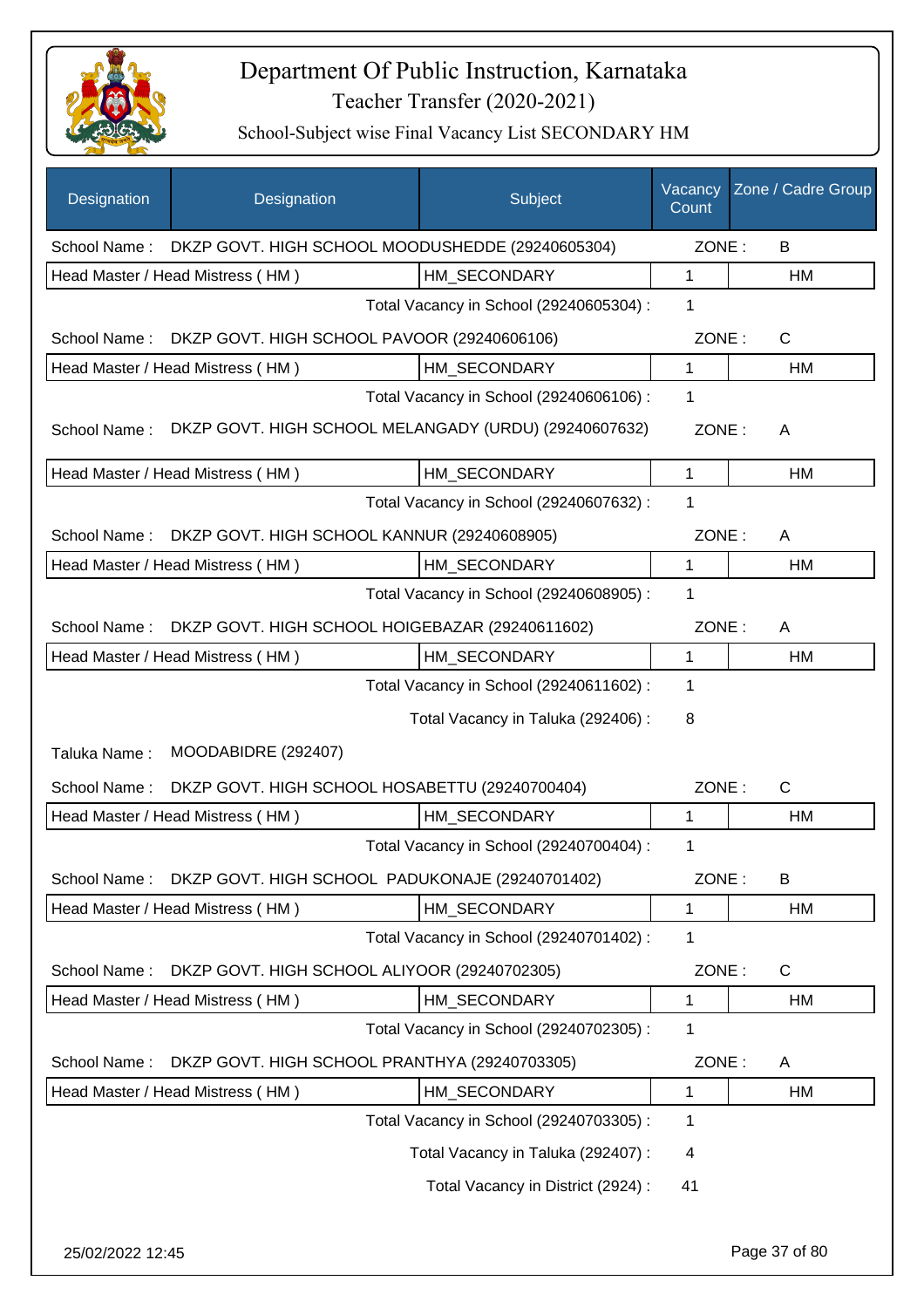# Department Of Public Instruction, Karnataka

## Teacher Transfer (2020-2021)

### School-Subject wise Final Vacancy List SECONDARY HM

| Designation | Designation | Subject | Vacancy Count | Zone / Cadre Group |
|---|---|---|---|---|
| School Name : | DKZP GOVT. HIGH SCHOOL MOODUSHEDDE (29240605304) | | ZONE : | B |
| Head Master / Head Mistress ( HM ) | | HM_SECONDARY | 1 | HM |
| | | Total Vacancy in School (29240605304) : | 1 | |
| School Name : | DKZP GOVT. HIGH SCHOOL PAVOOR (29240606106) | | ZONE : | C |
| Head Master / Head Mistress ( HM ) | | HM_SECONDARY | 1 | HM |
| | | Total Vacancy in School (29240606106) : | 1 | |
| School Name : | DKZP GOVT. HIGH SCHOOL MELANGADY (URDU) (29240607632) | | ZONE : | A |
| Head Master / Head Mistress ( HM ) | | HM_SECONDARY | 1 | HM |
| | | Total Vacancy in School (29240607632) : | 1 | |
| School Name : | DKZP GOVT. HIGH SCHOOL KANNUR (29240608905) | | ZONE : | A |
| Head Master / Head Mistress ( HM ) | | HM_SECONDARY | 1 | HM |
| | | Total Vacancy in School (29240608905) : | 1 | |
| School Name : | DKZP GOVT. HIGH SCHOOL HOIGEBAZAR (29240611602) | | ZONE : | A |
| Head Master / Head Mistress ( HM ) | | HM_SECONDARY | 1 | HM |
| | | Total Vacancy in School (29240611602) : | 1 | |
| | | Total Vacancy in Taluka (292406) : | 8 | |
| Taluka Name : | MOODABIDRE (292407) | | | |
| School Name : | DKZP GOVT. HIGH SCHOOL HOSABETTU (29240700404) | | ZONE : | C |
| Head Master / Head Mistress ( HM ) | | HM_SECONDARY | 1 | HM |
| | | Total Vacancy in School (29240700404) : | 1 | |
| School Name : | DKZP GOVT. HIGH SCHOOL PADUKONAJE (29240701402) | | ZONE : | B |
| Head Master / Head Mistress ( HM ) | | HM_SECONDARY | 1 | HM |
| | | Total Vacancy in School (29240701402) : | 1 | |
| School Name : | DKZP GOVT. HIGH SCHOOL ALIYOOR (29240702305) | | ZONE : | C |
| Head Master / Head Mistress ( HM ) | | HM_SECONDARY | 1 | HM |
| | | Total Vacancy in School (29240702305) : | 1 | |
| School Name : | DKZP GOVT. HIGH SCHOOL PRANTHYA (29240703305) | | ZONE : | A |
| Head Master / Head Mistress ( HM ) | | HM_SECONDARY | 1 | HM |
| | | Total Vacancy in School (29240703305) : | 1 | |
| | | Total Vacancy in Taluka (292407) : | 4 | |
| | | Total Vacancy in District (2924) : | 41 | |

25/02/2022 12:45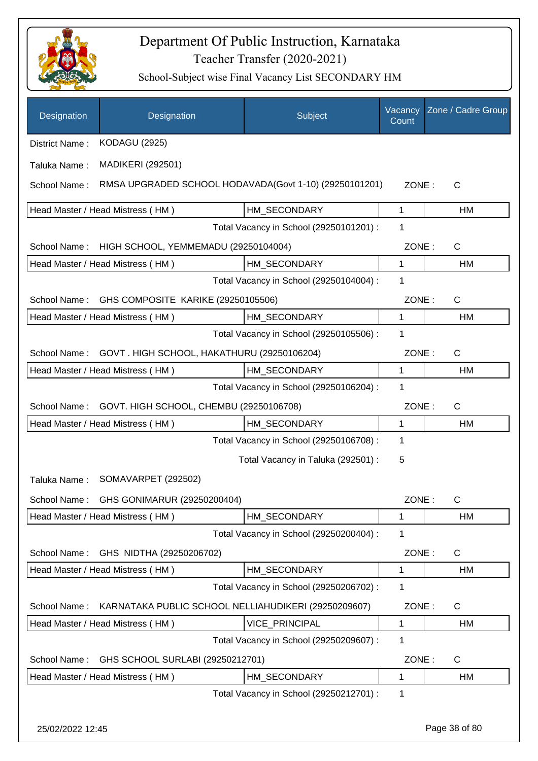# Department Of Public Instruction, Karnataka

## Teacher Transfer (2020-2021)

### School-Subject wise Final Vacancy List SECONDARY HM

| Designation | Designation | Subject | Vacancy Count | Zone / Cadre Group |
|---|---|---|---|---|
| District Name : | KODAGU (2925) | | | |
| Taluka Name : | MADIKERI (292501) | | | |
| School Name : | RMSA UPGRADED SCHOOL HODAVADA(Govt 1-10) (29250101201) | | ZONE : | C |
| Head Master / Head Mistress ( HM ) | | HM_SECONDARY | 1 | HM |
| | | Total Vacancy in School (29250101201) : | 1 | |
| School Name : | HIGH SCHOOL, YEMMEMADU (29250104004) | | ZONE : | C |
| Head Master / Head Mistress ( HM ) | | HM_SECONDARY | 1 | HM |
| | | Total Vacancy in School (29250104004) : | 1 | |
| School Name : | GHS COMPOSITE KARIKE (29250105506) | | ZONE : | C |
| Head Master / Head Mistress ( HM ) | | HM_SECONDARY | 1 | HM |
| | | Total Vacancy in School (29250105506) : | 1 | |
| School Name : | GOVT . HIGH SCHOOL, HAKATHURU (29250106204) | | ZONE : | C |
| Head Master / Head Mistress ( HM ) | | HM_SECONDARY | 1 | HM |
| | | Total Vacancy in School (29250106204) : | 1 | |
| School Name : | GOVT. HIGH SCHOOL, CHEMBU (29250106708) | | ZONE : | C |
| Head Master / Head Mistress ( HM ) | | HM_SECONDARY | 1 | HM |
| | | Total Vacancy in School (29250106708) : | 1 | |
| | | Total Vacancy in Taluka (292501) : | 5 | |
| Taluka Name : | SOMAVARPET (292502) | | | |
| School Name : | GHS GONIMARUR (29250200404) | | ZONE : | C |
| Head Master / Head Mistress ( HM ) | | HM_SECONDARY | 1 | HM |
| | | Total Vacancy in School (29250200404) : | 1 | |
| School Name : | GHS NIDTHA (29250206702) | | ZONE : | C |
| Head Master / Head Mistress ( HM ) | | HM_SECONDARY | 1 | HM |
| | | Total Vacancy in School (29250206702) : | 1 | |
| School Name : | KARNATAKA PUBLIC SCHOOL NELLIAHUDIKERI (29250209607) | | ZONE : | C |
| Head Master / Head Mistress ( HM ) | | VICE_PRINCIPAL | 1 | HM |
| | | Total Vacancy in School (29250209607) : | 1 | |
| School Name : | GHS SCHOOL SURLABI (29250212701) | | ZONE : | C |
| Head Master / Head Mistress ( HM ) | | HM_SECONDARY | 1 | HM |
| | | Total Vacancy in School (29250212701) : | 1 | |

25/02/2022 12:45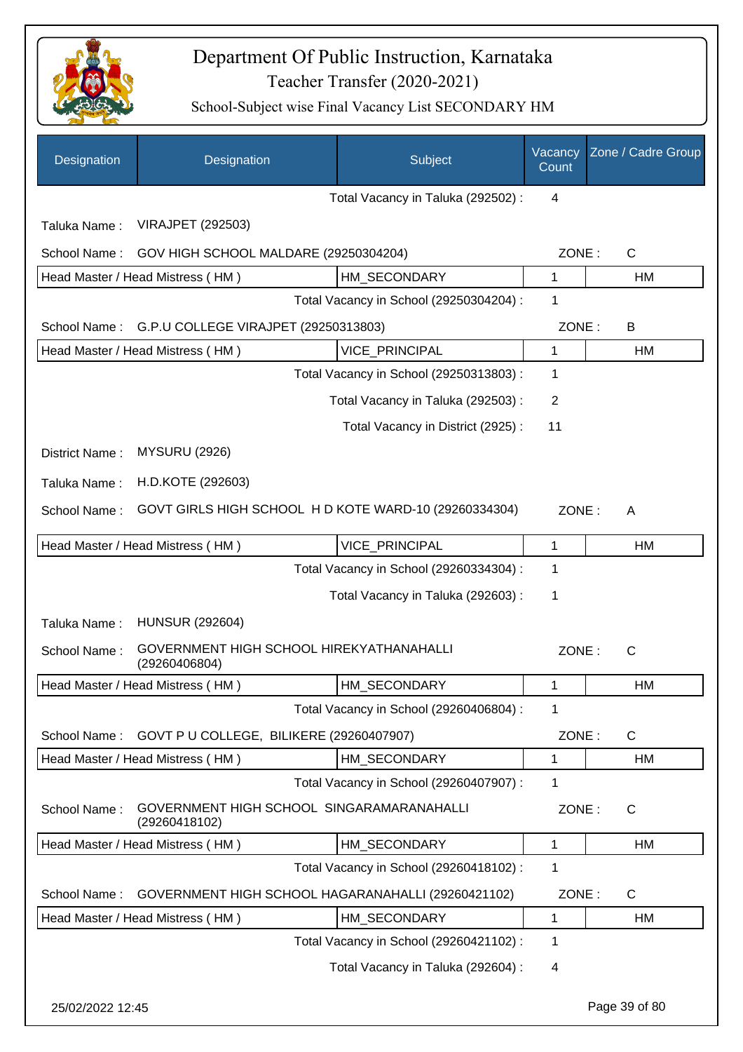# Department Of Public Instruction, Karnataka

## Teacher Transfer (2020-2021)

### School-Subject wise Final Vacancy List SECONDARY HM

| Designation | Designation | Subject | Vacancy Count | Zone / Cadre Group |
|---|---|---|---|---|
| | | Total Vacancy in Taluka (292502) : | 4 | |
| Taluka Name : | VIRAJPET (292503) | | | |
| School Name : | GOV HIGH SCHOOL MALDARE (29250304204) | | ZONE : | C |
| Head Master / Head Mistress ( HM ) | | HM_SECONDARY | 1 | HM |
| | | Total Vacancy in School (29250304204) : | 1 | |
| School Name : | G.P.U COLLEGE VIRAJPET (29250313803) | | ZONE : | B |
| Head Master / Head Mistress ( HM ) | | VICE_PRINCIPAL | 1 | HM |
| | | Total Vacancy in School (29250313803) : | 1 | |
| | | Total Vacancy in Taluka (292503) : | 2 | |
| | | Total Vacancy in District (2925) : | 11 | |
| District Name : | MYSURU (2926) | | | |
| Taluka Name : | H.D.KOTE (292603) | | | |
| School Name : | GOVT GIRLS HIGH SCHOOL H D KOTE WARD-10 (29260334304) | | ZONE : | A |
| Head Master / Head Mistress ( HM ) | | VICE_PRINCIPAL | 1 | HM |
| | | Total Vacancy in School (29260334304) : | 1 | |
| | | Total Vacancy in Taluka (292603) : | 1 | |
| Taluka Name : | HUNSUR (292604) | | | |
| School Name : | GOVERNMENT HIGH SCHOOL HIREKYATHANAHALLI (29260406804) | | ZONE : | C |
| Head Master / Head Mistress ( HM ) | | HM_SECONDARY | 1 | HM |
| | | Total Vacancy in School (29260406804) : | 1 | |
| School Name : | GOVT P U COLLEGE, BILIKERE (29260407907) | | ZONE : | C |
| Head Master / Head Mistress ( HM ) | | HM_SECONDARY | 1 | HM |
| | | Total Vacancy in School (29260407907) : | 1 | |
| School Name : | GOVERNMENT HIGH SCHOOL SINGARAMARANAHALLI (29260418102) | | ZONE : | C |
| Head Master / Head Mistress ( HM ) | | HM_SECONDARY | 1 | HM |
| | | Total Vacancy in School (29260418102) : | 1 | |
| School Name : | GOVERNMENT HIGH SCHOOL HAGARANAHALLI (29260421102) | | ZONE : | C |
| Head Master / Head Mistress ( HM ) | | HM_SECONDARY | 1 | HM |
| | | Total Vacancy in School (29260421102) : | 1 | |
| | | Total Vacancy in Taluka (292604) : | 4 | |

25/02/2022 12:45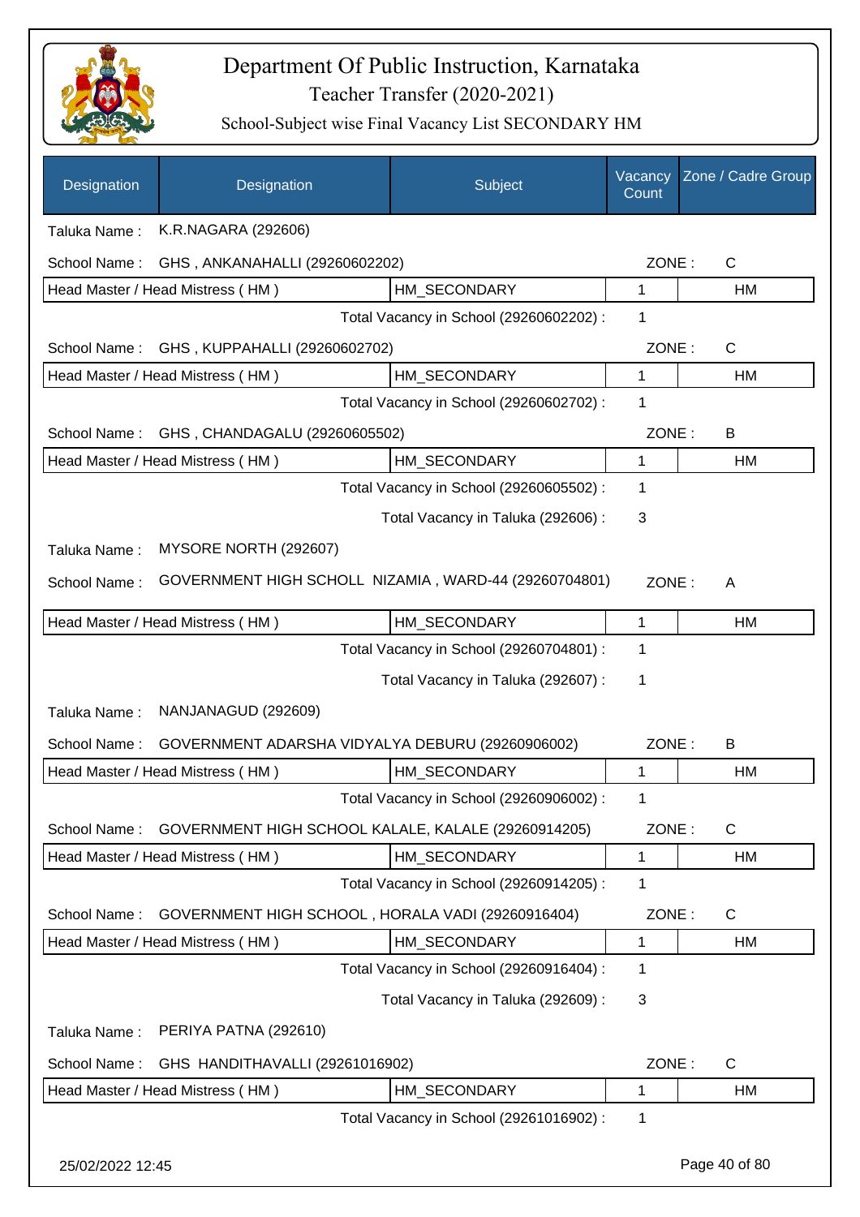# Department Of Public Instruction, Karnataka

## Teacher Transfer (2020-2021)

### School-Subject wise Final Vacancy List SECONDARY HM

| Designation | Designation | Subject | Vacancy Count | Zone / Cadre Group |
|---|---|---|---|---|
| Taluka Name : | K.R.NAGARA (292606) | | | |
| School Name : | GHS , ANKANAHALLI (29260602202) | | ZONE : | C |
| Head Master / Head Mistress ( HM ) | | HM_SECONDARY | 1 | HM |
| | | Total Vacancy in School (29260602202) : | 1 | |
| School Name : | GHS , KUPPAHALLI (29260602702) | | ZONE : | C |
| Head Master / Head Mistress ( HM ) | | HM_SECONDARY | 1 | HM |
| | | Total Vacancy in School (29260602702) : | 1 | |
| School Name : | GHS , CHANDAGALU (29260605502) | | ZONE : | B |
| Head Master / Head Mistress ( HM ) | | HM_SECONDARY | 1 | HM |
| | | Total Vacancy in School (29260605502) : | 1 | |
| | | Total Vacancy in Taluka (292606) : | 3 | |
| Taluka Name : | MYSORE NORTH (292607) | | | |
| School Name : | GOVERNMENT HIGH SCHOLL NIZAMIA , WARD-44 (29260704801) | | ZONE : | A |
| Head Master / Head Mistress ( HM ) | | HM_SECONDARY | 1 | HM |
| | | Total Vacancy in School (29260704801) : | 1 | |
| | | Total Vacancy in Taluka (292607) : | 1 | |
| Taluka Name : | NANJANAGUD (292609) | | | |
| School Name : | GOVERNMENT ADARSHA VIDYALYA DEBURU (29260906002) | | ZONE : | B |
| Head Master / Head Mistress ( HM ) | | HM_SECONDARY | 1 | HM |
| | | Total Vacancy in School (29260906002) : | 1 | |
| School Name : | GOVERNMENT HIGH SCHOOL KALALE, KALALE (29260914205) | | ZONE : | C |
| Head Master / Head Mistress ( HM ) | | HM_SECONDARY | 1 | HM |
| | | Total Vacancy in School (29260914205) : | 1 | |
| School Name : | GOVERNMENT HIGH SCHOOL , HORALA VADI (29260916404) | | ZONE : | C |
| Head Master / Head Mistress ( HM ) | | HM_SECONDARY | 1 | HM |
| | | Total Vacancy in School (29260916404) : | 1 | |
| | | Total Vacancy in Taluka (292609) : | 3 | |
| Taluka Name : | PERIYA PATNA (292610) | | | |
| School Name : | GHS HANDITHAVALLI (29261016902) | | ZONE : | C |
| Head Master / Head Mistress ( HM ) | | HM_SECONDARY | 1 | HM |
| | | Total Vacancy in School (29261016902) : | 1 | |

25/02/2022 12:45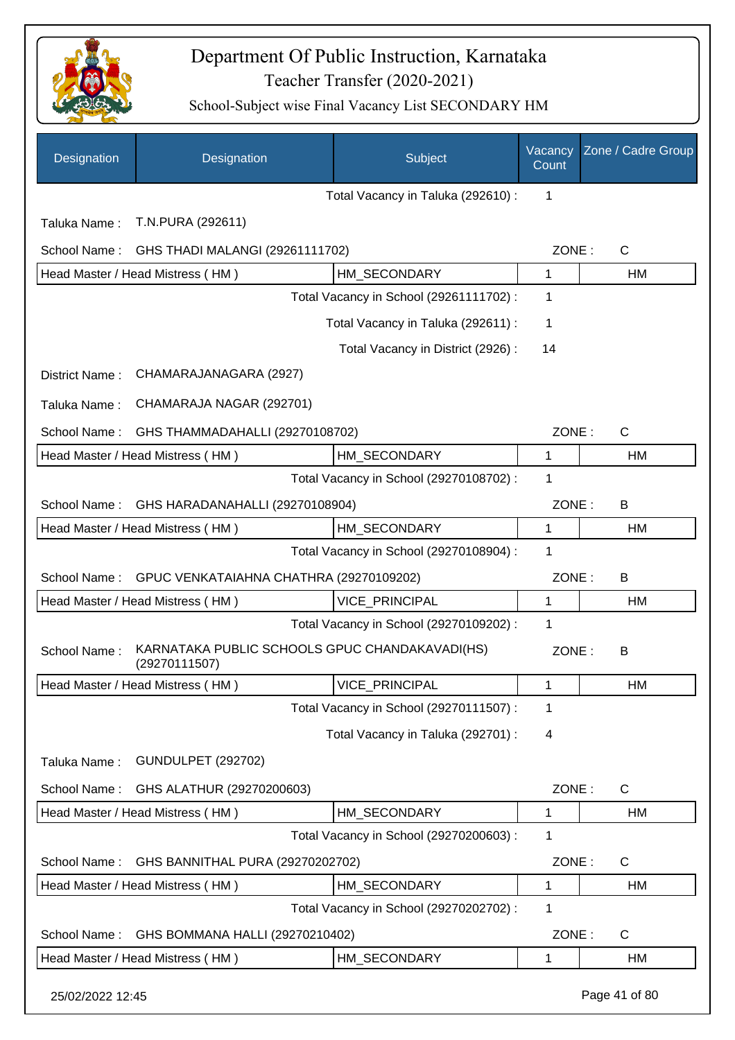# Department Of Public Instruction, Karnataka

## Teacher Transfer (2020-2021)

### School-Subject wise Final Vacancy List SECONDARY HM

| Designation | Designation | Subject | Vacancy Count | Zone / Cadre Group |
|---|---|---|---|---|
| | | Total Vacancy in Taluka (292610) : | 1 | |
| Taluka Name : | T.N.PURA (292611) | | | |
| School Name : | GHS THADI MALANGI (29261111702) | | ZONE : | C |
| Head Master / Head Mistress ( HM ) | | HM_SECONDARY | 1 | HM |
| | | Total Vacancy in School (29261111702) : | 1 | |
| | | Total Vacancy in Taluka (292611) : | 1 | |
| | | Total Vacancy in District (2926) : | 14 | |
| District Name : | CHAMARAJANAGARA (2927) | | | |
| Taluka Name : | CHAMARAJA NAGAR (292701) | | | |
| School Name : | GHS THAMMADAHALLI (29270108702) | | ZONE : | C |
| Head Master / Head Mistress ( HM ) | | HM_SECONDARY | 1 | HM |
| | | Total Vacancy in School (29270108702) : | 1 | |
| School Name : | GHS HARADANAHALLI (29270108904) | | ZONE : | B |
| Head Master / Head Mistress ( HM ) | | HM_SECONDARY | 1 | HM |
| | | Total Vacancy in School (29270108904) : | 1 | |
| School Name : | GPUC VENKATAIAHNA CHATHRA (29270109202) | | ZONE : | B |
| Head Master / Head Mistress ( HM ) | | VICE_PRINCIPAL | 1 | HM |
| | | Total Vacancy in School (29270109202) : | 1 | |
| School Name : | KARNATAKA PUBLIC SCHOOLS GPUC CHANDAKAVADI(HS) (29270111507) | | ZONE : | B |
| Head Master / Head Mistress ( HM ) | | VICE_PRINCIPAL | 1 | HM |
| | | Total Vacancy in School (29270111507) : | 1 | |
| | | Total Vacancy in Taluka (292701) : | 4 | |
| Taluka Name : | GUNDULPET (292702) | | | |
| School Name : | GHS ALATHUR (29270200603) | | ZONE : | C |
| Head Master / Head Mistress ( HM ) | | HM_SECONDARY | 1 | HM |
| | | Total Vacancy in School (29270200603) : | 1 | |
| School Name : | GHS BANNITHAL PURA (29270202702) | | ZONE : | C |
| Head Master / Head Mistress ( HM ) | | HM_SECONDARY | 1 | HM |
| | | Total Vacancy in School (29270202702) : | 1 | |
| School Name : | GHS BOMMANA HALLI (29270210402) | | ZONE : | C |
| Head Master / Head Mistress ( HM ) | | HM_SECONDARY | 1 | HM |

25/02/2022 12:45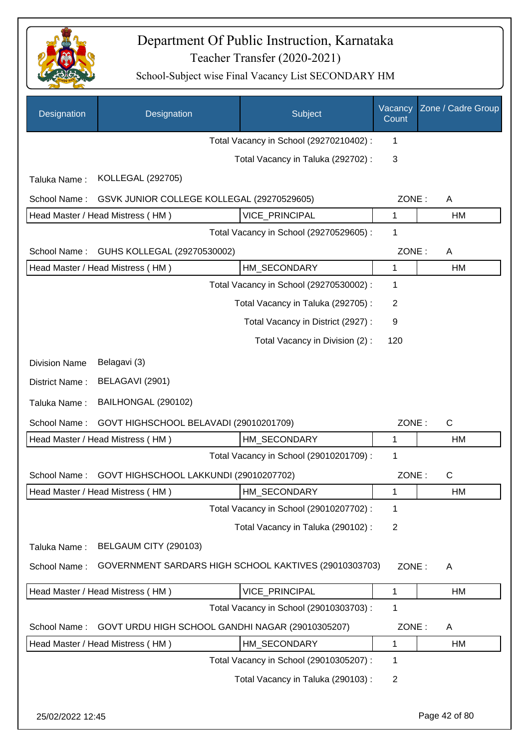# Department Of Public Instruction, Karnataka

## Teacher Transfer (2020-2021)

### School-Subject wise Final Vacancy List SECONDARY HM

| Designation | Designation | Subject | Vacancy Count | Zone / Cadre Group |
|---|---|---|---|---|
| | | Total Vacancy in School (29270210402) : | 1 | |
| | | Total Vacancy in Taluka (292702) : | 3 | |
| Taluka Name : | KOLLEGAL (292705) | | | |
| School Name : | GSVK JUNIOR COLLEGE KOLLEGAL (29270529605) | | ZONE : | A |
| Head Master / Head Mistress ( HM ) | | VICE_PRINCIPAL | 1 | HM |
| | | Total Vacancy in School (29270529605) : | 1 | |
| School Name : | GUHS KOLLEGAL (29270530002) | | ZONE : | A |
| Head Master / Head Mistress ( HM ) | | HM_SECONDARY | 1 | HM |
| | | Total Vacancy in School (29270530002) : | 1 | |
| | | Total Vacancy in Taluka (292705) : | 2 | |
| | | Total Vacancy in District (2927) : | 9 | |
| | | Total Vacancy in Division (2) : | 120 | |
| Division Name | Belagavi (3) | | | |
| District Name : | BELAGAVI (2901) | | | |
| Taluka Name : | BAILHONGAL (290102) | | | |
| School Name : | GOVT HIGHSCHOOL BELAVADI (29010201709) | | ZONE : | C |
| Head Master / Head Mistress ( HM ) | | HM_SECONDARY | 1 | HM |
| | | Total Vacancy in School (29010201709) : | 1 | |
| School Name : | GOVT HIGHSCHOOL LAKKUNDI (29010207702) | | ZONE : | C |
| Head Master / Head Mistress ( HM ) | | HM_SECONDARY | 1 | HM |
| | | Total Vacancy in School (29010207702) : | 1 | |
| | | Total Vacancy in Taluka (290102) : | 2 | |
| Taluka Name : | BELGAUM CITY (290103) | | | |
| School Name : | GOVERNMENT SARDARS HIGH SCHOOL KAKTIVES (29010303703) | | ZONE : | A |
| Head Master / Head Mistress ( HM ) | | VICE_PRINCIPAL | 1 | HM |
| | | Total Vacancy in School (29010303703) : | 1 | |
| School Name : | GOVT URDU HIGH SCHOOL GANDHI NAGAR (29010305207) | | ZONE : | A |
| Head Master / Head Mistress ( HM ) | | HM_SECONDARY | 1 | HM |
| | | Total Vacancy in School (29010305207) : | 1 | |
| | | Total Vacancy in Taluka (290103) : | 2 | |

25/02/2022 12:45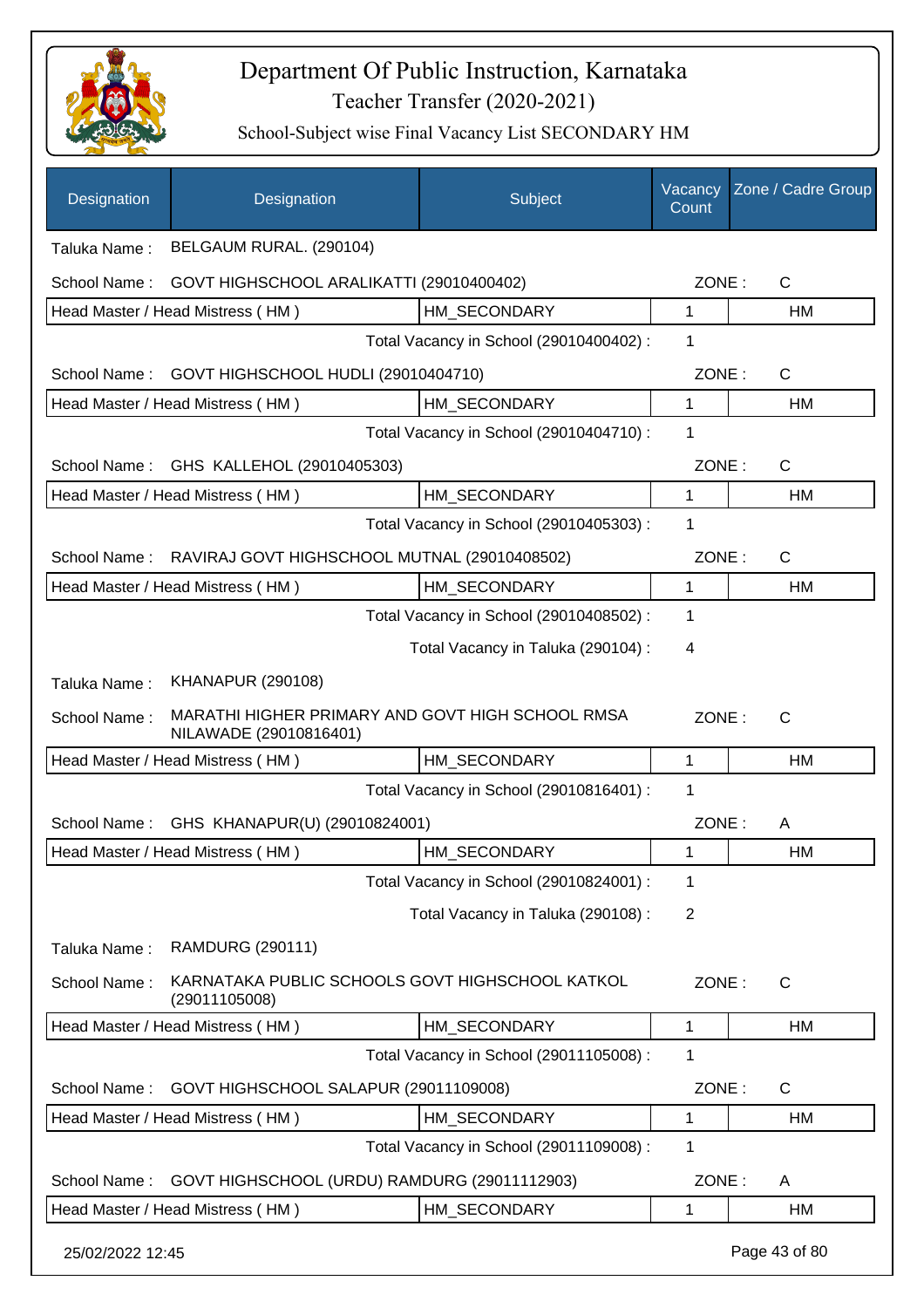# Department Of Public Instruction, Karnataka

## Teacher Transfer (2020-2021)

### School-Subject wise Final Vacancy List SECONDARY HM

| Designation | Designation | Subject | Vacancy Count | Zone / Cadre Group |
|---|---|---|---|---|
| Taluka Name : | BELGAUM RURAL. (290104) | | | |
| School Name : | GOVT HIGHSCHOOL ARALIKATTI (29010400402) | | ZONE : | C |
| Head Master / Head Mistress ( HM ) | | HM_SECONDARY | 1 | HM |
| | | Total Vacancy in School (29010400402) : | 1 | |
| School Name : | GOVT HIGHSCHOOL HUDLI (29010404710) | | ZONE : | C |
| Head Master / Head Mistress ( HM ) | | HM_SECONDARY | 1 | HM |
| | | Total Vacancy in School (29010404710) : | 1 | |
| School Name : | GHS KALLEHOL (29010405303) | | ZONE : | C |
| Head Master / Head Mistress ( HM ) | | HM_SECONDARY | 1 | HM |
| | | Total Vacancy in School (29010405303) : | 1 | |
| School Name : | RAVIRAJ GOVT HIGHSCHOOL MUTNAL (29010408502) | | ZONE : | C |
| Head Master / Head Mistress ( HM ) | | HM_SECONDARY | 1 | HM |
| | | Total Vacancy in School (29010408502) : | 1 | |
| | | Total Vacancy in Taluka (290104) : | 4 | |
| Taluka Name : | KHANAPUR (290108) | | | |
| School Name : | MARATHI HIGHER PRIMARY AND GOVT HIGH SCHOOL RMSA NILAWADE (29010816401) | | ZONE : | C |
| Head Master / Head Mistress ( HM ) | | HM_SECONDARY | 1 | HM |
| | | Total Vacancy in School (29010816401) : | 1 | |
| School Name : | GHS KHANAPUR(U) (29010824001) | | ZONE : | A |
| Head Master / Head Mistress ( HM ) | | HM_SECONDARY | 1 | HM |
| | | Total Vacancy in School (29010824001) : | 1 | |
| | | Total Vacancy in Taluka (290108) : | 2 | |
| Taluka Name : | RAMDURG (290111) | | | |
| School Name : | KARNATAKA PUBLIC SCHOOLS GOVT HIGHSCHOOL KATKOL (29011105008) | | ZONE : | C |
| Head Master / Head Mistress ( HM ) | | HM_SECONDARY | 1 | HM |
| | | Total Vacancy in School (29011105008) : | 1 | |
| School Name : | GOVT HIGHSCHOOL SALAPUR (29011109008) | | ZONE : | C |
| Head Master / Head Mistress ( HM ) | | HM_SECONDARY | 1 | HM |
| | | Total Vacancy in School (29011109008) : | 1 | |
| School Name : | GOVT HIGHSCHOOL (URDU) RAMDURG (29011112903) | | ZONE : | A |
| Head Master / Head Mistress ( HM ) | | HM_SECONDARY | 1 | HM |

25/02/2022 12:45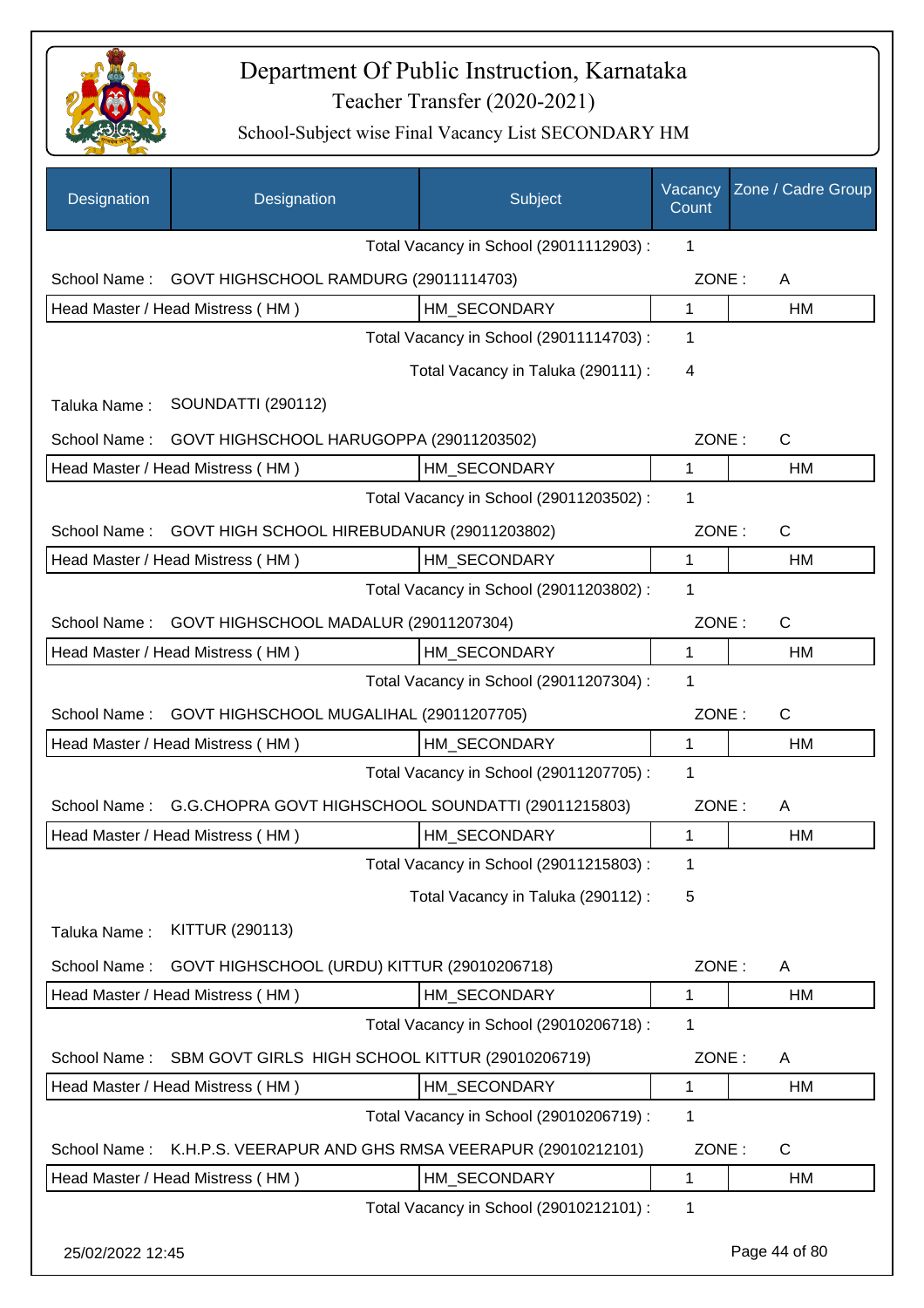# Department Of Public Instruction, Karnataka

## Teacher Transfer (2020-2021)

### School-Subject wise Final Vacancy List SECONDARY HM

| Designation | Designation | Subject | Vacancy Count | Zone / Cadre Group |
|---|---|---|---|---|
| | | Total Vacancy in School (29011112903) : | 1 | |
| School Name : | GOVT HIGHSCHOOL RAMDURG (29011114703) | | ZONE : | A |
| Head Master / Head Mistress ( HM ) | | HM_SECONDARY | 1 | HM |
| | | Total Vacancy in School (29011114703) : | 1 | |
| | | Total Vacancy in Taluka (290111) : | 4 | |
| Taluka Name : | SOUNDATTI (290112) | | | |
| School Name : | GOVT HIGHSCHOOL HARUGOPPA (29011203502) | | ZONE : | C |
| Head Master / Head Mistress ( HM ) | | HM_SECONDARY | 1 | HM |
| | | Total Vacancy in School (29011203502) : | 1 | |
| School Name : | GOVT HIGH SCHOOL HIREBUDANUR (29011203802) | | ZONE : | C |
| Head Master / Head Mistress ( HM ) | | HM_SECONDARY | 1 | HM |
| | | Total Vacancy in School (29011203802) : | 1 | |
| School Name : | GOVT HIGHSCHOOL MADALUR (29011207304) | | ZONE : | C |
| Head Master / Head Mistress ( HM ) | | HM_SECONDARY | 1 | HM |
| | | Total Vacancy in School (29011207304) : | 1 | |
| School Name : | GOVT HIGHSCHOOL MUGALIHAL (29011207705) | | ZONE : | C |
| Head Master / Head Mistress ( HM ) | | HM_SECONDARY | 1 | HM |
| | | Total Vacancy in School (29011207705) : | 1 | |
| School Name : | G.G.CHOPRA GOVT HIGHSCHOOL SOUNDATTI (29011215803) | | ZONE : | A |
| Head Master / Head Mistress ( HM ) | | HM_SECONDARY | 1 | HM |
| | | Total Vacancy in School (29011215803) : | 1 | |
| | | Total Vacancy in Taluka (290112) : | 5 | |
| Taluka Name : | KITTUR (290113) | | | |
| School Name : | GOVT HIGHSCHOOL (URDU) KITTUR (29010206718) | | ZONE : | A |
| Head Master / Head Mistress ( HM ) | | HM_SECONDARY | 1 | HM |
| | | Total Vacancy in School (29010206718) : | 1 | |
| School Name : | SBM GOVT GIRLS HIGH SCHOOL KITTUR (29010206719) | | ZONE : | A |
| Head Master / Head Mistress ( HM ) | | HM_SECONDARY | 1 | HM |
| | | Total Vacancy in School (29010206719) : | 1 | |
| School Name : | K.H.P.S. VEERAPUR AND GHS RMSA VEERAPUR (29010212101) | | ZONE : | C |
| Head Master / Head Mistress ( HM ) | | HM_SECONDARY | 1 | HM |
| | | Total Vacancy in School (29010212101) : | 1 | |

25/02/2022 12:45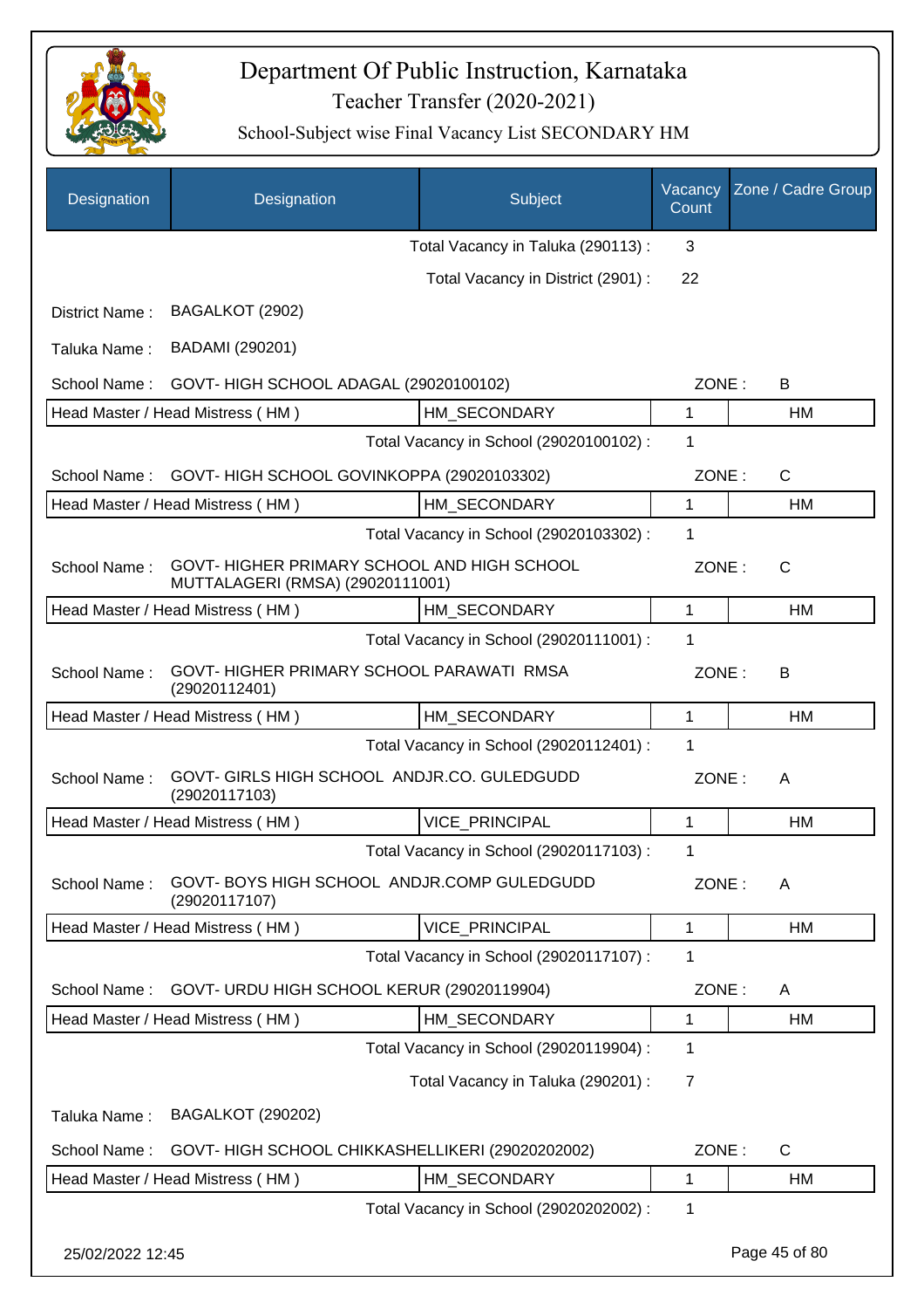# Department Of Public Instruction, Karnataka

## Teacher Transfer (2020-2021)

### School-Subject wise Final Vacancy List SECONDARY HM

| Designation | Designation | Subject | Vacancy Count | Zone / Cadre Group |
|---|---|---|---|---|
| | | Total Vacancy in Taluka (290113) : | 3 | |
| | | Total Vacancy in District (2901) : | 22 | |
| District Name : | BAGALKOT (2902) | | | |
| Taluka Name : | BADAMI (290201) | | | |
| School Name : | GOVT- HIGH SCHOOL ADAGAL (29020100102) | | ZONE : | B |
| Head Master / Head Mistress ( HM ) | | HM_SECONDARY | 1 | HM |
| | | Total Vacancy in School (29020100102) : | 1 | |
| School Name : | GOVT- HIGH SCHOOL GOVINKOPPA (29020103302) | | ZONE : | C |
| Head Master / Head Mistress ( HM ) | | HM_SECONDARY | 1 | HM |
| | | Total Vacancy in School (29020103302) : | 1 | |
| School Name : | GOVT- HIGHER PRIMARY SCHOOL AND HIGH SCHOOL MUTTALAGERI (RMSA) (29020111001) | | ZONE : | C |
| Head Master / Head Mistress ( HM ) | | HM_SECONDARY | 1 | HM |
| | | Total Vacancy in School (29020111001) : | 1 | |
| School Name : | GOVT- HIGHER PRIMARY SCHOOL PARAWATI RMSA (29020112401) | | ZONE : | B |
| Head Master / Head Mistress ( HM ) | | HM_SECONDARY | 1 | HM |
| | | Total Vacancy in School (29020112401) : | 1 | |
| School Name : | GOVT- GIRLS HIGH SCHOOL ANDJR.CO. GULEDGUDD (29020117103) | | ZONE : | A |
| Head Master / Head Mistress ( HM ) | | VICE_PRINCIPAL | 1 | HM |
| | | Total Vacancy in School (29020117103) : | 1 | |
| School Name : | GOVT- BOYS HIGH SCHOOL ANDJR.COMP GULEDGUDD (29020117107) | | ZONE : | A |
| Head Master / Head Mistress ( HM ) | | VICE_PRINCIPAL | 1 | HM |
| | | Total Vacancy in School (29020117107) : | 1 | |
| School Name : | GOVT- URDU HIGH SCHOOL KERUR (29020119904) | | ZONE : | A |
| Head Master / Head Mistress ( HM ) | | HM_SECONDARY | 1 | HM |
| | | Total Vacancy in School (29020119904) : | 1 | |
| | | Total Vacancy in Taluka (290201) : | 7 | |
| Taluka Name : | BAGALKOT (290202) | | | |
| School Name : | GOVT- HIGH SCHOOL CHIKKASHELLIKERI (29020202002) | | ZONE : | C |
| Head Master / Head Mistress ( HM ) | | HM_SECONDARY | 1 | HM |
| | | Total Vacancy in School (29020202002) : | 1 | |

25/02/2022 12:45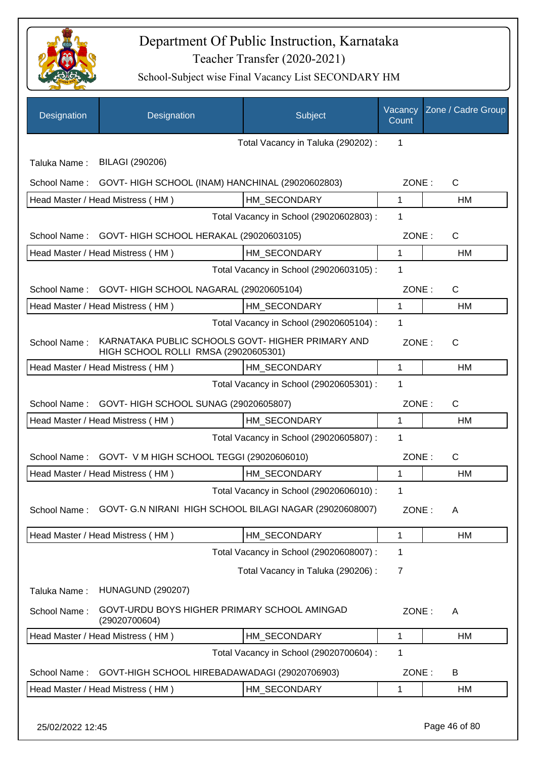# Department Of Public Instruction, Karnataka

Teacher Transfer (2020-2021)

School-Subject wise Final Vacancy List SECONDARY HM

| Designation | Designation | Subject | Vacancy Count | Zone / Cadre Group |
|---|---|---|---|---|
| | | Total Vacancy in Taluka (290202) : | 1 | |
| Taluka Name : | BILAGI (290206) | | | |
| School Name : | GOVT- HIGH SCHOOL (INAM) HANCHINAL (29020602803) | | ZONE : | C |
| Head Master / Head Mistress ( HM ) | | HM_SECONDARY | 1 | HM |
| | | Total Vacancy in School (29020602803) : | 1 | |
| School Name : | GOVT- HIGH SCHOOL HERAKAL (29020603105) | | ZONE : | C |
| Head Master / Head Mistress ( HM ) | | HM_SECONDARY | 1 | HM |
| | | Total Vacancy in School (29020603105) : | 1 | |
| School Name : | GOVT- HIGH SCHOOL NAGARAL (29020605104) | | ZONE : | C |
| Head Master / Head Mistress ( HM ) | | HM_SECONDARY | 1 | HM |
| | | Total Vacancy in School (29020605104) : | 1 | |
| School Name : | KARNATAKA PUBLIC SCHOOLS GOVT- HIGHER PRIMARY AND HIGH SCHOOL ROLLI RMSA (29020605301) | | ZONE : | C |
| Head Master / Head Mistress ( HM ) | | HM_SECONDARY | 1 | HM |
| | | Total Vacancy in School (29020605301) : | 1 | |
| School Name : | GOVT- HIGH SCHOOL SUNAG (29020605807) | | ZONE : | C |
| Head Master / Head Mistress ( HM ) | | HM_SECONDARY | 1 | HM |
| | | Total Vacancy in School (29020605807) : | 1 | |
| School Name : | GOVT- V M HIGH SCHOOL TEGGI (29020606010) | | ZONE : | C |
| Head Master / Head Mistress ( HM ) | | HM_SECONDARY | 1 | HM |
| | | Total Vacancy in School (29020606010) : | 1 | |
| School Name : | GOVT- G.N NIRANI HIGH SCHOOL BILAGI NAGAR (29020608007) | | ZONE : | A |
| Head Master / Head Mistress ( HM ) | | HM_SECONDARY | 1 | HM |
| | | Total Vacancy in School (29020608007) : | 1 | |
| | | Total Vacancy in Taluka (290206) : | 7 | |
| Taluka Name : | HUNAGUND (290207) | | | |
| School Name : | GOVT-URDU BOYS HIGHER PRIMARY SCHOOL AMINGAD (29020700604) | | ZONE : | A |
| Head Master / Head Mistress ( HM ) | | HM_SECONDARY | 1 | HM |
| | | Total Vacancy in School (29020700604) : | 1 | |
| School Name : | GOVT-HIGH SCHOOL HIREBADAWADAGI (29020706903) | | ZONE : | B |
| Head Master / Head Mistress ( HM ) | | HM_SECONDARY | 1 | HM |

25/02/2022 12:45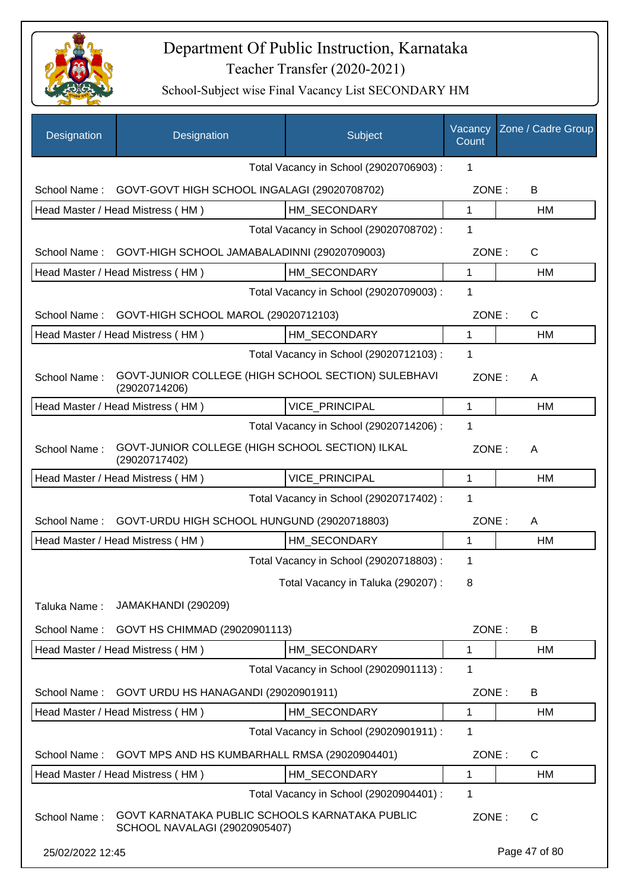# Department Of Public Instruction, Karnataka

## Teacher Transfer (2020-2021)

### School-Subject wise Final Vacancy List SECONDARY HM

| Designation | Designation | Subject | Vacancy Count | Zone / Cadre Group |
|---|---|---|---|---|
| | | Total Vacancy in School (29020706903) : | 1 | |
| School Name : | GOVT-GOVT HIGH SCHOOL INGALAGI (29020708702) | | ZONE : | B |
| Head Master / Head Mistress ( HM ) | | HM_SECONDARY | 1 | HM |
| | | Total Vacancy in School (29020708702) : | 1 | |
| School Name : | GOVT-HIGH SCHOOL JAMABALADINNI (29020709003) | | ZONE : | C |
| Head Master / Head Mistress ( HM ) | | HM_SECONDARY | 1 | HM |
| | | Total Vacancy in School (29020709003) : | 1 | |
| School Name : | GOVT-HIGH SCHOOL MAROL (29020712103) | | ZONE : | C |
| Head Master / Head Mistress ( HM ) | | HM_SECONDARY | 1 | HM |
| | | Total Vacancy in School (29020712103) : | 1 | |
| School Name : | GOVT-JUNIOR COLLEGE (HIGH SCHOOL SECTION) SULEBHAVI (29020714206) | | ZONE : | A |
| Head Master / Head Mistress ( HM ) | | VICE_PRINCIPAL | 1 | HM |
| | | Total Vacancy in School (29020714206) : | 1 | |
| School Name : | GOVT-JUNIOR COLLEGE (HIGH SCHOOL SECTION) ILKAL (29020717402) | | ZONE : | A |
| Head Master / Head Mistress ( HM ) | | VICE_PRINCIPAL | 1 | HM |
| | | Total Vacancy in School (29020717402) : | 1 | |
| School Name : | GOVT-URDU HIGH SCHOOL HUNGUND (29020718803) | | ZONE : | A |
| Head Master / Head Mistress ( HM ) | | HM_SECONDARY | 1 | HM |
| | | Total Vacancy in School (29020718803) : | 1 | |
| | | Total Vacancy in Taluka (290207) : | 8 | |
| Taluka Name : | JAMAKHANDI (290209) | | | |
| School Name : | GOVT HS CHIMMAD (29020901113) | | ZONE : | B |
| Head Master / Head Mistress ( HM ) | | HM_SECONDARY | 1 | HM |
| | | Total Vacancy in School (29020901113) : | 1 | |
| School Name : | GOVT URDU HS HANAGANDI (29020901911) | | ZONE : | B |
| Head Master / Head Mistress ( HM ) | | HM_SECONDARY | 1 | HM |
| | | Total Vacancy in School (29020901911) : | 1 | |
| School Name : | GOVT MPS AND HS KUMBARHALL RMSA (29020904401) | | ZONE : | C |
| Head Master / Head Mistress ( HM ) | | HM_SECONDARY | 1 | HM |
| | | Total Vacancy in School (29020904401) : | 1 | |
| School Name : | GOVT KARNATAKA PUBLIC SCHOOLS KARNATAKA PUBLIC SCHOOL NAVALAGI (29020905407) | | ZONE : | C |

25/02/2022 12:45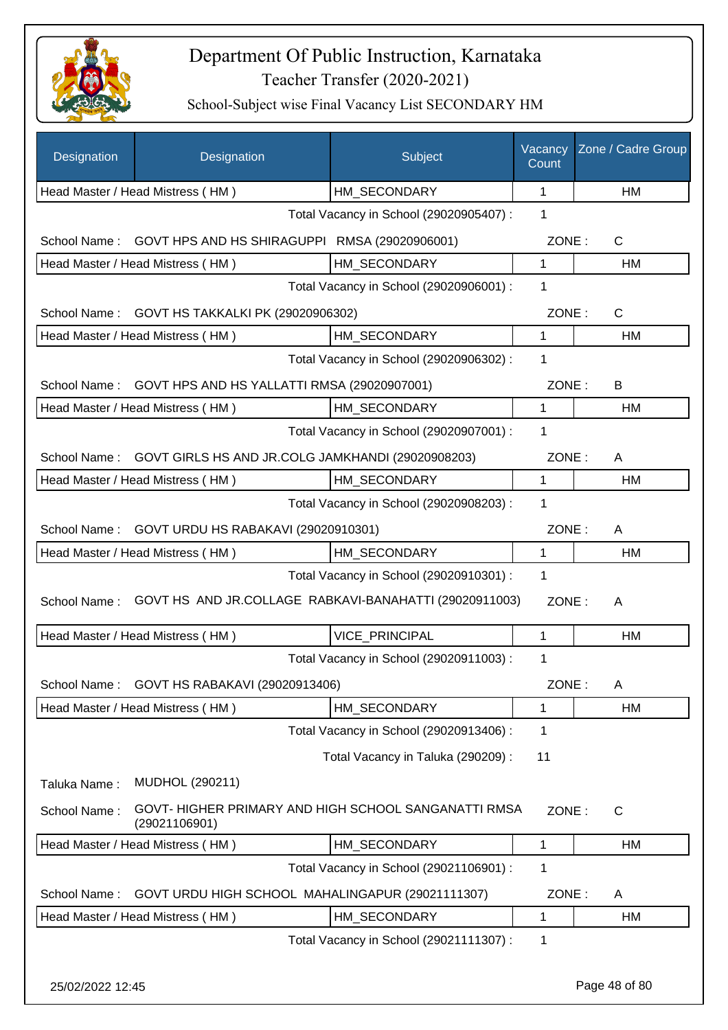# Department Of Public Instruction, Karnataka

Teacher Transfer (2020-2021)

School-Subject wise Final Vacancy List SECONDARY HM

| Designation | Designation | Subject | Vacancy Count | Zone / Cadre Group |
|---|---|---|---|---|
| Head Master / Head Mistress ( HM ) | | HM_SECONDARY | 1 | HM |

Total Vacancy in School (29020905407) : 1

School Name : GOVT HPS AND HS SHIRAGUPPI RMSA (29020906001) ZONE : C

| Designation | Subject | Vacancy Count | Zone / Cadre Group |
|---|---|---|---|
| Head Master / Head Mistress ( HM ) | HM_SECONDARY | 1 | HM |

Total Vacancy in School (29020906001) : 1

School Name : GOVT HS TAKKALKI PK (29020906302) ZONE : C

| Designation | Subject | Vacancy Count | Zone / Cadre Group |
|---|---|---|---|
| Head Master / Head Mistress ( HM ) | HM_SECONDARY | 1 | HM |

Total Vacancy in School (29020906302) : 1

School Name : GOVT HPS AND HS YALLATTI RMSA (29020907001) ZONE : B

| Designation | Subject | Vacancy Count | Zone / Cadre Group |
|---|---|---|---|
| Head Master / Head Mistress ( HM ) | HM_SECONDARY | 1 | HM |

Total Vacancy in School (29020907001) : 1

School Name : GOVT GIRLS HS AND JR.COLG JAMKHANDI (29020908203) ZONE : A

| Designation | Subject | Vacancy Count | Zone / Cadre Group |
|---|---|---|---|
| Head Master / Head Mistress ( HM ) | HM_SECONDARY | 1 | HM |

Total Vacancy in School (29020908203) : 1

School Name : GOVT URDU HS RABAKAVI (29020910301) ZONE : A

| Designation | Subject | Vacancy Count | Zone / Cadre Group |
|---|---|---|---|
| Head Master / Head Mistress ( HM ) | HM_SECONDARY | 1 | HM |

Total Vacancy in School (29020910301) : 1

School Name : GOVT HS AND JR.COLLAGE RABKAVI-BANAHATTI (29020911003) ZONE : A

| Designation | Subject | Vacancy Count | Zone / Cadre Group |
|---|---|---|---|
| Head Master / Head Mistress ( HM ) | VICE_PRINCIPAL | 1 | HM |

Total Vacancy in School (29020911003) : 1

School Name : GOVT HS RABAKAVI (29020913406) ZONE : A

| Designation | Subject | Vacancy Count | Zone / Cadre Group |
|---|---|---|---|
| Head Master / Head Mistress ( HM ) | HM_SECONDARY | 1 | HM |

Total Vacancy in School (29020913406) : 1

Total Vacancy in Taluka (290209) : 11

Taluka Name : MUDHOL (290211)

School Name : GOVT- HIGHER PRIMARY AND HIGH SCHOOL SANGANATTI RMSA (29021106901) ZONE : C

| Designation | Subject | Vacancy Count | Zone / Cadre Group |
|---|---|---|---|
| Head Master / Head Mistress ( HM ) | HM_SECONDARY | 1 | HM |

Total Vacancy in School (29021106901) : 1

School Name : GOVT URDU HIGH SCHOOL MAHALINGAPUR (29021111307) ZONE : A

| Designation | Subject | Vacancy Count | Zone / Cadre Group |
|---|---|---|---|
| Head Master / Head Mistress ( HM ) | HM_SECONDARY | 1 | HM |

Total Vacancy in School (29021111307) : 1

25/02/2022 12:45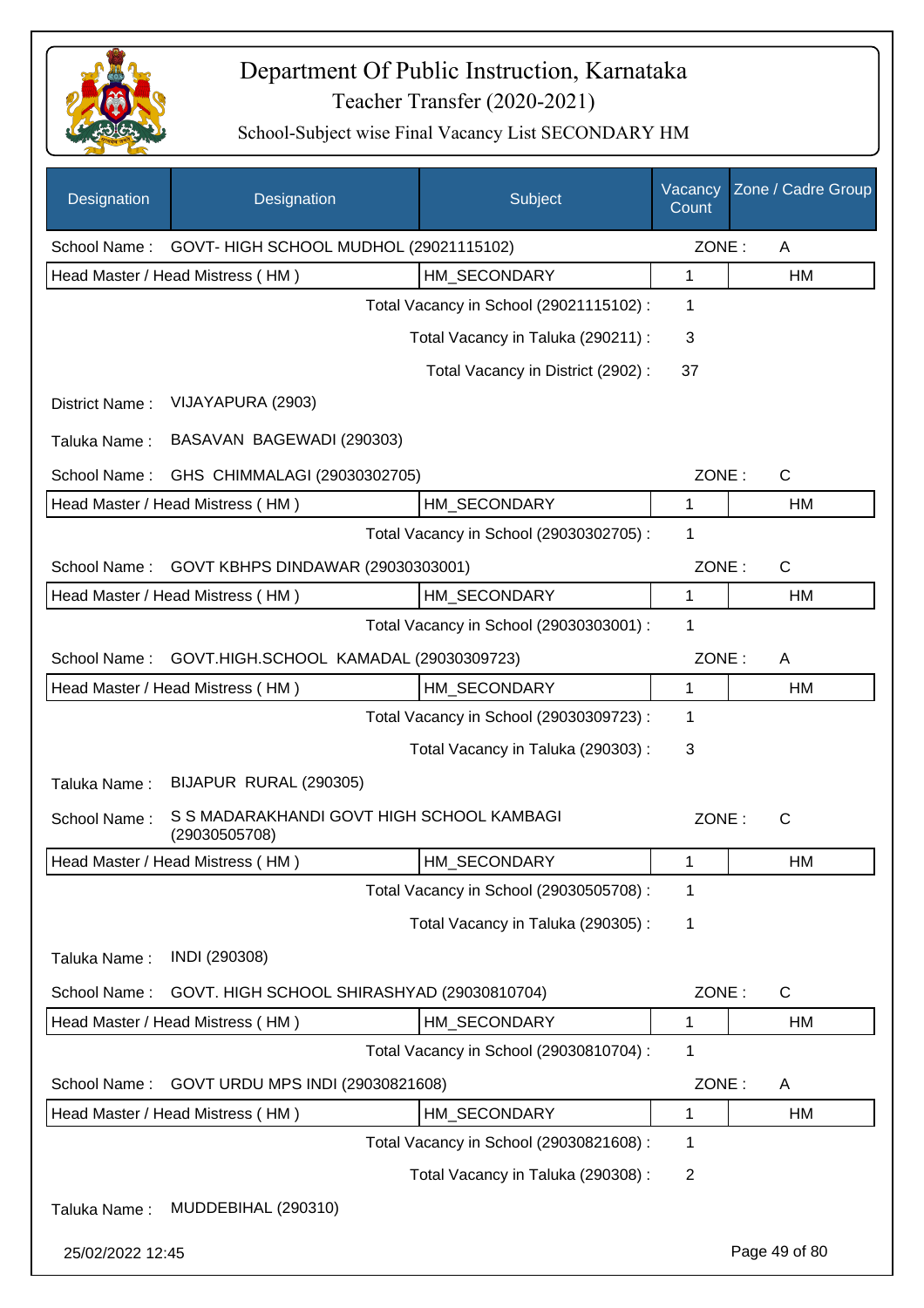# Department Of Public Instruction, Karnataka

Teacher Transfer (2020-2021)

School-Subject wise Final Vacancy List SECONDARY HM

| Designation | Designation | Subject | Vacancy Count | Zone / Cadre Group |
|---|---|---|---|---|
| School Name : | GOVT- HIGH SCHOOL MUDHOL (29021115102) | | ZONE : | A |
| Head Master / Head Mistress ( HM ) | | HM_SECONDARY | 1 | HM |
| | | Total Vacancy in School (29021115102) : | 1 | |
| | | Total Vacancy in Taluka (290211) : | 3 | |
| | | Total Vacancy in District (2902) : | 37 | |
| District Name : | VIJAYAPURA (2903) | | | |
| Taluka Name : | BASAVAN BAGEWADI (290303) | | | |
| School Name : | GHS CHIMMALAGI (29030302705) | | ZONE : | C |
| Head Master / Head Mistress ( HM ) | | HM_SECONDARY | 1 | HM |
| | | Total Vacancy in School (29030302705) : | 1 | |
| School Name : | GOVT KBHPS DINDAWAR (29030303001) | | ZONE : | C |
| Head Master / Head Mistress ( HM ) | | HM_SECONDARY | 1 | HM |
| | | Total Vacancy in School (29030303001) : | 1 | |
| School Name : | GOVT.HIGH.SCHOOL KAMADAL (29030309723) | | ZONE : | A |
| Head Master / Head Mistress ( HM ) | | HM_SECONDARY | 1 | HM |
| | | Total Vacancy in School (29030309723) : | 1 | |
| | | Total Vacancy in Taluka (290303) : | 3 | |
| Taluka Name : | BIJAPUR RURAL (290305) | | | |
| School Name : | S S MADARAKHANDI GOVT HIGH SCHOOL KAMBAGI (29030505708) | | ZONE : | C |
| Head Master / Head Mistress ( HM ) | | HM_SECONDARY | 1 | HM |
| | | Total Vacancy in School (29030505708) : | 1 | |
| | | Total Vacancy in Taluka (290305) : | 1 | |
| Taluka Name : | INDI (290308) | | | |
| School Name : | GOVT. HIGH SCHOOL SHIRASHYAD (29030810704) | | ZONE : | C |
| Head Master / Head Mistress ( HM ) | | HM_SECONDARY | 1 | HM |
| | | Total Vacancy in School (29030810704) : | 1 | |
| School Name : | GOVT URDU MPS INDI (29030821608) | | ZONE : | A |
| Head Master / Head Mistress ( HM ) | | HM_SECONDARY | 1 | HM |
| | | Total Vacancy in School (29030821608) : | 1 | |
| | | Total Vacancy in Taluka (290308) : | 2 | |
| Taluka Name : | MUDDEBIHAL (290310) | | | |

25/02/2022 12:45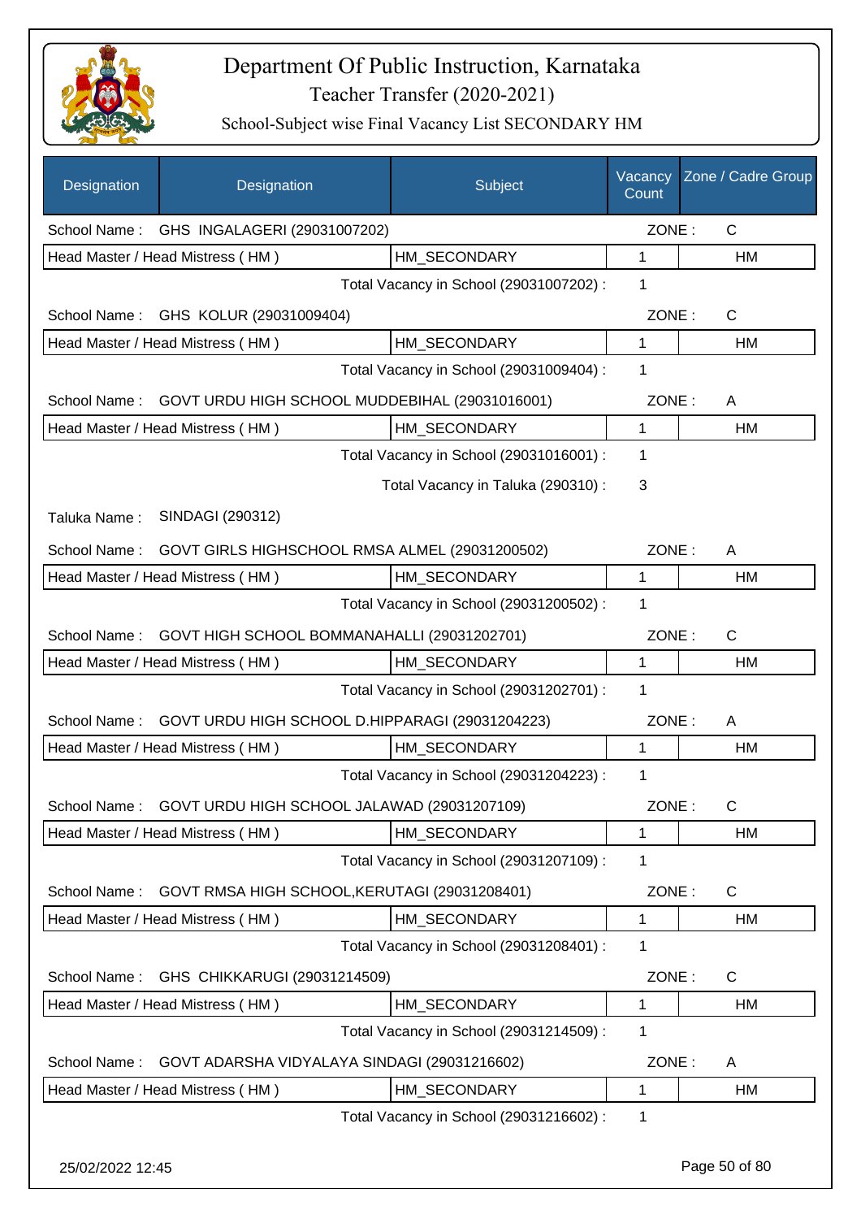# Department Of Public Instruction, Karnataka

## Teacher Transfer (2020-2021)

### School-Subject wise Final Vacancy List SECONDARY HM

| Designation | Designation | Subject | Vacancy Count | Zone / Cadre Group |
|---|---|---|---|---|
| School Name : | GHS INGALAGERI (29031007202) | | ZONE : | C |
| Head Master / Head Mistress ( HM ) | | HM_SECONDARY | 1 | HM |
| | | Total Vacancy in School (29031007202) : | 1 | |
| School Name : | GHS KOLUR (29031009404) | | ZONE : | C |
| Head Master / Head Mistress ( HM ) | | HM_SECONDARY | 1 | HM |
| | | Total Vacancy in School (29031009404) : | 1 | |
| School Name : | GOVT URDU HIGH SCHOOL MUDDEBIHAL (29031016001) | | ZONE : | A |
| Head Master / Head Mistress ( HM ) | | HM_SECONDARY | 1 | HM |
| | | Total Vacancy in School (29031016001) : | 1 | |
| | | Total Vacancy in Taluka (290310) : | 3 | |
| Taluka Name : | SINDAGI (290312) | | | |
| School Name : | GOVT GIRLS HIGHSCHOOL RMSA ALMEL (29031200502) | | ZONE : | A |
| Head Master / Head Mistress ( HM ) | | HM_SECONDARY | 1 | HM |
| | | Total Vacancy in School (29031200502) : | 1 | |
| School Name : | GOVT HIGH SCHOOL BOMMANAHALLI (29031202701) | | ZONE : | C |
| Head Master / Head Mistress ( HM ) | | HM_SECONDARY | 1 | HM |
| | | Total Vacancy in School (29031202701) : | 1 | |
| School Name : | GOVT URDU HIGH SCHOOL D.HIPPARAGI (29031204223) | | ZONE : | A |
| Head Master / Head Mistress ( HM ) | | HM_SECONDARY | 1 | HM |
| | | Total Vacancy in School (29031204223) : | 1 | |
| School Name : | GOVT URDU HIGH SCHOOL JALAWAD (29031207109) | | ZONE : | C |
| Head Master / Head Mistress ( HM ) | | HM_SECONDARY | 1 | HM |
| | | Total Vacancy in School (29031207109) : | 1 | |
| School Name : | GOVT RMSA HIGH SCHOOL,KERUTAGI (29031208401) | | ZONE : | C |
| Head Master / Head Mistress ( HM ) | | HM_SECONDARY | 1 | HM |
| | | Total Vacancy in School (29031208401) : | 1 | |
| School Name : | GHS CHIKKARUGI (29031214509) | | ZONE : | C |
| Head Master / Head Mistress ( HM ) | | HM_SECONDARY | 1 | HM |
| | | Total Vacancy in School (29031214509) : | 1 | |
| School Name : | GOVT ADARSHA VIDYALAYA SINDAGI (29031216602) | | ZONE : | A |
| Head Master / Head Mistress ( HM ) | | HM_SECONDARY | 1 | HM |
| | | Total Vacancy in School (29031216602) : | 1 | |

25/02/2022 12:45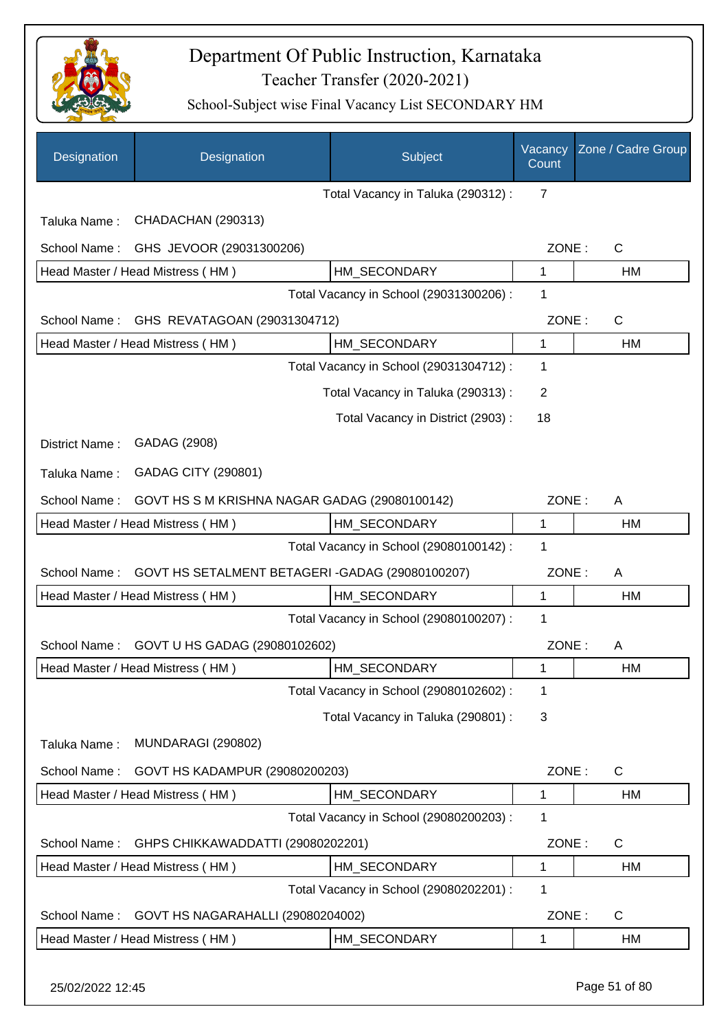# Department Of Public Instruction, Karnataka

Teacher Transfer (2020-2021)

School-Subject wise Final Vacancy List SECONDARY HM

| Designation | Designation | Subject | Vacancy Count | Zone / Cadre Group |
|---|---|---|---|---|
| | | Total Vacancy in Taluka (290312) : | 7 | |

Taluka Name : CHADACHAN (290313)

School Name : GHS JEVOOR (29031300206) ZONE : C

| | | | |
|---|---|---|---|
| Head Master / Head Mistress ( HM ) | HM_SECONDARY | 1 | HM |
| | Total Vacancy in School (29031300206) : | 1 | |

School Name : GHS REVATAGOAN (29031304712) ZONE : C

| | | | |
|---|---|---|---|
| Head Master / Head Mistress ( HM ) | HM_SECONDARY | 1 | HM |
| | Total Vacancy in School (29031304712) : | 1 | |
| | Total Vacancy in Taluka (290313) : | 2 | |
| | Total Vacancy in District (2903) : | 18 | |

District Name : GADAG (2908)

Taluka Name : GADAG CITY (290801)

School Name : GOVT HS S M KRISHNA NAGAR GADAG (29080100142) ZONE : A

| | | | |
|---|---|---|---|
| Head Master / Head Mistress ( HM ) | HM_SECONDARY | 1 | HM |
| | Total Vacancy in School (29080100142) : | 1 | |

School Name : GOVT HS SETALMENT BETAGERI -GADAG (29080100207) ZONE : A

| | | | |
|---|---|---|---|
| Head Master / Head Mistress ( HM ) | HM_SECONDARY | 1 | HM |
| | Total Vacancy in School (29080100207) : | 1 | |

School Name : GOVT U HS GADAG (29080102602) ZONE : A

| | | | |
|---|---|---|---|
| Head Master / Head Mistress ( HM ) | HM_SECONDARY | 1 | HM |
| | Total Vacancy in School (29080102602) : | 1 | |
| | Total Vacancy in Taluka (290801) : | 3 | |

Taluka Name : MUNDARAGI (290802)

School Name : GOVT HS KADAMPUR (29080200203) ZONE : C

| | | | |
|---|---|---|---|
| Head Master / Head Mistress ( HM ) | HM_SECONDARY | 1 | HM |
| | Total Vacancy in School (29080200203) : | 1 | |

School Name : GHPS CHIKKAWADDATTI (29080202201) ZONE : C

| | | | |
|---|---|---|---|
| Head Master / Head Mistress ( HM ) | HM_SECONDARY | 1 | HM |
| | Total Vacancy in School (29080202201) : | 1 | |

School Name : GOVT HS NAGARAHALLI (29080204002) ZONE : C

| | | | |
|---|---|---|---|
| Head Master / Head Mistress ( HM ) | HM_SECONDARY | 1 | HM |

25/02/2022 12:45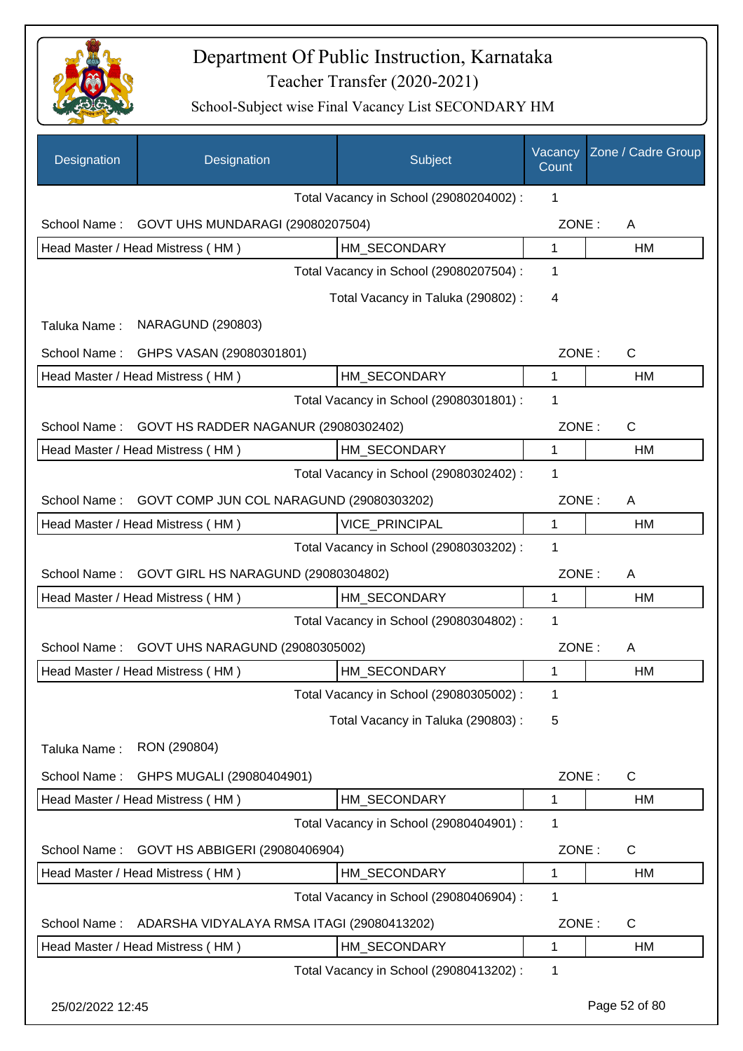# Department Of Public Instruction, Karnataka

## Teacher Transfer (2020-2021)

### School-Subject wise Final Vacancy List SECONDARY HM

| Designation | Designation | Subject | Vacancy Count | Zone / Cadre Group |
|---|---|---|---|---|
| | | Total Vacancy in School (29080204002) : | 1 | |
| School Name : | GOVT UHS MUNDARAGI (29080207504) | | ZONE : | A |
| Head Master / Head Mistress ( HM ) | | HM_SECONDARY | 1 | HM |
| | | Total Vacancy in School (29080207504) : | 1 | |
| | | Total Vacancy in Taluka (290802) : | 4 | |
| Taluka Name : | NARAGUND (290803) | | | |
| School Name : | GHPS VASAN (29080301801) | | ZONE : | C |
| Head Master / Head Mistress ( HM ) | | HM_SECONDARY | 1 | HM |
| | | Total Vacancy in School (29080301801) : | 1 | |
| School Name : | GOVT HS RADDER NAGANUR (29080302402) | | ZONE : | C |
| Head Master / Head Mistress ( HM ) | | HM_SECONDARY | 1 | HM |
| | | Total Vacancy in School (29080302402) : | 1 | |
| School Name : | GOVT COMP JUN COL NARAGUND (29080303202) | | ZONE : | A |
| Head Master / Head Mistress ( HM ) | | VICE_PRINCIPAL | 1 | HM |
| | | Total Vacancy in School (29080303202) : | 1 | |
| School Name : | GOVT GIRL HS NARAGUND (29080304802) | | ZONE : | A |
| Head Master / Head Mistress ( HM ) | | HM_SECONDARY | 1 | HM |
| | | Total Vacancy in School (29080304802) : | 1 | |
| School Name : | GOVT UHS NARAGUND (29080305002) | | ZONE : | A |
| Head Master / Head Mistress ( HM ) | | HM_SECONDARY | 1 | HM |
| | | Total Vacancy in School (29080305002) : | 1 | |
| | | Total Vacancy in Taluka (290803) : | 5 | |
| Taluka Name : | RON (290804) | | | |
| School Name : | GHPS MUGALI (29080404901) | | ZONE : | C |
| Head Master / Head Mistress ( HM ) | | HM_SECONDARY | 1 | HM |
| | | Total Vacancy in School (29080404901) : | 1 | |
| School Name : | GOVT HS ABBIGERI (29080406904) | | ZONE : | C |
| Head Master / Head Mistress ( HM ) | | HM_SECONDARY | 1 | HM |
| | | Total Vacancy in School (29080406904) : | 1 | |
| School Name : | ADARSHA VIDYALAYA RMSA ITAGI (29080413202) | | ZONE : | C |
| Head Master / Head Mistress ( HM ) | | HM_SECONDARY | 1 | HM |
| | | Total Vacancy in School (29080413202) : | 1 | |

25/02/2022 12:45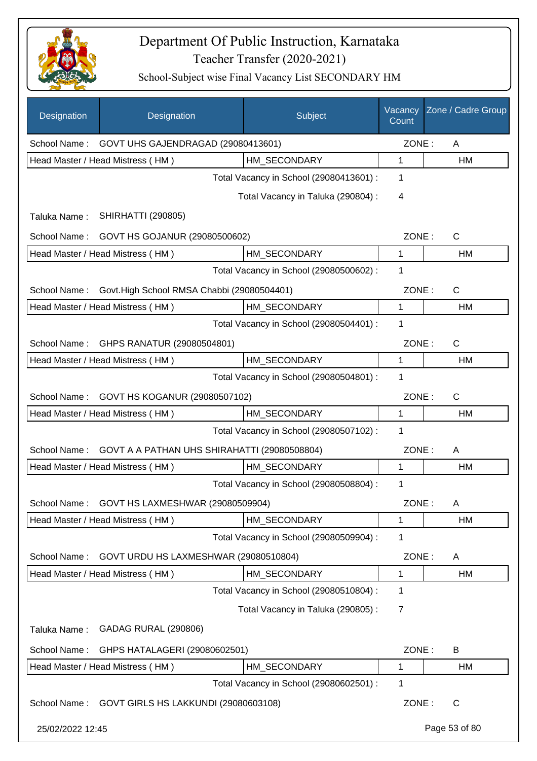# Department Of Public Instruction, Karnataka

## Teacher Transfer (2020-2021)

### School-Subject wise Final Vacancy List SECONDARY HM

| Designation | Designation | Subject | Vacancy Count | Zone / Cadre Group |
|---|---|---|---|---|
| School Name : | GOVT UHS GAJENDRAGAD (29080413601) | | ZONE : | A |
| Head Master / Head Mistress ( HM ) | | HM_SECONDARY | 1 | HM |
| | | Total Vacancy in School (29080413601) : | 1 | |
| | | Total Vacancy in Taluka (290804) : | 4 | |
| Taluka Name : | SHIRHATTI (290805) | | | |
| School Name : | GOVT HS GOJANUR (29080500602) | | ZONE : | C |
| Head Master / Head Mistress ( HM ) | | HM_SECONDARY | 1 | HM |
| | | Total Vacancy in School (29080500602) : | 1 | |
| School Name : | Govt.High School RMSA Chabbi (29080504401) | | ZONE : | C |
| Head Master / Head Mistress ( HM ) | | HM_SECONDARY | 1 | HM |
| | | Total Vacancy in School (29080504401) : | 1 | |
| School Name : | GHPS RANATUR (29080504801) | | ZONE : | C |
| Head Master / Head Mistress ( HM ) | | HM_SECONDARY | 1 | HM |
| | | Total Vacancy in School (29080504801) : | 1 | |
| School Name : | GOVT HS KOGANUR (29080507102) | | ZONE : | C |
| Head Master / Head Mistress ( HM ) | | HM_SECONDARY | 1 | HM |
| | | Total Vacancy in School (29080507102) : | 1 | |
| School Name : | GOVT A A PATHAN UHS SHIRAHATTI (29080508804) | | ZONE : | A |
| Head Master / Head Mistress ( HM ) | | HM_SECONDARY | 1 | HM |
| | | Total Vacancy in School (29080508804) : | 1 | |
| School Name : | GOVT HS LAXMESHWAR (29080509904) | | ZONE : | A |
| Head Master / Head Mistress ( HM ) | | HM_SECONDARY | 1 | HM |
| | | Total Vacancy in School (29080509904) : | 1 | |
| School Name : | GOVT URDU HS LAXMESHWAR (29080510804) | | ZONE : | A |
| Head Master / Head Mistress ( HM ) | | HM_SECONDARY | 1 | HM |
| | | Total Vacancy in School (29080510804) : | 1 | |
| | | Total Vacancy in Taluka (290805) : | 7 | |
| Taluka Name : | GADAG RURAL (290806) | | | |
| School Name : | GHPS HATALAGERI (29080602501) | | ZONE : | B |
| Head Master / Head Mistress ( HM ) | | HM_SECONDARY | 1 | HM |
| | | Total Vacancy in School (29080602501) : | 1 | |
| School Name : | GOVT GIRLS HS LAKKUNDI (29080603108) | | ZONE : | C |

25/02/2022 12:45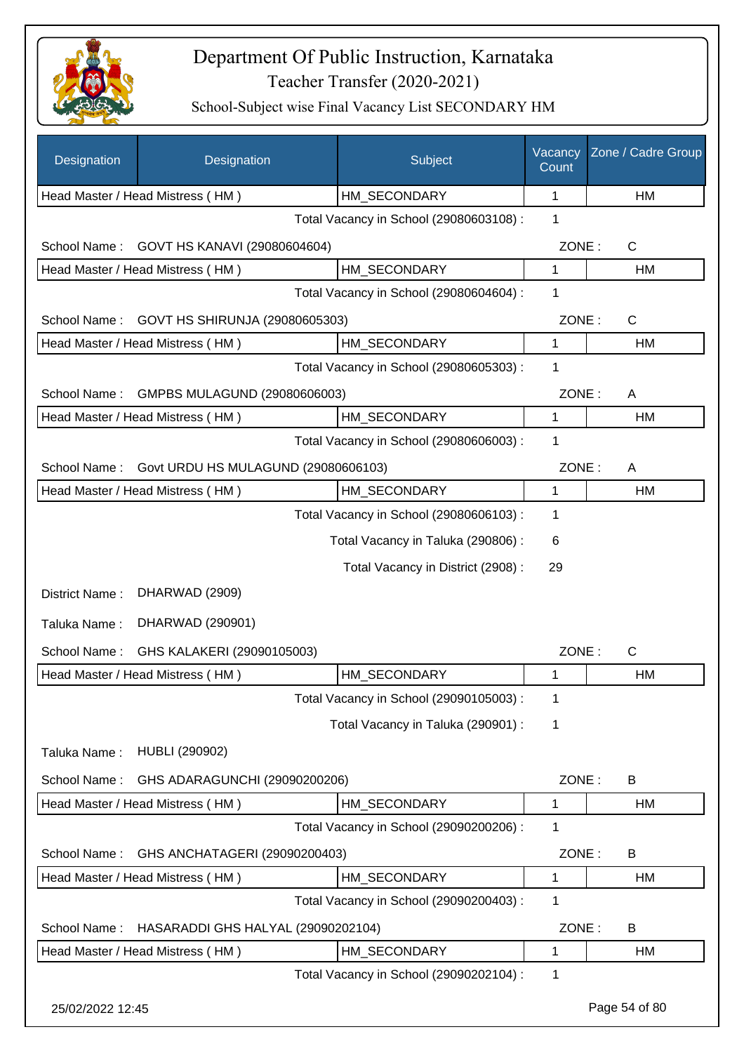# Department Of Public Instruction, Karnataka

Teacher Transfer (2020-2021)

School-Subject wise Final Vacancy List SECONDARY HM

| Designation | Designation | Subject | Vacancy Count | Zone / Cadre Group |
|---|---|---|---|---|
| Head Master / Head Mistress ( HM ) | | HM_SECONDARY | 1 | HM |

Total Vacancy in School (29080603108) : 1

School Name : GOVT HS KANAVI (29080604604) ZONE : C

| Head Master / Head Mistress ( HM ) | HM_SECONDARY | 1 | HM |
|---|---|---|---|

Total Vacancy in School (29080604604) : 1

School Name : GOVT HS SHIRUNJA (29080605303) ZONE : C

| Head Master / Head Mistress ( HM ) | HM_SECONDARY | 1 | HM |
|---|---|---|---|

Total Vacancy in School (29080605303) : 1

School Name : GMPBS MULAGUND (29080606003) ZONE : A

| Head Master / Head Mistress ( HM ) | HM_SECONDARY | 1 | HM |
|---|---|---|---|

Total Vacancy in School (29080606003) : 1

School Name : Govt URDU HS MULAGUND (29080606103) ZONE : A

| Head Master / Head Mistress ( HM ) | HM_SECONDARY | 1 | HM |
|---|---|---|---|

Total Vacancy in School (29080606103) : 1

Total Vacancy in Taluka (290806) : 6

Total Vacancy in District (2908) : 29

District Name : DHARWAD (2909)

Taluka Name : DHARWAD (290901)

School Name : GHS KALAKERI (29090105003) ZONE : C

| Head Master / Head Mistress ( HM ) | HM_SECONDARY | 1 | HM |
|---|---|---|---|

Total Vacancy in School (29090105003) : 1

Total Vacancy in Taluka (290901) : 1

Taluka Name : HUBLI (290902)

School Name : GHS ADARAGUNCHI (29090200206) ZONE : B

| Head Master / Head Mistress ( HM ) | HM_SECONDARY | 1 | HM |
|---|---|---|---|

Total Vacancy in School (29090200206) : 1

School Name : GHS ANCHATAGERI (29090200403) ZONE : B

| Head Master / Head Mistress ( HM ) | HM_SECONDARY | 1 | HM |
|---|---|---|---|

Total Vacancy in School (29090200403) : 1

School Name : HASARADDI GHS HALYAL (29090202104) ZONE : B

| Head Master / Head Mistress ( HM ) | HM_SECONDARY | 1 | HM |
|---|---|---|---|

Total Vacancy in School (29090202104) : 1

25/02/2022 12:45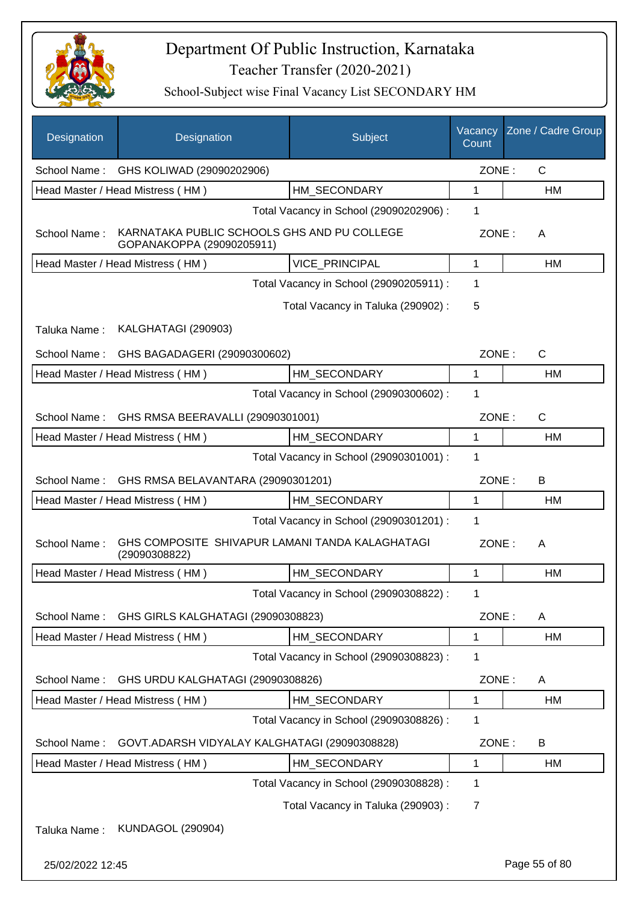# Department Of Public Instruction, Karnataka

## Teacher Transfer (2020-2021)

### School-Subject wise Final Vacancy List SECONDARY HM

| Designation | Designation | Subject | Vacancy Count | Zone / Cadre Group |
|---|---|---|---|---|
| School Name : | GHS KOLIWAD (29090202906) | | ZONE : | C |
| Head Master / Head Mistress ( HM ) | | HM_SECONDARY | 1 | HM |
| | | Total Vacancy in School (29090202906) : | 1 | |
| School Name : | KARNATAKA PUBLIC SCHOOLS GHS AND PU COLLEGE GOPANAKOPPA (29090205911) | | ZONE : | A |
| Head Master / Head Mistress ( HM ) | | VICE_PRINCIPAL | 1 | HM |
| | | Total Vacancy in School (29090205911) : | 1 | |
| | | Total Vacancy in Taluka (290902) : | 5 | |
| Taluka Name : | KALGHATAGI (290903) | | | |
| School Name : | GHS BAGADAGERI (29090300602) | | ZONE : | C |
| Head Master / Head Mistress ( HM ) | | HM_SECONDARY | 1 | HM |
| | | Total Vacancy in School (29090300602) : | 1 | |
| School Name : | GHS RMSA BEERAVALLI (29090301001) | | ZONE : | C |
| Head Master / Head Mistress ( HM ) | | HM_SECONDARY | 1 | HM |
| | | Total Vacancy in School (29090301001) : | 1 | |
| School Name : | GHS RMSA BELAVANTARA (29090301201) | | ZONE : | B |
| Head Master / Head Mistress ( HM ) | | HM_SECONDARY | 1 | HM |
| | | Total Vacancy in School (29090301201) : | 1 | |
| School Name : | GHS COMPOSITE SHIVAPUR LAMANI TANDA KALAGHATAGI (29090308822) | | ZONE : | A |
| Head Master / Head Mistress ( HM ) | | HM_SECONDARY | 1 | HM |
| | | Total Vacancy in School (29090308822) : | 1 | |
| School Name : | GHS GIRLS KALGHATAGI (29090308823) | | ZONE : | A |
| Head Master / Head Mistress ( HM ) | | HM_SECONDARY | 1 | HM |
| | | Total Vacancy in School (29090308823) : | 1 | |
| School Name : | GHS URDU KALGHATAGI (29090308826) | | ZONE : | A |
| Head Master / Head Mistress ( HM ) | | HM_SECONDARY | 1 | HM |
| | | Total Vacancy in School (29090308826) : | 1 | |
| School Name : | GOVT.ADARSH VIDYALAY KALGHATAGI (29090308828) | | ZONE : | B |
| Head Master / Head Mistress ( HM ) | | HM_SECONDARY | 1 | HM |
| | | Total Vacancy in School (29090308828) : | 1 | |
| | | Total Vacancy in Taluka (290903) : | 7 | |
| Taluka Name : | KUNDAGOL (290904) | | | |

25/02/2022 12:45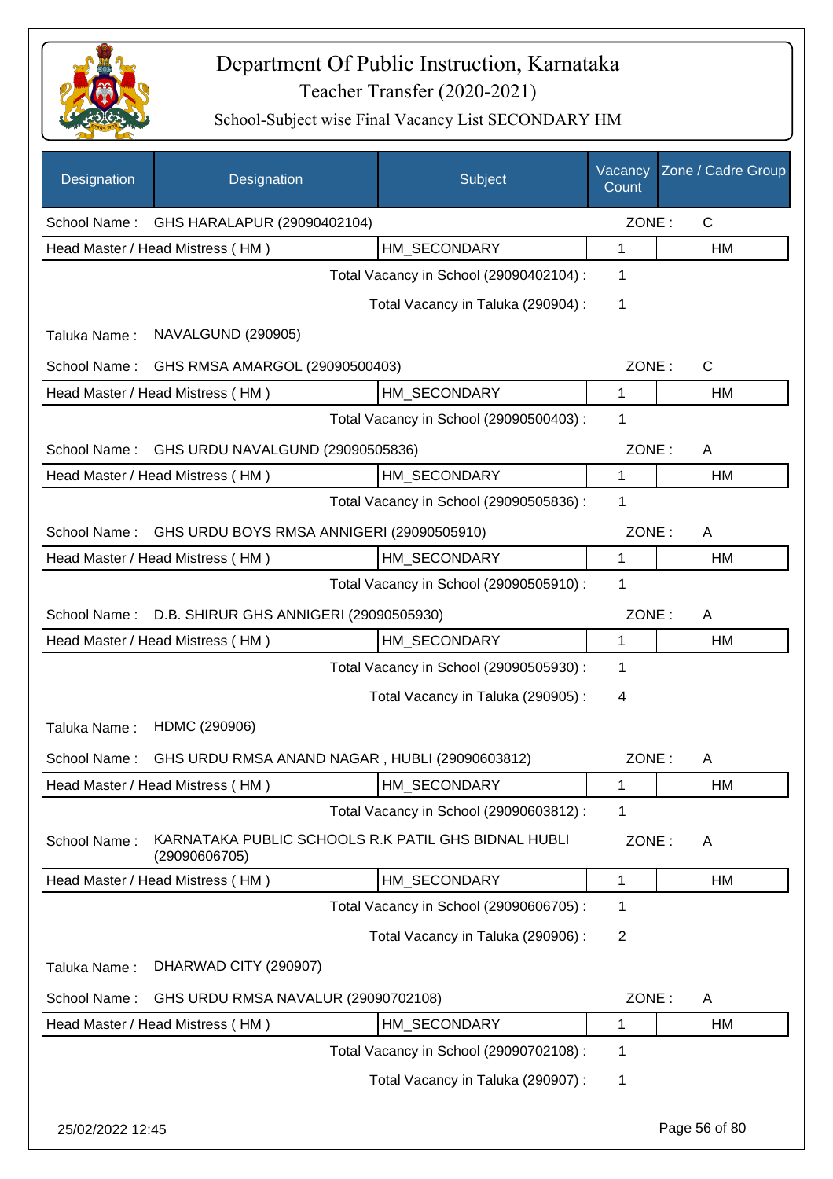# Department Of Public Instruction, Karnataka

## Teacher Transfer (2020-2021)

### School-Subject wise Final Vacancy List SECONDARY HM

| Designation | Designation | Subject | Vacancy Count | Zone / Cadre Group |
|---|---|---|---|---|
| School Name : | GHS HARALAPUR (29090402104) | | ZONE : | C |
| Head Master / Head Mistress ( HM ) | | HM_SECONDARY | 1 | HM |
| | | Total Vacancy in School (29090402104) : | 1 | |
| | | Total Vacancy in Taluka (290904) : | 1 | |
| Taluka Name : | NAVALGUND (290905) | | | |
| School Name : | GHS RMSA AMARGOL (29090500403) | | ZONE : | C |
| Head Master / Head Mistress ( HM ) | | HM_SECONDARY | 1 | HM |
| | | Total Vacancy in School (29090500403) : | 1 | |
| School Name : | GHS URDU NAVALGUND (29090505836) | | ZONE : | A |
| Head Master / Head Mistress ( HM ) | | HM_SECONDARY | 1 | HM |
| | | Total Vacancy in School (29090505836) : | 1 | |
| School Name : | GHS URDU BOYS RMSA ANNIGERI (29090505910) | | ZONE : | A |
| Head Master / Head Mistress ( HM ) | | HM_SECONDARY | 1 | HM |
| | | Total Vacancy in School (29090505910) : | 1 | |
| School Name : | D.B. SHIRUR GHS ANNIGERI (29090505930) | | ZONE : | A |
| Head Master / Head Mistress ( HM ) | | HM_SECONDARY | 1 | HM |
| | | Total Vacancy in School (29090505930) : | 1 | |
| | | Total Vacancy in Taluka (290905) : | 4 | |
| Taluka Name : | HDMC (290906) | | | |
| School Name : | GHS URDU RMSA ANAND NAGAR , HUBLI (29090603812) | | ZONE : | A |
| Head Master / Head Mistress ( HM ) | | HM_SECONDARY | 1 | HM |
| | | Total Vacancy in School (29090603812) : | 1 | |
| School Name : | KARNATAKA PUBLIC SCHOOLS R.K PATIL GHS BIDNAL HUBLI (29090606705) | | ZONE : | A |
| Head Master / Head Mistress ( HM ) | | HM_SECONDARY | 1 | HM |
| | | Total Vacancy in School (29090606705) : | 1 | |
| | | Total Vacancy in Taluka (290906) : | 2 | |
| Taluka Name : | DHARWAD CITY (290907) | | | |
| School Name : | GHS URDU RMSA NAVALUR (29090702108) | | ZONE : | A |
| Head Master / Head Mistress ( HM ) | | HM_SECONDARY | 1 | HM |
| | | Total Vacancy in School (29090702108) : | 1 | |
| | | Total Vacancy in Taluka (290907) : | 1 | |

25/02/2022 12:45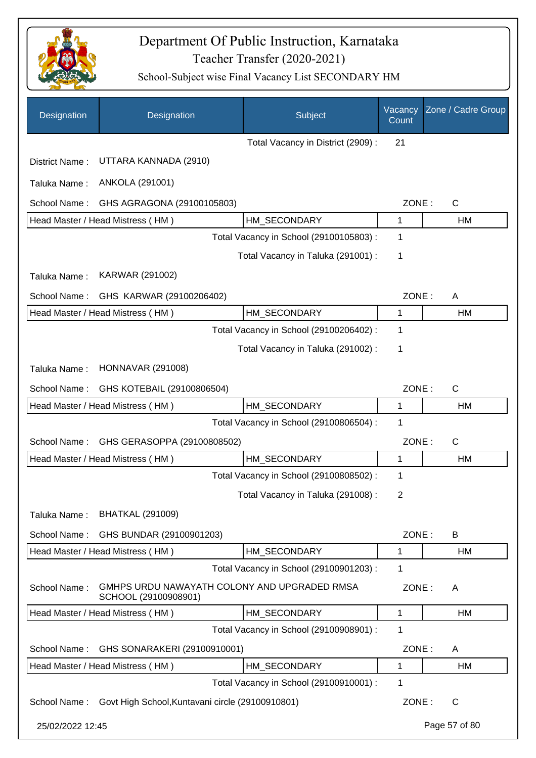# Department Of Public Instruction, Karnataka

## Teacher Transfer (2020-2021)

### School-Subject wise Final Vacancy List SECONDARY HM

| Designation | Designation | Subject | Vacancy Count | Zone / Cadre Group |
|---|---|---|---|---|
| | | Total Vacancy in District (2909) : | 21 | |
| District Name : | UTTARA KANNADA (2910) | | | |
| Taluka Name : | ANKOLA (291001) | | | |
| School Name : | GHS AGRAGONA (29100105803) | | ZONE : | C |
| Head Master / Head Mistress ( HM ) | | HM_SECONDARY | 1 | HM |
| | | Total Vacancy in School (29100105803) : | 1 | |
| | | Total Vacancy in Taluka (291001) : | 1 | |
| Taluka Name : | KARWAR (291002) | | | |
| School Name : | GHS KARWAR (29100206402) | | ZONE : | A |
| Head Master / Head Mistress ( HM ) | | HM_SECONDARY | 1 | HM |
| | | Total Vacancy in School (29100206402) : | 1 | |
| | | Total Vacancy in Taluka (291002) : | 1 | |
| Taluka Name : | HONNAVAR (291008) | | | |
| School Name : | GHS KOTEBAIL (29100806504) | | ZONE : | C |
| Head Master / Head Mistress ( HM ) | | HM_SECONDARY | 1 | HM |
| | | Total Vacancy in School (29100806504) : | 1 | |
| School Name : | GHS GERASOPPA (29100808502) | | ZONE : | C |
| Head Master / Head Mistress ( HM ) | | HM_SECONDARY | 1 | HM |
| | | Total Vacancy in School (29100808502) : | 1 | |
| | | Total Vacancy in Taluka (291008) : | 2 | |
| Taluka Name : | BHATKAL (291009) | | | |
| School Name : | GHS BUNDAR (29100901203) | | ZONE : | B |
| Head Master / Head Mistress ( HM ) | | HM_SECONDARY | 1 | HM |
| | | Total Vacancy in School (29100901203) : | 1 | |
| School Name : | GMHPS URDU NAWAYATH COLONY AND UPGRADED RMSA SCHOOL (29100908901) | | ZONE : | A |
| Head Master / Head Mistress ( HM ) | | HM_SECONDARY | 1 | HM |
| | | Total Vacancy in School (29100908901) : | 1 | |
| School Name : | GHS SONARAKERI (29100910001) | | ZONE : | A |
| Head Master / Head Mistress ( HM ) | | HM_SECONDARY | 1 | HM |
| | | Total Vacancy in School (29100910001) : | 1 | |
| School Name : | Govt High School,Kuntavani circle (29100910801) | | ZONE : | C |

25/02/2022 12:45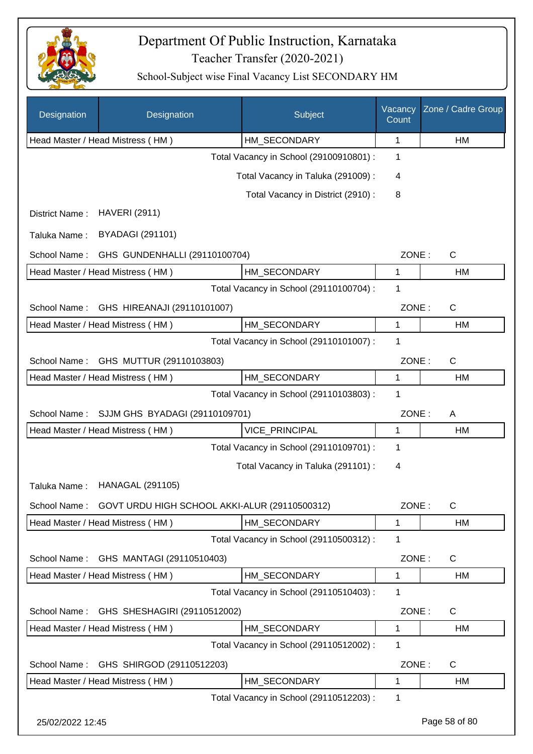# Department Of Public Instruction, Karnataka

## Teacher Transfer (2020-2021)

### School-Subject wise Final Vacancy List SECONDARY HM

| Designation | Designation | Subject | Vacancy Count | Zone / Cadre Group |
|---|---|---|---|---|
| Head Master / Head Mistress ( HM ) | | HM_SECONDARY | 1 | HM |

Total Vacancy in School (29100910801) : 1

Total Vacancy in Taluka (291009) : 4

Total Vacancy in District (2910) : 8

District Name : HAVERI (2911)

Taluka Name : BYADAGI (291101)

School Name : GHS GUNDENHALLI (29110100704) ZONE : C

| Head Master / Head Mistress ( HM ) | HM_SECONDARY | 1 | HM |
|---|---|---|---|

Total Vacancy in School (29110100704) : 1

School Name : GHS HIREANAJI (29110101007) ZONE : C

| Head Master / Head Mistress ( HM ) | HM_SECONDARY | 1 | HM |
|---|---|---|---|

Total Vacancy in School (29110101007) : 1

School Name : GHS MUTTUR (29110103803) ZONE : C

| Head Master / Head Mistress ( HM ) | HM_SECONDARY | 1 | HM |
|---|---|---|---|

Total Vacancy in School (29110103803) : 1

School Name : SJJM GHS BYADAGI (29110109701) ZONE : A

| Head Master / Head Mistress ( HM ) | VICE_PRINCIPAL | 1 | HM |
|---|---|---|---|

Total Vacancy in School (29110109701) : 1

Total Vacancy in Taluka (291101) : 4

Taluka Name : HANAGAL (291105)

School Name : GOVT URDU HIGH SCHOOL AKKI-ALUR (29110500312) ZONE : C

| Head Master / Head Mistress ( HM ) | HM_SECONDARY | 1 | HM |
|---|---|---|---|

Total Vacancy in School (29110500312) : 1

School Name : GHS MANTAGI (29110510403) ZONE : C

| Head Master / Head Mistress ( HM ) | HM_SECONDARY | 1 | HM |
|---|---|---|---|

Total Vacancy in School (29110510403) : 1

School Name : GHS SHESHAGIRI (29110512002) ZONE : C

| Head Master / Head Mistress ( HM ) | HM_SECONDARY | 1 | HM |
|---|---|---|---|

Total Vacancy in School (29110512002) : 1

School Name : GHS SHIRGOD (29110512203) ZONE : C

| Head Master / Head Mistress ( HM ) | HM_SECONDARY | 1 | HM |
|---|---|---|---|

Total Vacancy in School (29110512203) : 1

25/02/2022 12:45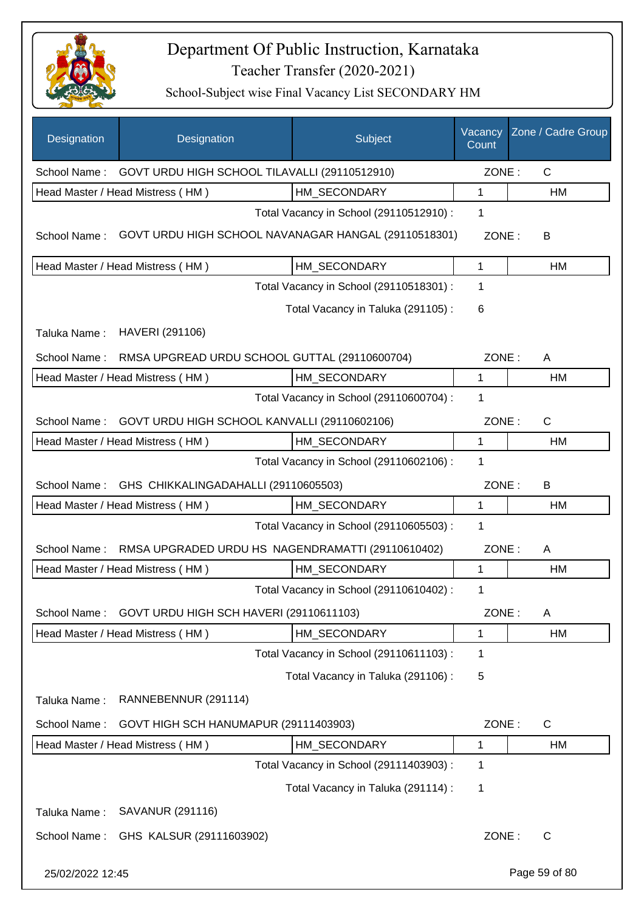# Department Of Public Instruction, Karnataka

## Teacher Transfer (2020-2021)

### School-Subject wise Final Vacancy List SECONDARY HM

| Designation | Designation | Subject | Vacancy Count | Zone / Cadre Group |
|---|---|---|---|---|
| School Name : | GOVT URDU HIGH SCHOOL TILAVALLI (29110512910) | | ZONE : | C |
| Head Master / Head Mistress ( HM ) | | HM_SECONDARY | 1 | HM |
| | | Total Vacancy in School (29110512910) : | 1 | |
| School Name : | GOVT URDU HIGH SCHOOL NAVANAGAR HANGAL (29110518301) | | ZONE : | B |
| Head Master / Head Mistress ( HM ) | | HM_SECONDARY | 1 | HM |
| | | Total Vacancy in School (29110518301) : | 1 | |
| | | Total Vacancy in Taluka (291105) : | 6 | |
| Taluka Name : | HAVERI (291106) | | | |
| School Name : | RMSA UPGREAD URDU SCHOOL GUTTAL (29110600704) | | ZONE : | A |
| Head Master / Head Mistress ( HM ) | | HM_SECONDARY | 1 | HM |
| | | Total Vacancy in School (29110600704) : | 1 | |
| School Name : | GOVT URDU HIGH SCHOOL KANVALLI (29110602106) | | ZONE : | C |
| Head Master / Head Mistress ( HM ) | | HM_SECONDARY | 1 | HM |
| | | Total Vacancy in School (29110602106) : | 1 | |
| School Name : | GHS CHIKKALINGADAHALLI (29110605503) | | ZONE : | B |
| Head Master / Head Mistress ( HM ) | | HM_SECONDARY | 1 | HM |
| | | Total Vacancy in School (29110605503) : | 1 | |
| School Name : | RMSA UPGRADED URDU HS NAGENDRAMATTI (29110610402) | | ZONE : | A |
| Head Master / Head Mistress ( HM ) | | HM_SECONDARY | 1 | HM |
| | | Total Vacancy in School (29110610402) : | 1 | |
| School Name : | GOVT URDU HIGH SCH HAVERI (29110611103) | | ZONE : | A |
| Head Master / Head Mistress ( HM ) | | HM_SECONDARY | 1 | HM |
| | | Total Vacancy in School (29110611103) : | 1 | |
| | | Total Vacancy in Taluka (291106) : | 5 | |
| Taluka Name : | RANNEBENNUR (291114) | | | |
| School Name : | GOVT HIGH SCH HANUMAPUR (29111403903) | | ZONE : | C |
| Head Master / Head Mistress ( HM ) | | HM_SECONDARY | 1 | HM |
| | | Total Vacancy in School (29111403903) : | 1 | |
| | | Total Vacancy in Taluka (291114) : | 1 | |
| Taluka Name : | SAVANUR (291116) | | | |
| School Name : | GHS KALSUR (29111603902) | | ZONE : | C |

25/02/2022 12:45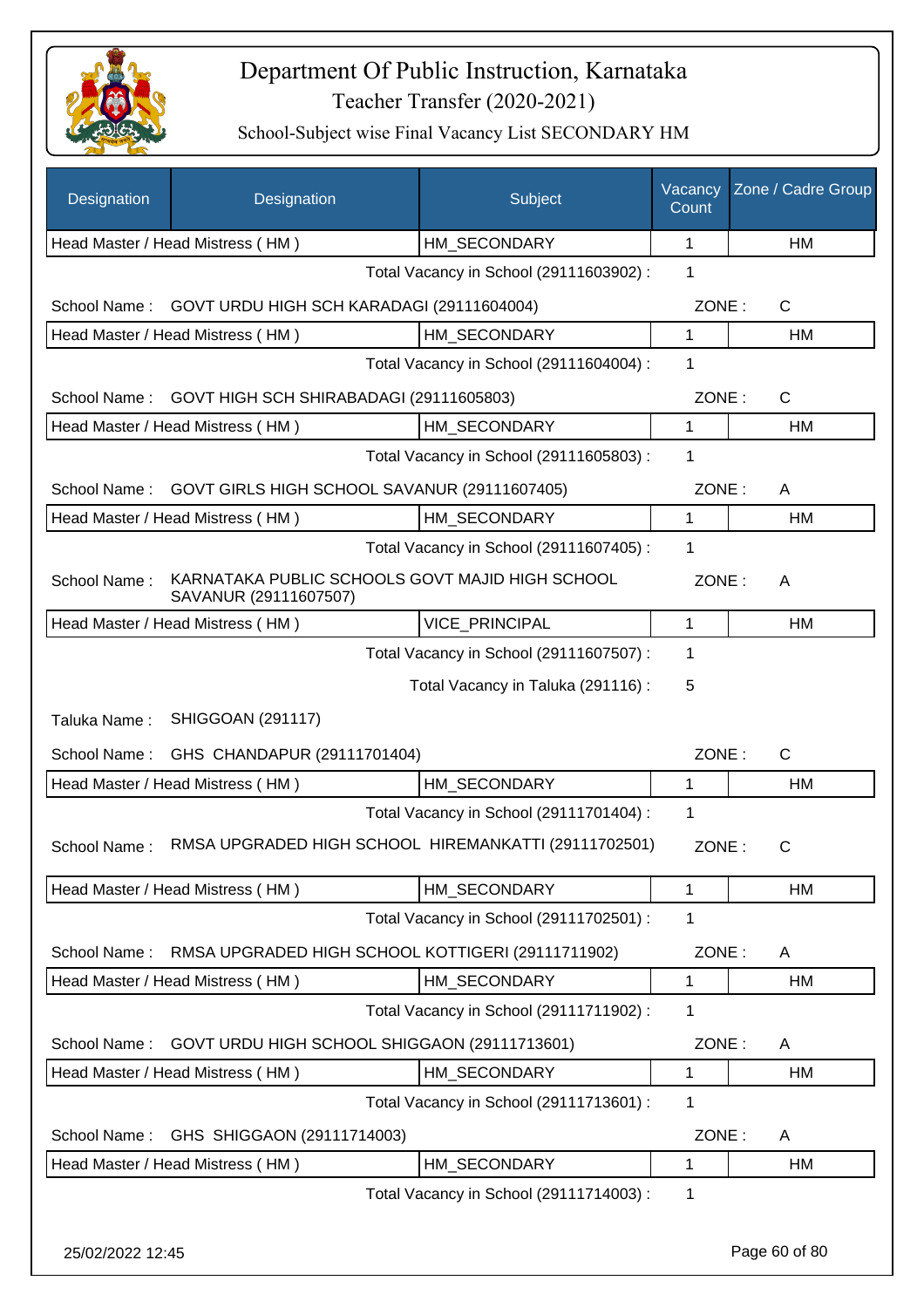# Department Of Public Instruction, Karnataka

Teacher Transfer (2020-2021)

School-Subject wise Final Vacancy List SECONDARY HM

| Designation | Designation | Subject | Vacancy Count | Zone / Cadre Group |
|---|---|---|---|---|
| Head Master / Head Mistress ( HM ) | | HM_SECONDARY | 1 | HM |

Total Vacancy in School (29111603902) : 1

School Name : GOVT URDU HIGH SCH KARADAGI (29111604004) ZONE : C

| Head Master / Head Mistress ( HM ) | HM_SECONDARY | 1 | HM |
|---|---|---|---|

Total Vacancy in School (29111604004) : 1

School Name : GOVT HIGH SCH SHIRABADAGI (29111605803) ZONE : C

| Head Master / Head Mistress ( HM ) | HM_SECONDARY | 1 | HM |
|---|---|---|---|

Total Vacancy in School (29111605803) : 1

School Name : GOVT GIRLS HIGH SCHOOL SAVANUR (29111607405) ZONE : A

| Head Master / Head Mistress ( HM ) | HM_SECONDARY | 1 | HM |
|---|---|---|---|

Total Vacancy in School (29111607405) : 1

School Name : KARNATAKA PUBLIC SCHOOLS GOVT MAJID HIGH SCHOOL SAVANUR (29111607507) ZONE : A

| Head Master / Head Mistress ( HM ) | VICE_PRINCIPAL | 1 | HM |
|---|---|---|---|

Total Vacancy in School (29111607507) : 1

Total Vacancy in Taluka (291116) : 5

Taluka Name : SHIGGOAN (291117)

School Name : GHS CHANDAPUR (29111701404) ZONE : C

| Head Master / Head Mistress ( HM ) | HM_SECONDARY | 1 | HM |
|---|---|---|---|

Total Vacancy in School (29111701404) : 1

School Name : RMSA UPGRADED HIGH SCHOOL HIREMANKATTI (29111702501) ZONE : C

| Head Master / Head Mistress ( HM ) | HM_SECONDARY | 1 | HM |
|---|---|---|---|

Total Vacancy in School (29111702501) : 1

School Name : RMSA UPGRADED HIGH SCHOOL KOTTIGERI (29111711902) ZONE : A

| Head Master / Head Mistress ( HM ) | HM_SECONDARY | 1 | HM |
|---|---|---|---|

Total Vacancy in School (29111711902) : 1

School Name : GOVT URDU HIGH SCHOOL SHIGGAON (29111713601) ZONE : A

| Head Master / Head Mistress ( HM ) | HM_SECONDARY | 1 | HM |
|---|---|---|---|

Total Vacancy in School (29111713601) : 1

School Name : GHS SHIGGAON (29111714003) ZONE : A

| Head Master / Head Mistress ( HM ) | HM_SECONDARY | 1 | HM |
|---|---|---|---|

Total Vacancy in School (29111714003) : 1

25/02/2022 12:45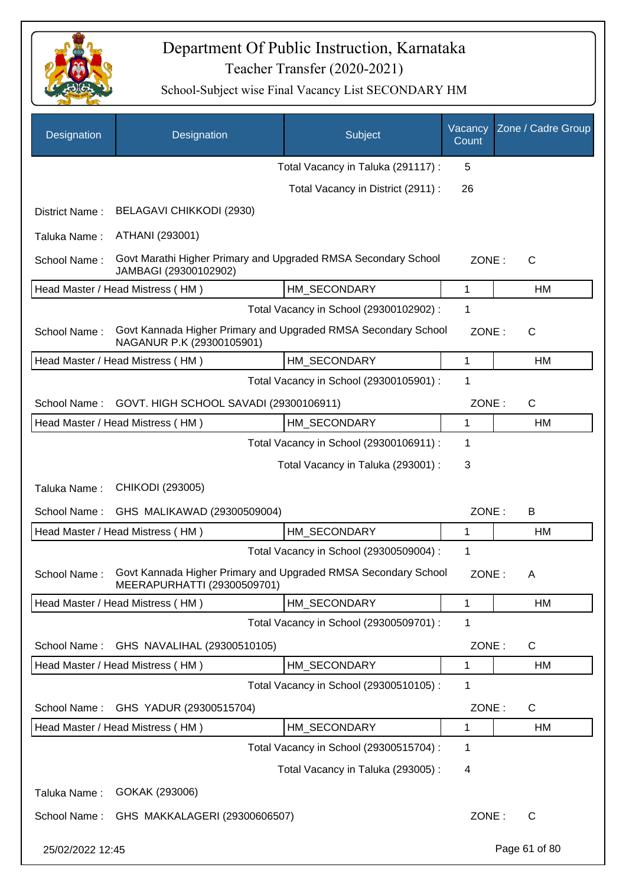# Department Of Public Instruction, Karnataka

## Teacher Transfer (2020-2021)

### School-Subject wise Final Vacancy List SECONDARY HM

| Designation | Designation | Subject | Vacancy Count | Zone / Cadre Group |
|---|---|---|---|---|
| | | Total Vacancy in Taluka (291117) : | 5 | |
| | | Total Vacancy in District (2911) : | 26 | |
| District Name : | BELAGAVI CHIKKODI (2930) | | | |
| Taluka Name : | ATHANI (293001) | | | |
| School Name : | Govt Marathi Higher Primary and Upgraded RMSA Secondary School JAMBAGI (29300102902) | | ZONE : | C |
| Head Master / Head Mistress ( HM ) | | HM_SECONDARY | 1 | HM |
| | | Total Vacancy in School (29300102902) : | 1 | |
| School Name : | Govt Kannada Higher Primary and Upgraded RMSA Secondary School NAGANUR P.K (29300105901) | | ZONE : | C |
| Head Master / Head Mistress ( HM ) | | HM_SECONDARY | 1 | HM |
| | | Total Vacancy in School (29300105901) : | 1 | |
| School Name : | GOVT. HIGH SCHOOL SAVADI (29300106911) | | ZONE : | C |
| Head Master / Head Mistress ( HM ) | | HM_SECONDARY | 1 | HM |
| | | Total Vacancy in School (29300106911) : | 1 | |
| | | Total Vacancy in Taluka (293001) : | 3 | |
| Taluka Name : | CHIKODI (293005) | | | |
| School Name : | GHS MALIKAWAD (29300509004) | | ZONE : | B |
| Head Master / Head Mistress ( HM ) | | HM_SECONDARY | 1 | HM |
| | | Total Vacancy in School (29300509004) : | 1 | |
| School Name : | Govt Kannada Higher Primary and Upgraded RMSA Secondary School MEERAPURHATTI (29300509701) | | ZONE : | A |
| Head Master / Head Mistress ( HM ) | | HM_SECONDARY | 1 | HM |
| | | Total Vacancy in School (29300509701) : | 1 | |
| School Name : | GHS NAVALIHAL (29300510105) | | ZONE : | C |
| Head Master / Head Mistress ( HM ) | | HM_SECONDARY | 1 | HM |
| | | Total Vacancy in School (29300510105) : | 1 | |
| School Name : | GHS YADUR (29300515704) | | ZONE : | C |
| Head Master / Head Mistress ( HM ) | | HM_SECONDARY | 1 | HM |
| | | Total Vacancy in School (29300515704) : | 1 | |
| | | Total Vacancy in Taluka (293005) : | 4 | |
| Taluka Name : | GOKAK (293006) | | | |
| School Name : | GHS MAKKALAGERI (29300606507) | | ZONE : | C |

25/02/2022 12:45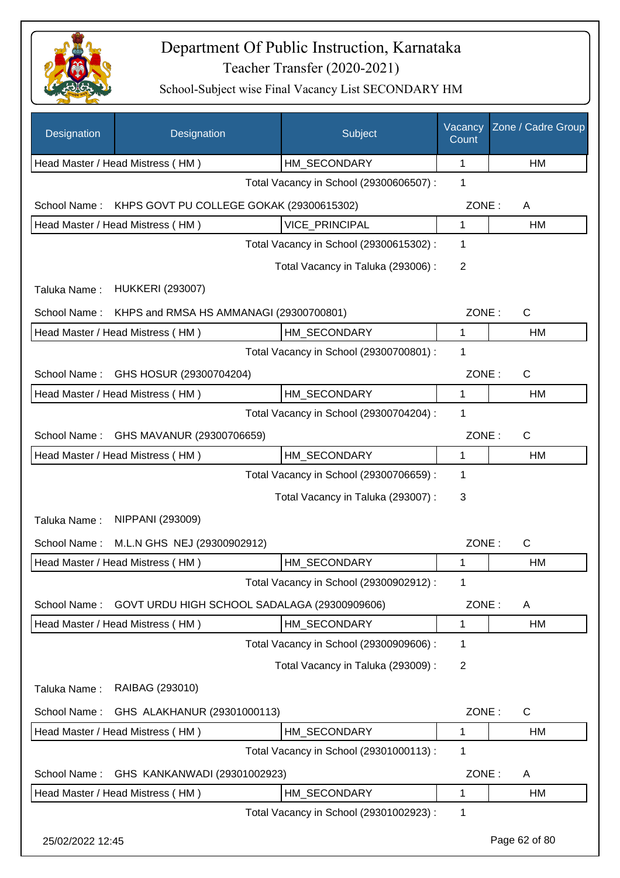# Department Of Public Instruction, Karnataka

## Teacher Transfer (2020-2021)

### School-Subject wise Final Vacancy List SECONDARY HM

| Designation | Designation | Subject | Vacancy Count | Zone / Cadre Group |
|---|---|---|---|---|
| Head Master / Head Mistress ( HM ) | | HM_SECONDARY | 1 | HM |

Total Vacancy in School (29300606507) : 1

School Name : KHPS GOVT PU COLLEGE GOKAK (29300615302) ZONE : A

| Designation | Subject | Vacancy Count | Zone / Cadre Group |
|---|---|---|---|
| Head Master / Head Mistress ( HM ) | VICE_PRINCIPAL | 1 | HM |

Total Vacancy in School (29300615302) : 1

Total Vacancy in Taluka (293006) : 2

Taluka Name : HUKKERI (293007)

School Name : KHPS and RMSA HS AMMANAGI (29300700801) ZONE : C

| Designation | Subject | Vacancy Count | Zone / Cadre Group |
|---|---|---|---|
| Head Master / Head Mistress ( HM ) | HM_SECONDARY | 1 | HM |

Total Vacancy in School (29300700801) : 1

School Name : GHS HOSUR (29300704204) ZONE : C

| Designation | Subject | Vacancy Count | Zone / Cadre Group |
|---|---|---|---|
| Head Master / Head Mistress ( HM ) | HM_SECONDARY | 1 | HM |

Total Vacancy in School (29300704204) : 1

School Name : GHS MAVANUR (29300706659) ZONE : C

| Designation | Subject | Vacancy Count | Zone / Cadre Group |
|---|---|---|---|
| Head Master / Head Mistress ( HM ) | HM_SECONDARY | 1 | HM |

Total Vacancy in School (29300706659) : 1

Total Vacancy in Taluka (293007) : 3

Taluka Name : NIPPANI (293009)

School Name : M.L.N GHS NEJ (29300902912) ZONE : C

| Designation | Subject | Vacancy Count | Zone / Cadre Group |
|---|---|---|---|
| Head Master / Head Mistress ( HM ) | HM_SECONDARY | 1 | HM |

Total Vacancy in School (29300902912) : 1

School Name : GOVT URDU HIGH SCHOOL SADALAGA (29300909606) ZONE : A

| Designation | Subject | Vacancy Count | Zone / Cadre Group |
|---|---|---|---|
| Head Master / Head Mistress ( HM ) | HM_SECONDARY | 1 | HM |

Total Vacancy in School (29300909606) : 1

Total Vacancy in Taluka (293009) : 2

Taluka Name : RAIBAG (293010)

School Name : GHS ALAKHANUR (29301000113) ZONE : C

| Designation | Subject | Vacancy Count | Zone / Cadre Group |
|---|---|---|---|
| Head Master / Head Mistress ( HM ) | HM_SECONDARY | 1 | HM |

Total Vacancy in School (29301000113) : 1

School Name : GHS KANKANWADI (29301002923) ZONE : A

| Designation | Subject | Vacancy Count | Zone / Cadre Group |
|---|---|---|---|
| Head Master / Head Mistress ( HM ) | HM_SECONDARY | 1 | HM |

Total Vacancy in School (29301002923) : 1

25/02/2022 12:45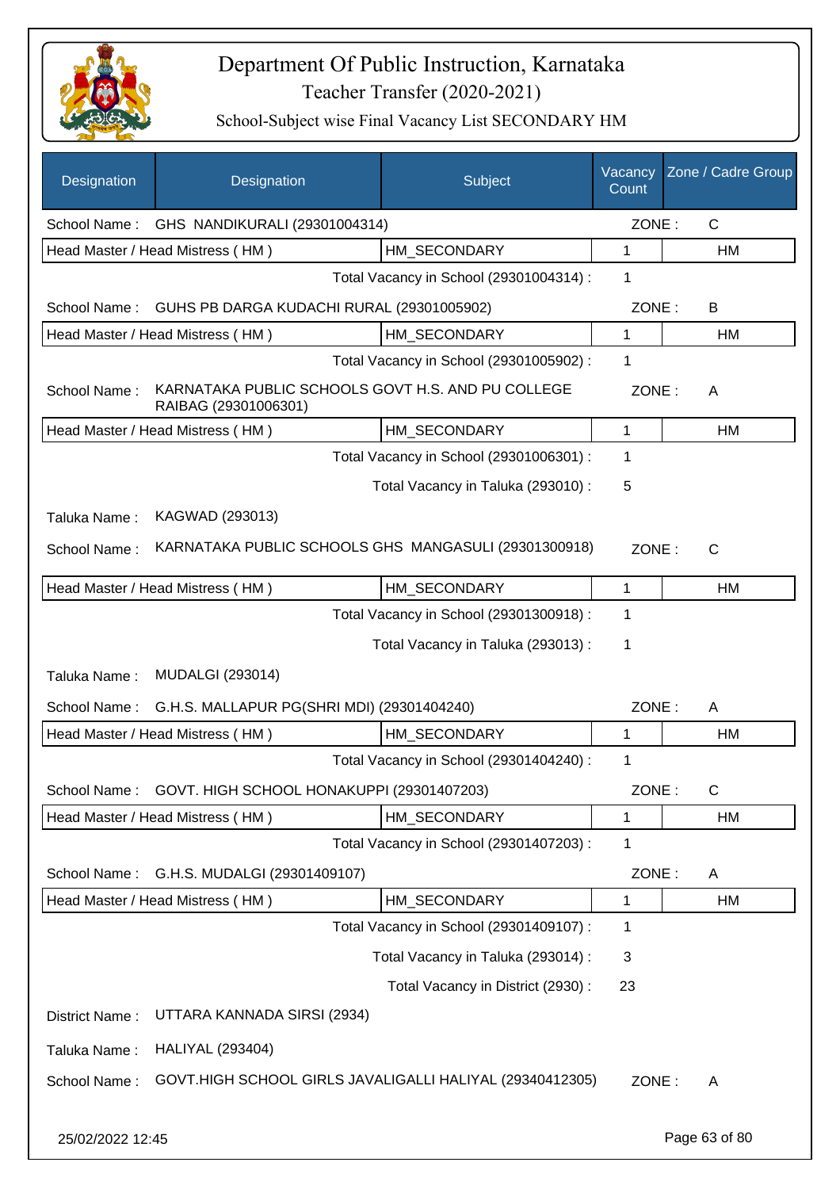# Department Of Public Instruction, Karnataka

## Teacher Transfer (2020-2021)

### School-Subject wise Final Vacancy List SECONDARY HM

| Designation | Designation | Subject | Vacancy Count | Zone / Cadre Group |
|---|---|---|---|---|
| School Name : | GHS NANDIKURALI (29301004314) | | ZONE : | C |
| Head Master / Head Mistress ( HM ) | | HM_SECONDARY | 1 | HM |
| | | Total Vacancy in School (29301004314) : | 1 | |
| School Name : | GUHS PB DARGA KUDACHI RURAL (29301005902) | | ZONE : | B |
| Head Master / Head Mistress ( HM ) | | HM_SECONDARY | 1 | HM |
| | | Total Vacancy in School (29301005902) : | 1 | |
| School Name : | KARNATAKA PUBLIC SCHOOLS GOVT H.S. AND PU COLLEGE RAIBAG (29301006301) | | ZONE : | A |
| Head Master / Head Mistress ( HM ) | | HM_SECONDARY | 1 | HM |
| | | Total Vacancy in School (29301006301) : | 1 | |
| | | Total Vacancy in Taluka (293010) : | 5 | |
| Taluka Name : | KAGWAD (293013) | | | |
| School Name : | KARNATAKA PUBLIC SCHOOLS GHS MANGASULI (29301300918) | | ZONE : | C |
| Head Master / Head Mistress ( HM ) | | HM_SECONDARY | 1 | HM |
| | | Total Vacancy in School (29301300918) : | 1 | |
| | | Total Vacancy in Taluka (293013) : | 1 | |
| Taluka Name : | MUDALGI (293014) | | | |
| School Name : | G.H.S. MALLAPUR PG(SHRI MDI) (29301404240) | | ZONE : | A |
| Head Master / Head Mistress ( HM ) | | HM_SECONDARY | 1 | HM |
| | | Total Vacancy in School (29301404240) : | 1 | |
| School Name : | GOVT. HIGH SCHOOL HONAKUPPI (29301407203) | | ZONE : | C |
| Head Master / Head Mistress ( HM ) | | HM_SECONDARY | 1 | HM |
| | | Total Vacancy in School (29301407203) : | 1 | |
| School Name : | G.H.S. MUDALGI (29301409107) | | ZONE : | A |
| Head Master / Head Mistress ( HM ) | | HM_SECONDARY | 1 | HM |
| | | Total Vacancy in School (29301409107) : | 1 | |
| | | Total Vacancy in Taluka (293014) : | 3 | |
| | | Total Vacancy in District (2930) : | 23 | |
| District Name : | UTTARA KANNADA SIRSI (2934) | | | |
| Taluka Name : | HALIYAL (293404) | | | |
| School Name : | GOVT.HIGH SCHOOL GIRLS JAVALIGALLI HALIYAL (29340412305) | | ZONE : | A |

25/02/2022 12:45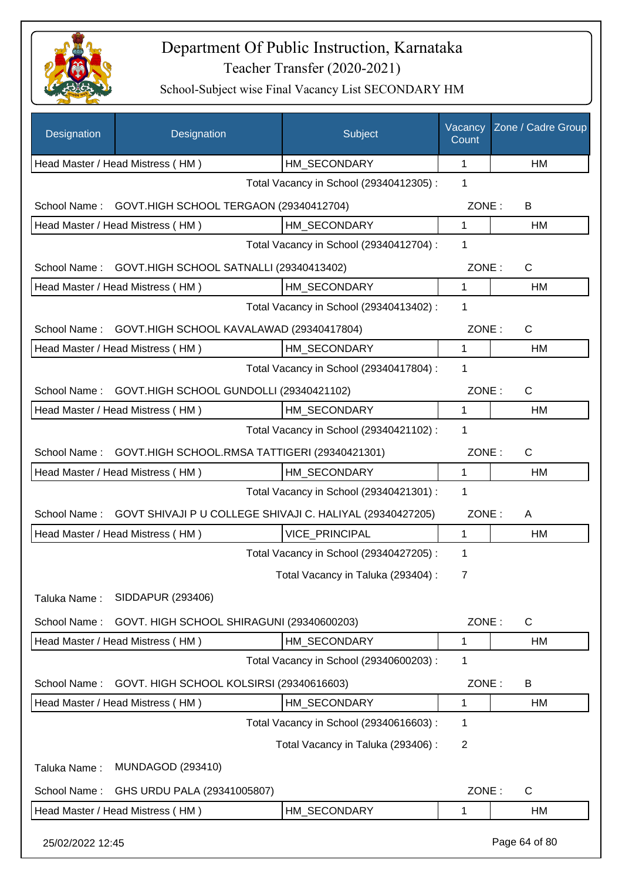# Department Of Public Instruction, Karnataka

Teacher Transfer (2020-2021)

School-Subject wise Final Vacancy List SECONDARY HM

| Designation | Designation | Subject | Vacancy Count | Zone / Cadre Group |
|---|---|---|---|---|
| Head Master / Head Mistress ( HM ) | | HM_SECONDARY | 1 | HM |

Total Vacancy in School (29340412305) : 1

School Name : GOVT.HIGH SCHOOL TERGAON (29340412704) ZONE : B

| Head Master / Head Mistress ( HM ) | HM_SECONDARY | 1 | HM |
|---|---|---|---|

Total Vacancy in School (29340412704) : 1

School Name : GOVT.HIGH SCHOOL SATNALLI (29340413402) ZONE : C

| Head Master / Head Mistress ( HM ) | HM_SECONDARY | 1 | HM |
|---|---|---|---|

Total Vacancy in School (29340413402) : 1

School Name : GOVT.HIGH SCHOOL KAVALAWAD (29340417804) ZONE : C

| Head Master / Head Mistress ( HM ) | HM_SECONDARY | 1 | HM |
|---|---|---|---|

Total Vacancy in School (29340417804) : 1

School Name : GOVT.HIGH SCHOOL GUNDOLLI (29340421102) ZONE : C

| Head Master / Head Mistress ( HM ) | HM_SECONDARY | 1 | HM |
|---|---|---|---|

Total Vacancy in School (29340421102) : 1

School Name : GOVT.HIGH SCHOOL.RMSA TATTIGERI (29340421301) ZONE : C

| Head Master / Head Mistress ( HM ) | HM_SECONDARY | 1 | HM |
|---|---|---|---|

Total Vacancy in School (29340421301) : 1

School Name : GOVT SHIVAJI P U COLLEGE SHIVAJI C. HALIYAL (29340427205) ZONE : A

| Head Master / Head Mistress ( HM ) | VICE_PRINCIPAL | 1 | HM |
|---|---|---|---|

Total Vacancy in School (29340427205) : 1

Total Vacancy in Taluka (293404) : 7

Taluka Name : SIDDAPUR (293406)

School Name : GOVT. HIGH SCHOOL SHIRAGUNI (29340600203) ZONE : C

| Head Master / Head Mistress ( HM ) | HM_SECONDARY | 1 | HM |
|---|---|---|---|

Total Vacancy in School (29340600203) : 1

School Name : GOVT. HIGH SCHOOL KOLSIRSI (29340616603) ZONE : B

| Head Master / Head Mistress ( HM ) | HM_SECONDARY | 1 | HM |
|---|---|---|---|

Total Vacancy in School (29340616603) : 1

Total Vacancy in Taluka (293406) : 2

Taluka Name : MUNDAGOD (293410)

School Name : GHS URDU PALA (29341005807) ZONE : C

| Head Master / Head Mistress ( HM ) | HM_SECONDARY | 1 | HM |
|---|---|---|---|

25/02/2022 12:45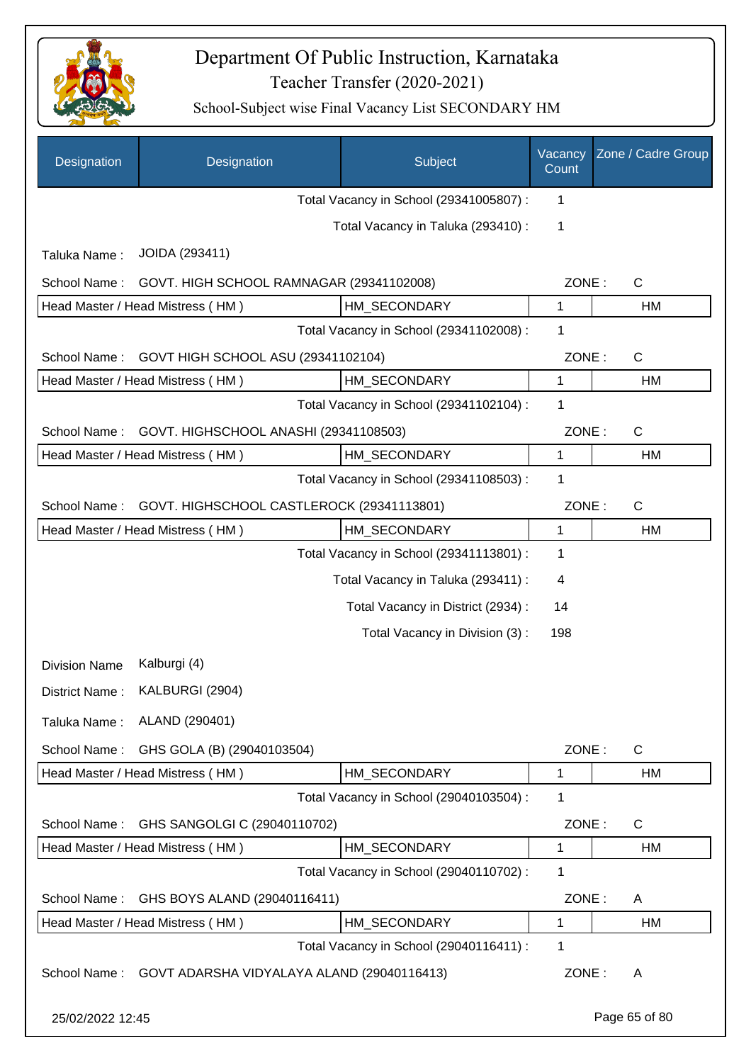# Department Of Public Instruction, Karnataka

## Teacher Transfer (2020-2021)

### School-Subject wise Final Vacancy List SECONDARY HM

| Designation | Designation | Subject | Vacancy Count | Zone / Cadre Group |
|---|---|---|---|---|
| | | Total Vacancy in School (29341005807) : | 1 | |
| | | Total Vacancy in Taluka (293410) : | 1 | |
| Taluka Name : | JOIDA (293411) | | | |
| School Name : | GOVT. HIGH SCHOOL RAMNAGAR (29341102008) | | ZONE : | C |
| Head Master / Head Mistress ( HM ) | | HM_SECONDARY | 1 | HM |
| | | Total Vacancy in School (29341102008) : | 1 | |
| School Name : | GOVT HIGH SCHOOL ASU (29341102104) | | ZONE : | C |
| Head Master / Head Mistress ( HM ) | | HM_SECONDARY | 1 | HM |
| | | Total Vacancy in School (29341102104) : | 1 | |
| School Name : | GOVT. HIGHSCHOOL ANASHI (29341108503) | | ZONE : | C |
| Head Master / Head Mistress ( HM ) | | HM_SECONDARY | 1 | HM |
| | | Total Vacancy in School (29341108503) : | 1 | |
| School Name : | GOVT. HIGHSCHOOL CASTLEROCK (29341113801) | | ZONE : | C |
| Head Master / Head Mistress ( HM ) | | HM_SECONDARY | 1 | HM |
| | | Total Vacancy in School (29341113801) : | 1 | |
| | | Total Vacancy in Taluka (293411) : | 4 | |
| | | Total Vacancy in District (2934) : | 14 | |
| | | Total Vacancy in Division (3) : | 198 | |
| Division Name | Kalburgi (4) | | | |
| District Name : | KALBURGI (2904) | | | |
| Taluka Name : | ALAND (290401) | | | |
| School Name : | GHS GOLA (B) (29040103504) | | ZONE : | C |
| Head Master / Head Mistress ( HM ) | | HM_SECONDARY | 1 | HM |
| | | Total Vacancy in School (29040103504) : | 1 | |
| School Name : | GHS SANGOLGI C (29040110702) | | ZONE : | C |
| Head Master / Head Mistress ( HM ) | | HM_SECONDARY | 1 | HM |
| | | Total Vacancy in School (29040110702) : | 1 | |
| School Name : | GHS BOYS ALAND (29040116411) | | ZONE : | A |
| Head Master / Head Mistress ( HM ) | | HM_SECONDARY | 1 | HM |
| | | Total Vacancy in School (29040116411) : | 1 | |
| School Name : | GOVT ADARSHA VIDYALAYA ALAND (29040116413) | | ZONE : | A |

25/02/2022 12:45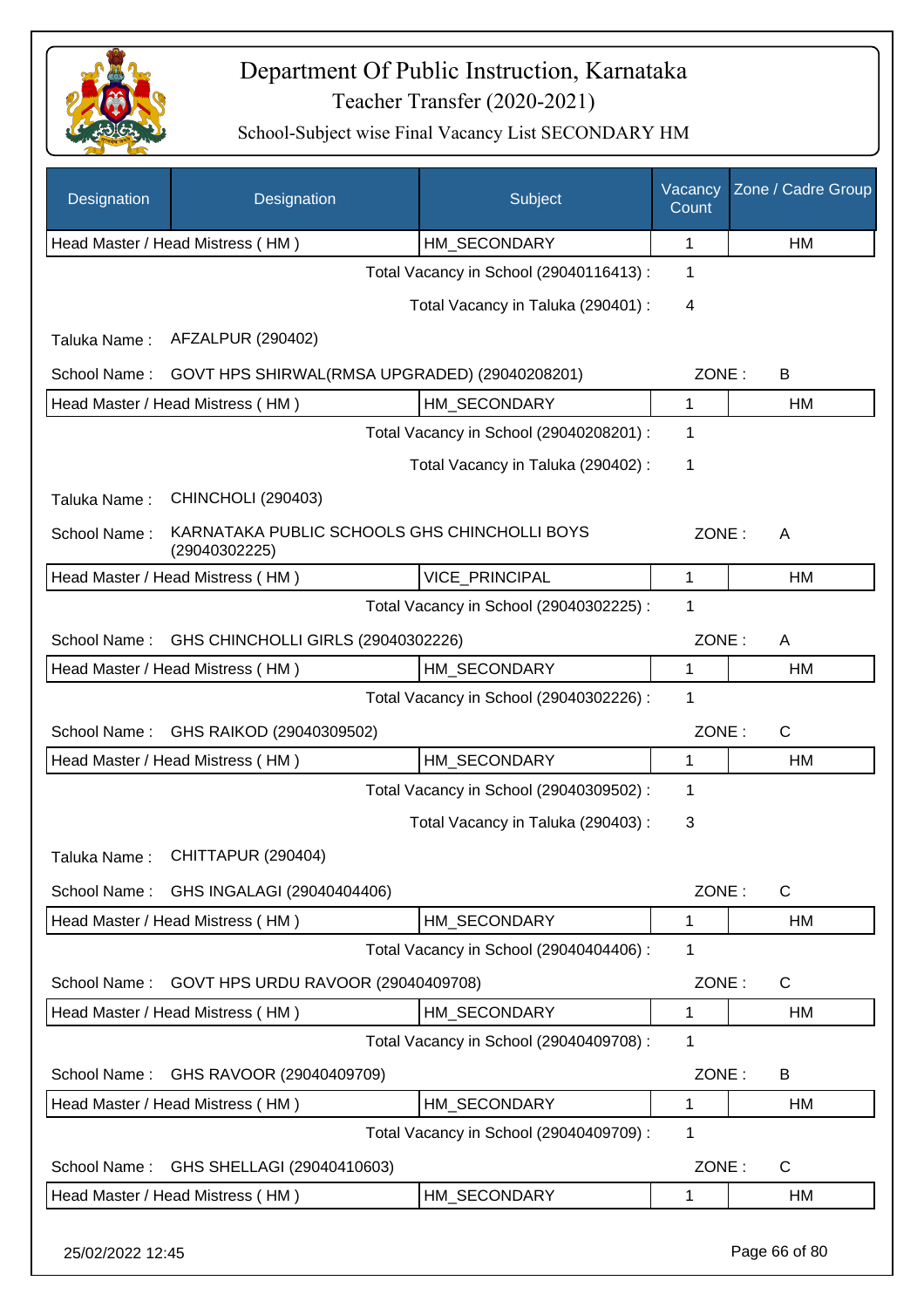# Department Of Public Instruction, Karnataka

## Teacher Transfer (2020-2021)

### School-Subject wise Final Vacancy List SECONDARY HM

| Designation | Designation | Subject | Vacancy Count | Zone / Cadre Group |
|---|---|---|---|---|
| Head Master / Head Mistress ( HM ) | | HM_SECONDARY | 1 | HM |
| | | Total Vacancy in School (29040116413) : | 1 | |
| | | Total Vacancy in Taluka (290401) : | 4 | |
| Taluka Name : | AFZALPUR (290402) | | | |
| School Name : | GOVT HPS SHIRWAL(RMSA UPGRADED) (29040208201) | | ZONE : | B |
| Head Master / Head Mistress ( HM ) | | HM_SECONDARY | 1 | HM |
| | | Total Vacancy in School (29040208201) : | 1 | |
| | | Total Vacancy in Taluka (290402) : | 1 | |
| Taluka Name : | CHINCHOLI (290403) | | | |
| School Name : | KARNATAKA PUBLIC SCHOOLS GHS CHINCHOLLI BOYS (29040302225) | | ZONE : | A |
| Head Master / Head Mistress ( HM ) | | VICE_PRINCIPAL | 1 | HM |
| | | Total Vacancy in School (29040302225) : | 1 | |
| School Name : | GHS CHINCHOLLI GIRLS (29040302226) | | ZONE : | A |
| Head Master / Head Mistress ( HM ) | | HM_SECONDARY | 1 | HM |
| | | Total Vacancy in School (29040302226) : | 1 | |
| School Name : | GHS RAIKOD (29040309502) | | ZONE : | C |
| Head Master / Head Mistress ( HM ) | | HM_SECONDARY | 1 | HM |
| | | Total Vacancy in School (29040309502) : | 1 | |
| | | Total Vacancy in Taluka (290403) : | 3 | |
| Taluka Name : | CHITTAPUR (290404) | | | |
| School Name : | GHS INGALAGI (29040404406) | | ZONE : | C |
| Head Master / Head Mistress ( HM ) | | HM_SECONDARY | 1 | HM |
| | | Total Vacancy in School (29040404406) : | 1 | |
| School Name : | GOVT HPS URDU RAVOOR (29040409708) | | ZONE : | C |
| Head Master / Head Mistress ( HM ) | | HM_SECONDARY | 1 | HM |
| | | Total Vacancy in School (29040409708) : | 1 | |
| School Name : | GHS RAVOOR (29040409709) | | ZONE : | B |
| Head Master / Head Mistress ( HM ) | | HM_SECONDARY | 1 | HM |
| | | Total Vacancy in School (29040409709) : | 1 | |
| School Name : | GHS SHELLAGI (29040410603) | | ZONE : | C |
| Head Master / Head Mistress ( HM ) | | HM_SECONDARY | 1 | HM |

25/02/2022 12:45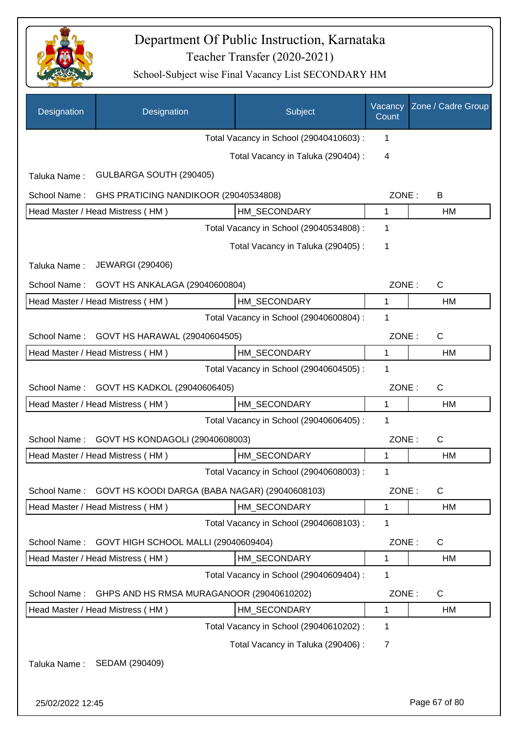# Department Of Public Instruction, Karnataka

## Teacher Transfer (2020-2021)

### School-Subject wise Final Vacancy List SECONDARY HM

| Designation | Designation | Subject | Vacancy Count | Zone / Cadre Group |
|---|---|---|---|---|
| | | Total Vacancy in School (29040410603) : | 1 | |
| | | Total Vacancy in Taluka (290404) : | 4 | |
| Taluka Name : | GULBARGA SOUTH (290405) | | | |
| School Name : | GHS PRATICING NANDIKOOR (29040534808) | | ZONE : | B |
| Head Master / Head Mistress ( HM ) | | HM_SECONDARY | 1 | HM |
| | | Total Vacancy in School (29040534808) : | 1 | |
| | | Total Vacancy in Taluka (290405) : | 1 | |
| Taluka Name : | JEWARGI (290406) | | | |
| School Name : | GOVT HS ANKALAGA (29040600804) | | ZONE : | C |
| Head Master / Head Mistress ( HM ) | | HM_SECONDARY | 1 | HM |
| | | Total Vacancy in School (29040600804) : | 1 | |
| School Name : | GOVT HS HARAWAL (29040604505) | | ZONE : | C |
| Head Master / Head Mistress ( HM ) | | HM_SECONDARY | 1 | HM |
| | | Total Vacancy in School (29040604505) : | 1 | |
| School Name : | GOVT HS KADKOL (29040606405) | | ZONE : | C |
| Head Master / Head Mistress ( HM ) | | HM_SECONDARY | 1 | HM |
| | | Total Vacancy in School (29040606405) : | 1 | |
| School Name : | GOVT HS KONDAGOLI (29040608003) | | ZONE : | C |
| Head Master / Head Mistress ( HM ) | | HM_SECONDARY | 1 | HM |
| | | Total Vacancy in School (29040608003) : | 1 | |
| School Name : | GOVT HS KOODI DARGA (BABA NAGAR) (29040608103) | | ZONE : | C |
| Head Master / Head Mistress ( HM ) | | HM_SECONDARY | 1 | HM |
| | | Total Vacancy in School (29040608103) : | 1 | |
| School Name : | GOVT HIGH SCHOOL MALLI (29040609404) | | ZONE : | C |
| Head Master / Head Mistress ( HM ) | | HM_SECONDARY | 1 | HM |
| | | Total Vacancy in School (29040609404) : | 1 | |
| School Name : | GHPS AND HS RMSA MURAGANOOR (29040610202) | | ZONE : | C |
| Head Master / Head Mistress ( HM ) | | HM_SECONDARY | 1 | HM |
| | | Total Vacancy in School (29040610202) : | 1 | |
| | | Total Vacancy in Taluka (290406) : | 7 | |
| Taluka Name : | SEDAM (290409) | | | |

25/02/2022 12:45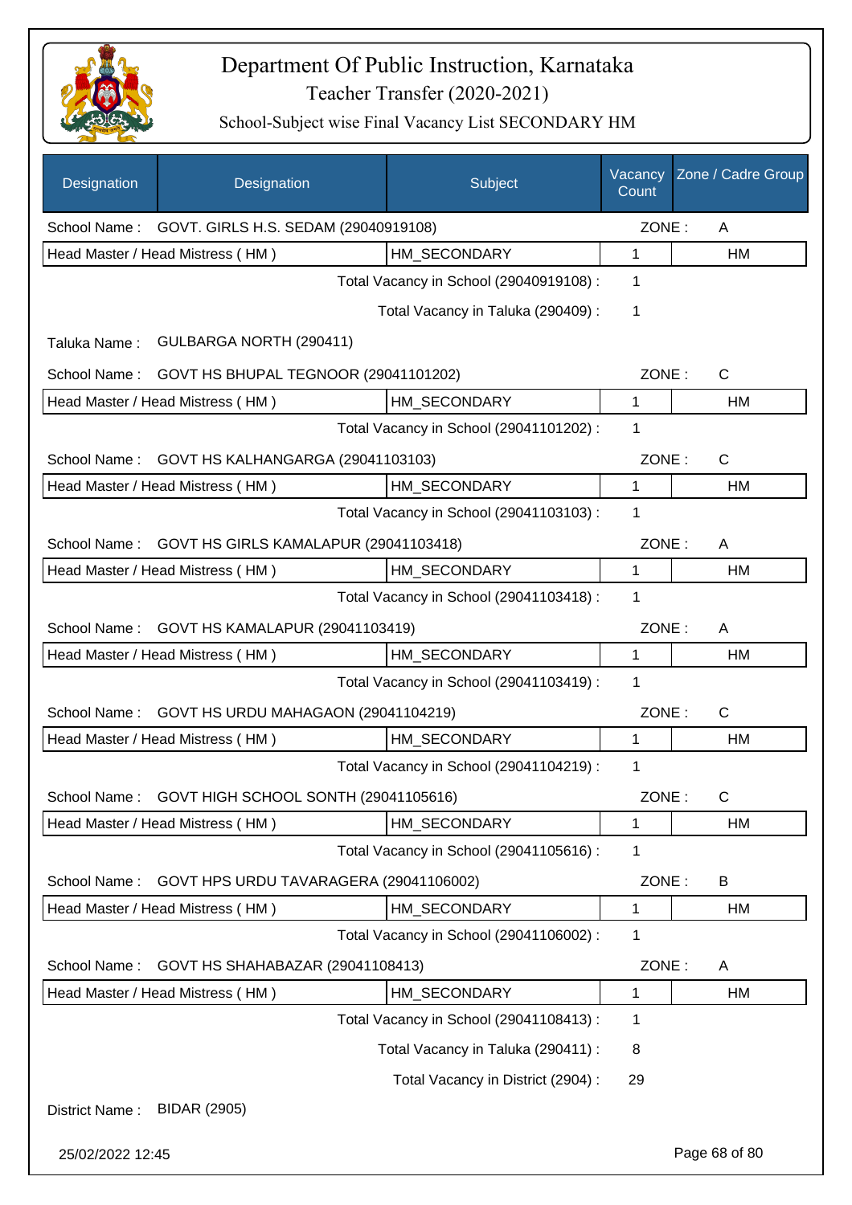# Department Of Public Instruction, Karnataka

## Teacher Transfer (2020-2021)

### School-Subject wise Final Vacancy List SECONDARY HM

| Designation | Designation | Subject | Vacancy Count | Zone / Cadre Group |
|---|---|---|---|---|
| School Name : | GOVT. GIRLS H.S. SEDAM (29040919108) | | ZONE : | A |
| Head Master / Head Mistress ( HM ) | | HM_SECONDARY | 1 | HM |
| | | Total Vacancy in School (29040919108) : | 1 | |
| | | Total Vacancy in Taluka (290409) : | 1 | |
| Taluka Name : | GULBARGA NORTH (290411) | | | |
| School Name : | GOVT HS BHUPAL TEGNOOR (29041101202) | | ZONE : | C |
| Head Master / Head Mistress ( HM ) | | HM_SECONDARY | 1 | HM |
| | | Total Vacancy in School (29041101202) : | 1 | |
| School Name : | GOVT HS KALHANGARGA (29041103103) | | ZONE : | C |
| Head Master / Head Mistress ( HM ) | | HM_SECONDARY | 1 | HM |
| | | Total Vacancy in School (29041103103) : | 1 | |
| School Name : | GOVT HS GIRLS KAMALAPUR (29041103418) | | ZONE : | A |
| Head Master / Head Mistress ( HM ) | | HM_SECONDARY | 1 | HM |
| | | Total Vacancy in School (29041103418) : | 1 | |
| School Name : | GOVT HS KAMALAPUR (29041103419) | | ZONE : | A |
| Head Master / Head Mistress ( HM ) | | HM_SECONDARY | 1 | HM |
| | | Total Vacancy in School (29041103419) : | 1 | |
| School Name : | GOVT HS URDU MAHAGAON (29041104219) | | ZONE : | C |
| Head Master / Head Mistress ( HM ) | | HM_SECONDARY | 1 | HM |
| | | Total Vacancy in School (29041104219) : | 1 | |
| School Name : | GOVT HIGH SCHOOL SONTH (29041105616) | | ZONE : | C |
| Head Master / Head Mistress ( HM ) | | HM_SECONDARY | 1 | HM |
| | | Total Vacancy in School (29041105616) : | 1 | |
| School Name : | GOVT HPS URDU TAVARAGERA (29041106002) | | ZONE : | B |
| Head Master / Head Mistress ( HM ) | | HM_SECONDARY | 1 | HM |
| | | Total Vacancy in School (29041106002) : | 1 | |
| School Name : | GOVT HS SHAHABAZAR (29041108413) | | ZONE : | A |
| Head Master / Head Mistress ( HM ) | | HM_SECONDARY | 1 | HM |
| | | Total Vacancy in School (29041108413) : | 1 | |
| | | Total Vacancy in Taluka (290411) : | 8 | |
| | | Total Vacancy in District (2904) : | 29 | |
| District Name : | BIDAR (2905) | | | |

25/02/2022 12:45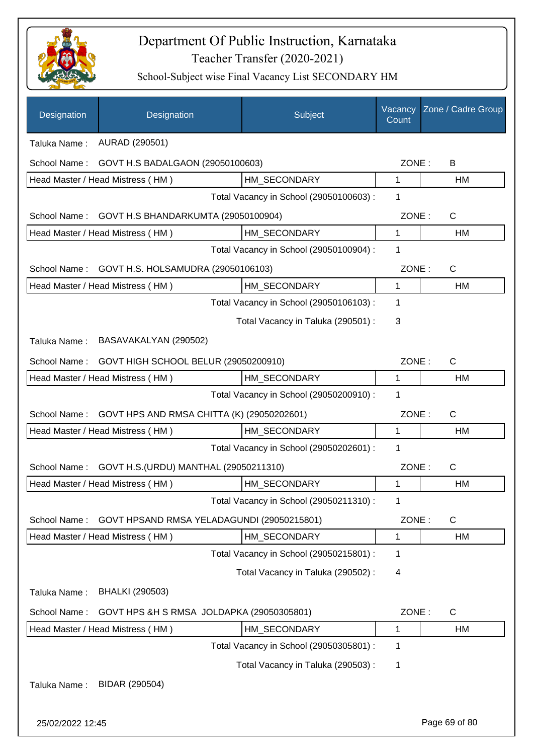# Department Of Public Instruction, Karnataka

## Teacher Transfer (2020-2021)

### School-Subject wise Final Vacancy List SECONDARY HM

| Designation | Designation | Subject | Vacancy Count | Zone / Cadre Group |
|---|---|---|---|---|
| Taluka Name : | AURAD (290501) | | | |
| School Name : | GOVT H.S BADALGAON (29050100603) | | ZONE : | B |
| Head Master / Head Mistress ( HM ) | | HM_SECONDARY | 1 | HM |
| | | Total Vacancy in School (29050100603) : | 1 | |
| School Name : | GOVT H.S BHANDARKUMTA (29050100904) | | ZONE : | C |
| Head Master / Head Mistress ( HM ) | | HM_SECONDARY | 1 | HM |
| | | Total Vacancy in School (29050100904) : | 1 | |
| School Name : | GOVT H.S. HOLSAMUDRA (29050106103) | | ZONE : | C |
| Head Master / Head Mistress ( HM ) | | HM_SECONDARY | 1 | HM |
| | | Total Vacancy in School (29050106103) : | 1 | |
| | | Total Vacancy in Taluka (290501) : | 3 | |
| Taluka Name : | BASAVAKALYAN (290502) | | | |
| School Name : | GOVT HIGH SCHOOL BELUR (29050200910) | | ZONE : | C |
| Head Master / Head Mistress ( HM ) | | HM_SECONDARY | 1 | HM |
| | | Total Vacancy in School (29050200910) : | 1 | |
| School Name : | GOVT HPS AND RMSA CHITTA (K) (29050202601) | | ZONE : | C |
| Head Master / Head Mistress ( HM ) | | HM_SECONDARY | 1 | HM |
| | | Total Vacancy in School (29050202601) : | 1 | |
| School Name : | GOVT H.S.(URDU) MANTHAL (29050211310) | | ZONE : | C |
| Head Master / Head Mistress ( HM ) | | HM_SECONDARY | 1 | HM |
| | | Total Vacancy in School (29050211310) : | 1 | |
| School Name : | GOVT HPSAND RMSA YELADAGUNDI (29050215801) | | ZONE : | C |
| Head Master / Head Mistress ( HM ) | | HM_SECONDARY | 1 | HM |
| | | Total Vacancy in School (29050215801) : | 1 | |
| | | Total Vacancy in Taluka (290502) : | 4 | |
| Taluka Name : | BHALKI (290503) | | | |
| School Name : | GOVT HPS &H S RMSA JOLDAPKA (29050305801) | | ZONE : | C |
| Head Master / Head Mistress ( HM ) | | HM_SECONDARY | 1 | HM |
| | | Total Vacancy in School (29050305801) : | 1 | |
| | | Total Vacancy in Taluka (290503) : | 1 | |
| Taluka Name : | BIDAR (290504) | | | |

25/02/2022 12:45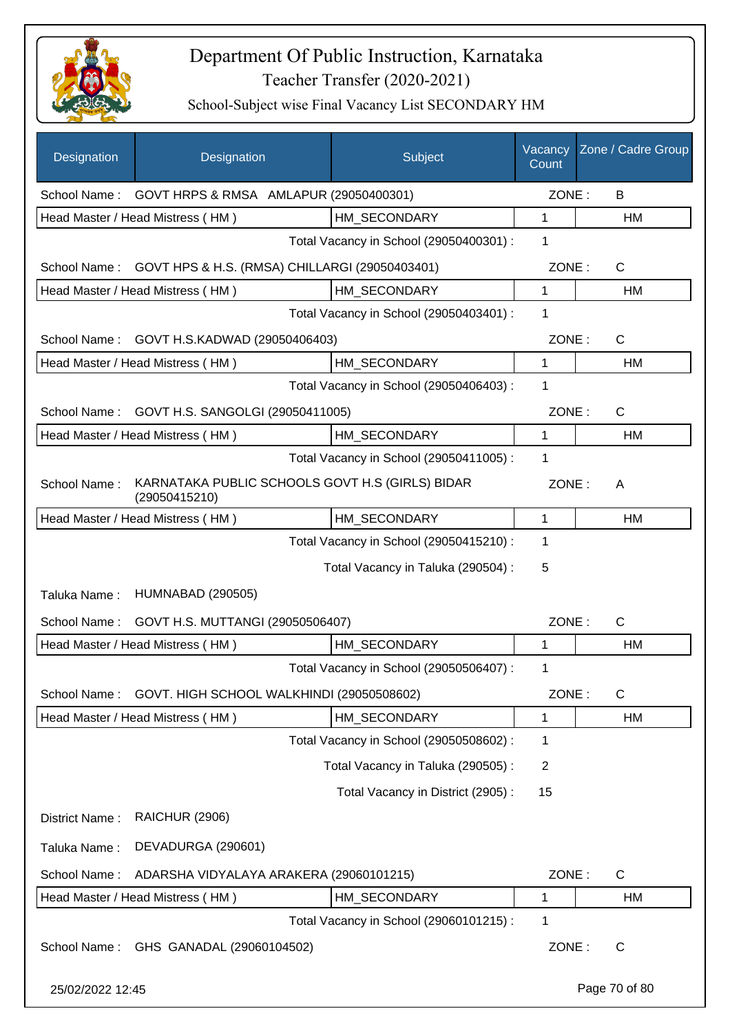# Department Of Public Instruction, Karnataka

## Teacher Transfer (2020-2021)

### School-Subject wise Final Vacancy List SECONDARY HM

| Designation | Designation | Subject | Vacancy Count | Zone / Cadre Group |
|---|---|---|---|---|
| School Name : | GOVT HRPS & RMSA AMLAPUR (29050400301) | | ZONE : | B |
| Head Master / Head Mistress ( HM ) | | HM_SECONDARY | 1 | HM |
| | | Total Vacancy in School (29050400301) : | 1 | |
| School Name : | GOVT HPS & H.S. (RMSA) CHILLARGI (29050403401) | | ZONE : | C |
| Head Master / Head Mistress ( HM ) | | HM_SECONDARY | 1 | HM |
| | | Total Vacancy in School (29050403401) : | 1 | |
| School Name : | GOVT H.S.KADWAD (29050406403) | | ZONE : | C |
| Head Master / Head Mistress ( HM ) | | HM_SECONDARY | 1 | HM |
| | | Total Vacancy in School (29050406403) : | 1 | |
| School Name : | GOVT H.S. SANGOLGI (29050411005) | | ZONE : | C |
| Head Master / Head Mistress ( HM ) | | HM_SECONDARY | 1 | HM |
| | | Total Vacancy in School (29050411005) : | 1 | |
| School Name : | KARNATAKA PUBLIC SCHOOLS GOVT H.S (GIRLS) BIDAR (29050415210) | | ZONE : | A |
| Head Master / Head Mistress ( HM ) | | HM_SECONDARY | 1 | HM |
| | | Total Vacancy in School (29050415210) : | 1 | |
| | | Total Vacancy in Taluka (290504) : | 5 | |
| Taluka Name : | HUMNABAD (290505) | | | |
| School Name : | GOVT H.S. MUTTANGI (29050506407) | | ZONE : | C |
| Head Master / Head Mistress ( HM ) | | HM_SECONDARY | 1 | HM |
| | | Total Vacancy in School (29050506407) : | 1 | |
| School Name : | GOVT. HIGH SCHOOL WALKHINDI (29050508602) | | ZONE : | C |
| Head Master / Head Mistress ( HM ) | | HM_SECONDARY | 1 | HM |
| | | Total Vacancy in School (29050508602) : | 1 | |
| | | Total Vacancy in Taluka (290505) : | 2 | |
| | | Total Vacancy in District (2905) : | 15 | |
| District Name : | RAICHUR (2906) | | | |
| Taluka Name : | DEVADURGA (290601) | | | |
| School Name : | ADARSHA VIDYALAYA ARAKERA (29060101215) | | ZONE : | C |
| Head Master / Head Mistress ( HM ) | | HM_SECONDARY | 1 | HM |
| | | Total Vacancy in School (29060101215) : | 1 | |
| School Name : | GHS GANADAL (29060104502) | | ZONE : | C |

25/02/2022 12:45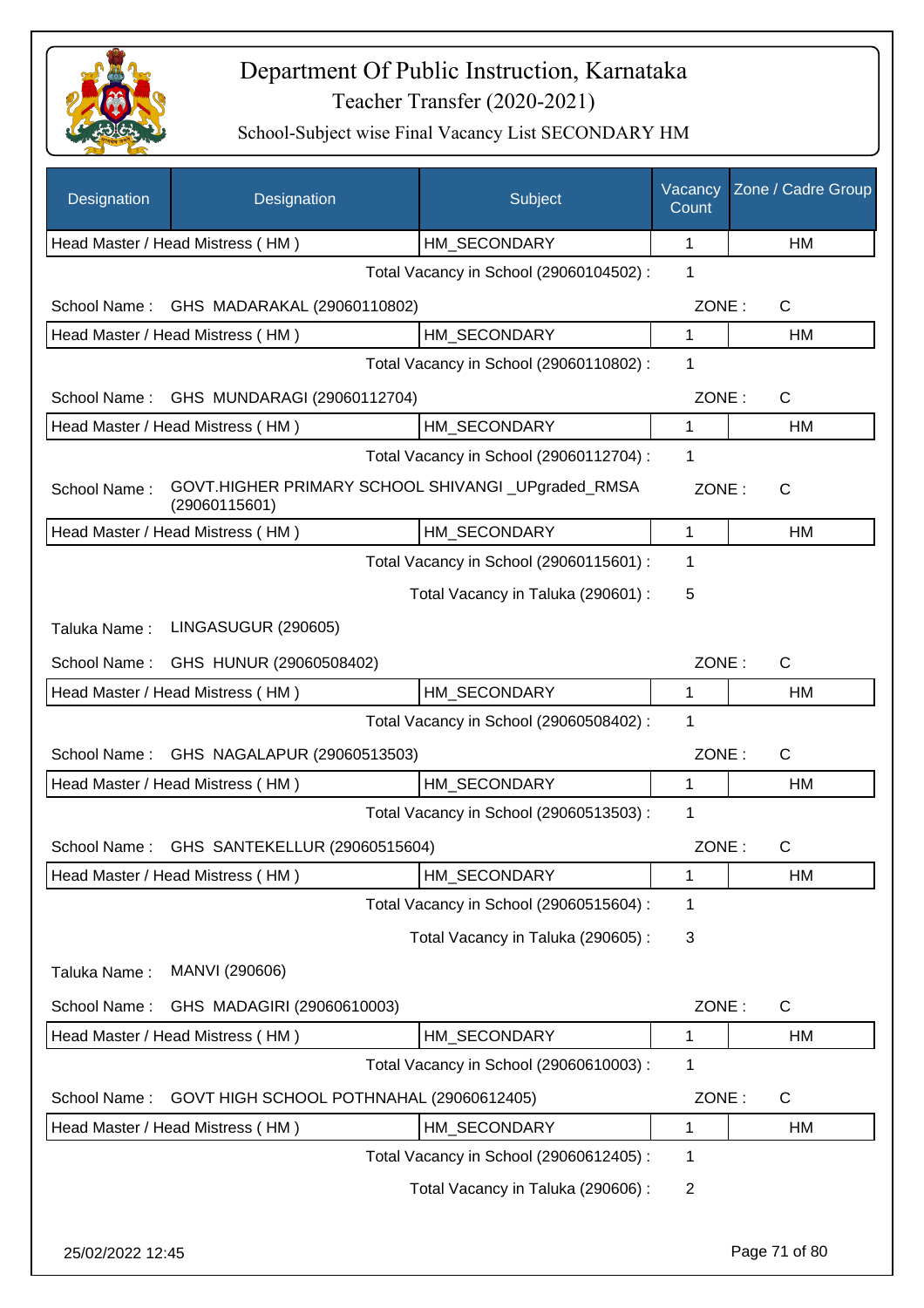# Department Of Public Instruction, Karnataka

## Teacher Transfer (2020-2021)

### School-Subject wise Final Vacancy List SECONDARY HM

| Designation | Designation | Subject | Vacancy Count | Zone / Cadre Group |
|---|---|---|---|---|
| Head Master / Head Mistress ( HM ) | | HM_SECONDARY | 1 | HM |

Total Vacancy in School (29060104502) : 1

School Name : GHS MADARAKAL (29060110802) ZONE : C

| Head Master / Head Mistress ( HM ) | HM_SECONDARY | 1 | HM |
|---|---|---|---|

Total Vacancy in School (29060110802) : 1

School Name : GHS MUNDARAGI (29060112704) ZONE : C

| Head Master / Head Mistress ( HM ) | HM_SECONDARY | 1 | HM |
|---|---|---|---|

Total Vacancy in School (29060112704) : 1

School Name : GOVT.HIGHER PRIMARY SCHOOL SHIVANGI _UPgraded_RMSA (29060115601) ZONE : C

| Head Master / Head Mistress ( HM ) | HM_SECONDARY | 1 | HM |
|---|---|---|---|

Total Vacancy in School (29060115601) : 1

Total Vacancy in Taluka (290601) : 5

Taluka Name : LINGASUGUR (290605)

School Name : GHS HUNUR (29060508402) ZONE : C

| Head Master / Head Mistress ( HM ) | HM_SECONDARY | 1 | HM |
|---|---|---|---|

Total Vacancy in School (29060508402) : 1

School Name : GHS NAGALAPUR (29060513503) ZONE : C

| Head Master / Head Mistress ( HM ) | HM_SECONDARY | 1 | HM |
|---|---|---|---|

Total Vacancy in School (29060513503) : 1

School Name : GHS SANTEKELLUR (29060515604) ZONE : C

| Head Master / Head Mistress ( HM ) | HM_SECONDARY | 1 | HM |
|---|---|---|---|

Total Vacancy in School (29060515604) : 1

Total Vacancy in Taluka (290605) : 3

Taluka Name : MANVI (290606)

School Name : GHS MADAGIRI (29060610003) ZONE : C

| Head Master / Head Mistress ( HM ) | HM_SECONDARY | 1 | HM |
|---|---|---|---|

Total Vacancy in School (29060610003) : 1

School Name : GOVT HIGH SCHOOL POTHNAHAL (29060612405) ZONE : C

| Head Master / Head Mistress ( HM ) | HM_SECONDARY | 1 | HM |
|---|---|---|---|

Total Vacancy in School (29060612405) : 1

Total Vacancy in Taluka (290606) : 2

25/02/2022 12:45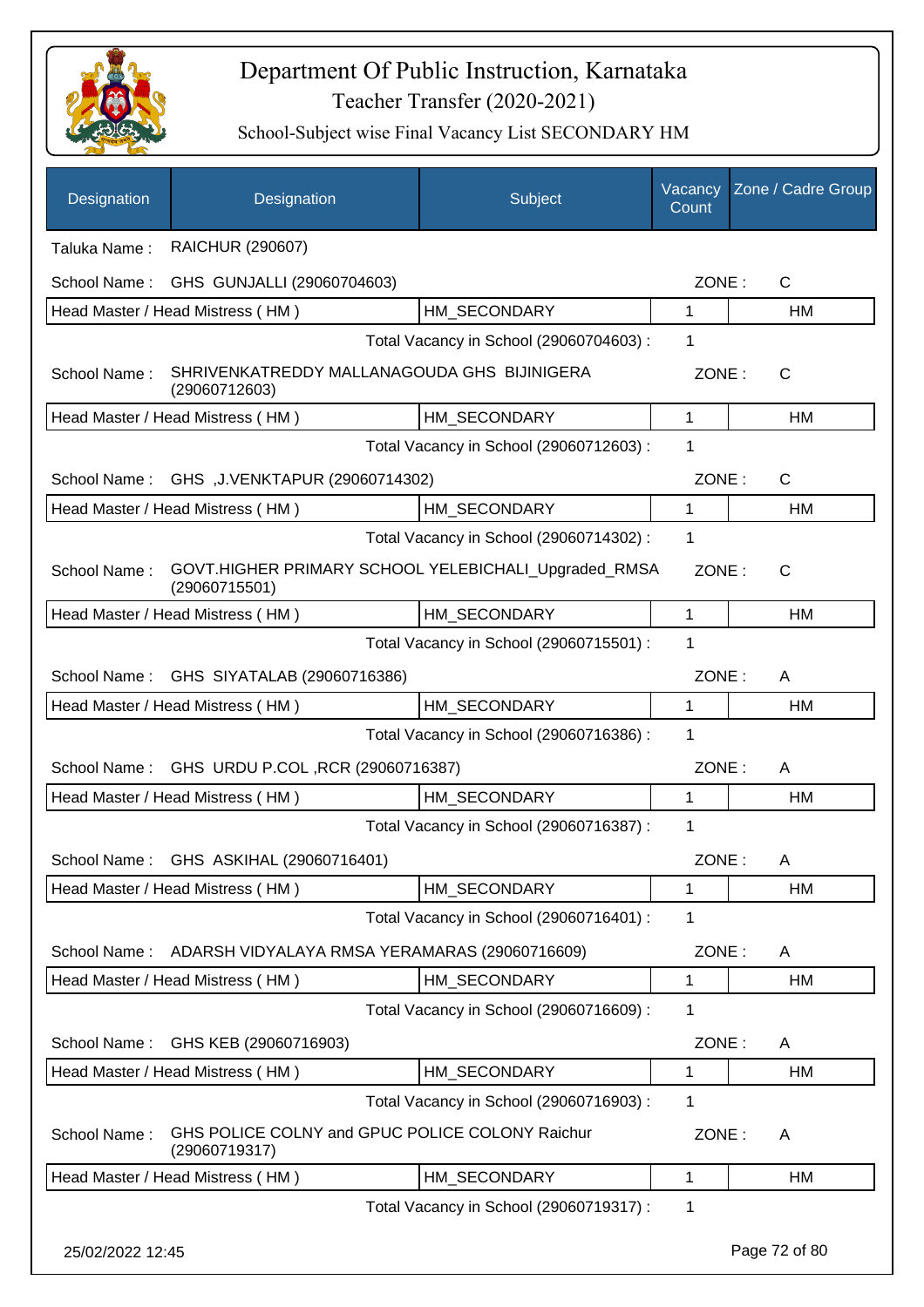# Department Of Public Instruction, Karnataka

## Teacher Transfer (2020-2021)

### School-Subject wise Final Vacancy List SECONDARY HM

| Designation | Designation | Subject | Vacancy Count | Zone / Cadre Group |
|---|---|---|---|---|
| Taluka Name : | RAICHUR (290607) | | | |
| School Name : | GHS GUNJALLI (29060704603) | | ZONE : | C |
| Head Master / Head Mistress ( HM ) | | HM_SECONDARY | 1 | HM |
| | | Total Vacancy in School (29060704603) : | 1 | |
| School Name : | SHRIVENKATREDDY MALLANAGOUDA GHS BIJINIGERA (29060712603) | | ZONE : | C |
| Head Master / Head Mistress ( HM ) | | HM_SECONDARY | 1 | HM |
| | | Total Vacancy in School (29060712603) : | 1 | |
| School Name : | GHS ,J.VENKTAPUR (29060714302) | | ZONE : | C |
| Head Master / Head Mistress ( HM ) | | HM_SECONDARY | 1 | HM |
| | | Total Vacancy in School (29060714302) : | 1 | |
| School Name : | GOVT.HIGHER PRIMARY SCHOOL YELEBICHALI_Upgraded_RMSA (29060715501) | | ZONE : | C |
| Head Master / Head Mistress ( HM ) | | HM_SECONDARY | 1 | HM |
| | | Total Vacancy in School (29060715501) : | 1 | |
| School Name : | GHS SIYATALAB (29060716386) | | ZONE : | A |
| Head Master / Head Mistress ( HM ) | | HM_SECONDARY | 1 | HM |
| | | Total Vacancy in School (29060716386) : | 1 | |
| School Name : | GHS URDU P.COL ,RCR (29060716387) | | ZONE : | A |
| Head Master / Head Mistress ( HM ) | | HM_SECONDARY | 1 | HM |
| | | Total Vacancy in School (29060716387) : | 1 | |
| School Name : | GHS ASKIHAL (29060716401) | | ZONE : | A |
| Head Master / Head Mistress ( HM ) | | HM_SECONDARY | 1 | HM |
| | | Total Vacancy in School (29060716401) : | 1 | |
| School Name : | ADARSH VIDYALAYA RMSA YERAMARAS (29060716609) | | ZONE : | A |
| Head Master / Head Mistress ( HM ) | | HM_SECONDARY | 1 | HM |
| | | Total Vacancy in School (29060716609) : | 1 | |
| School Name : | GHS KEB (29060716903) | | ZONE : | A |
| Head Master / Head Mistress ( HM ) | | HM_SECONDARY | 1 | HM |
| | | Total Vacancy in School (29060716903) : | 1 | |
| School Name : | GHS POLICE COLNY and GPUC POLICE COLONY Raichur (29060719317) | | ZONE : | A |
| Head Master / Head Mistress ( HM ) | | HM_SECONDARY | 1 | HM |
| | | Total Vacancy in School (29060719317) : | 1 | |

25/02/2022 12:45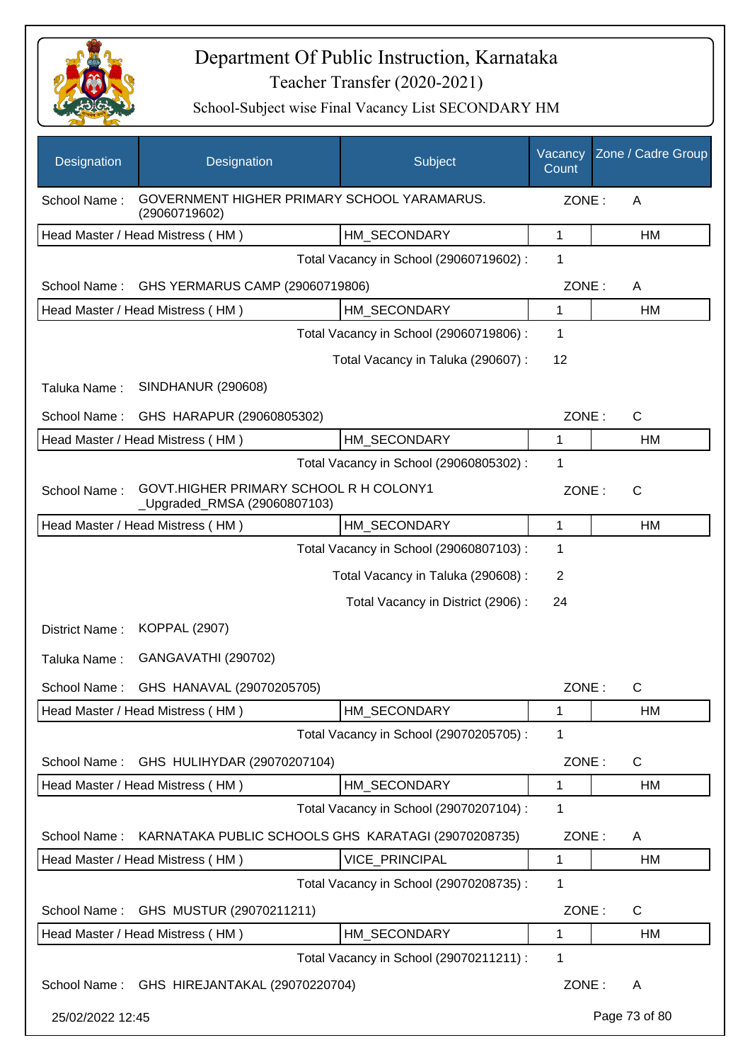# Department Of Public Instruction, Karnataka

## Teacher Transfer (2020-2021)

### School-Subject wise Final Vacancy List SECONDARY HM

| Designation | Designation | Subject | Vacancy Count | Zone / Cadre Group |
|---|---|---|---|---|
| School Name : | GOVERNMENT HIGHER PRIMARY SCHOOL YARAMARUS. (29060719602) | | ZONE : | A |
| Head Master / Head Mistress ( HM ) | | HM_SECONDARY | 1 | HM |
| | | Total Vacancy in School (29060719602) : | 1 | |
| School Name : | GHS YERMARUS CAMP (29060719806) | | ZONE : | A |
| Head Master / Head Mistress ( HM ) | | HM_SECONDARY | 1 | HM |
| | | Total Vacancy in School (29060719806) : | 1 | |
| | | Total Vacancy in Taluka (290607) : | 12 | |
| Taluka Name : | SINDHANUR (290608) | | | |
| School Name : | GHS HARAPUR (29060805302) | | ZONE : | C |
| Head Master / Head Mistress ( HM ) | | HM_SECONDARY | 1 | HM |
| | | Total Vacancy in School (29060805302) : | 1 | |
| School Name : | GOVT.HIGHER PRIMARY SCHOOL R H COLONY1 _Upgraded_RMSA (29060807103) | | ZONE : | C |
| Head Master / Head Mistress ( HM ) | | HM_SECONDARY | 1 | HM |
| | | Total Vacancy in School (29060807103) : | 1 | |
| | | Total Vacancy in Taluka (290608) : | 2 | |
| | | Total Vacancy in District (2906) : | 24 | |
| District Name : | KOPPAL (2907) | | | |
| Taluka Name : | GANGAVATHI (290702) | | | |
| School Name : | GHS HANAVAL (29070205705) | | ZONE : | C |
| Head Master / Head Mistress ( HM ) | | HM_SECONDARY | 1 | HM |
| | | Total Vacancy in School (29070205705) : | 1 | |
| School Name : | GHS HULIHYDAR (29070207104) | | ZONE : | C |
| Head Master / Head Mistress ( HM ) | | HM_SECONDARY | 1 | HM |
| | | Total Vacancy in School (29070207104) : | 1 | |
| School Name : | KARNATAKA PUBLIC SCHOOLS GHS KARATAGI (29070208735) | | ZONE : | A |
| Head Master / Head Mistress ( HM ) | | VICE_PRINCIPAL | 1 | HM |
| | | Total Vacancy in School (29070208735) : | 1 | |
| School Name : | GHS MUSTUR (29070211211) | | ZONE : | C |
| Head Master / Head Mistress ( HM ) | | HM_SECONDARY | 1 | HM |
| | | Total Vacancy in School (29070211211) : | 1 | |
| School Name : | GHS HIREJANTAKAL (29070220704) | | ZONE : | A |

25/02/2022 12:45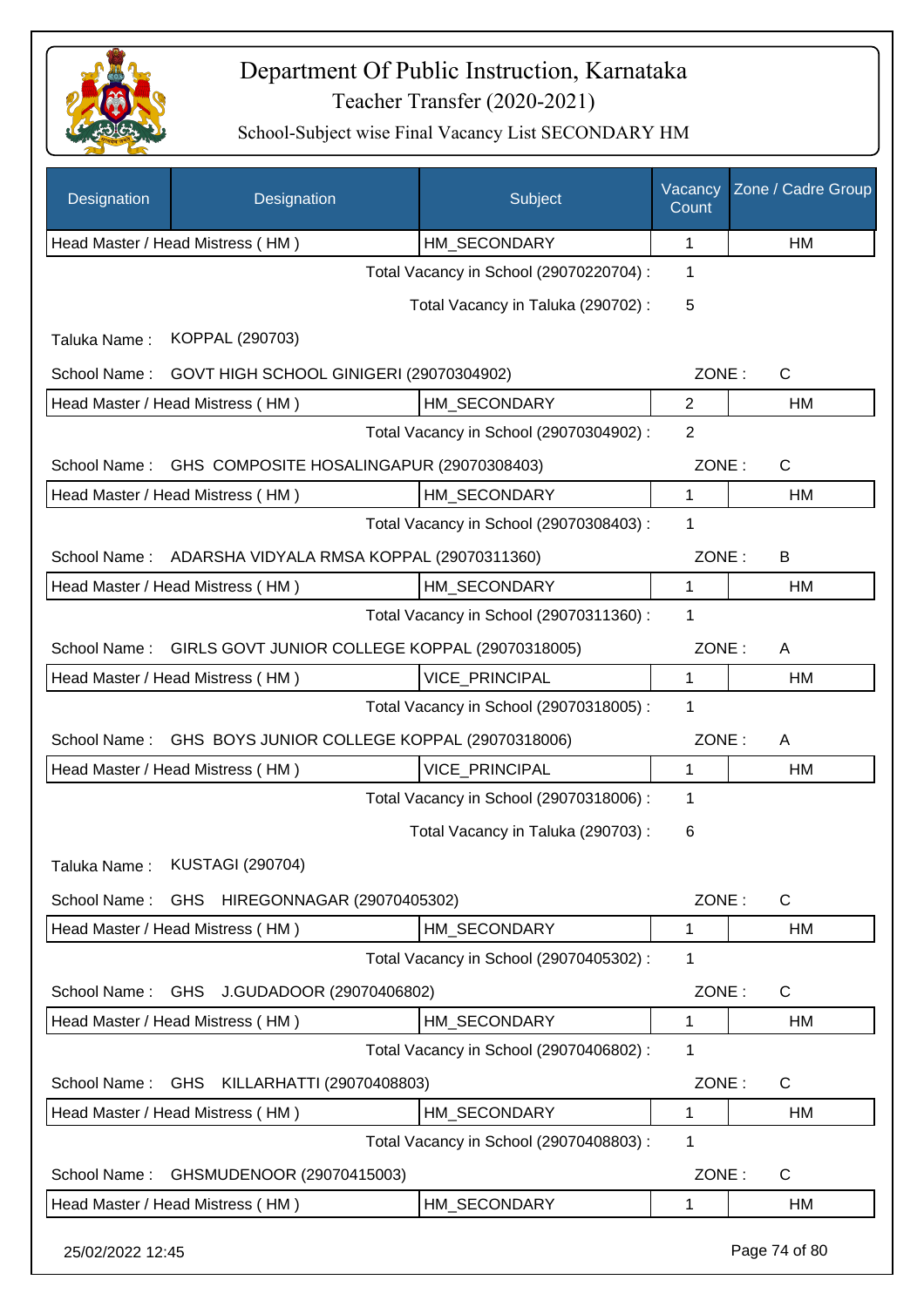# Department Of Public Instruction, Karnataka

## Teacher Transfer (2020-2021)

### School-Subject wise Final Vacancy List SECONDARY HM

| Designation | Designation | Subject | Vacancy Count | Zone / Cadre Group |
|---|---|---|---|---|
| Head Master / Head Mistress ( HM ) | | HM_SECONDARY | 1 | HM |
| | | Total Vacancy in School (29070220704) : | 1 | |
| | | Total Vacancy in Taluka (290702) : | 5 | |

Taluka Name : KOPPAL (290703)

School Name : GOVT HIGH SCHOOL GINIGERI (29070304902) ZONE : C

| Designation | Designation | Subject | Vacancy Count | Zone / Cadre Group |
|---|---|---|---|---|
| Head Master / Head Mistress ( HM ) | | HM_SECONDARY | 2 | HM |
| | | Total Vacancy in School (29070304902) : | 2 | |

School Name : GHS COMPOSITE HOSALINGAPUR (29070308403) ZONE : C

| Designation | Designation | Subject | Vacancy Count | Zone / Cadre Group |
|---|---|---|---|---|
| Head Master / Head Mistress ( HM ) | | HM_SECONDARY | 1 | HM |
| | | Total Vacancy in School (29070308403) : | 1 | |

School Name : ADARSHA VIDYALA RMSA KOPPAL (29070311360) ZONE : B

| Designation | Designation | Subject | Vacancy Count | Zone / Cadre Group |
|---|---|---|---|---|
| Head Master / Head Mistress ( HM ) | | HM_SECONDARY | 1 | HM |
| | | Total Vacancy in School (29070311360) : | 1 | |

School Name : GIRLS GOVT JUNIOR COLLEGE KOPPAL (29070318005) ZONE : A

| Designation | Designation | Subject | Vacancy Count | Zone / Cadre Group |
|---|---|---|---|---|
| Head Master / Head Mistress ( HM ) | | VICE_PRINCIPAL | 1 | HM |
| | | Total Vacancy in School (29070318005) : | 1 | |

School Name : GHS BOYS JUNIOR COLLEGE KOPPAL (29070318006) ZONE : A

| Designation | Designation | Subject | Vacancy Count | Zone / Cadre Group |
|---|---|---|---|---|
| Head Master / Head Mistress ( HM ) | | VICE_PRINCIPAL | 1 | HM |
| | | Total Vacancy in School (29070318006) : | 1 | |
| | | Total Vacancy in Taluka (290703) : | 6 | |

Taluka Name : KUSTAGI (290704)

School Name : GHS HIREGONNAGAR (29070405302) ZONE : C

| Designation | Designation | Subject | Vacancy Count | Zone / Cadre Group |
|---|---|---|---|---|
| Head Master / Head Mistress ( HM ) | | HM_SECONDARY | 1 | HM |
| | | Total Vacancy in School (29070405302) : | 1 | |

School Name : GHS J.GUDADOOR (29070406802) ZONE : C

| Designation | Designation | Subject | Vacancy Count | Zone / Cadre Group |
|---|---|---|---|---|
| Head Master / Head Mistress ( HM ) | | HM_SECONDARY | 1 | HM |
| | | Total Vacancy in School (29070406802) : | 1 | |

School Name : GHS KILLARHATTI (29070408803) ZONE : C

| Designation | Designation | Subject | Vacancy Count | Zone / Cadre Group |
|---|---|---|---|---|
| Head Master / Head Mistress ( HM ) | | HM_SECONDARY | 1 | HM |
| | | Total Vacancy in School (29070408803) : | 1 | |

School Name : GHSMUDENOOR (29070415003) ZONE : C

| Designation | Designation | Subject | Vacancy Count | Zone / Cadre Group |
|---|---|---|---|---|
| Head Master / Head Mistress ( HM ) | | HM_SECONDARY | 1 | HM |

25/02/2022 12:45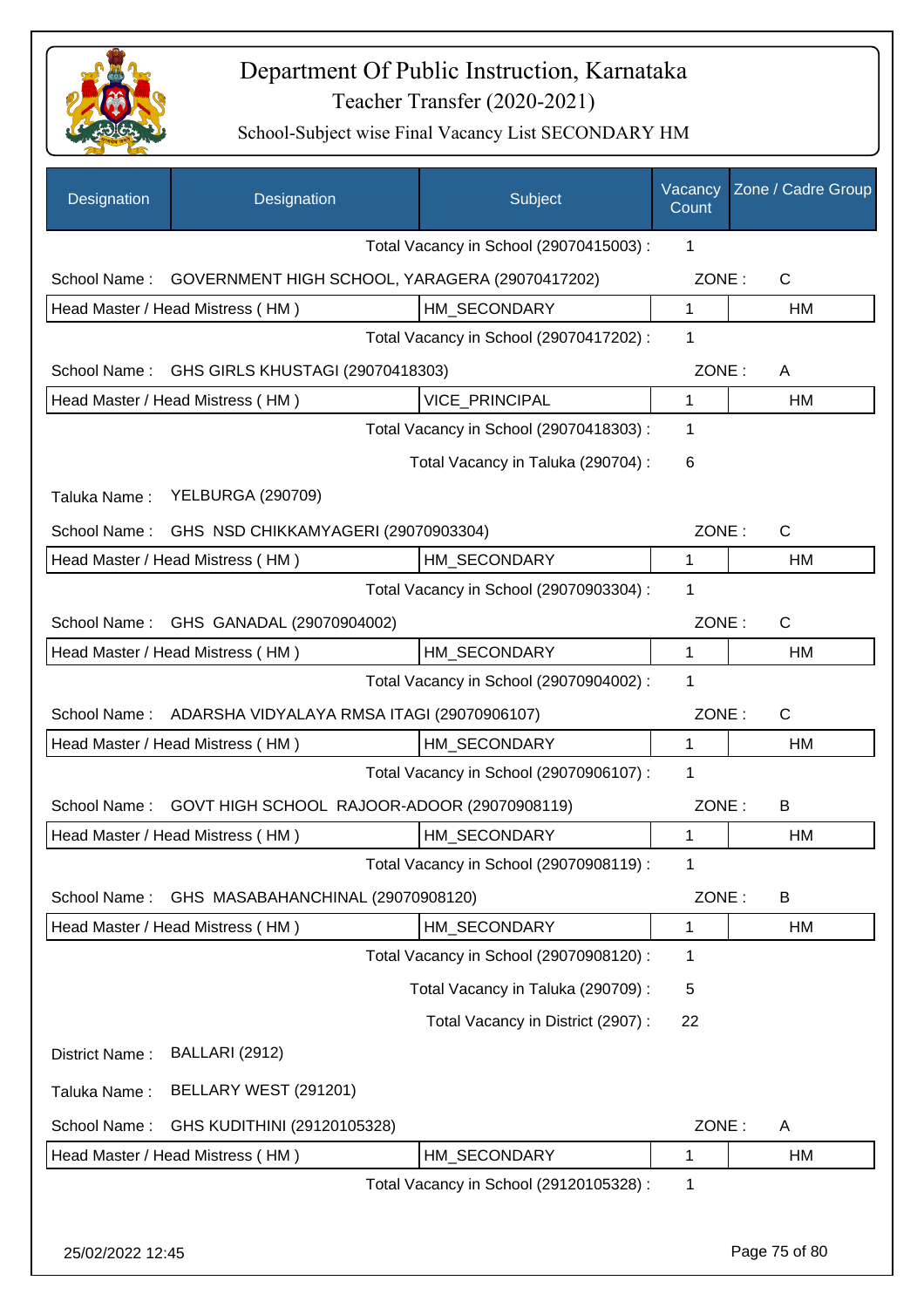# Department Of Public Instruction, Karnataka

## Teacher Transfer (2020-2021)

### School-Subject wise Final Vacancy List SECONDARY HM

| Designation | Designation | Subject | Vacancy Count | Zone / Cadre Group |
|---|---|---|---|---|
| | | Total Vacancy in School (29070415003) : | 1 | |
| School Name : | GOVERNMENT HIGH SCHOOL, YARAGERA (29070417202) | | ZONE : | C |
| Head Master / Head Mistress ( HM ) | | HM_SECONDARY | 1 | HM |
| | | Total Vacancy in School (29070417202) : | 1 | |
| School Name : | GHS GIRLS KHUSTAGI (29070418303) | | ZONE : | A |
| Head Master / Head Mistress ( HM ) | | VICE_PRINCIPAL | 1 | HM |
| | | Total Vacancy in School (29070418303) : | 1 | |
| | | Total Vacancy in Taluka (290704) : | 6 | |
| Taluka Name : | YELBURGA (290709) | | | |
| School Name : | GHS NSD CHIKKAMYAGERI (29070903304) | | ZONE : | C |
| Head Master / Head Mistress ( HM ) | | HM_SECONDARY | 1 | HM |
| | | Total Vacancy in School (29070903304) : | 1 | |
| School Name : | GHS GANADAL (29070904002) | | ZONE : | C |
| Head Master / Head Mistress ( HM ) | | HM_SECONDARY | 1 | HM |
| | | Total Vacancy in School (29070904002) : | 1 | |
| School Name : | ADARSHA VIDYALAYA RMSA ITAGI (29070906107) | | ZONE : | C |
| Head Master / Head Mistress ( HM ) | | HM_SECONDARY | 1 | HM |
| | | Total Vacancy in School (29070906107) : | 1 | |
| School Name : | GOVT HIGH SCHOOL RAJOOR-ADOOR (29070908119) | | ZONE : | B |
| Head Master / Head Mistress ( HM ) | | HM_SECONDARY | 1 | HM |
| | | Total Vacancy in School (29070908119) : | 1 | |
| School Name : | GHS MASABAHANCHINAL (29070908120) | | ZONE : | B |
| Head Master / Head Mistress ( HM ) | | HM_SECONDARY | 1 | HM |
| | | Total Vacancy in School (29070908120) : | 1 | |
| | | Total Vacancy in Taluka (290709) : | 5 | |
| | | Total Vacancy in District (2907) : | 22 | |
| District Name : | BALLARI (2912) | | | |
| Taluka Name : | BELLARY WEST (291201) | | | |
| School Name : | GHS KUDITHINI (29120105328) | | ZONE : | A |
| Head Master / Head Mistress ( HM ) | | HM_SECONDARY | 1 | HM |
| | | Total Vacancy in School (29120105328) : | 1 | |

25/02/2022 12:45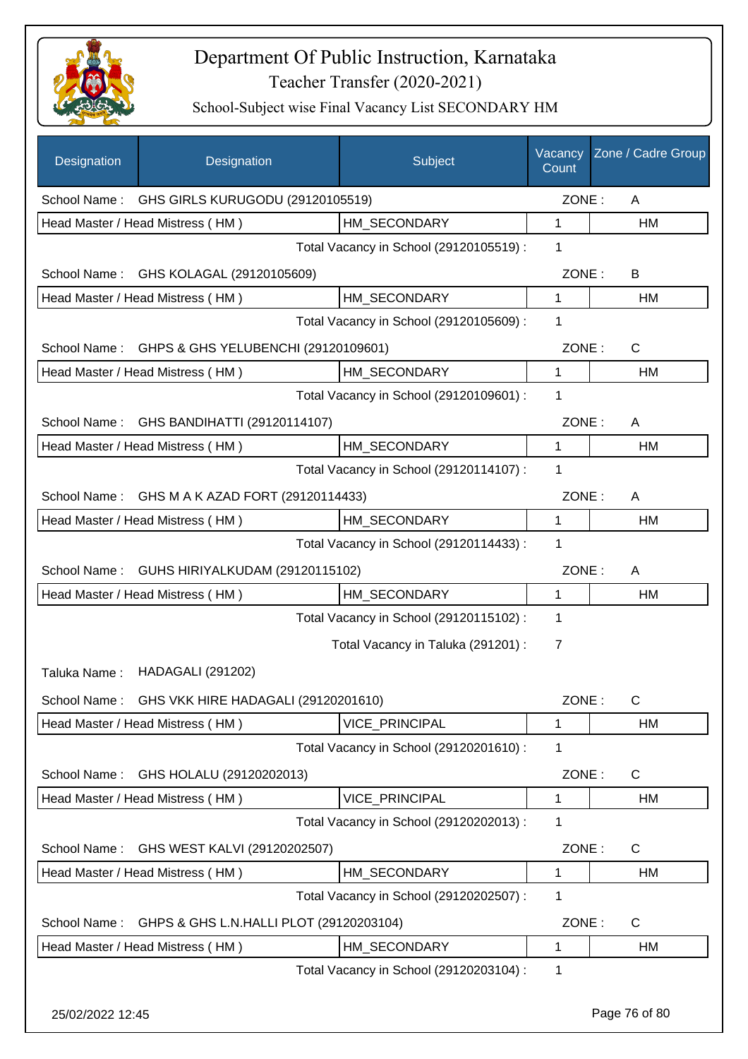# Department Of Public Instruction, Karnataka

## Teacher Transfer (2020-2021)

### School-Subject wise Final Vacancy List SECONDARY HM

| Designation | Designation | Subject | Vacancy Count | Zone / Cadre Group |
|---|---|---|---|---|
| School Name : | GHS GIRLS KURUGODU (29120105519) | | ZONE : | A |
| Head Master / Head Mistress ( HM ) | | HM_SECONDARY | 1 | HM |
| | | Total Vacancy in School (29120105519) : | 1 | |
| School Name : | GHS KOLAGAL (29120105609) | | ZONE : | B |
| Head Master / Head Mistress ( HM ) | | HM_SECONDARY | 1 | HM |
| | | Total Vacancy in School (29120105609) : | 1 | |
| School Name : | GHPS & GHS YELUBENCHI (29120109601) | | ZONE : | C |
| Head Master / Head Mistress ( HM ) | | HM_SECONDARY | 1 | HM |
| | | Total Vacancy in School (29120109601) : | 1 | |
| School Name : | GHS BANDIHATTI (29120114107) | | ZONE : | A |
| Head Master / Head Mistress ( HM ) | | HM_SECONDARY | 1 | HM |
| | | Total Vacancy in School (29120114107) : | 1 | |
| School Name : | GHS M A K AZAD FORT (29120114433) | | ZONE : | A |
| Head Master / Head Mistress ( HM ) | | HM_SECONDARY | 1 | HM |
| | | Total Vacancy in School (29120114433) : | 1 | |
| School Name : | GUHS HIRIYALKUDAM (29120115102) | | ZONE : | A |
| Head Master / Head Mistress ( HM ) | | HM_SECONDARY | 1 | HM |
| | | Total Vacancy in School (29120115102) : | 1 | |
| | | Total Vacancy in Taluka (291201) : | 7 | |
| Taluka Name : | HADAGALI (291202) | | | |
| School Name : | GHS VKK HIRE HADAGALI (29120201610) | | ZONE : | C |
| Head Master / Head Mistress ( HM ) | | VICE_PRINCIPAL | 1 | HM |
| | | Total Vacancy in School (29120201610) : | 1 | |
| School Name : | GHS HOLALU (29120202013) | | ZONE : | C |
| Head Master / Head Mistress ( HM ) | | VICE_PRINCIPAL | 1 | HM |
| | | Total Vacancy in School (29120202013) : | 1 | |
| School Name : | GHS WEST KALVI (29120202507) | | ZONE : | C |
| Head Master / Head Mistress ( HM ) | | HM_SECONDARY | 1 | HM |
| | | Total Vacancy in School (29120202507) : | 1 | |
| School Name : | GHPS & GHS L.N.HALLI PLOT (29120203104) | | ZONE : | C |
| Head Master / Head Mistress ( HM ) | | HM_SECONDARY | 1 | HM |
| | | Total Vacancy in School (29120203104) : | 1 | |

25/02/2022 12:45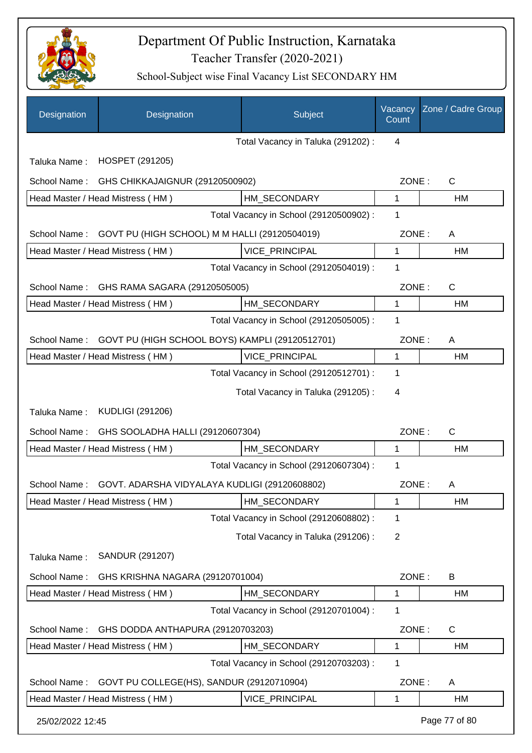# Department Of Public Instruction, Karnataka

## Teacher Transfer (2020-2021)

### School-Subject wise Final Vacancy List SECONDARY HM

| Designation | Designation | Subject | Vacancy Count | Zone / Cadre Group |
|---|---|---|---|---|
| | | Total Vacancy in Taluka (291202) : | 4 | |
| Taluka Name : | HOSPET (291205) | | | |
| School Name : | GHS CHIKKAJAIGNUR (29120500902) | | ZONE : | C |
| Head Master / Head Mistress ( HM ) | | HM_SECONDARY | 1 | HM |
| | | Total Vacancy in School (29120500902) : | 1 | |
| School Name : | GOVT PU (HIGH SCHOOL) M M HALLI (29120504019) | | ZONE : | A |
| Head Master / Head Mistress ( HM ) | | VICE_PRINCIPAL | 1 | HM |
| | | Total Vacancy in School (29120504019) : | 1 | |
| School Name : | GHS RAMA SAGARA (29120505005) | | ZONE : | C |
| Head Master / Head Mistress ( HM ) | | HM_SECONDARY | 1 | HM |
| | | Total Vacancy in School (29120505005) : | 1 | |
| School Name : | GOVT PU (HIGH SCHOOL BOYS) KAMPLI (29120512701) | | ZONE : | A |
| Head Master / Head Mistress ( HM ) | | VICE_PRINCIPAL | 1 | HM |
| | | Total Vacancy in School (29120512701) : | 1 | |
| | | Total Vacancy in Taluka (291205) : | 4 | |
| Taluka Name : | KUDLIGI (291206) | | | |
| School Name : | GHS SOOLADHA HALLI (29120607304) | | ZONE : | C |
| Head Master / Head Mistress ( HM ) | | HM_SECONDARY | 1 | HM |
| | | Total Vacancy in School (29120607304) : | 1 | |
| School Name : | GOVT. ADARSHA VIDYALAYA KUDLIGI (29120608802) | | ZONE : | A |
| Head Master / Head Mistress ( HM ) | | HM_SECONDARY | 1 | HM |
| | | Total Vacancy in School (29120608802) : | 1 | |
| | | Total Vacancy in Taluka (291206) : | 2 | |
| Taluka Name : | SANDUR (291207) | | | |
| School Name : | GHS KRISHNA NAGARA (29120701004) | | ZONE : | B |
| Head Master / Head Mistress ( HM ) | | HM_SECONDARY | 1 | HM |
| | | Total Vacancy in School (29120701004) : | 1 | |
| School Name : | GHS DODDA ANTHAPURA (29120703203) | | ZONE : | C |
| Head Master / Head Mistress ( HM ) | | HM_SECONDARY | 1 | HM |
| | | Total Vacancy in School (29120703203) : | 1 | |
| School Name : | GOVT PU COLLEGE(HS), SANDUR (29120710904) | | ZONE : | A |
| Head Master / Head Mistress ( HM ) | | VICE_PRINCIPAL | 1 | HM |

25/02/2022 12:45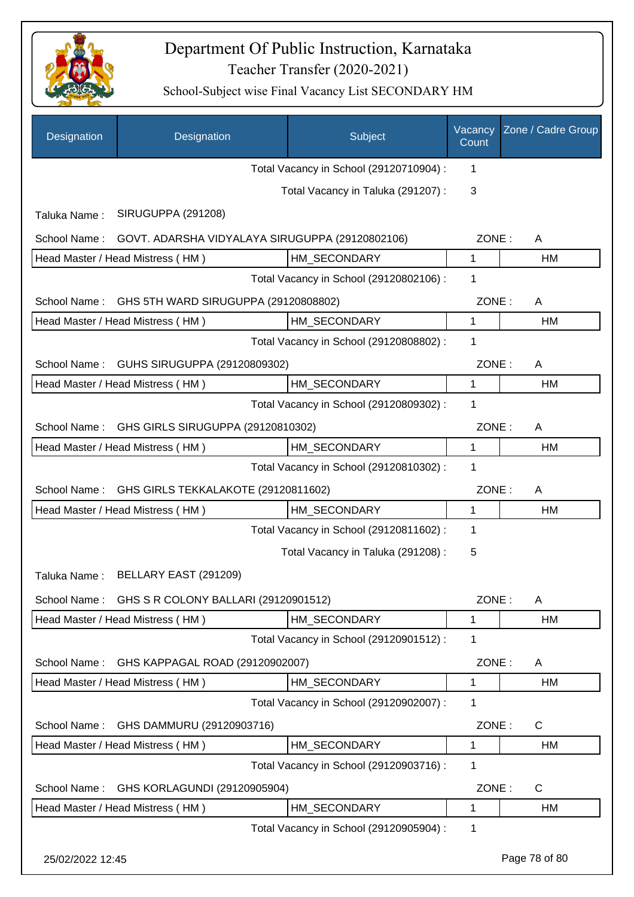# Department Of Public Instruction, Karnataka

## Teacher Transfer (2020-2021)

### School-Subject wise Final Vacancy List SECONDARY HM

| Designation | Designation | Subject | Vacancy Count | Zone / Cadre Group |
|---|---|---|---|---|
| | | Total Vacancy in School (29120710904) : | 1 | |
| | | Total Vacancy in Taluka (291207) : | 3 | |

Taluka Name : SIRUGUPPA (291208)

School Name : GOVT. ADARSHA VIDYALAYA SIRUGUPPA (29120802106) ZONE : A

| Head Master / Head Mistress ( HM ) | HM_SECONDARY | 1 | HM |
|---|---|---|---|
| | Total Vacancy in School (29120802106) : | 1 | |

School Name : GHS 5TH WARD SIRUGUPPA (29120808802) ZONE : A

| Head Master / Head Mistress ( HM ) | HM_SECONDARY | 1 | HM |
|---|---|---|---|
| | Total Vacancy in School (29120808802) : | 1 | |

School Name : GUHS SIRUGUPPA (29120809302) ZONE : A

| Head Master / Head Mistress ( HM ) | HM_SECONDARY | 1 | HM |
|---|---|---|---|
| | Total Vacancy in School (29120809302) : | 1 | |

School Name : GHS GIRLS SIRUGUPPA (29120810302) ZONE : A

| Head Master / Head Mistress ( HM ) | HM_SECONDARY | 1 | HM |
|---|---|---|---|
| | Total Vacancy in School (29120810302) : | 1 | |

School Name : GHS GIRLS TEKKALAKOTE (29120811602) ZONE : A

| Head Master / Head Mistress ( HM ) | HM_SECONDARY | 1 | HM |
|---|---|---|---|
| | Total Vacancy in School (29120811602) : | 1 | |
| | Total Vacancy in Taluka (291208) : | 5 | |

Taluka Name : BELLARY EAST (291209)

School Name : GHS S R COLONY BALLARI (29120901512) ZONE : A

| Head Master / Head Mistress ( HM ) | HM_SECONDARY | 1 | HM |
|---|---|---|---|
| | Total Vacancy in School (29120901512) : | 1 | |

School Name : GHS KAPPAGAL ROAD (29120902007) ZONE : A

| Head Master / Head Mistress ( HM ) | HM_SECONDARY | 1 | HM |
|---|---|---|---|
| | Total Vacancy in School (29120902007) : | 1 | |

School Name : GHS DAMMURU (29120903716) ZONE : C

| Head Master / Head Mistress ( HM ) | HM_SECONDARY | 1 | HM |
|---|---|---|---|
| | Total Vacancy in School (29120903716) : | 1 | |

School Name : GHS KORLAGUNDI (29120905904) ZONE : C

| Head Master / Head Mistress ( HM ) | HM_SECONDARY | 1 | HM |
|---|---|---|---|
| | Total Vacancy in School (29120905904) : | 1 | |

25/02/2022 12:45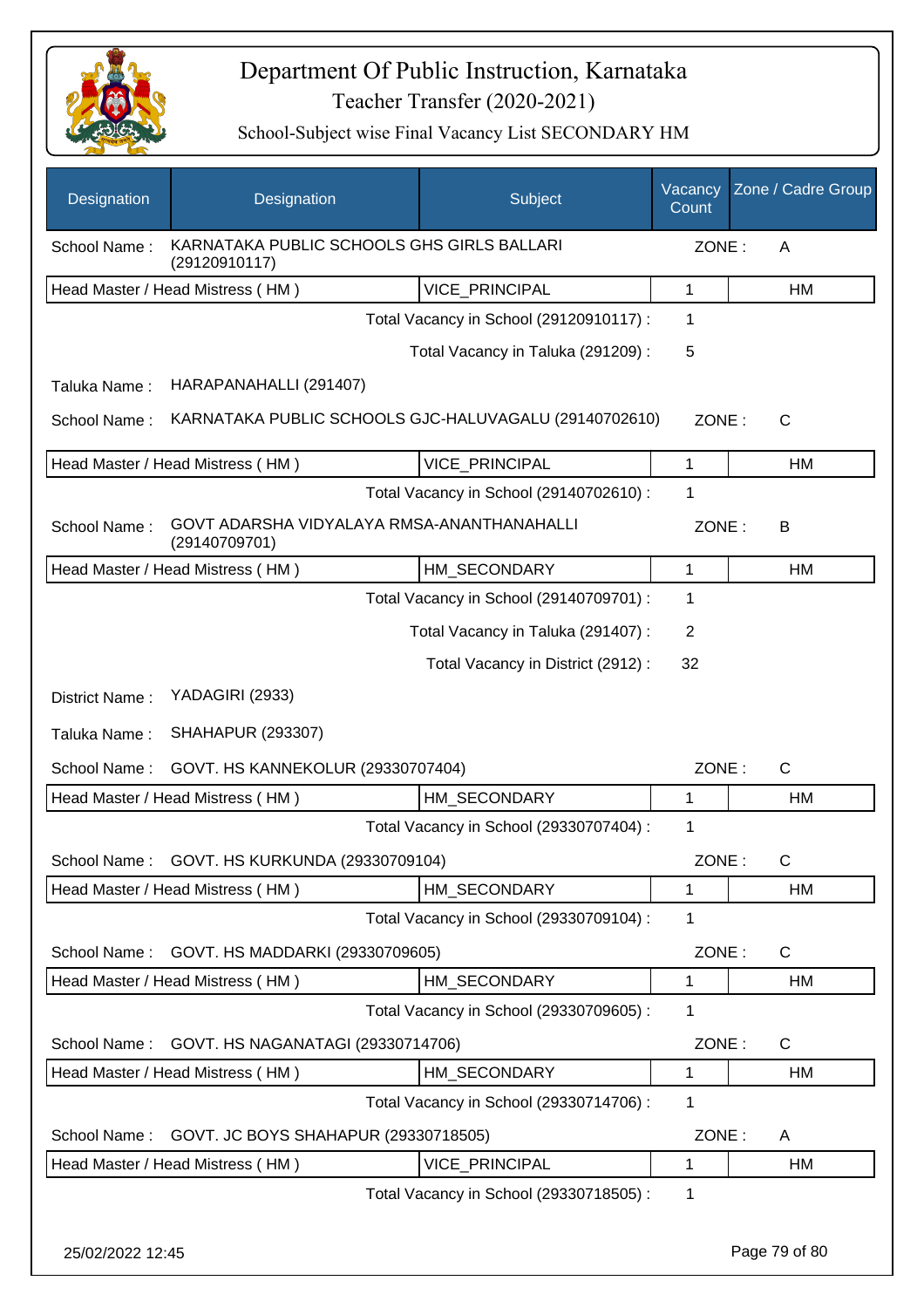# Department Of Public Instruction, Karnataka
## Teacher Transfer (2020-2021)
### School-Subject wise Final Vacancy List SECONDARY HM

| Designation | Designation | Subject | Vacancy Count | Zone / Cadre Group |
|---|---|---|---|---|
| School Name : | KARNATAKA PUBLIC SCHOOLS GHS GIRLS BALLARI (29120910117) | | ZONE : | A |
| Head Master / Head Mistress ( HM ) | | VICE_PRINCIPAL | 1 | HM |
| | | Total Vacancy in School (29120910117) : | 1 | |
| | | Total Vacancy in Taluka (291209) : | 5 | |
| Taluka Name : | HARAPANAHALLI (291407) | | | |
| School Name : | KARNATAKA PUBLIC SCHOOLS GJC-HALUVAGALU (29140702610) | | ZONE : | C |
| Head Master / Head Mistress ( HM ) | | VICE_PRINCIPAL | 1 | HM |
| | | Total Vacancy in School (29140702610) : | 1 | |
| School Name : | GOVT ADARSHA VIDYALAYA RMSA-ANANTHANAHALLI (29140709701) | | ZONE : | B |
| Head Master / Head Mistress ( HM ) | | HM_SECONDARY | 1 | HM |
| | | Total Vacancy in School (29140709701) : | 1 | |
| | | Total Vacancy in Taluka (291407) : | 2 | |
| | | Total Vacancy in District (2912) : | 32 | |
| District Name : | YADAGIRI (2933) | | | |
| Taluka Name : | SHAHAPUR (293307) | | | |
| School Name : | GOVT. HS KANNEKOLUR (29330707404) | | ZONE : | C |
| Head Master / Head Mistress ( HM ) | | HM_SECONDARY | 1 | HM |
| | | Total Vacancy in School (29330707404) : | 1 | |
| School Name : | GOVT. HS KURKUNDA (29330709104) | | ZONE : | C |
| Head Master / Head Mistress ( HM ) | | HM_SECONDARY | 1 | HM |
| | | Total Vacancy in School (29330709104) : | 1 | |
| School Name : | GOVT. HS MADDARKI (29330709605) | | ZONE : | C |
| Head Master / Head Mistress ( HM ) | | HM_SECONDARY | 1 | HM |
| | | Total Vacancy in School (29330709605) : | 1 | |
| School Name : | GOVT. HS NAGANATAGI (29330714706) | | ZONE : | C |
| Head Master / Head Mistress ( HM ) | | HM_SECONDARY | 1 | HM |
| | | Total Vacancy in School (29330714706) : | 1 | |
| School Name : | GOVT. JC BOYS SHAHAPUR (29330718505) | | ZONE : | A |
| Head Master / Head Mistress ( HM ) | | VICE_PRINCIPAL | 1 | HM |
| | | Total Vacancy in School (29330718505) : | 1 | |

25/02/2022 12:45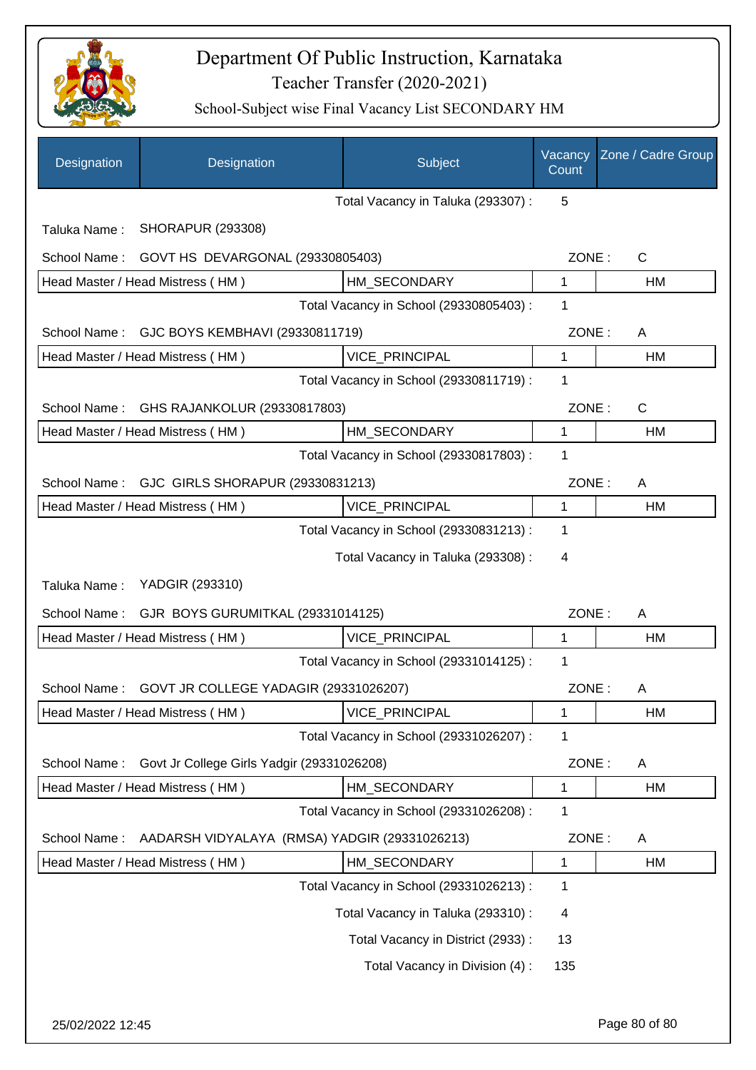# Department Of Public Instruction, Karnataka

## Teacher Transfer (2020-2021)

### School-Subject wise Final Vacancy List SECONDARY HM

| Designation | Designation | Subject | Vacancy Count | Zone / Cadre Group |
|---|---|---|---|---|
| | | Total Vacancy in Taluka (293307) : | 5 | |
| Taluka Name : | SHORAPUR (293308) | | | |
| School Name : | GOVT HS DEVARGONAL (29330805403) | | ZONE : | C |
| Head Master / Head Mistress ( HM ) | | HM_SECONDARY | 1 | HM |
| | | Total Vacancy in School (29330805403) : | 1 | |
| School Name : | GJC BOYS KEMBHAVI (29330811719) | | ZONE : | A |
| Head Master / Head Mistress ( HM ) | | VICE_PRINCIPAL | 1 | HM |
| | | Total Vacancy in School (29330811719) : | 1 | |
| School Name : | GHS RAJANKOLUR (29330817803) | | ZONE : | C |
| Head Master / Head Mistress ( HM ) | | HM_SECONDARY | 1 | HM |
| | | Total Vacancy in School (29330817803) : | 1 | |
| School Name : | GJC GIRLS SHORAPUR (29330831213) | | ZONE : | A |
| Head Master / Head Mistress ( HM ) | | VICE_PRINCIPAL | 1 | HM |
| | | Total Vacancy in School (29330831213) : | 1 | |
| | | Total Vacancy in Taluka (293308) : | 4 | |
| Taluka Name : | YADGIR (293310) | | | |
| School Name : | GJR BOYS GURUMITKAL (29331014125) | | ZONE : | A |
| Head Master / Head Mistress ( HM ) | | VICE_PRINCIPAL | 1 | HM |
| | | Total Vacancy in School (29331014125) : | 1 | |
| School Name : | GOVT JR COLLEGE YADAGIR (29331026207) | | ZONE : | A |
| Head Master / Head Mistress ( HM ) | | VICE_PRINCIPAL | 1 | HM |
| | | Total Vacancy in School (29331026207) : | 1 | |
| School Name : | Govt Jr College Girls Yadgir (29331026208) | | ZONE : | A |
| Head Master / Head Mistress ( HM ) | | HM_SECONDARY | 1 | HM |
| | | Total Vacancy in School (29331026208) : | 1 | |
| School Name : | AADARSH VIDYALAYA (RMSA) YADGIR (29331026213) | | ZONE : | A |
| Head Master / Head Mistress ( HM ) | | HM_SECONDARY | 1 | HM |
| | | Total Vacancy in School (29331026213) : | 1 | |
| | | Total Vacancy in Taluka (293310) : | 4 | |
| | | Total Vacancy in District (2933) : | 13 | |
| | | Total Vacancy in Division (4) : | 135 | |

25/02/2022 12:45